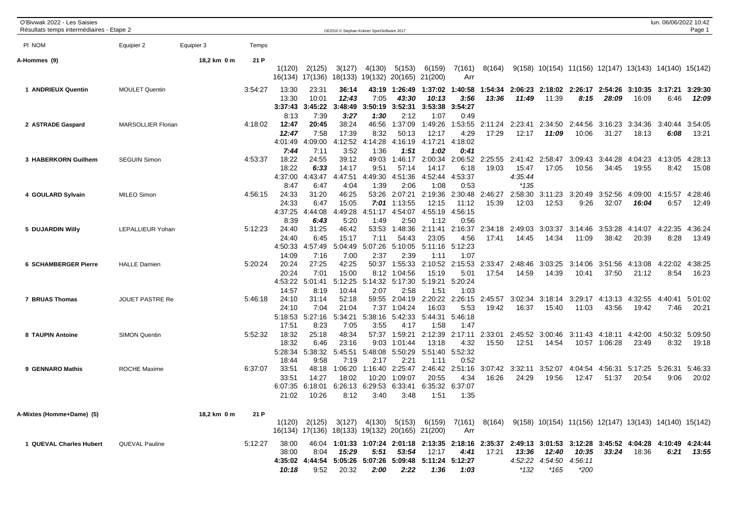# O'Bivwak 2022 - Les Saisies

## Résultats temps intermédiaires - Etape 2

### A-Hommes (9) — 18,2 km 0 m — 21 P

| Pl NOM | Equipier 2 | Equipier 3 | Temps | 1(120) | 2(125) | 3(127) | 4(130) | 5(153) | 6(159) | 7(161) | 8(164) | 9(158) | 10(154) | 11(156) | 12(147) | 13(143) | 14(140) | 15(142) |
|---|---|---|---|---|---|---|---|---|---|---|---|---|---|---|---|---|---|---|
| | | | | 16(134) | 17(136) | 18(133) | 19(132) | 20(165) | 21(200) | Arr | | | | | | | | |
| 1 ANDRIEUX Quentin | MOULET Quentin | | 3:54:27 | 13:30 | 23:31 | 36:14 | 43:19 | 1:26:49 | 1:37:02 | 1:40:58 | 1:54:34 | 2:06:23 | 2:18:02 | 2:26:17 | 2:54:26 | 3:10:35 | 3:17:21 | 3:29:30 |
| | | | | 13:30 | 10:01 | 12:43 | 7:05 | 43:30 | 10:13 | 3:56 | 13:36 | 11:49 | 11:39 | 8:15 | 28:09 | 16:09 | 6:46 | 12:09 |
| | | | | 3:37:43 | 3:45:22 | 3:48:49 | 3:50:19 | 3:52:31 | 3:53:38 | 3:54:27 | | | | | | | | |
| | | | | 8:13 | 7:39 | 3:27 | 1:30 | 2:12 | 1:07 | 0:49 | | | | | | | | |
| 2 ASTRADE Gaspard | MARSOLLIER Florian | | 4:18:02 | 12:47 | 20:45 | 38:24 | 46:56 | 1:37:09 | 1:49:26 | 1:53:55 | 2:11:24 | 2:23:41 | 2:34:50 | 2:44:56 | 3:16:23 | 3:34:36 | 3:40:44 | 3:54:05 |
| | | | | 12:47 | 7:58 | 17:39 | 8:32 | 50:13 | 12:17 | 4:29 | 17:29 | 12:17 | 11:09 | 10:06 | 31:27 | 18:13 | 6:08 | 13:21 |
| | | | | 4:01:49 | 4:09:00 | 4:12:52 | 4:14:28 | 4:16:19 | 4:17:21 | 4:18:02 | | | | | | | | |
| | | | | 7:44 | 7:11 | 3:52 | 1:36 | 1:51 | 1:02 | 0:41 | | | | | | | | |
| 3 HABERKORN Guilhem | SEGUIN Simon | | 4:53:37 | 18:22 | 24:55 | 39:12 | 49:03 | 1:46:17 | 2:00:34 | 2:06:52 | 2:25:55 | 2:41:42 | 2:58:47 | 3:09:43 | 3:44:28 | 4:04:23 | 4:13:05 | 4:28:13 |
| | | | | 18:22 | 6:33 | 14:17 | 9:51 | 57:14 | 14:17 | 6:18 | 19:03 | 15:47 | 17:05 | 10:56 | 34:45 | 19:55 | 8:42 | 15:08 |
| | | | | 4:37:00 | 4:43:47 | 4:47:51 | 4:49:30 | 4:51:36 | 4:52:44 | 4:53:37 | | 4:35:44 | | | | | | |
| | | | | 8:47 | 6:47 | 4:04 | 1:39 | 2:06 | 1:08 | 0:53 | | *135 | | | | | | |
| 4 GOULARD Sylvain | MILEO Simon | | 4:56:15 | 24:33 | 31:20 | 46:25 | 53:26 | 2:07:21 | 2:19:36 | 2:30:48 | 2:46:27 | 2:58:30 | 3:11:23 | 3:20:49 | 3:52:56 | 4:09:00 | 4:15:57 | 4:28:46 |
| | | | | 24:33 | 6:47 | 15:05 | 7:01 | 1:13:55 | 12:15 | 11:12 | 15:39 | 12:03 | 12:53 | 9:26 | 32:07 | 16:04 | 6:57 | 12:49 |
| | | | | 4:37:25 | 4:44:08 | 4:49:28 | 4:51:17 | 4:54:07 | 4:55:19 | 4:56:15 | | | | | | | | |
| | | | | 8:39 | 6:43 | 5:20 | 1:49 | 2:50 | 1:12 | 0:56 | | | | | | | | |
| 5 DUJARDIN Willy | LEPALLIEUR Yohan | | 5:12:23 | 24:40 | 31:25 | 46:42 | 53:53 | 1:48:36 | 2:11:41 | 2:16:37 | 2:34:18 | 2:49:03 | 3:03:37 | 3:14:46 | 3:53:28 | 4:14:07 | 4:22:35 | 4:36:24 |
| | | | | 24:40 | 6:45 | 15:17 | 7:11 | 54:43 | 23:05 | 4:56 | 17:41 | 14:45 | 14:34 | 11:09 | 38:42 | 20:39 | 8:28 | 13:49 |
| | | | | 4:50:33 | 4:57:49 | 5:04:49 | 5:07:26 | 5:10:05 | 5:11:16 | 5:12:23 | | | | | | | | |
| | | | | 14:09 | 7:16 | 7:00 | 2:37 | 2:39 | 1:11 | 1:07 | | | | | | | | |
| 6 SCHAMBERGER Pierre | HALLE Damien | | 5:20:24 | 20:24 | 27:25 | 42:25 | 50:37 | 1:55:33 | 2:10:52 | 2:15:53 | 2:33:47 | 2:48:46 | 3:03:25 | 3:14:06 | 3:51:56 | 4:13:08 | 4:22:02 | 4:38:25 |
| | | | | 20:24 | 7:01 | 15:00 | 8:12 | 1:04:56 | 15:19 | 5:01 | 17:54 | 14:59 | 14:39 | 10:41 | 37:50 | 21:12 | 8:54 | 16:23 |
| | | | | 4:53:22 | 5:01:41 | 5:12:25 | 5:14:32 | 5:17:30 | 5:19:21 | 5:20:24 | | | | | | | | |
| | | | | 14:57 | 8:19 | 10:44 | 2:07 | 2:58 | 1:51 | 1:03 | | | | | | | | |
| 7 BRUAS Thomas | JOUET PASTRE Re | | 5:46:18 | 24:10 | 31:14 | 52:18 | 59:55 | 2:04:19 | 2:20:22 | 2:26:15 | 2:45:57 | 3:02:34 | 3:18:14 | 3:29:17 | 4:13:13 | 4:32:55 | 4:40:41 | 5:01:02 |
| | | | | 24:10 | 7:04 | 21:04 | 7:37 | 1:04:24 | 16:03 | 5:53 | 19:42 | 16:37 | 15:40 | 11:03 | 43:56 | 19:42 | 7:46 | 20:21 |
| | | | | 5:18:53 | 5:27:16 | 5:34:21 | 5:38:16 | 5:42:33 | 5:44:31 | 5:46:18 | | | | | | | | |
| | | | | 17:51 | 8:23 | 7:05 | 3:55 | 4:17 | 1:58 | 1:47 | | | | | | | | |
| 8 TAUPIN Antoine | SIMON Quentin | | 5:52:32 | 18:32 | 25:18 | 48:34 | 57:37 | 1:59:21 | 2:12:39 | 2:17:11 | 2:33:01 | 2:45:52 | 3:00:46 | 3:11:43 | 4:18:11 | 4:42:00 | 4:50:32 | 5:09:50 |
| | | | | 18:32 | 6:46 | 23:16 | 9:03 | 1:01:44 | 13:18 | 4:32 | 15:50 | 12:51 | 14:54 | 10:57 | 1:06:28 | 23:49 | 8:32 | 19:18 |
| | | | | 5:28:34 | 5:38:32 | 5:45:51 | 5:48:08 | 5:50:29 | 5:51:40 | 5:52:32 | | | | | | | | |
| | | | | 18:44 | 9:58 | 7:19 | 2:17 | 2:21 | 1:11 | 0:52 | | | | | | | | |
| 9 GENNARO Mathis | ROCHE Maxime | | 6:37:07 | 33:51 | 48:18 | 1:06:20 | 1:16:40 | 2:25:47 | 2:46:42 | 2:51:16 | 3:07:42 | 3:32:11 | 3:52:07 | 4:04:54 | 4:56:31 | 5:17:25 | 5:26:31 | 5:46:33 |
| | | | | 33:51 | 14:27 | 18:02 | 10:20 | 1:09:07 | 20:55 | 4:34 | 16:26 | 24:29 | 19:56 | 12:47 | 51:37 | 20:54 | 9:06 | 20:02 |
| | | | | 6:07:35 | 6:18:01 | 6:26:13 | 6:29:53 | 6:33:41 | 6:35:32 | 6:37:07 | | | | | | | | |
| | | | | 21:02 | 10:26 | 8:12 | 3:40 | 3:48 | 1:51 | 1:35 | | | | | | | | |

### A-Mixtes (Homme+Dame) (5) — 18,2 km 0 m — 21 P

| Pl NOM | Equipier 2 | Equipier 3 | Temps | 1(120) | 2(125) | 3(127) | 4(130) | 5(153) | 6(159) | 7(161) | 8(164) | 9(158) | 10(154) | 11(156) | 12(147) | 13(143) | 14(140) | 15(142) |
|---|---|---|---|---|---|---|---|---|---|---|---|---|---|---|---|---|---|---|
| | | | | 16(134) | 17(136) | 18(133) | 19(132) | 20(165) | 21(200) | Arr | | | | | | | | |
| 1 QUEVAL Charles Hubert | QUEVAL Pauline | | 5:12:27 | 38:00 | 46:04 | 1:01:33 | 1:07:24 | 2:01:18 | 2:13:35 | 2:18:16 | 2:35:37 | 2:49:13 | 3:01:53 | 3:12:28 | 3:45:52 | 4:04:28 | 4:10:49 | 4:24:44 |
| | | | | 38:00 | 8:04 | 15:29 | 5:51 | 53:54 | 12:17 | 4:41 | 17:21 | 13:36 | 12:40 | 10:35 | 33:24 | 18:36 | 6:21 | 13:55 |
| | | | | 4:35:02 | 4:44:54 | 5:05:26 | 5:07:26 | 5:09:48 | 5:11:24 | 5:12:27 | | 4:52:22 | 4:54:50 | 4:56:11 | | | | |
| | | | | 10:18 | 9:52 | 20:32 | 2:00 | 2:22 | 1:36 | 1:03 | | *132 | *165 | *200 | | | | |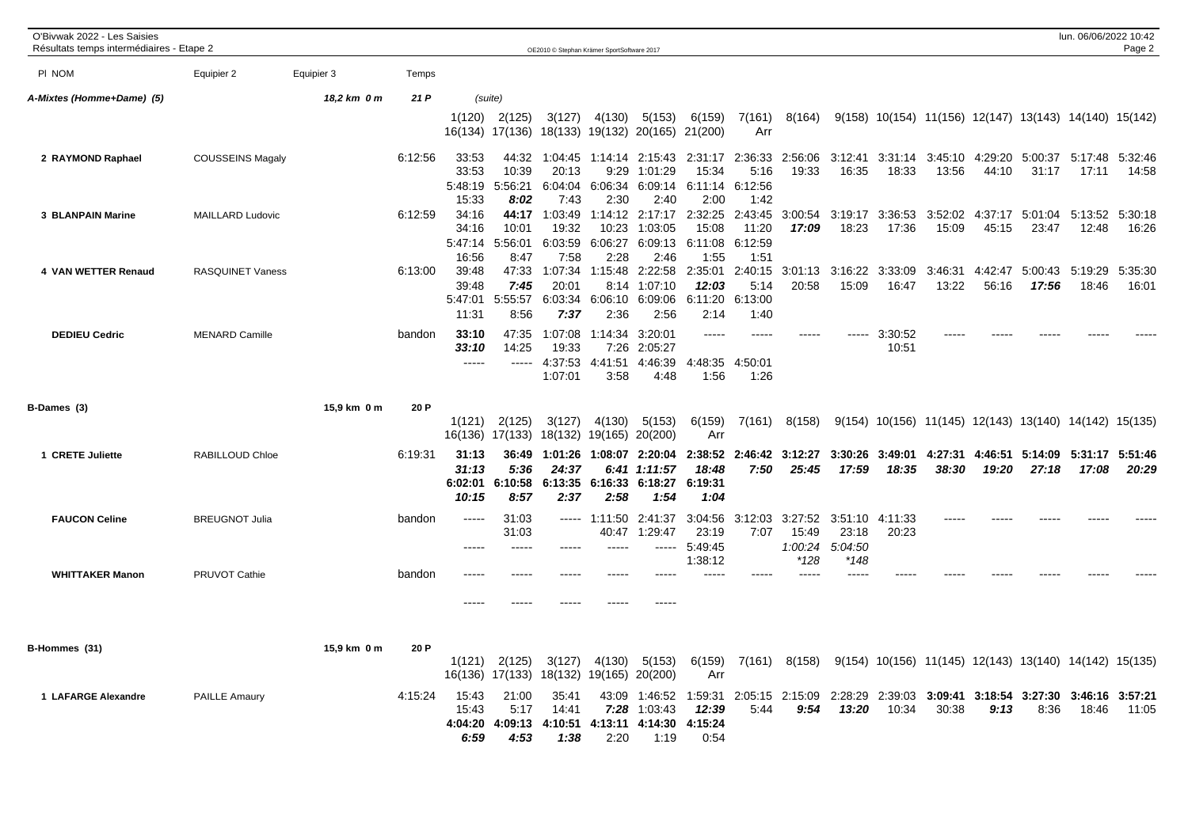O'Bivwak 2022 - Les Saisies
Résultats temps intermédiaires - Etape 2

| Pl NOM | Equipier 2 | Equipier 3 | Temps | | | | | | | | | | | | | | | |
|---|---|---|---|---|---|---|---|---|---|---|---|---|---|---|---|---|---|---|
| **A-Mixtes (Homme+Dame) (5)** | | 18,2 km 0 m | 21 P | (suite) | | | | | | | | | | | | | | |
| | | | | 1(120) | 2(125) | 3(127) | 4(130) | 5(153) | 6(159) | 7(161) | 8(164) | 9(158) | 10(154) | 11(156) | 12(147) | 13(143) | 14(140) | 15(142) |
| | | | | 16(134) | 17(136) | 18(133) | 19(132) | 20(165) | 21(200) | Arr | | | | | | | | |
| 2 RAYMOND Raphael | COUSSEINS Magaly | | 6:12:56 | 33:53 | 44:32 | 1:04:45 | 1:14:14 | 2:15:43 | 2:31:17 | 2:36:33 | 2:56:06 | 3:12:41 | 3:31:14 | 3:45:10 | 4:29:20 | 5:00:37 | 5:17:48 | 5:32:46 |
| | | | | 33:53 | 10:39 | 20:13 | 9:29 | 1:01:29 | 15:34 | 5:16 | 19:33 | 16:35 | 18:33 | 13:56 | 44:10 | 31:17 | 17:11 | 14:58 |
| | | | | 5:48:19 | 5:56:21 | 6:04:04 | 6:06:34 | 6:09:14 | 6:11:14 | 6:12:56 | | | | | | | | |
| | | | | 15:33 | **8:02** | 7:43 | 2:30 | 2:40 | 2:00 | 1:42 | | | | | | | | |
| 3 BLANPAIN Marine | MAILLARD Ludovic | | 6:12:59 | 34:16 | **44:17** | 1:03:49 | 1:14:12 | 2:17:17 | 2:32:25 | 2:43:45 | 3:00:54 | 3:19:17 | 3:36:53 | 3:52:02 | 4:37:17 | 5:01:04 | 5:13:52 | 5:30:18 |
| | | | | 34:16 | 10:01 | 19:32 | 10:23 | 1:03:05 | 15:08 | 11:20 | **17:09** | 18:23 | 17:36 | 15:09 | 45:15 | 23:47 | 12:48 | 16:26 |
| | | | | 5:47:14 | 5:56:01 | 6:03:59 | 6:06:27 | 6:09:13 | 6:11:08 | 6:12:59 | | | | | | | | |
| | | | | 16:56 | 8:47 | 7:58 | 2:28 | 2:46 | 1:55 | 1:51 | | | | | | | | |
| 4 VAN WETTER Renaud | RASQUINET Vaness | | 6:13:00 | 39:48 | 47:33 | 1:07:34 | 1:15:48 | 2:22:58 | 2:35:01 | 2:40:15 | 3:01:13 | 3:16:22 | 3:33:09 | 3:46:31 | 4:42:47 | 5:00:43 | 5:19:29 | 5:35:30 |
| | | | | 39:48 | **7:45** | 20:01 | 8:14 | 1:07:10 | **12:03** | 5:14 | 20:58 | 15:09 | 16:47 | 13:22 | 56:16 | **17:56** | 18:46 | 16:01 |
| | | | | 5:47:01 | 5:55:57 | 6:03:34 | 6:06:10 | 6:09:06 | 6:11:20 | 6:13:00 | | | | | | | | |
| | | | | 11:31 | 8:56 | **7:37** | 2:36 | 2:56 | 2:14 | 1:40 | | | | | | | | |
| DEDIEU Cedric | MENARD Camille | | bandon | **33:10** | 47:35 | 1:07:08 | 1:14:34 | 3:20:01 | ----- | ----- | ----- | ----- | 3:30:52 | ----- | ----- | ----- | ----- | ----- |
| | | | | **33:10** | 14:25 | 19:33 | 7:26 | 2:05:27 | | | | | 10:51 | | | | | |
| | | | | ----- | ----- | 4:37:53 | 4:41:51 | 4:46:39 | 4:48:35 | 4:50:01 | | | | | | | | |
| | | | | | | 1:07:01 | 3:58 | 4:48 | 1:56 | 1:26 | | | | | | | | |
| **B-Dames (3)** | | 15,9 km 0 m | 20 P | | | | | | | | | | | | | | | |
| | | | | 1(121) | 2(125) | 3(127) | 4(130) | 5(153) | 6(159) | 7(161) | 8(158) | 9(154) | 10(156) | 11(145) | 12(143) | 13(140) | 14(142) | 15(135) |
| | | | | 16(136) | 17(133) | 18(132) | 19(165) | 20(200) | Arr | | | | | | | | | |
| 1 CRETE Juliette | RABILLOUD Chloe | | 6:19:31 | **31:13** | **36:49** | **1:01:26** | **1:08:07** | **2:20:04** | **2:38:52** | **2:46:42** | **3:12:27** | **3:30:26** | **3:49:01** | **4:27:31** | **4:46:51** | **5:14:09** | **5:31:17** | **5:51:46** |
| | | | | **31:13** | **5:36** | **24:37** | **6:41** | **1:11:57** | **18:48** | **7:50** | **25:45** | **17:59** | **18:35** | **38:30** | **19:20** | **27:18** | **17:08** | **20:29** |
| | | | | **6:02:01** | **6:10:58** | **6:13:35** | **6:16:33** | **6:18:27** | **6:19:31** | | | | | | | | | |
| | | | | **10:15** | **8:57** | **2:37** | **2:58** | **1:54** | **1:04** | | | | | | | | | |
| FAUCON Celine | BREUGNOT Julia | | bandon | ----- | 31:03 | ----- | 1:11:50 | 2:41:37 | 3:04:56 | 3:12:03 | 3:27:52 | 3:51:10 | 4:11:33 | ----- | ----- | ----- | ----- | ----- |
| | | | | | 31:03 | | 40:47 | 1:29:47 | 23:19 | 7:07 | 15:49 | 23:18 | 20:23 | | | | | |
| | | | | ----- | ----- | ----- | ----- | ----- | 5:49:45 | | *1:00:24* | *5:04:50* | | | | | | |
| | | | | | | | | | 1:38:12 | | *\*128* | *\*148* | | | | | | |
| WHITTAKER Manon | PRUVOT Cathie | | bandon | ----- | ----- | ----- | ----- | ----- | ----- | ----- | ----- | ----- | ----- | ----- | ----- | ----- | ----- | ----- |
| | | | | ----- | ----- | ----- | ----- | ----- | | | | | | | | | | |
| **B-Hommes (31)** | | 15,9 km 0 m | 20 P | | | | | | | | | | | | | | | |
| | | | | 1(121) | 2(125) | 3(127) | 4(130) | 5(153) | 6(159) | 7(161) | 8(158) | 9(154) | 10(156) | 11(145) | 12(143) | 13(140) | 14(142) | 15(135) |
| | | | | 16(136) | 17(133) | 18(132) | 19(165) | 20(200) | Arr | | | | | | | | | |
| 1 LAFARGE Alexandre | PAILLE Amaury | | 4:15:24 | 15:43 | 21:00 | 35:41 | 43:09 | 1:46:52 | 1:59:31 | 2:05:15 | 2:15:09 | 2:28:29 | 2:39:03 | **3:09:41** | **3:18:54** | **3:27:30** | **3:46:16** | **3:57:21** |
| | | | | 15:43 | 5:17 | 14:41 | **7:28** | 1:03:43 | **12:39** | 5:44 | **9:54** | **13:20** | 10:34 | 30:38 | **9:13** | 8:36 | 18:46 | 11:05 |
| | | | | **4:04:20** | **4:09:13** | **4:10:51** | **4:13:11** | **4:14:30** | **4:15:24** | | | | | | | | | |
| | | | | **6:59** | **4:53** | **1:38** | 2:20 | 1:19 | 0:54 | | | | | | | | | |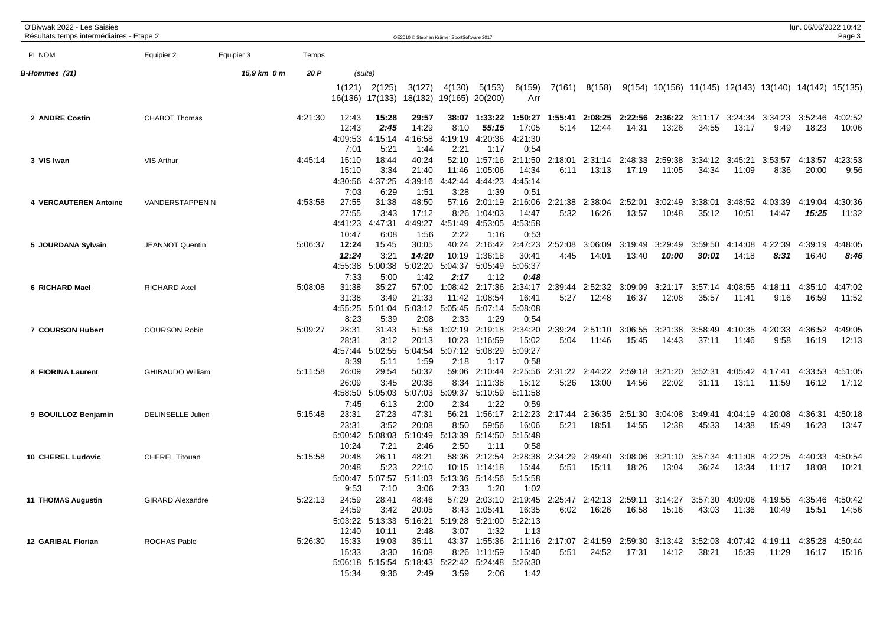**B-Hommes (31)** — 15,9 km 0 m — 20 P — (suite)

| Pl NOM | Equipier 2 | Equipier 3 | Temps | 1(121) | 2(125) | 3(127) | 4(130) | 5(153) | 6(159) | 7(161) | 8(158) | 9(154) | 10(156) | 11(145) | 12(143) | 13(140) | 14(142) | 15(135) |
|---|---|---|---|---|---|---|---|---|---|---|---|---|---|---|---|---|---|---|
| | | | | 16(136) | 17(133) | 18(132) | 19(165) | 20(200) | Arr | | | | | | | | | |
| 2 ANDRE Costin | CHABOT Thomas | | 4:21:30 | 12:43 | **15:28** | **29:57** | **38:07** | **1:33:22** | **1:50:27** | **1:55:41** | **2:08:25** | **2:22:56** | **2:36:22** | 3:11:17 | 3:24:34 | 3:34:23 | 3:52:46 | 4:02:52 |
| | | | | 12:43 | **2:45** | 14:29 | 8:10 | **55:15** | 17:05 | 5:14 | 12:44 | 14:31 | 13:26 | 34:55 | 13:17 | 9:49 | 18:23 | 10:06 |
| | | | | 4:09:53 | 4:15:14 | 4:16:58 | 4:19:19 | 4:20:36 | 4:21:30 | | | | | | | | | |
| | | | | 7:01 | 5:21 | 1:44 | 2:21 | 1:17 | 0:54 | | | | | | | | | |
| 3 VIS Iwan | VIS Arthur | | 4:45:14 | 15:10 | 18:44 | 40:24 | 52:10 | 1:57:16 | 2:11:50 | 2:18:01 | 2:31:14 | 2:48:33 | 2:59:38 | 3:34:12 | 3:45:21 | 3:53:57 | 4:13:57 | 4:23:53 |
| | | | | 15:10 | 3:34 | 21:40 | 11:46 | 1:05:06 | 14:34 | 6:11 | 13:13 | 17:19 | 11:05 | 34:34 | 11:09 | 8:36 | 20:00 | 9:56 |
| | | | | 4:30:56 | 4:37:25 | 4:39:16 | 4:42:44 | 4:44:23 | 4:45:14 | | | | | | | | | |
| | | | | 7:03 | 6:29 | 1:51 | 3:28 | 1:39 | 0:51 | | | | | | | | | |
| 4 VERCAUTEREN Antoine | VANDERSTAPPEN N | | 4:53:58 | 27:55 | 31:38 | 48:50 | 57:16 | 2:01:19 | 2:16:06 | 2:21:38 | 2:38:04 | 2:52:01 | 3:02:49 | 3:38:01 | 3:48:52 | 4:03:39 | 4:19:04 | 4:30:36 |
| | | | | 27:55 | 3:43 | 17:12 | 8:26 | 1:04:03 | 14:47 | 5:32 | 16:26 | 13:57 | 10:48 | 35:12 | 10:51 | 14:47 | **15:25** | 11:32 |
| | | | | 4:41:23 | 4:47:31 | 4:49:27 | 4:51:49 | 4:53:05 | 4:53:58 | | | | | | | | | |
| | | | | 10:47 | 6:08 | 1:56 | 2:22 | 1:16 | 0:53 | | | | | | | | | |
| 5 JOURDANA Sylvain | JEANNOT Quentin | | 5:06:37 | **12:24** | 15:45 | 30:05 | 40:24 | 2:16:42 | 2:47:23 | 2:52:08 | 3:06:09 | 3:19:49 | 3:29:49 | 3:59:50 | 4:14:08 | 4:22:39 | 4:39:19 | 4:48:05 |
| | | | | **12:24** | 3:21 | **14:20** | 10:19 | 1:36:18 | 30:41 | 4:45 | 14:01 | 13:40 | **10:00** | **30:01** | 14:18 | **8:31** | 16:40 | **8:46** |
| | | | | 4:55:38 | 5:00:38 | 5:02:20 | 5:04:37 | 5:05:49 | 5:06:37 | | | | | | | | | |
| | | | | 7:33 | 5:00 | 1:42 | **2:17** | 1:12 | **0:48** | | | | | | | | | |
| 6 RICHARD Mael | RICHARD Axel | | 5:08:08 | 31:38 | 35:27 | 57:00 | 1:08:42 | 2:17:36 | 2:34:17 | 2:39:44 | 2:52:32 | 3:09:09 | 3:21:17 | 3:57:14 | 4:08:55 | 4:18:11 | 4:35:10 | 4:47:02 |
| | | | | 31:38 | 3:49 | 21:33 | 11:42 | 1:08:54 | 16:41 | 5:27 | 12:48 | 16:37 | 12:08 | 35:57 | 11:41 | 9:16 | 16:59 | 11:52 |
| | | | | 4:55:25 | 5:01:04 | 5:03:12 | 5:05:45 | 5:07:14 | 5:08:08 | | | | | | | | | |
| | | | | 8:23 | 5:39 | 2:08 | 2:33 | 1:29 | 0:54 | | | | | | | | | |
| 7 COURSON Hubert | COURSON Robin | | 5:09:27 | 28:31 | 31:43 | 51:56 | 1:02:19 | 2:19:18 | 2:34:20 | 2:39:24 | 2:51:10 | 3:06:55 | 3:21:38 | 3:58:49 | 4:10:35 | 4:20:33 | 4:36:52 | 4:49:05 |
| | | | | 28:31 | 3:12 | 20:13 | 10:23 | 1:16:59 | 15:02 | 5:04 | 11:46 | 15:45 | 14:43 | 37:11 | 11:46 | 9:58 | 16:19 | 12:13 |
| | | | | 4:57:44 | 5:02:55 | 5:04:54 | 5:07:12 | 5:08:29 | 5:09:27 | | | | | | | | | |
| | | | | 8:39 | 5:11 | 1:59 | 2:18 | 1:17 | 0:58 | | | | | | | | | |
| 8 FIORINA Laurent | GHIBAUDO William | | 5:11:58 | 26:09 | 29:54 | 50:32 | 59:06 | 2:10:44 | 2:25:56 | 2:31:22 | 2:44:22 | 2:59:18 | 3:21:20 | 3:52:31 | 4:05:42 | 4:17:41 | 4:33:53 | 4:51:05 |
| | | | | 26:09 | 3:45 | 20:38 | 8:34 | 1:11:38 | 15:12 | 5:26 | 13:00 | 14:56 | 22:02 | 31:11 | 13:11 | 11:59 | 16:12 | 17:12 |
| | | | | 4:58:50 | 5:05:03 | 5:07:03 | 5:09:37 | 5:10:59 | 5:11:58 | | | | | | | | | |
| | | | | 7:45 | 6:13 | 2:00 | 2:34 | 1:22 | 0:59 | | | | | | | | | |
| 9 BOUILLOZ Benjamin | DELINSELLE Julien | | 5:15:48 | 23:31 | 27:23 | 47:31 | 56:21 | 1:56:17 | 2:12:23 | 2:17:44 | 2:36:35 | 2:51:30 | 3:04:08 | 3:49:41 | 4:04:19 | 4:20:08 | 4:36:31 | 4:50:18 |
| | | | | 23:31 | 3:52 | 20:08 | 8:50 | 59:56 | 16:06 | 5:21 | 18:51 | 14:55 | 12:38 | 45:33 | 14:38 | 15:49 | 16:23 | 13:47 |
| | | | | 5:00:42 | 5:08:03 | 5:10:49 | 5:13:39 | 5:14:50 | 5:15:48 | | | | | | | | | |
| | | | | 10:24 | 7:21 | 2:46 | 2:50 | 1:11 | 0:58 | | | | | | | | | |
| 10 CHEREL Ludovic | CHEREL Titouan | | 5:15:58 | 20:48 | 26:11 | 48:21 | 58:36 | 2:12:54 | 2:28:38 | 2:34:29 | 2:49:40 | 3:08:06 | 3:21:10 | 3:57:34 | 4:11:08 | 4:22:25 | 4:40:33 | 4:50:54 |
| | | | | 20:48 | 5:23 | 22:10 | 10:15 | 1:14:18 | 15:44 | 5:51 | 15:11 | 18:26 | 13:04 | 36:24 | 13:34 | 11:17 | 18:08 | 10:21 |
| | | | | 5:00:47 | 5:07:57 | 5:11:03 | 5:13:36 | 5:14:56 | 5:15:58 | | | | | | | | | |
| | | | | 9:53 | 7:10 | 3:06 | 2:33 | 1:20 | 1:02 | | | | | | | | | |
| 11 THOMAS Augustin | GIRARD Alexandre | | 5:22:13 | 24:59 | 28:41 | 48:46 | 57:29 | 2:03:10 | 2:19:45 | 2:25:47 | 2:42:13 | 2:59:11 | 3:14:27 | 3:57:30 | 4:09:06 | 4:19:55 | 4:35:46 | 4:50:42 |
| | | | | 24:59 | 3:42 | 20:05 | 8:43 | 1:05:41 | 16:35 | 6:02 | 16:26 | 16:58 | 15:16 | 43:03 | 11:36 | 10:49 | 15:51 | 14:56 |
| | | | | 5:03:22 | 5:13:33 | 5:16:21 | 5:19:28 | 5:21:00 | 5:22:13 | | | | | | | | | |
| | | | | 12:40 | 10:11 | 2:48 | 3:07 | 1:32 | 1:13 | | | | | | | | | |
| 12 GARIBAL Florian | ROCHAS Pablo | | 5:26:30 | 15:33 | 19:03 | 35:11 | 43:37 | 1:55:36 | 2:11:16 | 2:17:07 | 2:41:59 | 2:59:30 | 3:13:42 | 3:52:03 | 4:07:42 | 4:19:11 | 4:35:28 | 4:50:44 |
| | | | | 15:33 | 3:30 | 16:08 | 8:26 | 1:11:59 | 15:40 | 5:51 | 24:52 | 17:31 | 14:12 | 38:21 | 15:39 | 11:29 | 16:17 | 15:16 |
| | | | | 5:06:18 | 5:15:54 | 5:18:43 | 5:22:42 | 5:24:48 | 5:26:30 | | | | | | | | | |
| | | | | 15:34 | 9:36 | 2:49 | 3:59 | 2:06 | 1:42 | | | | | | | | | |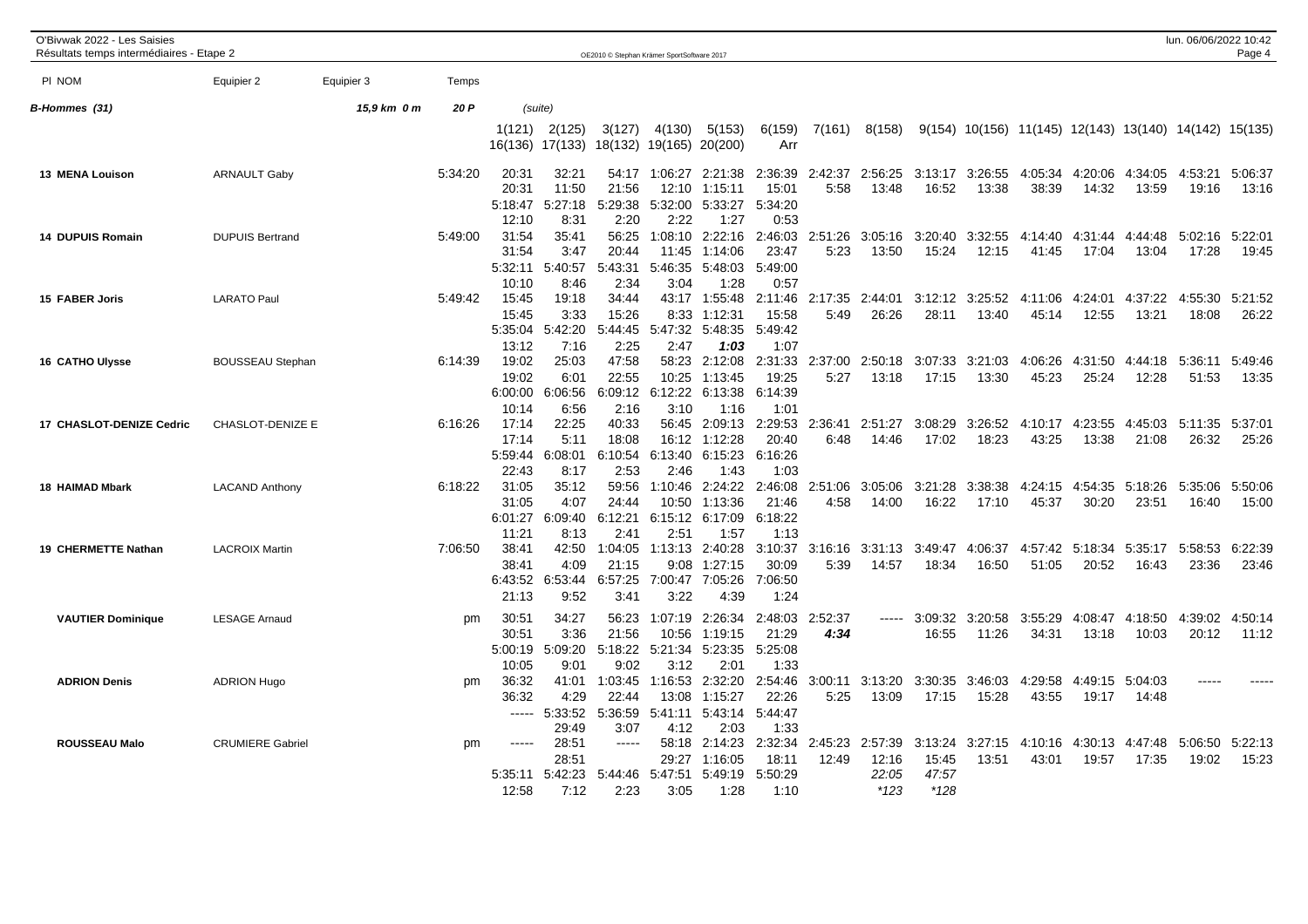O'Bivwak 2022 - Les Saisies
Résultats temps intermédiaires - Etape 2

| Pl NOM | Equipier 2 | Equipier 3 | Temps | | | | | | | | | | | | | | | |
|---|---|---|---|---|---|---|---|---|---|---|---|---|---|---|---|---|---|---|
| **B-Hommes (31)** | | 15,9 km 0 m | 20 P | (suite) | | | | | | | | | | | | | | |
| | | | | 1(121) | 2(125) | 3(127) | 4(130) | 5(153) | 6(159) | 7(161) | 8(158) | 9(154) | 10(156) | 11(145) | 12(143) | 13(140) | 14(142) | 15(135) |
| | | | | 16(136) | 17(133) | 18(132) | 19(165) | 20(200) | Arr | | | | | | | | | |
| **13 MENA Louison** | ARNAULT Gaby | | 5:34:20 | 20:31 | 32:21 | 54:17 | 1:06:27 | 2:21:38 | 2:36:39 | 2:42:37 | 2:56:25 | 3:13:17 | 3:26:55 | 4:05:34 | 4:20:06 | 4:34:05 | 4:53:21 | 5:06:37 |
| | | | | 20:31 | 11:50 | 21:56 | 12:10 | 1:15:11 | 15:01 | 5:58 | 13:48 | 16:52 | 13:38 | 38:39 | 14:32 | 13:59 | 19:16 | 13:16 |
| | | | | 5:18:47 | 5:27:18 | 5:29:38 | 5:32:00 | 5:33:27 | 5:34:20 | | | | | | | | | |
| | | | | 12:10 | 8:31 | 2:20 | 2:22 | 1:27 | 0:53 | | | | | | | | | |
| **14 DUPUIS Romain** | DUPUIS Bertrand | | 5:49:00 | 31:54 | 35:41 | 56:25 | 1:08:10 | 2:22:16 | 2:46:03 | 2:51:26 | 3:05:16 | 3:20:40 | 3:32:55 | 4:14:40 | 4:31:44 | 4:44:48 | 5:02:16 | 5:22:01 |
| | | | | 31:54 | 3:47 | 20:44 | 11:45 | 1:14:06 | 23:47 | 5:23 | 13:50 | 15:24 | 12:15 | 41:45 | 17:04 | 13:04 | 17:28 | 19:45 |
| | | | | 5:32:11 | 5:40:57 | 5:43:31 | 5:46:35 | 5:48:03 | 5:49:00 | | | | | | | | | |
| | | | | 10:10 | 8:46 | 2:34 | 3:04 | 1:28 | 0:57 | | | | | | | | | |
| **15 FABER Joris** | LARATO Paul | | 5:49:42 | 15:45 | 19:18 | 34:44 | 43:17 | 1:55:48 | 2:11:46 | 2:17:35 | 2:44:01 | 3:12:12 | 3:25:52 | 4:11:06 | 4:24:01 | 4:37:22 | 4:55:30 | 5:21:52 |
| | | | | 15:45 | 3:33 | 15:26 | 8:33 | 1:12:31 | 15:58 | 5:49 | 26:26 | 28:11 | 13:40 | 45:14 | 12:55 | 13:21 | 18:08 | 26:22 |
| | | | | 5:35:04 | 5:42:20 | 5:44:45 | 5:47:32 | 5:48:35 | 5:49:42 | | | | | | | | | |
| | | | | 13:12 | 7:16 | 2:25 | 2:47 | *1:03* | 1:07 | | | | | | | | | |
| **16 CATHO Ulysse** | BOUSSEAU Stephan | | 6:14:39 | 19:02 | 25:03 | 47:58 | 58:23 | 2:12:08 | 2:31:33 | 2:37:00 | 2:50:18 | 3:07:33 | 3:21:03 | 4:06:26 | 4:31:50 | 4:44:18 | 5:36:11 | 5:49:46 |
| | | | | 19:02 | 6:01 | 22:55 | 10:25 | 1:13:45 | 19:25 | 5:27 | 13:18 | 17:15 | 13:30 | 45:23 | 25:24 | 12:28 | 51:53 | 13:35 |
| | | | | 6:00:00 | 6:06:56 | 6:09:12 | 6:12:22 | 6:13:38 | 6:14:39 | | | | | | | | | |
| | | | | 10:14 | 6:56 | 2:16 | 3:10 | 1:16 | 1:01 | | | | | | | | | |
| **17 CHASLOT-DENIZE Cedric** | CHASLOT-DENIZE E | | 6:16:26 | 17:14 | 22:25 | 40:33 | 56:45 | 2:09:13 | 2:29:53 | 2:36:41 | 2:51:27 | 3:08:29 | 3:26:52 | 4:10:17 | 4:23:55 | 4:45:03 | 5:11:35 | 5:37:01 |
| | | | | 17:14 | 5:11 | 18:08 | 16:12 | 1:12:28 | 20:40 | 6:48 | 14:46 | 17:02 | 18:23 | 43:25 | 13:38 | 21:08 | 26:32 | 25:26 |
| | | | | 5:59:44 | 6:08:01 | 6:10:54 | 6:13:40 | 6:15:23 | 6:16:26 | | | | | | | | | |
| | | | | 22:43 | 8:17 | 2:53 | 2:46 | 1:43 | 1:03 | | | | | | | | | |
| **18 HAIMAD Mbark** | LACAND Anthony | | 6:18:22 | 31:05 | 35:12 | 59:56 | 1:10:46 | 2:24:22 | 2:46:08 | 2:51:06 | 3:05:06 | 3:21:28 | 3:38:38 | 4:24:15 | 4:54:35 | 5:18:26 | 5:35:06 | 5:50:06 |
| | | | | 31:05 | 4:07 | 24:44 | 10:50 | 1:13:36 | 21:46 | 4:58 | 14:00 | 16:22 | 17:10 | 45:37 | 30:20 | 23:51 | 16:40 | 15:00 |
| | | | | 6:01:27 | 6:09:40 | 6:12:21 | 6:15:12 | 6:17:09 | 6:18:22 | | | | | | | | | |
| | | | | 11:21 | 8:13 | 2:41 | 2:51 | 1:57 | 1:13 | | | | | | | | | |
| **19 CHERMETTE Nathan** | LACROIX Martin | | 7:06:50 | 38:41 | 42:50 | 1:04:05 | 1:13:13 | 2:40:28 | 3:10:37 | 3:16:16 | 3:31:13 | 3:49:47 | 4:06:37 | 4:57:42 | 5:18:34 | 5:35:17 | 5:58:53 | 6:22:39 |
| | | | | 38:41 | 4:09 | 21:15 | 9:08 | 1:27:15 | 30:09 | 5:39 | 14:57 | 18:34 | 16:50 | 51:05 | 20:52 | 16:43 | 23:36 | 23:46 |
| | | | | 6:43:52 | 6:53:44 | 6:57:25 | 7:00:47 | 7:05:26 | 7:06:50 | | | | | | | | | |
| | | | | 21:13 | 9:52 | 3:41 | 3:22 | 4:39 | 1:24 | | | | | | | | | |
| **VAUTIER Dominique** | LESAGE Arnaud | | pm | 30:51 | 34:27 | 56:23 | 1:07:19 | 2:26:34 | 2:48:03 | 2:52:37 | ----- | 3:09:32 | 3:20:58 | 3:55:29 | 4:08:47 | 4:18:50 | 4:39:02 | 4:50:14 |
| | | | | 30:51 | 3:36 | 21:56 | 10:56 | 1:19:15 | 21:29 | *4:34* | | 16:55 | 11:26 | 34:31 | 13:18 | 10:03 | 20:12 | 11:12 |
| | | | | 5:00:19 | 5:09:20 | 5:18:22 | 5:21:34 | 5:23:35 | 5:25:08 | | | | | | | | | |
| | | | | 10:05 | 9:01 | 9:02 | 3:12 | 2:01 | 1:33 | | | | | | | | | |
| **ADRION Denis** | ADRION Hugo | | pm | 36:32 | 41:01 | 1:03:45 | 1:16:53 | 2:32:20 | 2:54:46 | 3:00:11 | 3:13:20 | 3:30:35 | 3:46:03 | 4:29:58 | 4:49:15 | 5:04:03 | ----- | ----- |
| | | | | 36:32 | 4:29 | 22:44 | 13:08 | 1:15:27 | 22:26 | 5:25 | 13:09 | 17:15 | 15:28 | 43:55 | 19:17 | 14:48 | | |
| | | | | ----- | 5:33:52 | 5:36:59 | 5:41:11 | 5:43:14 | 5:44:47 | | | | | | | | | |
| | | | | | 29:49 | 3:07 | 4:12 | 2:03 | 1:33 | | | | | | | | | |
| **ROUSSEAU Malo** | CRUMIERE Gabriel | | pm | ----- | 28:51 | ----- | 58:18 | 2:14:23 | 2:32:34 | 2:45:23 | 2:57:39 | 3:13:24 | 3:27:15 | 4:10:16 | 4:30:13 | 4:47:48 | 5:06:50 | 5:22:13 |
| | | | | | 28:51 | | 29:27 | 1:16:05 | 18:11 | 12:49 | 12:16 | 15:45 | 13:51 | 43:01 | 19:57 | 17:35 | 19:02 | 15:23 |
| | | | | 5:35:11 | 5:42:23 | 5:44:46 | 5:47:51 | 5:49:19 | 5:50:29 | | *22:05* | *47:57* | | | | | | |
| | | | | 12:58 | 7:12 | 2:23 | 3:05 | 1:28 | 1:10 | | *\*123* | *\*128* | | | | | | |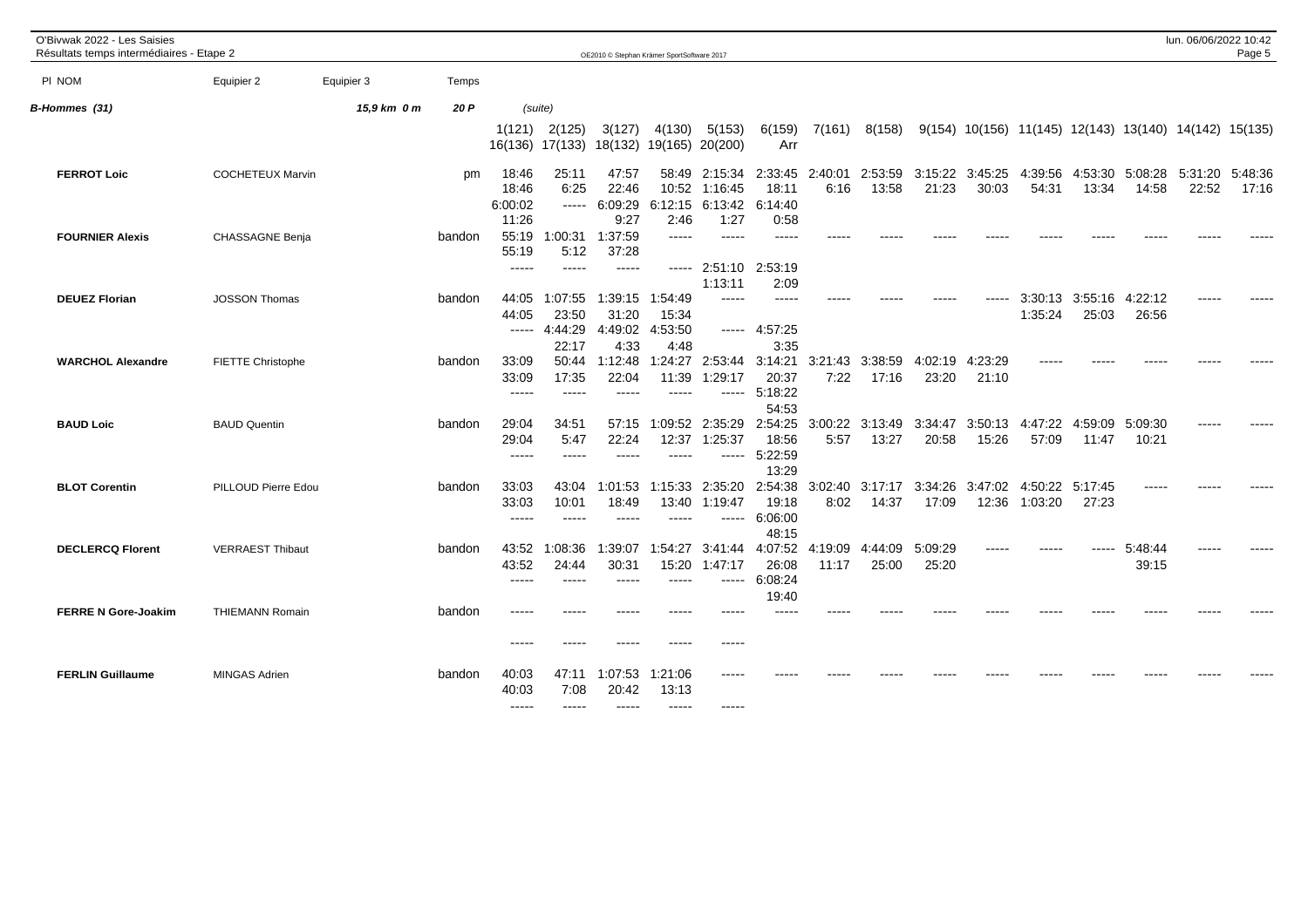| Pl NOM | Equipier 2 | Equipier 3 | Temps | | | | | | | | | | | | | | | |
|---|---|---|---|---|---|---|---|---|---|---|---|---|---|---|---|---|---|---|
| ***B-Hommes (31)*** | | ***15,9 km 0 m*** | ***20 P*** | *(suite)* | | | | | | | | | | | | | | |
| | | | | 1(121) | 2(125) | 3(127) | 4(130) | 5(153) | 6(159) | 7(161) | 8(158) | 9(154) | 10(156) | 11(145) | 12(143) | 13(140) | 14(142) | 15(135) |
| | | | | 16(136) | 17(133) | 18(132) | 19(165) | 20(200) | Arr | | | | | | | | | |
| **FERROT Loic** | COCHETEUX Marvin | | pm | 18:46 | 25:11 | 47:57 | 58:49 | 2:15:34 | 2:33:45 | 2:40:01 | 2:53:59 | 3:15:22 | 3:45:25 | 4:39:56 | 4:53:30 | 5:08:28 | 5:31:20 | 5:48:36 |
| | | | | 18:46 | 6:25 | 22:46 | 10:52 | 1:16:45 | 18:11 | 6:16 | 13:58 | 21:23 | 30:03 | 54:31 | 13:34 | 14:58 | 22:52 | 17:16 |
| | | | | 6:00:02 | ----- | 6:09:29 | 6:12:15 | 6:13:42 | 6:14:40 | | | | | | | | | |
| | | | | 11:26 | | 9:27 | 2:46 | 1:27 | 0:58 | | | | | | | | | |
| **FOURNIER Alexis** | CHASSAGNE Benja | | bandon | 55:19 | 1:00:31 | 1:37:59 | ----- | ----- | ----- | ----- | ----- | ----- | ----- | ----- | ----- | ----- | ----- | ----- |
| | | | | 55:19 | 5:12 | 37:28 | | | | | | | | | | | | |
| | | | | ----- | ----- | ----- | ----- | 2:51:10 | 2:53:19 | | | | | | | | | |
| | | | | | | | | 1:13:11 | 2:09 | | | | | | | | | |
| **DEUEZ Florian** | JOSSON Thomas | | bandon | 44:05 | 1:07:55 | 1:39:15 | 1:54:49 | ----- | ----- | ----- | ----- | ----- | ----- | 3:30:13 | 3:55:16 | 4:22:12 | ----- | ----- |
| | | | | 44:05 | 23:50 | 31:20 | 15:34 | | | | | | | 1:35:24 | 25:03 | 26:56 | | |
| | | | | ----- | 4:44:29 | 4:49:02 | 4:53:50 | ----- | 4:57:25 | | | | | | | | | |
| | | | | | 22:17 | 4:33 | 4:48 | | 3:35 | | | | | | | | | |
| **WARCHOL Alexandre** | FIETTE Christophe | | bandon | 33:09 | 50:44 | 1:12:48 | 1:24:27 | 2:53:44 | 3:14:21 | 3:21:43 | 3:38:59 | 4:02:19 | 4:23:29 | ----- | ----- | ----- | ----- | ----- |
| | | | | 33:09 | 17:35 | 22:04 | 11:39 | 1:29:17 | 20:37 | 7:22 | 17:16 | 23:20 | 21:10 | | | | | |
| | | | | ----- | ----- | ----- | ----- | ----- | 5:18:22 | | | | | | | | | |
| | | | | | | | | | 54:53 | | | | | | | | | |
| **BAUD Loic** | BAUD Quentin | | bandon | 29:04 | 34:51 | 57:15 | 1:09:52 | 2:35:29 | 2:54:25 | 3:00:22 | 3:13:49 | 3:34:47 | 3:50:13 | 4:47:22 | 4:59:09 | 5:09:30 | ----- | ----- |
| | | | | 29:04 | 5:47 | 22:24 | 12:37 | 1:25:37 | 18:56 | 5:57 | 13:27 | 20:58 | 15:26 | 57:09 | 11:47 | 10:21 | | |
| | | | | ----- | ----- | ----- | ----- | ----- | 5:22:59 | | | | | | | | | |
| | | | | | | | | | 13:29 | | | | | | | | | |
| **BLOT Corentin** | PILLOUD Pierre Edou | | bandon | 33:03 | 43:04 | 1:01:53 | 1:15:33 | 2:35:20 | 2:54:38 | 3:02:40 | 3:17:17 | 3:34:26 | 3:47:02 | 4:50:22 | 5:17:45 | ----- | ----- | ----- |
| | | | | 33:03 | 10:01 | 18:49 | 13:40 | 1:19:47 | 19:18 | 8:02 | 14:37 | 17:09 | 12:36 | 1:03:20 | 27:23 | | | |
| | | | | ----- | ----- | ----- | ----- | ----- | 6:06:00 | | | | | | | | | |
| | | | | | | | | | 48:15 | | | | | | | | | |
| **DECLERCQ Florent** | VERRAEST Thibaut | | bandon | 43:52 | 1:08:36 | 1:39:07 | 1:54:27 | 3:41:44 | 4:07:52 | 4:19:09 | 4:44:09 | 5:09:29 | ----- | ----- | ----- | 5:48:44 | ----- | ----- |
| | | | | 43:52 | 24:44 | 30:31 | 15:20 | 1:47:17 | 26:08 | 11:17 | 25:00 | 25:20 | | | | 39:15 | | |
| | | | | ----- | ----- | ----- | ----- | ----- | 6:08:24 | | | | | | | | | |
| | | | | | | | | | 19:40 | | | | | | | | | |
| **FERRE N Gore-Joakim** | THIEMANN Romain | | bandon | ----- | ----- | ----- | ----- | ----- | ----- | ----- | ----- | ----- | ----- | ----- | ----- | ----- | ----- | ----- |
| | | | | ----- | ----- | ----- | ----- | ----- | | | | | | | | | | |
| **FERLIN Guillaume** | MINGAS Adrien | | bandon | 40:03 | 47:11 | 1:07:53 | 1:21:06 | ----- | ----- | ----- | ----- | ----- | ----- | ----- | ----- | ----- | ----- | ----- |
| | | | | 40:03 | 7:08 | 20:42 | 13:13 | | | | | | | | | | | |
| | | | | ----- | ----- | ----- | ----- | ----- | | | | | | | | | | |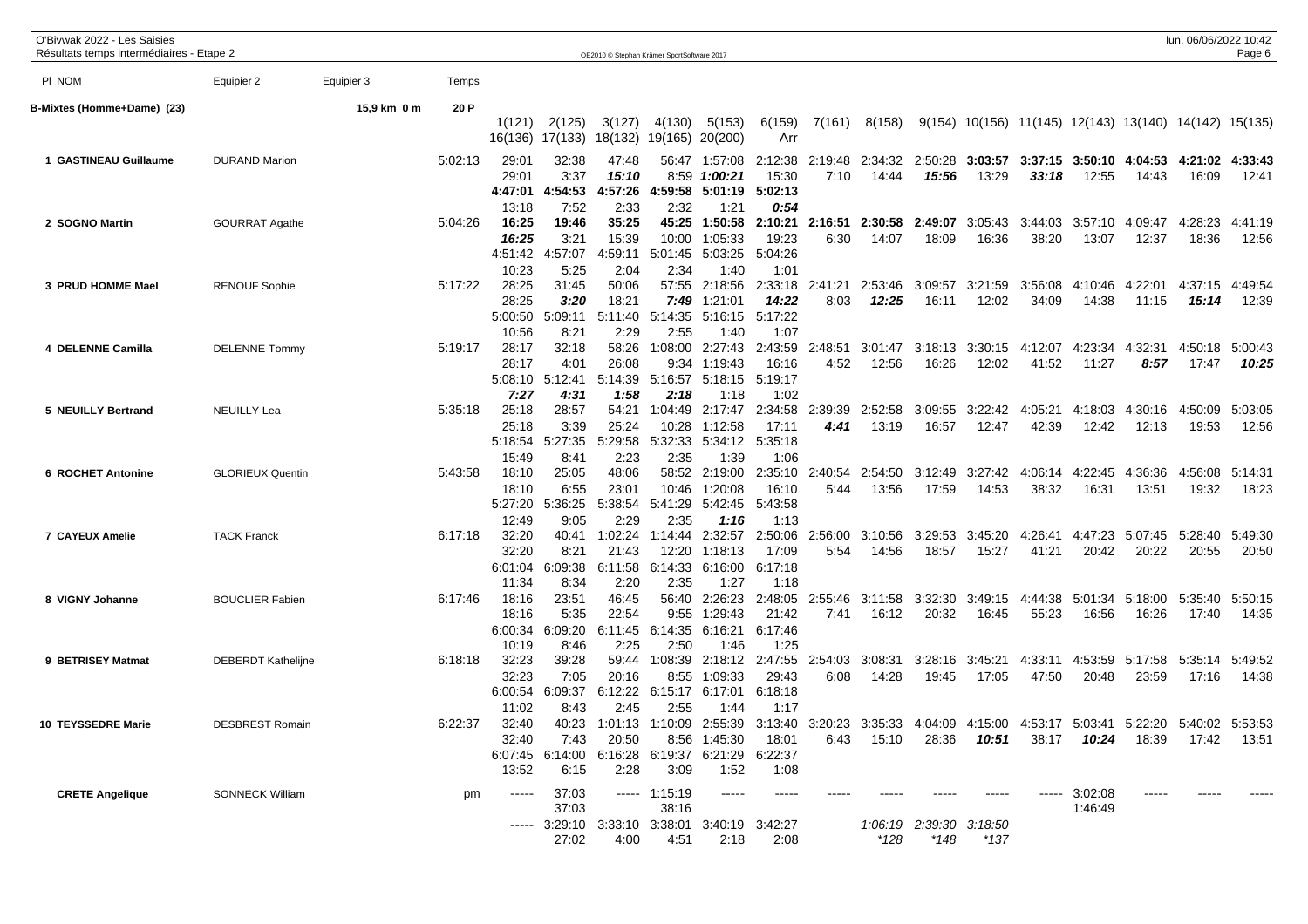O'Bivwak 2022 - Les Saisies
Résultats temps intermédiaires - Etape 2

**B-Mixtes (Homme+Dame) (23)** — 15,9 km 0 m — 20 P

| Pl | NOM | Equipier 2 | Equipier 3 | Temps | 1(121) | 2(125) | 3(127) | 4(130) | 5(153) | 6(159) | 7(161) | 8(158) | 9(154) | 10(156) | 11(145) | 12(143) | 13(140) | 14(142) | 15(135) |
|---|---|---|---|---|---|---|---|---|---|---|---|---|---|---|---|---|---|---|---|
| | | | | | 16(136) | 17(133) | 18(132) | 19(165) | 20(200) | Arr | | | | | | | | | |
| 1 | GASTINEAU Guillaume | DURAND Marion | | 5:02:13 | 29:01 | 32:38 | 47:48 | 56:47 | 1:57:08 | 2:12:38 | 2:19:48 | 2:34:32 | 2:50:28 | **3:03:57** | **3:37:15** | **3:50:10** | **4:04:53** | **4:21:02** | **4:33:43** |
| | | | | | 29:01 | 3:37 | *15:10* | 8:59 | *1:00:21* | 15:30 | 7:10 | 14:44 | *15:56* | 13:29 | *33:18* | 12:55 | 14:43 | 16:09 | 12:41 |
| | | | | | **4:47:01** | **4:54:53** | **4:57:26** | **4:59:58** | **5:01:19** | **5:02:13** | | | | | | | | | |
| | | | | | 13:18 | 7:52 | 2:33 | 2:32 | 1:21 | *0:54* | | | | | | | | | |
| 2 | SOGNO Martin | GOURRAT Agathe | | 5:04:26 | **16:25** | **19:46** | **35:25** | **45:25** | **1:50:58** | **2:10:21** | **2:16:51** | **2:30:58** | **2:49:07** | 3:05:43 | 3:44:03 | 3:57:10 | 4:09:47 | 4:28:23 | 4:41:19 |
| | | | | | *16:25* | 3:21 | 15:39 | 10:00 | 1:05:33 | 19:23 | 6:30 | 14:07 | 18:09 | 16:36 | 38:20 | 13:07 | 12:37 | 18:36 | 12:56 |
| | | | | | 4:51:42 | 4:57:07 | 4:59:11 | 5:01:45 | 5:03:25 | 5:04:26 | | | | | | | | | |
| | | | | | 10:23 | 5:25 | 2:04 | 2:34 | 1:40 | 1:01 | | | | | | | | | |
| 3 | PRUD HOMME Mael | RENOUF Sophie | | 5:17:22 | 28:25 | 31:45 | 50:06 | 57:55 | 2:18:56 | 2:33:18 | 2:41:21 | 2:53:46 | 3:09:57 | 3:21:59 | 3:56:08 | 4:10:46 | 4:22:01 | 4:37:15 | 4:49:54 |
| | | | | | 28:25 | *3:20* | 18:21 | *7:49* | 1:21:01 | *14:22* | 8:03 | *12:25* | 16:11 | 12:02 | 34:09 | 14:38 | 11:15 | *15:14* | 12:39 |
| | | | | | 5:00:50 | 5:09:11 | 5:11:40 | 5:14:35 | 5:16:15 | 5:17:22 | | | | | | | | | |
| | | | | | 10:56 | 8:21 | 2:29 | 2:55 | 1:40 | 1:07 | | | | | | | | | |
| 4 | DELENNE Camilla | DELENNE Tommy | | 5:19:17 | 28:17 | 32:18 | 58:26 | 1:08:00 | 2:27:43 | 2:43:59 | 2:48:51 | 3:01:47 | 3:18:13 | 3:30:15 | 4:12:07 | 4:23:34 | 4:32:31 | 4:50:18 | 5:00:43 |
| | | | | | 28:17 | 4:01 | 26:08 | 9:34 | 1:19:43 | 16:16 | 4:52 | 12:56 | 16:26 | 12:02 | 41:52 | 11:27 | *8:57* | 17:47 | *10:25* |
| | | | | | 5:08:10 | 5:12:41 | 5:14:39 | 5:16:57 | 5:18:15 | 5:19:17 | | | | | | | | | |
| | | | | | *7:27* | *4:31* | *1:58* | *2:18* | 1:18 | 1:02 | | | | | | | | | |
| 5 | NEUILLY Bertrand | NEUILLY Lea | | 5:35:18 | 25:18 | 28:57 | 54:21 | 1:04:49 | 2:17:47 | 2:34:58 | 2:39:39 | 2:52:58 | 3:09:55 | 3:22:42 | 4:05:21 | 4:18:03 | 4:30:16 | 4:50:09 | 5:03:05 |
| | | | | | 25:18 | 3:39 | 25:24 | 10:28 | 1:12:58 | 17:11 | *4:41* | 13:19 | 16:57 | 12:47 | 42:39 | 12:42 | 12:13 | 19:53 | 12:56 |
| | | | | | 5:18:54 | 5:27:35 | 5:29:58 | 5:32:33 | 5:34:12 | 5:35:18 | | | | | | | | | |
| | | | | | 15:49 | 8:41 | 2:23 | 2:35 | 1:39 | 1:06 | | | | | | | | | |
| 6 | ROCHET Antonine | GLORIEUX Quentin | | 5:43:58 | 18:10 | 25:05 | 48:06 | 58:52 | 2:19:00 | 2:35:10 | 2:40:54 | 2:54:50 | 3:12:49 | 3:27:42 | 4:06:14 | 4:22:45 | 4:36:36 | 4:56:08 | 5:14:31 |
| | | | | | 18:10 | 6:55 | 23:01 | 10:46 | 1:20:08 | 16:10 | 5:44 | 13:56 | 17:59 | 14:53 | 38:32 | 16:31 | 13:51 | 19:32 | 18:23 |
| | | | | | 5:27:20 | 5:36:25 | 5:38:54 | 5:41:29 | 5:42:45 | 5:43:58 | | | | | | | | | |
| | | | | | 12:49 | 9:05 | 2:29 | 2:35 | *1:16* | 1:13 | | | | | | | | | |
| 7 | CAYEUX Amelie | TACK Franck | | 6:17:18 | 32:20 | 40:41 | 1:02:24 | 1:14:44 | 2:32:57 | 2:50:06 | 2:56:00 | 3:10:56 | 3:29:53 | 3:45:20 | 4:26:41 | 4:47:23 | 5:07:45 | 5:28:40 | 5:49:30 |
| | | | | | 32:20 | 8:21 | 21:43 | 12:20 | 1:18:13 | 17:09 | 5:54 | 14:56 | 18:57 | 15:27 | 41:21 | 20:42 | 20:22 | 20:55 | 20:50 |
| | | | | | 6:01:04 | 6:09:38 | 6:11:58 | 6:14:33 | 6:16:00 | 6:17:18 | | | | | | | | | |
| | | | | | 11:34 | 8:34 | 2:20 | 2:35 | 1:27 | 1:18 | | | | | | | | | |
| 8 | VIGNY Johanne | BOUCLIER Fabien | | 6:17:46 | 18:16 | 23:51 | 46:45 | 56:40 | 2:26:23 | 2:48:05 | 2:55:46 | 3:11:58 | 3:32:30 | 3:49:15 | 4:44:38 | 5:01:34 | 5:18:00 | 5:35:40 | 5:50:15 |
| | | | | | 18:16 | 5:35 | 22:54 | 9:55 | 1:29:43 | 21:42 | 7:41 | 16:12 | 20:32 | 16:45 | 55:23 | 16:56 | 16:26 | 17:40 | 14:35 |
| | | | | | 6:00:34 | 6:09:20 | 6:11:45 | 6:14:35 | 6:16:21 | 6:17:46 | | | | | | | | | |
| | | | | | 10:19 | 8:46 | 2:25 | 2:50 | 1:46 | 1:25 | | | | | | | | | |
| 9 | BETRISEY Matmat | DEBERDT Kathelijne | | 6:18:18 | 32:23 | 39:28 | 59:44 | 1:08:39 | 2:18:12 | 2:47:55 | 2:54:03 | 3:08:31 | 3:28:16 | 3:45:21 | 4:33:11 | 4:53:59 | 5:17:58 | 5:35:14 | 5:49:52 |
| | | | | | 32:23 | 7:05 | 20:16 | 8:55 | 1:09:33 | 29:43 | 6:08 | 14:28 | 19:45 | 17:05 | 47:50 | 20:48 | 23:59 | 17:16 | 14:38 |
| | | | | | 6:00:54 | 6:09:37 | 6:12:22 | 6:15:17 | 6:17:01 | 6:18:18 | | | | | | | | | |
| | | | | | 11:02 | 8:43 | 2:45 | 2:55 | 1:44 | 1:17 | | | | | | | | | |
| 10 | TEYSSEDRE Marie | DESBREST Romain | | 6:22:37 | 32:40 | 40:23 | 1:01:13 | 1:10:09 | 2:55:39 | 3:13:40 | 3:20:23 | 3:35:33 | 4:04:09 | 4:15:00 | 4:53:17 | 5:03:41 | 5:22:20 | 5:40:02 | 5:53:53 |
| | | | | | 32:40 | 7:43 | 20:50 | 8:56 | 1:45:30 | 18:01 | 6:43 | 15:10 | 28:36 | *10:51* | 38:17 | *10:24* | 18:39 | 17:42 | 13:51 |
| | | | | | 6:07:45 | 6:14:00 | 6:16:28 | 6:19:37 | 6:21:29 | 6:22:37 | | | | | | | | | |
| | | | | | 13:52 | 6:15 | 2:28 | 3:09 | 1:52 | 1:08 | | | | | | | | | |
| | CRETE Angelique | SONNECK William | | pm | ----- | 37:03 | ----- | 1:15:19 | ----- | ----- | ----- | ----- | ----- | ----- | ----- | 3:02:08 | ----- | ----- | ----- |
| | | | | | | 37:03 | | 38:16 | | | | | | | | 1:46:49 | | | |
| | | | | | ----- | 3:29:10 | 3:33:10 | 3:38:01 | 3:40:19 | 3:42:27 | | *1:06:19* | *2:39:30* | *3:18:50* | | | | | |
| | | | | | | 27:02 | 4:00 | 4:51 | 2:18 | 2:08 | | *\*128* | *\*148* | *\*137* | | | | | |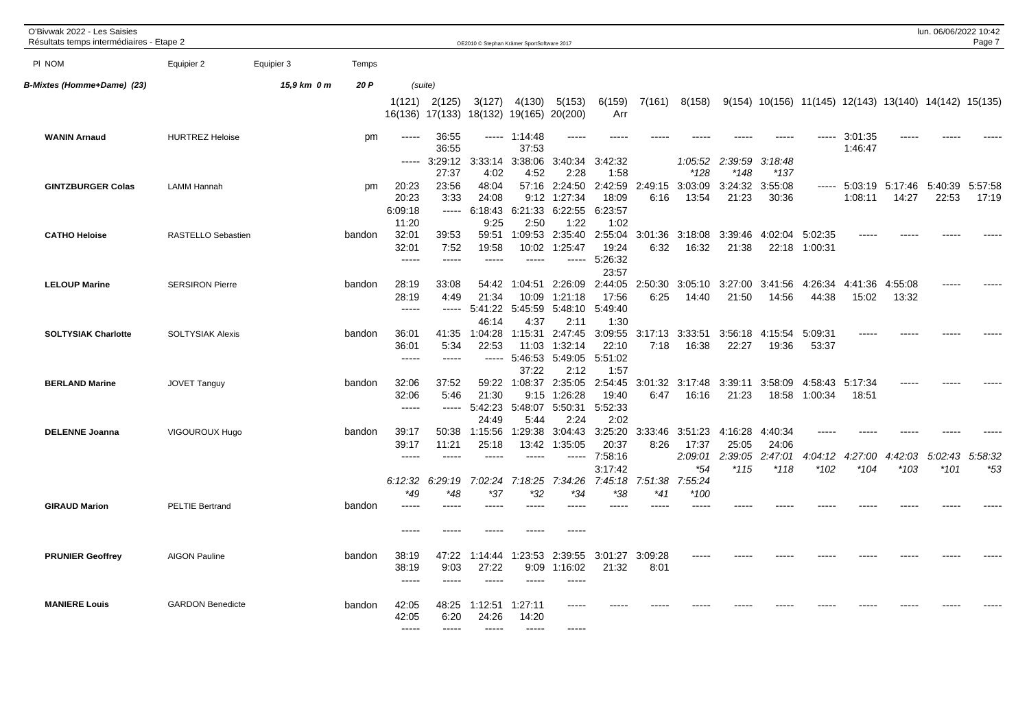O'Bivwak 2022 - Les Saisies
Résultats temps intermédiaires - Etape 2

| Pl NOM | Equipier 2 | Equipier 3 | Temps | | | | | | | | | | | | | | | |
|---|---|---|---|---|---|---|---|---|---|---|---|---|---|---|---|---|---|---|
| ***B-Mixtes (Homme+Dame) (23)*** | | ***15,9 km 0 m*** | ***20 P*** | (suite) | | | | | | | | | | | | | | |
| | | | | 1(121) | 2(125) | 3(127) | 4(130) | 5(153) | 6(159) | 7(161) | 8(158) | 9(154) | 10(156) | 11(145) | 12(143) | 13(140) | 14(142) | 15(135) |
| | | | | 16(136) | 17(133) | 18(132) | 19(165) | 20(200) | Arr | | | | | | | | | |
| **WANIN Arnaud** | HURTREZ Heloise | | pm | ----- | 36:55 | ----- | 1:14:48 | ----- | ----- | ----- | ----- | ----- | ----- | ----- | 3:01:35 | ----- | ----- | ----- |
| | | | | | 36:55 | | 37:53 | | | | | | | | 1:46:47 | | | |
| | | | | ----- | 3:29:12 | 3:33:14 | 3:38:06 | 3:40:34 | 3:42:32 | | *1:05:52* | *2:39:59* | *3:18:48* | | | | | |
| | | | | | 27:37 | 4:02 | 4:52 | 2:28 | 1:58 | | *\*128* | *\*148* | *\*137* | | | | | |
| **GINTZBURGER Colas** | LAMM Hannah | | pm | 20:23 | 23:56 | 48:04 | 57:16 | 2:24:50 | 2:42:59 | 2:49:15 | 3:03:09 | 3:24:32 | 3:55:08 | ----- | 5:03:19 | 5:17:46 | 5:40:39 | 5:57:58 |
| | | | | 20:23 | 3:33 | 24:08 | 9:12 | 1:27:34 | 18:09 | 6:16 | 13:54 | 21:23 | 30:36 | | 1:08:11 | 14:27 | 22:53 | 17:19 |
| | | | | 6:09:18 | ----- | 6:18:43 | 6:21:33 | 6:22:55 | 6:23:57 | | | | | | | | | |
| | | | | 11:20 | | 9:25 | 2:50 | 1:22 | 1:02 | | | | | | | | | |
| **CATHO Heloise** | RASTELLO Sebastien | | bandon | 32:01 | 39:53 | 59:51 | 1:09:53 | 2:35:40 | 2:55:04 | 3:01:36 | 3:18:08 | 3:39:46 | 4:02:04 | 5:02:35 | ----- | ----- | ----- | ----- |
| | | | | 32:01 | 7:52 | 19:58 | 10:02 | 1:25:47 | 19:24 | 6:32 | 16:32 | 21:38 | 22:18 | 1:00:31 | | | | |
| | | | | ----- | ----- | ----- | ----- | ----- | 5:26:32 | | | | | | | | | |
| | | | | | | | | | 23:57 | | | | | | | | | |
| **LELOUP Marine** | SERSIRON Pierre | | bandon | 28:19 | 33:08 | 54:42 | 1:04:51 | 2:26:09 | 2:44:05 | 2:50:30 | 3:05:10 | 3:27:00 | 3:41:56 | 4:26:34 | 4:41:36 | 4:55:08 | ----- | ----- |
| | | | | 28:19 | 4:49 | 21:34 | 10:09 | 1:21:18 | 17:56 | 6:25 | 14:40 | 21:50 | 14:56 | 44:38 | 15:02 | 13:32 | | |
| | | | | ----- | ----- | 5:41:22 | 5:45:59 | 5:48:10 | 5:49:40 | | | | | | | | | |
| | | | | | | 46:14 | 4:37 | 2:11 | 1:30 | | | | | | | | | |
| **SOLTYSIAK Charlotte** | SOLTYSIAK Alexis | | bandon | 36:01 | 41:35 | 1:04:28 | 1:15:31 | 2:47:45 | 3:09:55 | 3:17:13 | 3:33:51 | 3:56:18 | 4:15:54 | 5:09:31 | ----- | ----- | ----- | ----- |
| | | | | 36:01 | 5:34 | 22:53 | 11:03 | 1:32:14 | 22:10 | 7:18 | 16:38 | 22:27 | 19:36 | 53:37 | | | | |
| | | | | ----- | ----- | ----- | 5:46:53 | 5:49:05 | 5:51:02 | | | | | | | | | |
| | | | | | | | 37:22 | 2:12 | 1:57 | | | | | | | | | |
| **BERLAND Marine** | JOVET Tanguy | | bandon | 32:06 | 37:52 | 59:22 | 1:08:37 | 2:35:05 | 2:54:45 | 3:01:32 | 3:17:48 | 3:39:11 | 3:58:09 | 4:58:43 | 5:17:34 | ----- | ----- | ----- |
| | | | | 32:06 | 5:46 | 21:30 | 9:15 | 1:26:28 | 19:40 | 6:47 | 16:16 | 21:23 | 18:58 | 1:00:34 | 18:51 | | | |
| | | | | ----- | ----- | 5:42:23 | 5:48:07 | 5:50:31 | 5:52:33 | | | | | | | | | |
| | | | | | | 24:49 | 5:44 | 2:24 | 2:02 | | | | | | | | | |
| **DELENNE Joanna** | VIGOUROUX Hugo | | bandon | 39:17 | 50:38 | 1:15:56 | 1:29:38 | 3:04:43 | 3:25:20 | 3:33:46 | 3:51:23 | 4:16:28 | 4:40:34 | ----- | ----- | ----- | ----- | ----- |
| | | | | 39:17 | 11:21 | 25:18 | 13:42 | 1:35:05 | 20:37 | 8:26 | 17:37 | 25:05 | 24:06 | | | | | |
| | | | | ----- | ----- | ----- | ----- | ----- | 7:58:16 | | *2:09:01* | *2:39:05* | *2:47:01* | *4:04:12* | *4:27:00* | *4:42:03* | *5:02:43* | *5:58:32* |
| | | | | | | | | | 3:17:42 | | *\*54* | *\*115* | *\*118* | *\*102* | *\*104* | *\*103* | *\*101* | *\*53* |
| | | | | *6:12:32* | *6:29:19* | *7:02:24* | *7:18:25* | *7:34:26* | *7:45:18* | *7:51:38* | *7:55:24* | | | | | | | |
| | | | | *\*49* | *\*48* | *\*37* | *\*32* | *\*34* | *\*38* | *\*41* | *\*100* | | | | | | | |
| **GIRAUD Marion** | PELTIE Bertrand | | bandon | ----- | ----- | ----- | ----- | ----- | ----- | ----- | ----- | ----- | ----- | ----- | ----- | ----- | ----- | ----- |
| | | | | ----- | ----- | ----- | ----- | ----- | | | | | | | | | | |
| **PRUNIER Geoffrey** | AIGON Pauline | | bandon | 38:19 | 47:22 | 1:14:44 | 1:23:53 | 2:39:55 | 3:01:27 | 3:09:28 | ----- | ----- | ----- | ----- | ----- | ----- | ----- | ----- |
| | | | | 38:19 | 9:03 | 27:22 | 9:09 | 1:16:02 | 21:32 | 8:01 | | | | | | | | |
| | | | | ----- | ----- | ----- | ----- | ----- | | | | | | | | | | |
| **MANIERE Louis** | GARDON Benedicte | | bandon | 42:05 | 48:25 | 1:12:51 | 1:27:11 | ----- | ----- | ----- | ----- | ----- | ----- | ----- | ----- | ----- | ----- | ----- |
| | | | | 42:05 | 6:20 | 24:26 | 14:20 | | | | | | | | | | | |
| | | | | ----- | ----- | ----- | ----- | ----- | | | | | | | | | | |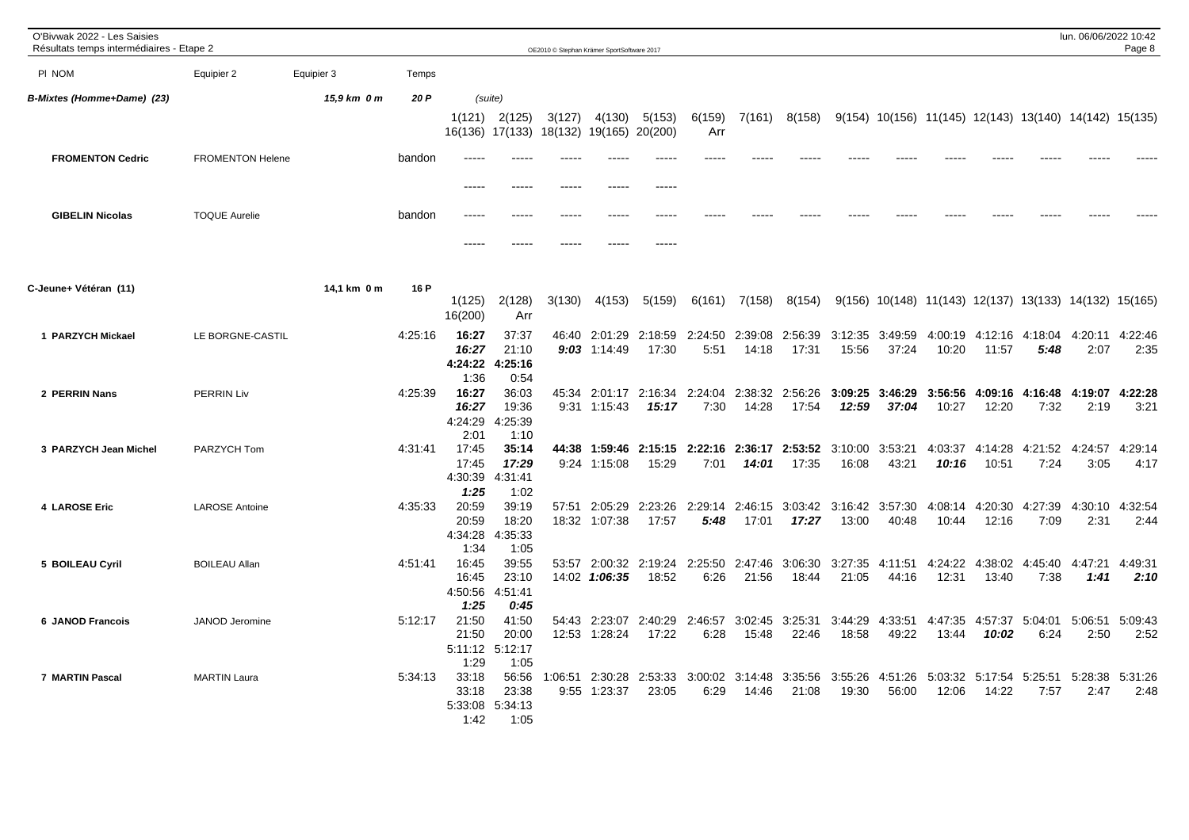O'Bivwak 2022 - Les Saisies
Résultats temps intermédiaires - Etape 2

| Pl NOM | Equipier 2 | Equipier 3 | Temps | | | | | | | | | | | | | | | |
|---|---|---|---|---|---|---|---|---|---|---|---|---|---|---|---|---|---|---|
| ***B-Mixtes (Homme+Dame) (23)*** | | ***15,9 km 0 m*** | ***20 P*** | (suite) | | | | | | | | | | | | | | |
| | | | | 1(121) | 2(125) | 3(127) | 4(130) | 5(153) | 6(159) | 7(161) | 8(158) | 9(154) | 10(156) | 11(145) | 12(143) | 13(140) | 14(142) | 15(135) |
| | | | | 16(136) | 17(133) | 18(132) | 19(165) | 20(200) | Arr | | | | | | | | | |
| **FROMENTON Cedric** | FROMENTON Helene | | bandon | ----- | ----- | ----- | ----- | ----- | ----- | ----- | ----- | ----- | ----- | ----- | ----- | ----- | ----- | ----- |
| | | | | ----- | ----- | ----- | ----- | ----- | | | | | | | | | | |
| **GIBELIN Nicolas** | TOQUE Aurelie | | bandon | ----- | ----- | ----- | ----- | ----- | ----- | ----- | ----- | ----- | ----- | ----- | ----- | ----- | ----- | ----- |
| | | | | ----- | ----- | ----- | ----- | ----- | | | | | | | | | | |

| Pl NOM | Equipier 2 | Equipier 3 | Temps | | | | | | | | | | | | | | | |
|---|---|---|---|---|---|---|---|---|---|---|---|---|---|---|---|---|---|---|
| **C-Jeune+ Vétéran (11)** | | **14,1 km 0 m** | **16 P** | 1(125) | 2(128) | 3(130) | 4(153) | 5(159) | 6(161) | 7(158) | 8(154) | 9(156) | 10(148) | 11(143) | 12(137) | 13(133) | 14(132) | 15(165) |
| | | | | 16(200) | Arr | | | | | | | | | | | | | |
| **1 PARZYCH Mickael** | LE BORGNE-CASTIL | | 4:25:16 | **16:27** | 37:37 | 46:40 | 2:01:29 | 2:18:59 | 2:24:50 | 2:39:08 | 2:56:39 | 3:12:35 | 3:49:59 | 4:00:19 | 4:12:16 | 4:18:04 | 4:20:11 | 4:22:46 |
| | | | | ***16:27*** | 21:10 | ***9:03*** | 1:14:49 | 17:30 | 5:51 | 14:18 | 17:31 | 15:56 | 37:24 | 10:20 | 11:57 | ***5:48*** | 2:07 | 2:35 |
| | | | | **4:24:22** | **4:25:16** | | | | | | | | | | | | | |
| | | | | 1:36 | 0:54 | | | | | | | | | | | | | |
| **2 PERRIN Nans** | PERRIN Liv | | 4:25:39 | **16:27** | 36:03 | 45:34 | 2:01:17 | 2:16:34 | 2:24:04 | 2:38:32 | 2:56:26 | **3:09:25** | **3:46:29** | **3:56:56** | **4:09:16** | **4:16:48** | **4:19:07** | **4:22:28** |
| | | | | ***16:27*** | 19:36 | 9:31 | 1:15:43 | ***15:17*** | 7:30 | 14:28 | 17:54 | ***12:59*** | ***37:04*** | 10:27 | 12:20 | 7:32 | 2:19 | 3:21 |
| | | | | 4:24:29 | 4:25:39 | | | | | | | | | | | | | |
| | | | | 2:01 | 1:10 | | | | | | | | | | | | | |
| **3 PARZYCH Jean Michel** | PARZYCH Tom | | 4:31:41 | 17:45 | **35:14** | **44:38** | **1:59:46** | **2:15:15** | **2:22:16** | **2:36:17** | **2:53:52** | 3:10:00 | 3:53:21 | 4:03:37 | 4:14:28 | 4:21:52 | 4:24:57 | 4:29:14 |
| | | | | 17:45 | ***17:29*** | 9:24 | 1:15:08 | 15:29 | 7:01 | ***14:01*** | 17:35 | 16:08 | 43:21 | ***10:16*** | 10:51 | 7:24 | 3:05 | 4:17 |
| | | | | 4:30:39 | 4:31:41 | | | | | | | | | | | | | |
| | | | | ***1:25*** | 1:02 | | | | | | | | | | | | | |
| **4 LAROSE Eric** | LAROSE Antoine | | 4:35:33 | 20:59 | 39:19 | 57:51 | 2:05:29 | 2:23:26 | 2:29:14 | 2:46:15 | 3:03:42 | 3:16:42 | 3:57:30 | 4:08:14 | 4:20:30 | 4:27:39 | 4:30:10 | 4:32:54 |
| | | | | 20:59 | 18:20 | 18:32 | 1:07:38 | 17:57 | ***5:48*** | 17:01 | ***17:27*** | 13:00 | 40:48 | 10:44 | 12:16 | 7:09 | 2:31 | 2:44 |
| | | | | 4:34:28 | 4:35:33 | | | | | | | | | | | | | |
| | | | | 1:34 | 1:05 | | | | | | | | | | | | | |
| **5 BOILEAU Cyril** | BOILEAU Allan | | 4:51:41 | 16:45 | 39:55 | 53:57 | 2:00:32 | 2:19:24 | 2:25:50 | 2:47:46 | 3:06:30 | 3:27:35 | 4:11:51 | 4:24:22 | 4:38:02 | 4:45:40 | 4:47:21 | 4:49:31 |
| | | | | 16:45 | 23:10 | 14:02 | ***1:06:35*** | 18:52 | 6:26 | 21:56 | 18:44 | 21:05 | 44:16 | 12:31 | 13:40 | 7:38 | ***1:41*** | ***2:10*** |
| | | | | 4:50:56 | 4:51:41 | | | | | | | | | | | | | |
| | | | | ***1:25*** | ***0:45*** | | | | | | | | | | | | | |
| **6 JANOD Francois** | JANOD Jeromine | | 5:12:17 | 21:50 | 41:50 | 54:43 | 2:23:07 | 2:40:29 | 2:46:57 | 3:02:45 | 3:25:31 | 3:44:29 | 4:33:51 | 4:47:35 | 4:57:37 | 5:04:01 | 5:06:51 | 5:09:43 |
| | | | | 21:50 | 20:00 | 12:53 | 1:28:24 | 17:22 | 6:28 | 15:48 | 22:46 | 18:58 | 49:22 | 13:44 | ***10:02*** | 6:24 | 2:50 | 2:52 |
| | | | | 5:11:12 | 5:12:17 | | | | | | | | | | | | | |
| | | | | 1:29 | 1:05 | | | | | | | | | | | | | |
| **7 MARTIN Pascal** | MARTIN Laura | | 5:34:13 | 33:18 | 56:56 | 1:06:51 | 2:30:28 | 2:53:33 | 3:00:02 | 3:14:48 | 3:35:56 | 3:55:26 | 4:51:26 | 5:03:32 | 5:17:54 | 5:25:51 | 5:28:38 | 5:31:26 |
| | | | | 33:18 | 23:38 | 9:55 | 1:23:37 | 23:05 | 6:29 | 14:46 | 21:08 | 19:30 | 56:00 | 12:06 | 14:22 | 7:57 | 2:47 | 2:48 |
| | | | | 5:33:08 | 5:34:13 | | | | | | | | | | | | | |
| | | | | 1:42 | 1:05 | | | | | | | | | | | | | |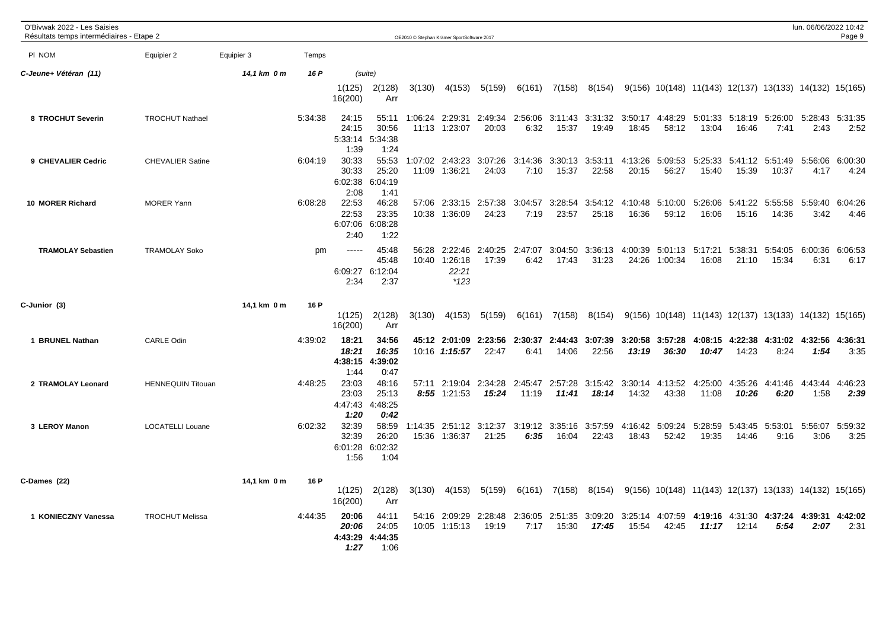O'Bivwak 2022 - Les Saisies
Résultats temps intermédiaires - Etape 2

| Pl NOM | Equipier 2 | Equipier 3 | Temps | 1(125) / 16(200) | 2(128) / Arr | 3(130) | 4(153) | 5(159) | 6(161) | 7(158) | 8(154) | 9(156) | 10(148) | 11(143) | 12(137) | 13(133) | 14(132) | 15(165) |
|---|---|---|---|---|---|---|---|---|---|---|---|---|---|---|---|---|---|---|
| ***C-Jeune+ Vétéran (11)*** | | ***14,1 km 0 m*** | ***16 P*** | (suite) | | | | | | | | | | | | | | |
| **8 TROCHUT Severin** | TROCHUT Nathael | | 5:34:38 | 24:15<br>24:15<br>5:33:14<br>1:39 | 55:11<br>30:56<br>5:34:38<br>1:24 | 1:06:24<br>11:13 | 2:29:31<br>1:23:07 | 2:49:34<br>20:03 | 2:56:06<br>6:32 | 3:11:43<br>15:37 | 3:31:32<br>19:49 | 3:50:17<br>18:45 | 4:48:29<br>58:12 | 5:01:33<br>13:04 | 5:18:19<br>16:46 | 5:26:00<br>7:41 | 5:28:43<br>2:43 | 5:31:35<br>2:52 |
| **9 CHEVALIER Cedric** | CHEVALIER Satine | | 6:04:19 | 30:33<br>30:33<br>6:02:38<br>2:08 | 55:53<br>25:20<br>6:04:19<br>1:41 | 1:07:02<br>11:09 | 2:43:23<br>1:36:21 | 3:07:26<br>24:03 | 3:14:36<br>7:10 | 3:30:13<br>15:37 | 3:53:11<br>22:58 | 4:13:26<br>20:15 | 5:09:53<br>56:27 | 5:25:33<br>15:40 | 5:41:12<br>15:39 | 5:51:49<br>10:37 | 5:56:06<br>4:17 | 6:00:30<br>4:24 |
| **10 MORER Richard** | MORER Yann | | 6:08:28 | 22:53<br>22:53<br>6:07:06<br>2:40 | 46:28<br>23:35<br>6:08:28<br>1:22 | 57:06<br>10:38 | 2:33:15<br>1:36:09 | 2:57:38<br>24:23 | 3:04:57<br>7:19 | 3:28:54<br>23:57 | 3:54:12<br>25:18 | 4:10:48<br>16:36 | 5:10:00<br>59:12 | 5:26:06<br>16:06 | 5:41:22<br>15:16 | 5:55:58<br>14:36 | 5:59:40<br>3:42 | 6:04:26<br>4:46 |
| **TRAMOLAY Sebastien** | TRAMOLAY Soko | | pm | -----<br><br>6:09:27<br>2:34 | 45:48<br>45:48<br>6:12:04<br>2:37 | 56:28<br>10:40 | 2:22:46<br>1:26:18 | 2:40:25<br>17:39<br>*22:21*<br>*\*123* | 2:47:07<br>6:42 | 3:04:50<br>17:43 | 3:36:13<br>31:23 | 4:00:39<br>24:26 | 5:01:13<br>1:00:34 | 5:17:21<br>16:08 | 5:38:31<br>21:10 | 5:54:05<br>15:34 | 6:00:36<br>6:31 | 6:06:53<br>6:17 |
| ***C-Junior (3)*** | | ***14,1 km 0 m*** | ***16 P*** | | | | | | | | | | | | | | | |
| **1 BRUNEL Nathan** | CARLE Odin | | 4:39:02 | ***18:21***<br>***18:21***<br>**4:38:15**<br>1:44 | **34:56**<br>***16:35***<br>**4:39:02**<br>0:47 | **45:12**<br>10:16 | **2:01:09**<br>***1:15:57*** | **2:23:56**<br>22:47 | **2:30:37**<br>6:41 | **2:44:43**<br>14:06 | **3:07:39**<br>22:56 | **3:20:58**<br>***13:19*** | **3:57:28**<br>***36:30*** | **4:08:15**<br>***10:47*** | **4:22:38**<br>14:23 | **4:31:02**<br>8:24 | **4:32:56**<br>***1:54*** | **4:36:31**<br>3:35 |
| **2 TRAMOLAY Leonard** | HENNEQUIN Titouan | | 4:48:25 | 23:03<br>23:03<br>4:47:43<br>***1:20*** | 48:16<br>25:13<br>4:48:25<br>***0:42*** | 57:11<br>***8:55*** | 2:19:04<br>1:21:53 | 2:34:28<br>***15:24*** | 2:45:47<br>11:19 | 2:57:28<br>***11:41*** | 3:15:42<br>***18:14*** | 3:30:14<br>14:32 | 4:13:52<br>43:38 | 4:25:00<br>11:08 | 4:35:26<br>***10:26*** | 4:41:46<br>***6:20*** | 4:43:44<br>1:58 | 4:46:23<br>***2:39*** |
| **3 LEROY Manon** | LOCATELLI Louane | | 6:02:32 | 32:39<br>32:39<br>6:01:28<br>1:56 | 58:59<br>26:20<br>6:02:32<br>1:04 | 1:14:35<br>15:36 | 2:51:12<br>1:36:37 | 3:12:37<br>21:25 | 3:19:12<br>***6:35*** | 3:35:16<br>16:04 | 3:57:59<br>22:43 | 4:16:42<br>18:43 | 5:09:24<br>52:42 | 5:28:59<br>19:35 | 5:43:45<br>14:46 | 5:53:01<br>9:16 | 5:56:07<br>3:06 | 5:59:32<br>3:25 |
| ***C-Dames (22)*** | | ***14,1 km 0 m*** | ***16 P*** | | | | | | | | | | | | | | | |
| **1 KONIECZNY Vanessa** | TROCHUT Melissa | | 4:44:35 | **20:06**<br>***20:06***<br>**4:43:29**<br>***1:27*** | 44:11<br>24:05<br>**4:44:35**<br>1:06 | 54:16<br>10:05 | 2:09:29<br>1:15:13 | 2:28:48<br>19:19 | 2:36:05<br>7:17 | 2:51:35<br>15:30 | 3:09:20<br>***17:45*** | 3:25:14<br>15:54 | 4:07:59<br>42:45 | **4:19:16**<br>***11:17*** | 4:31:30<br>12:14 | **4:37:24**<br>***5:54*** | **4:39:31**<br>***2:07*** | **4:42:02**<br>2:31 |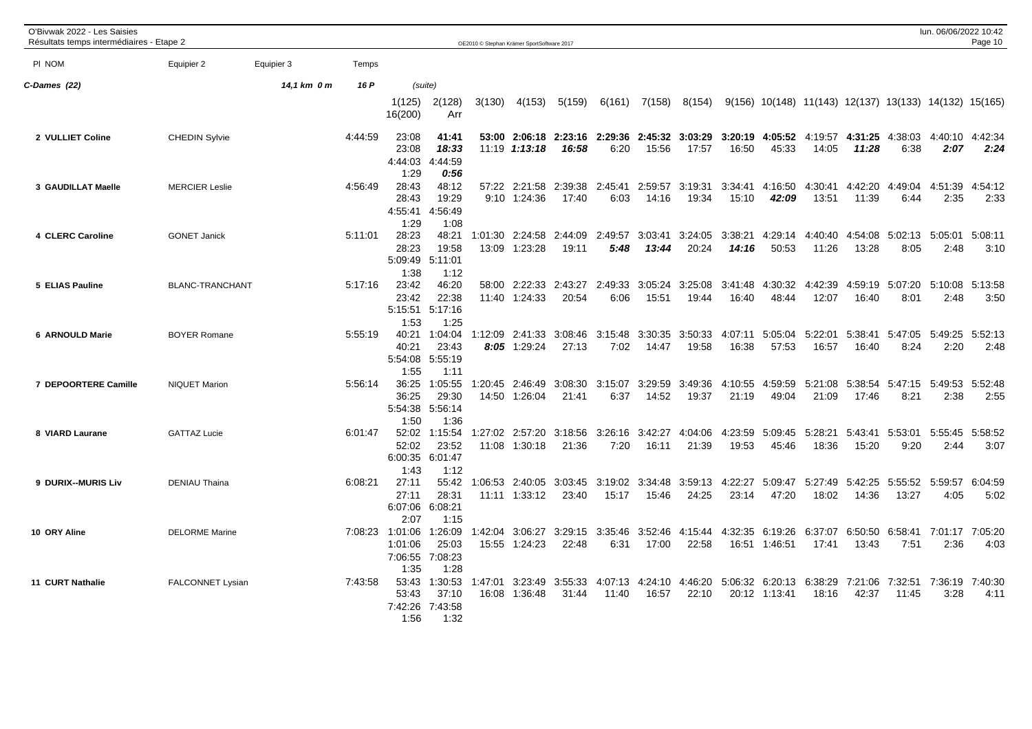O'Bivwak 2022 - Les Saisies
Résultats temps intermédiaires - Etape 2

OE2010 © Stephan Krämer SportSoftware 2017

## C-Dames (22) — 14,1 km 0 m — 16 P (suite)

| Pl | NOM | Equipier 2 | Equipier 3 | Temps | 1(125) / 16(200) | 2(128) / Arr | 3(130) | 4(153) | 5(159) | 6(161) | 7(158) | 8(154) | 9(156) | 10(148) | 11(143) | 12(137) | 13(133) | 14(132) | 15(165) |
|---|---|---|---|---|---|---|---|---|---|---|---|---|---|---|---|---|---|---|---|
| 2 | VULLIET Coline | CHEDIN Sylvie | | 4:44:59 | 23:08 | **41:41** | **53:00** | **2:06:18** | **2:23:16** | **2:29:36** | **2:45:32** | **3:03:29** | **3:20:19** | **4:05:52** | 4:19:57 | **4:31:25** | 4:38:03 | 4:40:10 | 4:42:34 |
| | | | | | 23:08 | ***18:33*** | 11:19 | ***1:13:18*** | ***16:58*** | 6:20 | 15:56 | 17:57 | 16:50 | 45:33 | 14:05 | ***11:28*** | 6:38 | ***2:07*** | ***2:24*** |
| | | | | | 4:44:03 | 4:44:59 | | | | | | | | | | | | | |
| | | | | | 1:29 | ***0:56*** | | | | | | | | | | | | | |
| 3 | GAUDILLAT Maelle | MERCIER Leslie | | 4:56:49 | 28:43 | 48:12 | 57:22 | 2:21:58 | 2:39:38 | 2:45:41 | 2:59:57 | 3:19:31 | 3:34:41 | 4:16:50 | 4:30:41 | 4:42:20 | 4:49:04 | 4:51:39 | 4:54:12 |
| | | | | | 28:43 | 19:29 | 9:10 | 1:24:36 | 17:40 | 6:03 | 14:16 | 19:34 | 15:10 | ***42:09*** | 13:51 | 11:39 | 6:44 | 2:35 | 2:33 |
| | | | | | 4:55:41 | 4:56:49 | | | | | | | | | | | | | |
| | | | | | 1:29 | 1:08 | | | | | | | | | | | | | |
| 4 | CLERC Caroline | GONET Janick | | 5:11:01 | 28:23 | 48:21 | 1:01:30 | 2:24:58 | 2:44:09 | 2:49:57 | 3:03:41 | 3:24:05 | 3:38:21 | 4:29:14 | 4:40:40 | 4:54:08 | 5:02:13 | 5:05:01 | 5:08:11 |
| | | | | | 28:23 | 19:58 | 13:09 | 1:23:28 | 19:11 | ***5:48*** | ***13:44*** | 20:24 | ***14:16*** | 50:53 | 11:26 | 13:28 | 8:05 | 2:48 | 3:10 |
| | | | | | 5:09:49 | 5:11:01 | | | | | | | | | | | | | |
| | | | | | 1:38 | 1:12 | | | | | | | | | | | | | |
| 5 | ELIAS Pauline | BLANC-TRANCHANT | | 5:17:16 | 23:42 | 46:20 | 58:00 | 2:22:33 | 2:43:27 | 2:49:33 | 3:05:24 | 3:25:08 | 3:41:48 | 4:30:32 | 4:42:39 | 4:59:19 | 5:07:20 | 5:10:08 | 5:13:58 |
| | | | | | 23:42 | 22:38 | 11:40 | 1:24:33 | 20:54 | 6:06 | 15:51 | 19:44 | 16:40 | 48:44 | 12:07 | 16:40 | 8:01 | 2:48 | 3:50 |
| | | | | | 5:15:51 | 5:17:16 | | | | | | | | | | | | | |
| | | | | | 1:53 | 1:25 | | | | | | | | | | | | | |
| 6 | ARNOULD Marie | BOYER Romane | | 5:55:19 | 40:21 | 1:04:04 | 1:12:09 | 2:41:33 | 3:08:46 | 3:15:48 | 3:30:35 | 3:50:33 | 4:07:11 | 5:05:04 | 5:22:01 | 5:38:41 | 5:47:05 | 5:49:25 | 5:52:13 |
| | | | | | 40:21 | 23:43 | ***8:05*** | 1:29:24 | 27:13 | 7:02 | 14:47 | 19:58 | 16:38 | 57:53 | 16:57 | 16:40 | 8:24 | 2:20 | 2:48 |
| | | | | | 5:54:08 | 5:55:19 | | | | | | | | | | | | | |
| | | | | | 1:55 | 1:11 | | | | | | | | | | | | | |
| 7 | DEPOORTERE Camille | NIQUET Marion | | 5:56:14 | 36:25 | 1:05:55 | 1:20:45 | 2:46:49 | 3:08:30 | 3:15:07 | 3:29:59 | 3:49:36 | 4:10:55 | 4:59:59 | 5:21:08 | 5:38:54 | 5:47:15 | 5:49:53 | 5:52:48 |
| | | | | | 36:25 | 29:30 | 14:50 | 1:26:04 | 21:41 | 6:37 | 14:52 | 19:37 | 21:19 | 49:04 | 21:09 | 17:46 | 8:21 | 2:38 | 2:55 |
| | | | | | 5:54:38 | 5:56:14 | | | | | | | | | | | | | |
| | | | | | 1:50 | 1:36 | | | | | | | | | | | | | |
| 8 | VIARD Laurane | GATTAZ Lucie | | 6:01:47 | 52:02 | 1:15:54 | 1:27:02 | 2:57:20 | 3:18:56 | 3:26:16 | 3:42:27 | 4:04:06 | 4:23:59 | 5:09:45 | 5:28:21 | 5:43:41 | 5:53:01 | 5:55:45 | 5:58:52 |
| | | | | | 52:02 | 23:52 | 11:08 | 1:30:18 | 21:36 | 7:20 | 16:11 | 21:39 | 19:53 | 45:46 | 18:36 | 15:20 | 9:20 | 2:44 | 3:07 |
| | | | | | 6:00:35 | 6:01:47 | | | | | | | | | | | | | |
| | | | | | 1:43 | 1:12 | | | | | | | | | | | | | |
| 9 | DURIX--MURIS Liv | DENIAU Thaina | | 6:08:21 | 27:11 | 55:42 | 1:06:53 | 2:40:05 | 3:03:45 | 3:19:02 | 3:34:48 | 3:59:13 | 4:22:27 | 5:09:47 | 5:27:49 | 5:42:25 | 5:55:52 | 5:59:57 | 6:04:59 |
| | | | | | 27:11 | 28:31 | 11:11 | 1:33:12 | 23:40 | 15:17 | 15:46 | 24:25 | 23:14 | 47:20 | 18:02 | 14:36 | 13:27 | 4:05 | 5:02 |
| | | | | | 6:07:06 | 6:08:21 | | | | | | | | | | | | | |
| | | | | | 2:07 | 1:15 | | | | | | | | | | | | | |
| 10 | ORY Aline | DELORME Marine | | 7:08:23 | 1:01:06 | 1:26:09 | 1:42:04 | 3:06:27 | 3:29:15 | 3:35:46 | 3:52:46 | 4:15:44 | 4:32:35 | 6:19:26 | 6:37:07 | 6:50:50 | 6:58:41 | 7:01:17 | 7:05:20 |
| | | | | | 1:01:06 | 25:03 | 15:55 | 1:24:23 | 22:48 | 6:31 | 17:00 | 22:58 | 16:51 | 1:46:51 | 17:41 | 13:43 | 7:51 | 2:36 | 4:03 |
| | | | | | 7:06:55 | 7:08:23 | | | | | | | | | | | | | |
| | | | | | 1:35 | 1:28 | | | | | | | | | | | | | |
| 11 | CURT Nathalie | FALCONNET Lysian | | 7:43:58 | 53:43 | 1:30:53 | 1:47:01 | 3:23:49 | 3:55:33 | 4:07:13 | 4:24:10 | 4:46:20 | 5:06:32 | 6:20:13 | 6:38:29 | 7:21:06 | 7:32:51 | 7:36:19 | 7:40:30 |
| | | | | | 53:43 | 37:10 | 16:08 | 1:36:48 | 31:44 | 11:40 | 16:57 | 22:10 | 20:12 | 1:13:41 | 18:16 | 42:37 | 11:45 | 3:28 | 4:11 |
| | | | | | 7:42:26 | 7:43:58 | | | | | | | | | | | | | |
| | | | | | 1:56 | 1:32 | | | | | | | | | | | | | |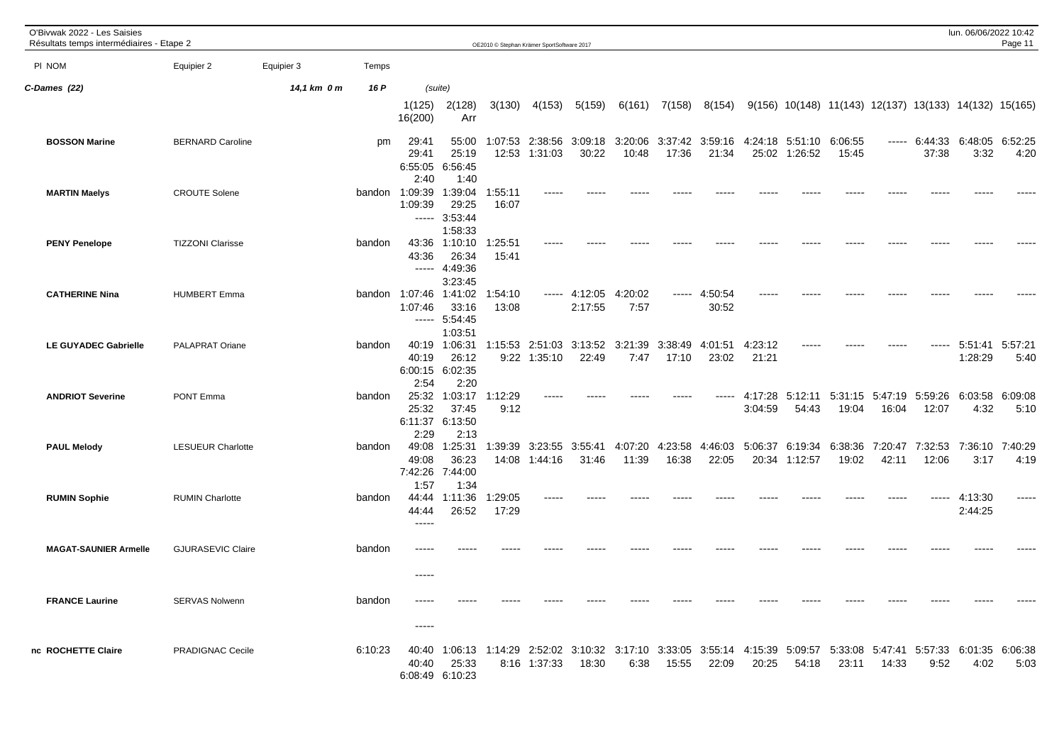**O'Bivwak 2022 - Les Saisies**
**Résultats temps intermédiaires - Etape 2**

**C-Dames (22)** — 14,1 km 0 m — 16 P (suite)

| Pl | NOM | Equipier 2 | Equipier 3 | Temps | 1(125) | 2(128) | 3(130) | 4(153) | 5(159) | 6(161) | 7(158) | 8(154) | 9(156) | 10(148) | 11(143) | 12(137) | 13(133) | 14(132) | 15(165) | 16(200) | Arr |
|---|---|---|---|---|---|---|---|---|---|---|---|---|---|---|---|---|---|---|---|---|---|
| | **BOSSON Marine** | BERNARD Caroline | | pm | 29:41 | 55:00 | 1:07:53 | 2:38:56 | 3:09:18 | 3:20:06 | 3:37:42 | 3:59:16 | 4:24:18 | 5:51:10 | 6:06:55 | ----- | 6:44:33 | 6:48:05 | 6:52:25 | 6:55:05 | 6:56:45 |
| | | | | | 29:41 | 25:19 | 12:53 | 1:31:03 | 30:22 | 10:48 | 17:36 | 21:34 | 25:02 | 1:26:52 | 15:45 | | 37:38 | 3:32 | 4:20 | 2:40 | 1:40 |
| | **MARTIN Maelys** | CROUTE Solene | | bandon | 1:09:39 | 1:39:04 | 1:55:11 | ----- | ----- | ----- | ----- | ----- | ----- | ----- | ----- | ----- | ----- | ----- | ----- | ----- | 3:53:44 |
| | | | | | 1:09:39 | 29:25 | 16:07 | | | | | | | | | | | | | | 1:58:33 |
| | **PENY Penelope** | TIZZONI Clarisse | | bandon | 43:36 | 1:10:10 | 1:25:51 | ----- | ----- | ----- | ----- | ----- | ----- | ----- | ----- | ----- | ----- | ----- | ----- | ----- | 4:49:36 |
| | | | | | 43:36 | 26:34 | 15:41 | | | | | | | | | | | | | | 3:23:45 |
| | **CATHERINE Nina** | HUMBERT Emma | | bandon | 1:07:46 | 1:41:02 | 1:54:10 | ----- | 4:12:05 | 4:20:02 | ----- | 4:50:54 | ----- | ----- | ----- | ----- | ----- | ----- | ----- | ----- | 5:54:45 |
| | | | | | 1:07:46 | 33:16 | 13:08 | | 2:17:55 | 7:57 | | 30:52 | | | | | | | | | 1:03:51 |
| | **LE GUYADEC Gabrielle** | PALAPRAT Oriane | | bandon | 40:19 | 1:06:31 | 1:15:53 | 2:51:03 | 3:13:52 | 3:21:39 | 3:38:49 | 4:01:51 | 4:23:12 | ----- | ----- | ----- | ----- | 5:51:41 | 5:57:21 | 6:00:15 | 6:02:35 |
| | | | | | 40:19 | 26:12 | 9:22 | 1:35:10 | 22:49 | 7:47 | 17:10 | 23:02 | 21:21 | | | | | 1:28:29 | 5:40 | 2:54 | 2:20 |
| | **ANDRIOT Severine** | PONT Emma | | bandon | 25:32 | 1:03:17 | 1:12:29 | ----- | ----- | ----- | ----- | ----- | 4:17:28 | 5:12:11 | 5:31:15 | 5:47:19 | 5:59:26 | 6:03:58 | 6:09:08 | 6:11:37 | 6:13:50 |
| | | | | | 25:32 | 37:45 | 9:12 | | | | | | 3:04:59 | 54:43 | 19:04 | 16:04 | 12:07 | 4:32 | 5:10 | 2:29 | 2:13 |
| | **PAUL Melody** | LESUEUR Charlotte | | bandon | 49:08 | 1:25:31 | 1:39:39 | 3:23:55 | 3:55:41 | 4:07:20 | 4:23:58 | 4:46:03 | 5:06:37 | 6:19:34 | 6:38:36 | 7:20:47 | 7:32:53 | 7:36:10 | 7:40:29 | 7:42:26 | 7:44:00 |
| | | | | | 49:08 | 36:23 | 14:08 | 1:44:16 | 31:46 | 11:39 | 16:38 | 22:05 | 20:34 | 1:12:57 | 19:02 | 42:11 | 12:06 | 3:17 | 4:19 | 1:57 | 1:34 |
| | **RUMIN Sophie** | RUMIN Charlotte | | bandon | 44:44 | 1:11:36 | 1:29:05 | ----- | ----- | ----- | ----- | ----- | ----- | ----- | ----- | ----- | ----- | 4:13:30 | ----- | ----- | |
| | | | | | 44:44 | 26:52 | 17:29 | | | | | | | | | | | 2:44:25 | | | |
| | **MAGAT-SAUNIER Armelle** | GJURASEVIC Claire | | bandon | ----- | ----- | ----- | ----- | ----- | ----- | ----- | ----- | ----- | ----- | ----- | ----- | ----- | ----- | ----- | ----- | |
| | **FRANCE Laurine** | SERVAS Nolwenn | | bandon | ----- | ----- | ----- | ----- | ----- | ----- | ----- | ----- | ----- | ----- | ----- | ----- | ----- | ----- | ----- | ----- | |
| nc | **ROCHETTE Claire** | PRADIGNAC Cecile | | 6:10:23 | 40:40 | 1:06:13 | 1:14:29 | 2:52:02 | 3:10:32 | 3:17:10 | 3:33:05 | 3:55:14 | 4:15:39 | 5:09:57 | 5:33:08 | 5:47:41 | 5:57:33 | 6:01:35 | 6:06:38 | 6:08:49 | 6:10:23 |
| | | | | | 40:40 | 25:33 | 8:16 | 1:37:33 | 18:30 | 6:38 | 15:55 | 22:09 | 20:25 | 54:18 | 23:11 | 14:33 | 9:52 | 4:02 | 5:03 | | |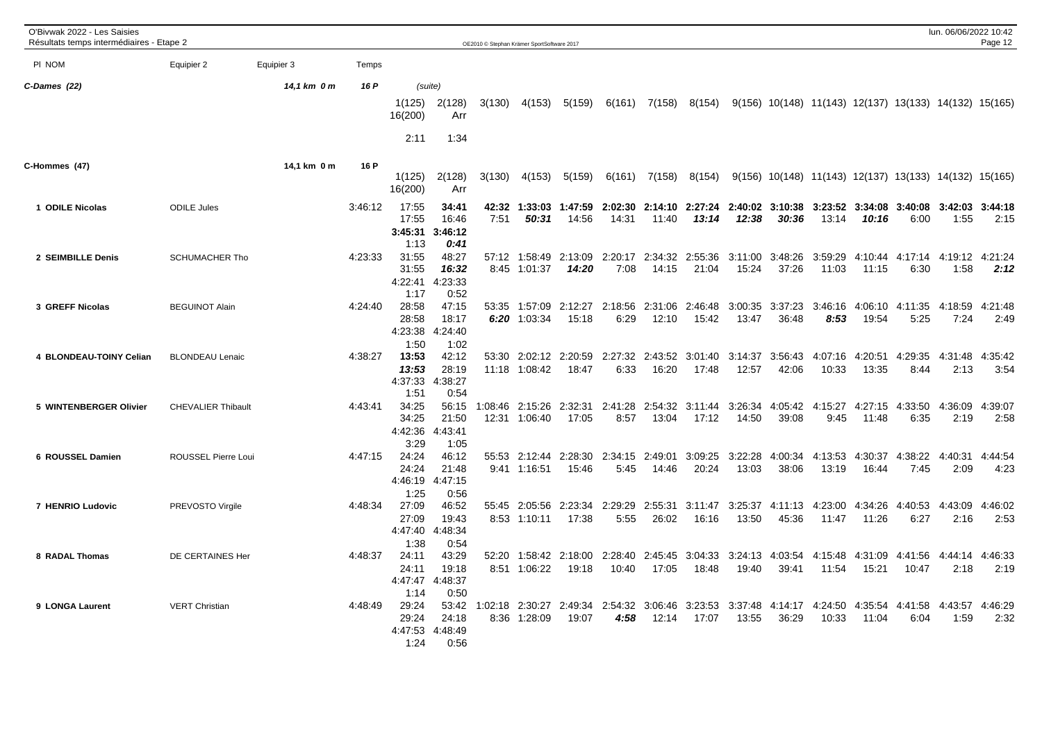| Pl NOM | Equipier 2 | Equipier 3 | Temps | | | | | | | | | | | | | | | | |
|---|---|---|---|---|---|---|---|---|---|---|---|---|---|---|---|---|---|---|---|
| **C-Dames (22)** | | 14,1 km 0 m | 16 P | (suite) | | | | | | | | | | | | | | | |
| | | | | 1(125) 16(200) | 2(128) Arr | 3(130) | 4(153) | 5(159) | 6(161) | 7(158) | 8(154) | 9(156) | 10(148) | 11(143) | 12(137) | 13(133) | 14(132) | 15(165) | |
| | | | | 2:11 | 1:34 | | | | | | | | | | | | | | |
| **C-Hommes (47)** | | 14,1 km 0 m | 16 P | | | | | | | | | | | | | | | | |
| | | | | 1(125) 16(200) | 2(128) Arr | 3(130) | 4(153) | 5(159) | 6(161) | 7(158) | 8(154) | 9(156) | 10(148) | 11(143) | 12(137) | 13(133) | 14(132) | 15(165) | |
| **1 ODILE Nicolas** | ODILE Jules | | 3:46:12 | 17:55 | **34:41** | **42:32** | **1:33:03** | **1:47:59** | **2:02:30** | **2:14:10** | **2:27:24** | **2:40:02** | **3:10:38** | **3:23:52** | **3:34:08** | **3:40:08** | **3:42:03** | **3:44:18** | |
| | | | | 17:55 | 16:46 | 7:51 | ***50:31*** | 14:56 | 14:31 | 11:40 | ***13:14*** | ***12:38*** | ***30:36*** | 13:14 | ***10:16*** | 6:00 | 1:55 | 2:15 | |
| | | | | **3:45:31** | **3:46:12** | | | | | | | | | | | | | | |
| | | | | 1:13 | ***0:41*** | | | | | | | | | | | | | | |
| **2 SEIMBILLE Denis** | SCHUMACHER Tho | | 4:23:33 | 31:55 | 48:27 | 57:12 | 1:58:49 | 2:13:09 | 2:20:17 | 2:34:32 | 2:55:36 | 3:11:00 | 3:48:26 | 3:59:29 | 4:10:44 | 4:17:14 | 4:19:12 | 4:21:24 | |
| | | | | 31:55 | ***16:32*** | 8:45 | 1:01:37 | ***14:20*** | 7:08 | 14:15 | 21:04 | 15:24 | 37:26 | 11:03 | 11:15 | 6:30 | 1:58 | ***2:12*** | |
| | | | | 4:22:41 | 4:23:33 | | | | | | | | | | | | | | |
| | | | | 1:17 | 0:52 | | | | | | | | | | | | | | |
| **3 GREFF Nicolas** | BEGUINOT Alain | | 4:24:40 | 28:58 | 47:15 | 53:35 | 1:57:09 | 2:12:27 | 2:18:56 | 2:31:06 | 2:46:48 | 3:00:35 | 3:37:23 | 3:46:16 | 4:06:10 | 4:11:35 | 4:18:59 | 4:21:48 | |
| | | | | 28:58 | 18:17 | ***6:20*** | 1:03:34 | 15:18 | 6:29 | 12:10 | 15:42 | 13:47 | 36:48 | ***8:53*** | 19:54 | 5:25 | 7:24 | 2:49 | |
| | | | | 4:23:38 | 4:24:40 | | | | | | | | | | | | | | |
| | | | | 1:50 | 1:02 | | | | | | | | | | | | | | |
| **4 BLONDEAU-TOINY Celian** | BLONDEAU Lenaic | | 4:38:27 | **13:53** | 42:12 | 53:30 | 2:02:12 | 2:20:59 | 2:27:32 | 2:43:52 | 3:01:40 | 3:14:37 | 3:56:43 | 4:07:16 | 4:20:51 | 4:29:35 | 4:31:48 | 4:35:42 | |
| | | | | ***13:53*** | 28:19 | 11:18 | 1:08:42 | 18:47 | 6:33 | 16:20 | 17:48 | 12:57 | 42:06 | 10:33 | 13:35 | 8:44 | 2:13 | 3:54 | |
| | | | | 4:37:33 | 4:38:27 | | | | | | | | | | | | | | |
| | | | | 1:51 | 0:54 | | | | | | | | | | | | | | |
| **5 WINTENBERGER Olivier** | CHEVALIER Thibault | | 4:43:41 | 34:25 | 56:15 | 1:08:46 | 2:15:26 | 2:32:31 | 2:41:28 | 2:54:32 | 3:11:44 | 3:26:34 | 4:05:42 | 4:15:27 | 4:27:15 | 4:33:50 | 4:36:09 | 4:39:07 | |
| | | | | 34:25 | 21:50 | 12:31 | 1:06:40 | 17:05 | 8:57 | 13:04 | 17:12 | 14:50 | 39:08 | 9:45 | 11:48 | 6:35 | 2:19 | 2:58 | |
| | | | | 4:42:36 | 4:43:41 | | | | | | | | | | | | | | |
| | | | | 3:29 | 1:05 | | | | | | | | | | | | | | |
| **6 ROUSSEL Damien** | ROUSSEL Pierre Loui | | 4:47:15 | 24:24 | 46:12 | 55:53 | 2:12:44 | 2:28:30 | 2:34:15 | 2:49:01 | 3:09:25 | 3:22:28 | 4:00:34 | 4:13:53 | 4:30:37 | 4:38:22 | 4:40:31 | 4:44:54 | |
| | | | | 24:24 | 21:48 | 9:41 | 1:16:51 | 15:46 | 5:45 | 14:46 | 20:24 | 13:03 | 38:06 | 13:19 | 16:44 | 7:45 | 2:09 | 4:23 | |
| | | | | 4:46:19 | 4:47:15 | | | | | | | | | | | | | | |
| | | | | 1:25 | 0:56 | | | | | | | | | | | | | | |
| **7 HENRIO Ludovic** | PREVOSTO Virgile | | 4:48:34 | 27:09 | 46:52 | 55:45 | 2:05:56 | 2:23:34 | 2:29:29 | 2:55:31 | 3:11:47 | 3:25:37 | 4:11:13 | 4:23:00 | 4:34:26 | 4:40:53 | 4:43:09 | 4:46:02 | |
| | | | | 27:09 | 19:43 | 8:53 | 1:10:11 | 17:38 | 5:55 | 26:02 | 16:16 | 13:50 | 45:36 | 11:47 | 11:26 | 6:27 | 2:16 | 2:53 | |
| | | | | 4:47:40 | 4:48:34 | | | | | | | | | | | | | | |
| | | | | 1:38 | 0:54 | | | | | | | | | | | | | | |
| **8 RADAL Thomas** | DE CERTAINES Her | | 4:48:37 | 24:11 | 43:29 | 52:20 | 1:58:42 | 2:18:00 | 2:28:40 | 2:45:45 | 3:04:33 | 3:24:13 | 4:03:54 | 4:15:48 | 4:31:09 | 4:41:56 | 4:44:14 | 4:46:33 | |
| | | | | 24:11 | 19:18 | 8:51 | 1:06:22 | 19:18 | 10:40 | 17:05 | 18:48 | 19:40 | 39:41 | 11:54 | 15:21 | 10:47 | 2:18 | 2:19 | |
| | | | | 4:47:47 | 4:48:37 | | | | | | | | | | | | | | |
| | | | | 1:14 | 0:50 | | | | | | | | | | | | | | |
| **9 LONGA Laurent** | VERT Christian | | 4:48:49 | 29:24 | 53:42 | 1:02:18 | 2:30:27 | 2:49:34 | 2:54:32 | 3:06:46 | 3:23:53 | 3:37:48 | 4:14:17 | 4:24:50 | 4:35:54 | 4:41:58 | 4:43:57 | 4:46:29 | |
| | | | | 29:24 | 24:18 | 8:36 | 1:28:09 | 19:07 | ***4:58*** | 12:14 | 17:07 | 13:55 | 36:29 | 10:33 | 11:04 | 6:04 | 1:59 | 2:32 | |
| | | | | 4:47:53 | 4:48:49 | | | | | | | | | | | | | | |
| | | | | 1:24 | 0:56 | | | | | | | | | | | | | | |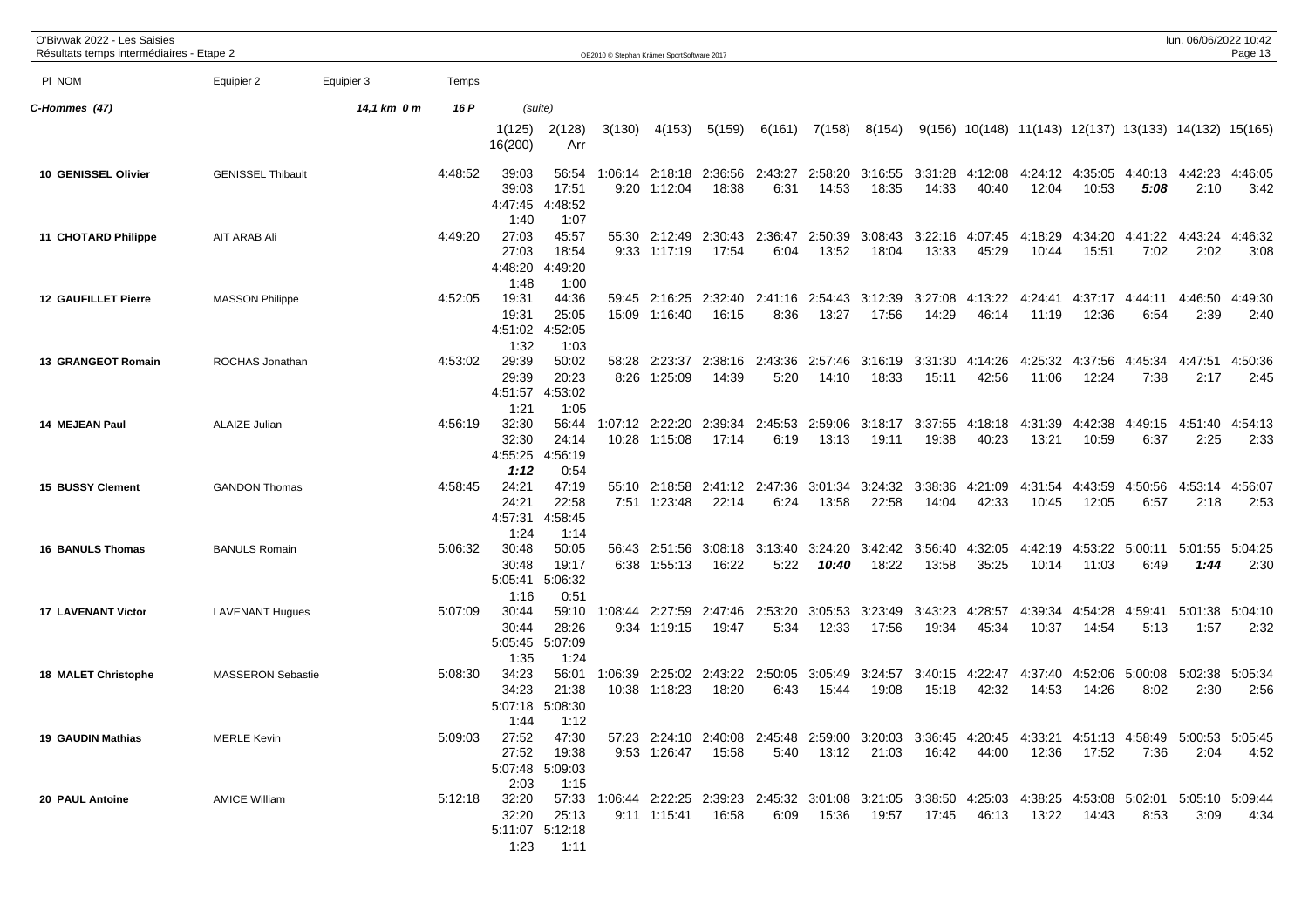O'Bivwak 2022 - Les Saisies
Résultats temps intermédiaires - Etape 2

| Pl NOM | Equipier 2 | Equipier 3 | Temps | 1(125) | 2(128) | 3(130) | 4(153) | 5(159) | 6(161) | 7(158) | 8(154) | 9(156) | 10(148) | 11(143) | 12(137) | 13(133) | 14(132) | 15(165) |
|---|---|---|---|---|---|---|---|---|---|---|---|---|---|---|---|---|---|---|
| | | | | 16(200) | Arr | | | | | | | | | | | | | |
| **C-Hommes (47)** | | 14,1 km 0 m | 16 P | (suite) | | | | | | | | | | | | | | |
| **10 GENISSEL Olivier** | GENISSEL Thibault | | 4:48:52 | 39:03 | 56:54 | 1:06:14 | 2:18:18 | 2:36:56 | 2:43:27 | 2:58:20 | 3:16:55 | 3:31:28 | 4:12:08 | 4:24:12 | 4:35:05 | 4:40:13 | 4:42:23 | 4:46:05 |
| | | | | 39:03 | 17:51 | 9:20 | 1:12:04 | 18:38 | 6:31 | 14:53 | 18:35 | 14:33 | 40:40 | 12:04 | 10:53 | *5:08* | 2:10 | 3:42 |
| | | | | 4:47:45 | 4:48:52 | | | | | | | | | | | | | |
| | | | | 1:40 | 1:07 | | | | | | | | | | | | | |
| **11 CHOTARD Philippe** | AIT ARAB Ali | | 4:49:20 | 27:03 | 45:57 | 55:30 | 2:12:49 | 2:30:43 | 2:36:47 | 2:50:39 | 3:08:43 | 3:22:16 | 4:07:45 | 4:18:29 | 4:34:20 | 4:41:22 | 4:43:24 | 4:46:32 |
| | | | | 27:03 | 18:54 | 9:33 | 1:17:19 | 17:54 | 6:04 | 13:52 | 18:04 | 13:33 | 45:29 | 10:44 | 15:51 | 7:02 | 2:02 | 3:08 |
| | | | | 4:48:20 | 4:49:20 | | | | | | | | | | | | | |
| | | | | 1:48 | 1:00 | | | | | | | | | | | | | |
| **12 GAUFILLET Pierre** | MASSON Philippe | | 4:52:05 | 19:31 | 44:36 | 59:45 | 2:16:25 | 2:32:40 | 2:41:16 | 2:54:43 | 3:12:39 | 3:27:08 | 4:13:22 | 4:24:41 | 4:37:17 | 4:44:11 | 4:46:50 | 4:49:30 |
| | | | | 19:31 | 25:05 | 15:09 | 1:16:40 | 16:15 | 8:36 | 13:27 | 17:56 | 14:29 | 46:14 | 11:19 | 12:36 | 6:54 | 2:39 | 2:40 |
| | | | | 4:51:02 | 4:52:05 | | | | | | | | | | | | | |
| | | | | 1:32 | 1:03 | | | | | | | | | | | | | |
| **13 GRANGEOT Romain** | ROCHAS Jonathan | | 4:53:02 | 29:39 | 50:02 | 58:28 | 2:23:37 | 2:38:16 | 2:43:36 | 2:57:46 | 3:16:19 | 3:31:30 | 4:14:26 | 4:25:32 | 4:37:56 | 4:45:34 | 4:47:51 | 4:50:36 |
| | | | | 29:39 | 20:23 | 8:26 | 1:25:09 | 14:39 | 5:20 | 14:10 | 18:33 | 15:11 | 42:56 | 11:06 | 12:24 | 7:38 | 2:17 | 2:45 |
| | | | | 4:51:57 | 4:53:02 | | | | | | | | | | | | | |
| | | | | 1:21 | 1:05 | | | | | | | | | | | | | |
| **14 MEJEAN Paul** | ALAIZE Julian | | 4:56:19 | 32:30 | 56:44 | 1:07:12 | 2:22:20 | 2:39:34 | 2:45:53 | 2:59:06 | 3:18:17 | 3:37:55 | 4:18:18 | 4:31:39 | 4:42:38 | 4:49:15 | 4:51:40 | 4:54:13 |
| | | | | 32:30 | 24:14 | 10:28 | 1:15:08 | 17:14 | 6:19 | 13:13 | 19:11 | 19:38 | 40:23 | 13:21 | 10:59 | 6:37 | 2:25 | 2:33 |
| | | | | 4:55:25 | 4:56:19 | | | | | | | | | | | | | |
| | | | | *1:12* | 0:54 | | | | | | | | | | | | | |
| **15 BUSSY Clement** | GANDON Thomas | | 4:58:45 | 24:21 | 47:19 | 55:10 | 2:18:58 | 2:41:12 | 2:47:36 | 3:01:34 | 3:24:32 | 3:38:36 | 4:21:09 | 4:31:54 | 4:43:59 | 4:50:56 | 4:53:14 | 4:56:07 |
| | | | | 24:21 | 22:58 | 7:51 | 1:23:48 | 22:14 | 6:24 | 13:58 | 22:58 | 14:04 | 42:33 | 10:45 | 12:05 | 6:57 | 2:18 | 2:53 |
| | | | | 4:57:31 | 4:58:45 | | | | | | | | | | | | | |
| | | | | 1:24 | 1:14 | | | | | | | | | | | | | |
| **16 BANULS Thomas** | BANULS Romain | | 5:06:32 | 30:48 | 50:05 | 56:43 | 2:51:56 | 3:08:18 | 3:13:40 | 3:24:20 | 3:42:42 | 3:56:40 | 4:32:05 | 4:42:19 | 4:53:22 | 5:00:11 | 5:01:55 | 5:04:25 |
| | | | | 30:48 | 19:17 | 6:38 | 1:55:13 | 16:22 | 5:22 | *10:40* | 18:22 | 13:58 | 35:25 | 10:14 | 11:03 | 6:49 | *1:44* | 2:30 |
| | | | | 5:05:41 | 5:06:32 | | | | | | | | | | | | | |
| | | | | 1:16 | 0:51 | | | | | | | | | | | | | |
| **17 LAVENANT Victor** | LAVENANT Hugues | | 5:07:09 | 30:44 | 59:10 | 1:08:44 | 2:27:59 | 2:47:46 | 2:53:20 | 3:05:53 | 3:23:49 | 3:43:23 | 4:28:57 | 4:39:34 | 4:54:28 | 4:59:41 | 5:01:38 | 5:04:10 |
| | | | | 30:44 | 28:26 | 9:34 | 1:19:15 | 19:47 | 5:34 | 12:33 | 17:56 | 19:34 | 45:34 | 10:37 | 14:54 | 5:13 | 1:57 | 2:32 |
| | | | | 5:05:45 | 5:07:09 | | | | | | | | | | | | | |
| | | | | 1:35 | 1:24 | | | | | | | | | | | | | |
| **18 MALET Christophe** | MASSERON Sebastie | | 5:08:30 | 34:23 | 56:01 | 1:06:39 | 2:25:02 | 2:43:22 | 2:50:05 | 3:05:49 | 3:24:57 | 3:40:15 | 4:22:47 | 4:37:40 | 4:52:06 | 5:00:08 | 5:02:38 | 5:05:34 |
| | | | | 34:23 | 21:38 | 10:38 | 1:18:23 | 18:20 | 6:43 | 15:44 | 19:08 | 15:18 | 42:32 | 14:53 | 14:26 | 8:02 | 2:30 | 2:56 |
| | | | | 5:07:18 | 5:08:30 | | | | | | | | | | | | | |
| | | | | 1:44 | 1:12 | | | | | | | | | | | | | |
| **19 GAUDIN Mathias** | MERLE Kevin | | 5:09:03 | 27:52 | 47:30 | 57:23 | 2:24:10 | 2:40:08 | 2:45:48 | 2:59:00 | 3:20:03 | 3:36:45 | 4:20:45 | 4:33:21 | 4:51:13 | 4:58:49 | 5:00:53 | 5:05:45 |
| | | | | 27:52 | 19:38 | 9:53 | 1:26:47 | 15:58 | 5:40 | 13:12 | 21:03 | 16:42 | 44:00 | 12:36 | 17:52 | 7:36 | 2:04 | 4:52 |
| | | | | 5:07:48 | 5:09:03 | | | | | | | | | | | | | |
| | | | | 2:03 | 1:15 | | | | | | | | | | | | | |
| **20 PAUL Antoine** | AMICE William | | 5:12:18 | 32:20 | 57:33 | 1:06:44 | 2:22:25 | 2:39:23 | 2:45:32 | 3:01:08 | 3:21:05 | 3:38:50 | 4:25:03 | 4:38:25 | 4:53:08 | 5:02:01 | 5:05:10 | 5:09:44 |
| | | | | 32:20 | 25:13 | 9:11 | 1:15:41 | 16:58 | 6:09 | 15:36 | 19:57 | 17:45 | 46:13 | 13:22 | 14:43 | 8:53 | 3:09 | 4:34 |
| | | | | 5:11:07 | 5:12:18 | | | | | | | | | | | | | |
| | | | | 1:23 | 1:11 | | | | | | | | | | | | | |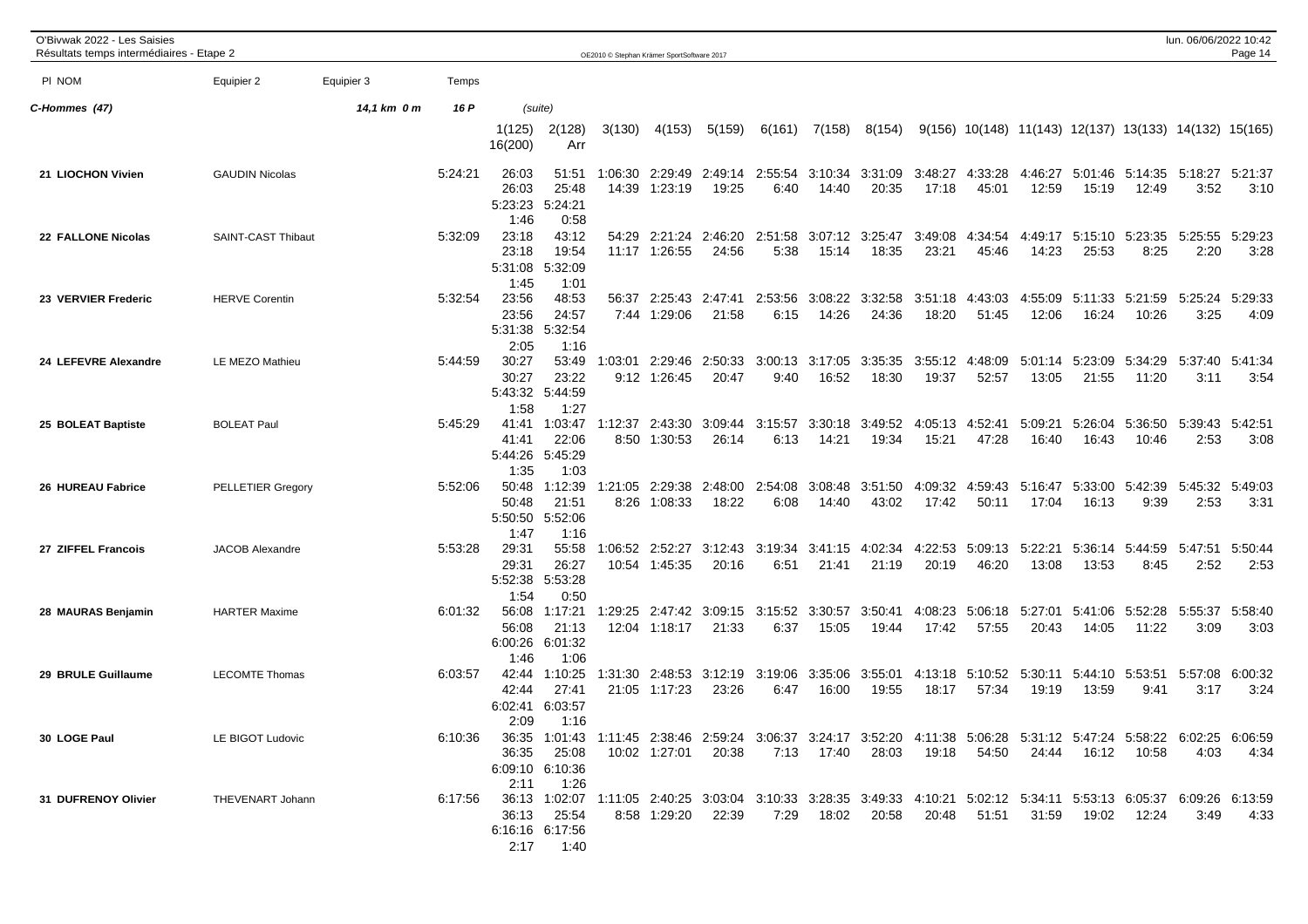O'Bivwak 2022 - Les Saisies
Résultats temps intermédiaires - Etape 2

| Pl NOM | Equipier 2 | Equipier 3 | Temps | | | | | | | | | | | | | | | |
|---|---|---|---|---|---|---|---|---|---|---|---|---|---|---|---|---|---|---|
| **C-Hommes (47)** | | 14,1 km 0 m | 16 P | (suite) | | | | | | | | | | | | | | |
| | | | | 1(125) 16(200) | 2(128) Arr | 3(130) | 4(153) | 5(159) | 6(161) | 7(158) | 8(154) | 9(156) | 10(148) | 11(143) | 12(137) | 13(133) | 14(132) | 15(165) |
| **21 LIOCHON Vivien** | GAUDIN Nicolas | | 5:24:21 | 26:03 26:03 5:23:23 1:46 | 51:51 25:48 5:24:21 0:58 | 1:06:30 14:39 | 2:29:49 1:23:19 | 2:49:14 19:25 | 2:55:54 6:40 | 3:10:34 14:40 | 3:31:09 20:35 | 3:48:27 17:18 | 4:33:28 45:01 | 4:46:27 12:59 | 5:01:46 15:19 | 5:14:35 12:49 | 5:18:27 3:52 | 5:21:37 3:10 |
| **22 FALLONE Nicolas** | SAINT-CAST Thibaut | | 5:32:09 | 23:18 23:18 5:31:08 1:45 | 43:12 19:54 5:32:09 1:01 | 54:29 11:17 | 2:21:24 1:26:55 | 2:46:20 24:56 | 2:51:58 5:38 | 3:07:12 15:14 | 3:25:47 18:35 | 3:49:08 23:21 | 4:34:54 45:46 | 4:49:17 14:23 | 5:15:10 25:53 | 5:23:35 8:25 | 5:25:55 2:20 | 5:29:23 3:28 |
| **23 VERVIER Frederic** | HERVE Corentin | | 5:32:54 | 23:56 23:56 5:31:38 2:05 | 48:53 24:57 5:32:54 1:16 | 56:37 7:44 | 2:25:43 1:29:06 | 2:47:41 21:58 | 2:53:56 6:15 | 3:08:22 14:26 | 3:32:58 24:36 | 3:51:18 18:20 | 4:43:03 51:45 | 4:55:09 12:06 | 5:11:33 16:24 | 5:21:59 10:26 | 5:25:24 3:25 | 5:29:33 4:09 |
| **24 LEFEVRE Alexandre** | LE MEZO Mathieu | | 5:44:59 | 30:27 30:27 5:43:32 1:58 | 53:49 23:22 5:44:59 1:27 | 1:03:01 9:12 | 2:29:46 1:26:45 | 2:50:33 20:47 | 3:00:13 9:40 | 3:17:05 16:52 | 3:35:35 18:30 | 3:55:12 19:37 | 4:48:09 52:57 | 5:01:14 13:05 | 5:23:09 21:55 | 5:34:29 11:20 | 5:37:40 3:11 | 5:41:34 3:54 |
| **25 BOLEAT Baptiste** | BOLEAT Paul | | 5:45:29 | 41:41 41:41 5:44:26 1:35 | 1:03:47 22:06 5:45:29 1:03 | 1:12:37 8:50 | 2:43:30 1:30:53 | 3:09:44 26:14 | 3:15:57 6:13 | 3:30:18 14:21 | 3:49:52 19:34 | 4:05:13 15:21 | 4:52:41 47:28 | 5:09:21 16:40 | 5:26:04 16:43 | 5:36:50 10:46 | 5:39:43 2:53 | 5:42:51 3:08 |
| **26 HUREAU Fabrice** | PELLETIER Gregory | | 5:52:06 | 50:48 50:48 5:50:50 1:47 | 1:12:39 21:51 5:52:06 1:16 | 1:21:05 8:26 | 2:29:38 1:08:33 | 2:48:00 18:22 | 2:54:08 6:08 | 3:08:48 14:40 | 3:51:50 43:02 | 4:09:32 17:42 | 4:59:43 50:11 | 5:16:47 17:04 | 5:33:00 16:13 | 5:42:39 9:39 | 5:45:32 2:53 | 5:49:03 3:31 |
| **27 ZIFFEL Francois** | JACOB Alexandre | | 5:53:28 | 29:31 29:31 5:52:38 1:54 | 55:58 26:27 5:53:28 0:50 | 1:06:52 10:54 | 2:52:27 1:45:35 | 3:12:43 20:16 | 3:19:34 6:51 | 3:41:15 21:41 | 4:02:34 21:19 | 4:22:53 20:19 | 5:09:13 46:20 | 5:22:21 13:08 | 5:36:14 13:53 | 5:44:59 8:45 | 5:47:51 2:52 | 5:50:44 2:53 |
| **28 MAURAS Benjamin** | HARTER Maxime | | 6:01:32 | 56:08 56:08 6:00:26 1:46 | 1:17:21 21:13 6:01:32 1:06 | 1:29:25 12:04 | 2:47:42 1:18:17 | 3:09:15 21:33 | 3:15:52 6:37 | 3:30:57 15:05 | 3:50:41 19:44 | 4:08:23 17:42 | 5:06:18 57:55 | 5:27:01 20:43 | 5:41:06 14:05 | 5:52:28 11:22 | 5:55:37 3:09 | 5:58:40 3:03 |
| **29 BRULE Guillaume** | LECOMTE Thomas | | 6:03:57 | 42:44 42:44 6:02:41 2:09 | 1:10:25 27:41 6:03:57 1:16 | 1:31:30 21:05 | 2:48:53 1:17:23 | 3:12:19 23:26 | 3:19:06 6:47 | 3:35:06 16:00 | 3:55:01 19:55 | 4:13:18 18:17 | 5:10:52 57:34 | 5:30:11 19:19 | 5:44:10 13:59 | 5:53:51 9:41 | 5:57:08 3:17 | 6:00:32 3:24 |
| **30 LOGE Paul** | LE BIGOT Ludovic | | 6:10:36 | 36:35 36:35 6:09:10 2:11 | 1:01:43 25:08 6:10:36 1:26 | 1:11:45 10:02 | 2:38:46 1:27:01 | 2:59:24 20:38 | 3:06:37 7:13 | 3:24:17 17:40 | 3:52:20 28:03 | 4:11:38 19:18 | 5:06:28 54:50 | 5:31:12 24:44 | 5:47:24 16:12 | 5:58:22 10:58 | 6:02:25 4:03 | 6:06:59 4:34 |
| **31 DUFRENOY Olivier** | THEVENART Johann | | 6:17:56 | 36:13 36:13 6:16:16 2:17 | 1:02:07 25:54 6:17:56 1:40 | 1:11:05 8:58 | 2:40:25 1:29:20 | 3:03:04 22:39 | 3:10:33 7:29 | 3:28:35 18:02 | 3:49:33 20:58 | 4:10:21 20:48 | 5:02:12 51:51 | 5:34:11 31:59 | 5:53:13 19:02 | 6:05:37 12:24 | 6:09:26 3:49 | 6:13:59 4:33 |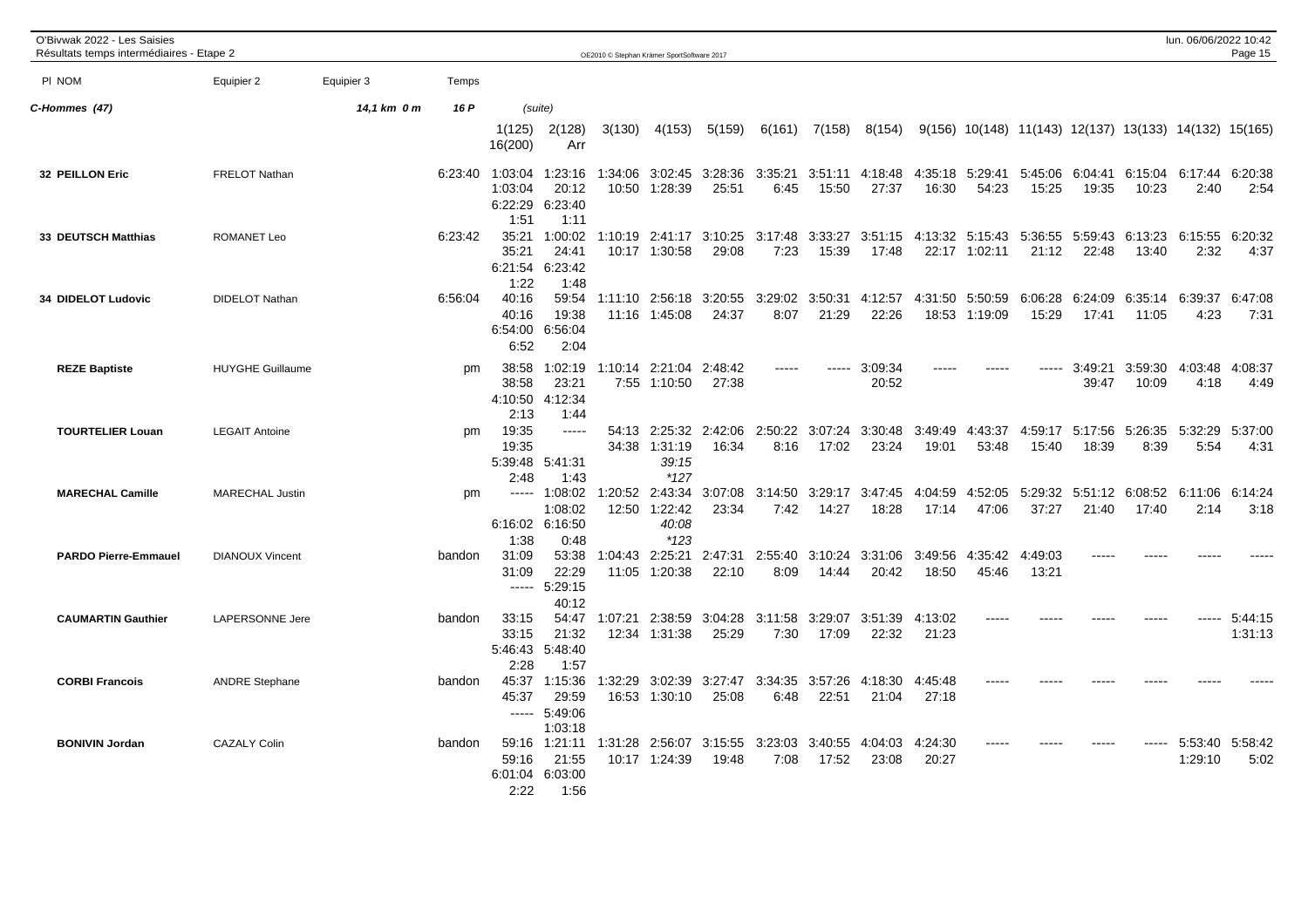| Pl NOM | Equipier 2 | Equipier 3 | Temps | 1(125) | 2(128) | 3(130) | 4(153) | 5(159) | 6(161) | 7(158) | 8(154) | 9(156) | 10(148) | 11(143) | 12(137) | 13(133) | 14(132) | 15(165) | 16(200) | Arr |
|---|---|---|---|---|---|---|---|---|---|---|---|---|---|---|---|---|---|---|---|---|
| **C-Hommes (47)** | | 14,1 km 0 m | 16 P | (suite) | | | | | | | | | | | | | | | | |
| **32 PEILLON Eric** | FRELOT Nathan | | 6:23:40 | 1:03:04 | 1:23:16 | 1:34:06 | 3:02:45 | 3:28:36 | 3:35:21 | 3:51:11 | 4:18:48 | 4:35:18 | 5:29:41 | 5:45:06 | 6:04:41 | 6:15:04 | 6:17:44 | 6:20:38 | 6:22:29 | 6:23:40 |
| | | | | 1:03:04 | 20:12 | 10:50 | 1:28:39 | 25:51 | 6:45 | 15:50 | 27:37 | 16:30 | 54:23 | 15:25 | 19:35 | 10:23 | 2:40 | 2:54 | 1:51 | 1:11 |
| **33 DEUTSCH Matthias** | ROMANET Leo | | 6:23:42 | 35:21 | 1:00:02 | 1:10:19 | 2:41:17 | 3:10:25 | 3:17:48 | 3:33:27 | 3:51:15 | 4:13:32 | 5:15:43 | 5:36:55 | 5:59:43 | 6:13:23 | 6:15:55 | 6:20:32 | 6:21:54 | 6:23:42 |
| | | | | 35:21 | 24:41 | 10:17 | 1:30:58 | 29:08 | 7:23 | 15:39 | 17:48 | 22:17 | 1:02:11 | 21:12 | 22:48 | 13:40 | 2:32 | 4:37 | 1:22 | 1:48 |
| **34 DIDELOT Ludovic** | DIDELOT Nathan | | 6:56:04 | 40:16 | 59:54 | 1:11:10 | 2:56:18 | 3:20:55 | 3:29:02 | 3:50:31 | 4:12:57 | 4:31:50 | 5:50:59 | 6:06:28 | 6:24:09 | 6:35:14 | 6:39:37 | 6:47:08 | 6:54:00 | 6:56:04 |
| | | | | 40:16 | 19:38 | 11:16 | 1:45:08 | 24:37 | 8:07 | 21:29 | 22:26 | 18:53 | 1:19:09 | 15:29 | 17:41 | 11:05 | 4:23 | 7:31 | 6:52 | 2:04 |
| **REZE Baptiste** | HUYGHE Guillaume | | pm | 38:58 | 1:02:19 | 1:10:14 | 2:21:04 | 2:48:42 | ----- | ----- | 3:09:34 | ----- | ----- | ----- | 3:49:21 | 3:59:30 | 4:03:48 | 4:08:37 | 4:10:50 | 4:12:34 |
| | | | | 38:58 | 23:21 | 7:55 | 1:10:50 | 27:38 | | | 20:52 | | | | 39:47 | 10:09 | 4:18 | 4:49 | 2:13 | 1:44 |
| **TOURTELIER Louan** | LEGAIT Antoine | | pm | 19:35 | ----- | 54:13 | 2:25:32 | 2:42:06 | 2:50:22 | 3:07:24 | 3:30:48 | 3:49:49 | 4:43:37 | 4:59:17 | 5:17:56 | 5:26:35 | 5:32:29 | 5:37:00 | 5:39:48 | 5:41:31 |
| | | | | 19:35 | | 34:38 | 1:31:19 | 16:34 | 8:16 | 17:02 | 23:24 | 19:01 | 53:48 | 15:40 | 18:39 | 8:39 | 5:54 | 4:31 | 2:48 | 1:43 |
| | | | | | | | *39:15* | | | | | | | | | | | | | |
| | | | | | | | *\*127* | | | | | | | | | | | | | |
| **MARECHAL Camille** | MARECHAL Justin | | pm | ----- | 1:08:02 | 1:20:52 | 2:43:34 | 3:07:08 | 3:14:50 | 3:29:17 | 3:47:45 | 4:04:59 | 4:52:05 | 5:29:32 | 5:51:12 | 6:08:52 | 6:11:06 | 6:14:24 | 6:16:02 | 6:16:50 |
| | | | | | 1:08:02 | 12:50 | 1:22:42 | 23:34 | 7:42 | 14:27 | 18:28 | 17:14 | 47:06 | 37:27 | 21:40 | 17:40 | 2:14 | 3:18 | 1:38 | 0:48 |
| | | | | | | | *40:08* | | | | | | | | | | | | | |
| | | | | | | | *\*123* | | | | | | | | | | | | | |
| **PARDO Pierre-Emmauel** | DIANOUX Vincent | | bandon | 31:09 | 53:38 | 1:04:43 | 2:25:21 | 2:47:31 | 2:55:40 | 3:10:24 | 3:31:06 | 3:49:56 | 4:35:42 | 4:49:03 | ----- | ----- | ----- | ----- | ----- | 5:29:15 |
| | | | | 31:09 | 22:29 | 11:05 | 1:20:38 | 22:10 | 8:09 | 14:44 | 20:42 | 18:50 | 45:46 | 13:21 | | | | | | 40:12 |
| **CAUMARTIN Gauthier** | LAPERSONNE Jere | | bandon | 33:15 | 54:47 | 1:07:21 | 2:38:59 | 3:04:28 | 3:11:58 | 3:29:07 | 3:51:39 | 4:13:02 | ----- | ----- | ----- | ----- | ----- | 5:44:15 | 5:46:43 | 5:48:40 |
| | | | | 33:15 | 21:32 | 12:34 | 1:31:38 | 25:29 | 7:30 | 17:09 | 22:32 | 21:23 | | | | | | 1:31:13 | 2:28 | 1:57 |
| **CORBI Francois** | ANDRE Stephane | | bandon | 45:37 | 1:15:36 | 1:32:29 | 3:02:39 | 3:27:47 | 3:34:35 | 3:57:26 | 4:18:30 | 4:45:48 | ----- | ----- | ----- | ----- | ----- | ----- | ----- | 5:49:06 |
| | | | | 45:37 | 29:59 | 16:53 | 1:30:10 | 25:08 | 6:48 | 22:51 | 21:04 | 27:18 | | | | | | | | 1:03:18 |
| **BONIVIN Jordan** | CAZALY Colin | | bandon | 59:16 | 1:21:11 | 1:31:28 | 2:56:07 | 3:15:55 | 3:23:03 | 3:40:55 | 4:04:03 | 4:24:30 | ----- | ----- | ----- | ----- | 5:53:40 | 5:58:42 | 6:01:04 | 6:03:00 |
| | | | | 59:16 | 21:55 | 10:17 | 1:24:39 | 19:48 | 7:08 | 17:52 | 23:08 | 20:27 | | | | | 1:29:10 | 5:02 | 2:22 | 1:56 |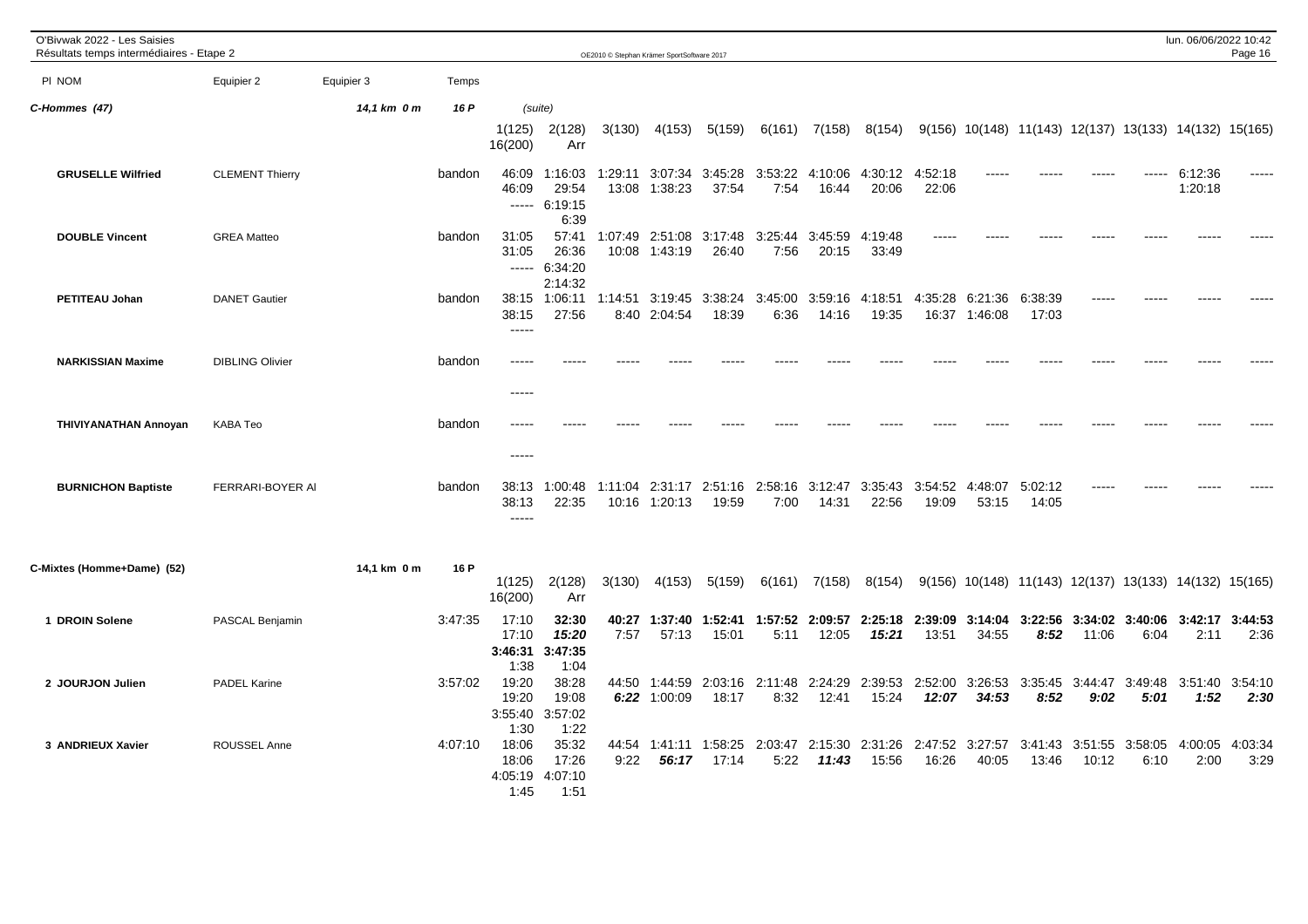O'Bivwak 2022 - Les Saisies
Résultats temps intermédiaires - Etape 2

### C-Hommes (47) — 14,1 km 0 m — 16 P (suite)

| Pl | NOM | Equipier 2 | Equipier 3 | Temps | 1(125) | 2(128) | 3(130) | 4(153) | 5(159) | 6(161) | 7(158) | 8(154) | 9(156) | 10(148) | 11(143) | 12(137) | 13(133) | 14(132) | 15(165) | 16(200) | Arr |
|---|---|---|---|---|---|---|---|---|---|---|---|---|---|---|---|---|---|---|---|---|---|
| | GRUSELLE Wilfried | CLEMENT Thierry | | bandon | 46:09 | 1:16:03 | 1:29:11 | 3:07:34 | 3:45:28 | 3:53:22 | 4:10:06 | 4:30:12 | 4:52:18 | ----- | ----- | ----- | ----- | 6:12:36 | ----- | ----- | 6:19:15 |
| | | | | | 46:09 | 29:54 | 13:08 | 1:38:23 | 37:54 | 7:54 | 16:44 | 20:06 | 22:06 | | | | | 1:20:18 | | | 6:39 |
| | DOUBLE Vincent | GREA Matteo | | bandon | 31:05 | 57:41 | 1:07:49 | 2:51:08 | 3:17:48 | 3:25:44 | 3:45:59 | 4:19:48 | ----- | ----- | ----- | ----- | ----- | ----- | ----- | ----- | 6:34:20 |
| | | | | | 31:05 | 26:36 | 10:08 | 1:43:19 | 26:40 | 7:56 | 20:15 | 33:49 | | | | | | | | | 2:14:32 |
| | PETITEAU Johan | DANET Gautier | | bandon | 38:15 | 1:06:11 | 1:14:51 | 3:19:45 | 3:38:24 | 3:45:00 | 3:59:16 | 4:18:51 | 4:35:28 | 6:21:36 | 6:38:39 | ----- | ----- | ----- | ----- | ----- | |
| | | | | | 38:15 | 27:56 | 8:40 | 2:04:54 | 18:39 | 6:36 | 14:16 | 19:35 | 16:37 | 1:46:08 | 17:03 | | | | | | |
| | NARKISSIAN Maxime | DIBLING Olivier | | bandon | ----- | ----- | ----- | ----- | ----- | ----- | ----- | ----- | ----- | ----- | ----- | ----- | ----- | ----- | ----- | ----- | |
| | THIVIYANATHAN Annoyan | KABA Teo | | bandon | ----- | ----- | ----- | ----- | ----- | ----- | ----- | ----- | ----- | ----- | ----- | ----- | ----- | ----- | ----- | ----- | |
| | BURNICHON Baptiste | FERRARI-BOYER Al | | bandon | 38:13 | 1:00:48 | 1:11:04 | 2:31:17 | 2:51:16 | 2:58:16 | 3:12:47 | 3:35:43 | 3:54:52 | 4:48:07 | 5:02:12 | ----- | ----- | ----- | ----- | ----- | |
| | | | | | 38:13 | 22:35 | 10:16 | 1:20:13 | 19:59 | 7:00 | 14:31 | 22:56 | 19:09 | 53:15 | 14:05 | | | | | | |

### C-Mixtes (Homme+Dame) (52) — 14,1 km 0 m — 16 P

| Pl | NOM | Equipier 2 | Equipier 3 | Temps | 1(125) | 2(128) | 3(130) | 4(153) | 5(159) | 6(161) | 7(158) | 8(154) | 9(156) | 10(148) | 11(143) | 12(137) | 13(133) | 14(132) | 15(165) | 16(200) | Arr |
|---|---|---|---|---|---|---|---|---|---|---|---|---|---|---|---|---|---|---|---|---|---|
| 1 | DROIN Solene | PASCAL Benjamin | | 3:47:35 | 17:10 | **32:30** | **40:27** | **1:37:40** | **1:52:41** | **1:57:52** | **2:09:57** | **2:25:18** | **2:39:09** | **3:14:04** | **3:22:56** | **3:34:02** | **3:40:06** | **3:42:17** | **3:44:53** | **3:46:31** | **3:47:35** |
| | | | | | 17:10 | ***15:20*** | 7:57 | 57:13 | 15:01 | 5:11 | 12:05 | ***15:21*** | 13:51 | 34:55 | ***8:52*** | 11:06 | 6:04 | 2:11 | 2:36 | 1:38 | 1:04 |
| 2 | JOURJON Julien | PADEL Karine | | 3:57:02 | 19:20 | 38:28 | 44:50 | 1:44:59 | 2:03:16 | 2:11:48 | 2:24:29 | 2:39:53 | 2:52:00 | 3:26:53 | 3:35:45 | 3:44:47 | 3:49:48 | 3:51:40 | 3:54:10 | 3:55:40 | 3:57:02 |
| | | | | | 19:20 | 19:08 | ***6:22*** | 1:00:09 | 18:17 | 8:32 | 12:41 | 15:24 | ***12:07*** | ***34:53*** | ***8:52*** | ***9:02*** | ***5:01*** | ***1:52*** | ***2:30*** | 1:30 | 1:22 |
| 3 | ANDRIEUX Xavier | ROUSSEL Anne | | 4:07:10 | 18:06 | 35:32 | 44:54 | 1:41:11 | 1:58:25 | 2:03:47 | 2:15:30 | 2:31:26 | 2:47:52 | 3:27:57 | 3:41:43 | 3:51:55 | 3:58:05 | 4:00:05 | 4:03:34 | 4:05:19 | 4:07:10 |
| | | | | | 18:06 | 17:26 | 9:22 | ***56:17*** | 17:14 | 5:22 | ***11:43*** | 15:56 | 16:26 | 40:05 | 13:46 | 10:12 | 6:10 | 2:00 | 3:29 | 1:45 | 1:51 |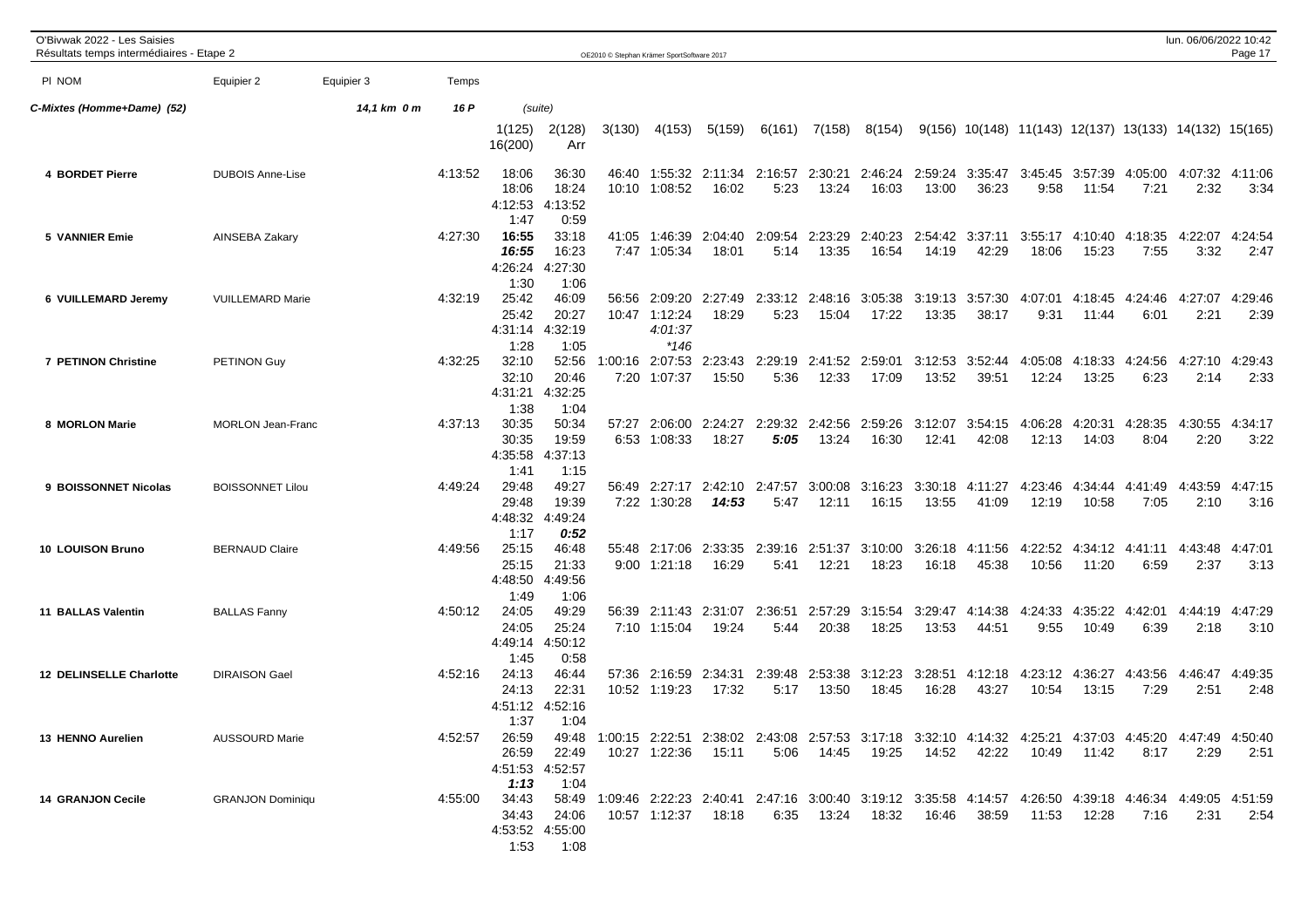| Pl NOM | Equipier 2 | Equipier 3 | Temps | | | | | | | | | | | | | | | | |
|---|---|---|---|---|---|---|---|---|---|---|---|---|---|---|---|---|---|---|---|
| **C-Mixtes (Homme+Dame) (52)** | | 14,1 km 0 m | 16 P | (suite) | | | | | | | | | | | | | | | |
| | | | | 1(125) 16(200) | 2(128) Arr | 3(130) | 4(153) | 5(159) | 6(161) | 7(158) | 8(154) | 9(156) | 10(148) | 11(143) | 12(137) | 13(133) | 14(132) | 15(165) | |
| **4 BORDET Pierre** | DUBOIS Anne-Lise | | 4:13:52 | 18:06 18:06 4:12:53 1:47 | 36:30 18:24 4:13:52 0:59 | 46:40 10:10 | 1:55:32 1:08:52 | 2:11:34 16:02 | 2:16:57 5:23 | 2:30:21 13:24 | 2:46:24 16:03 | 2:59:24 13:00 | 3:35:47 36:23 | 3:45:45 9:58 | 3:57:39 11:54 | 4:05:00 7:21 | 4:07:32 2:32 | 4:11:06 3:34 | |
| **5 VANNIER Emie** | AINSEBA Zakary | | 4:27:30 | *16:55* *16:55* 4:26:24 1:30 | 33:18 16:23 4:27:30 1:06 | 41:05 7:47 | 1:46:39 1:05:34 | 2:04:40 18:01 | 2:09:54 5:14 | 2:23:29 13:35 | 2:40:23 16:54 | 2:54:42 14:19 | 3:37:11 42:29 | 3:55:17 18:06 | 4:10:40 15:23 | 4:18:35 7:55 | 4:22:07 3:32 | 4:24:54 2:47 | |
| **6 VUILLEMARD Jeremy** | VUILLEMARD Marie | | 4:32:19 | 25:42 25:42 4:31:14 1:28 | 46:09 20:27 4:32:19 1:05 | 56:56 10:47 | 2:09:20 1:12:24 | 2:27:49 18:29 *4:01:37* *\*146* | 2:33:12 5:23 | 2:48:16 15:04 | 3:05:38 17:22 | 3:19:13 13:35 | 3:57:30 38:17 | 4:07:01 9:31 | 4:18:45 11:44 | 4:24:46 6:01 | 4:27:07 2:21 | 4:29:46 2:39 | |
| **7 PETINON Christine** | PETINON Guy | | 4:32:25 | 32:10 32:10 4:31:21 1:38 | 52:56 20:46 4:32:25 1:04 | 1:00:16 7:20 | 2:07:53 1:07:37 | 2:23:43 15:50 | 2:29:19 5:36 | 2:41:52 12:33 | 2:59:01 17:09 | 3:12:53 13:52 | 3:52:44 39:51 | 4:05:08 12:24 | 4:18:33 13:25 | 4:24:56 6:23 | 4:27:10 2:14 | 4:29:43 2:33 | |
| **8 MORLON Marie** | MORLON Jean-Franc | | 4:37:13 | 30:35 30:35 4:35:58 1:41 | 50:34 19:59 4:37:13 1:15 | 57:27 6:53 | 2:06:00 1:08:33 | 2:24:27 18:27 | 2:29:32 *5:05* | 2:42:56 13:24 | 2:59:26 16:30 | 3:12:07 12:41 | 3:54:15 42:08 | 4:06:28 12:13 | 4:20:31 14:03 | 4:28:35 8:04 | 4:30:55 2:20 | 4:34:17 3:22 | |
| **9 BOISSONNET Nicolas** | BOISSONNET Lilou | | 4:49:24 | 29:48 29:48 4:48:32 1:17 | 49:27 19:39 4:49:24 *0:52* | 56:49 7:22 | 2:27:17 1:30:28 | 2:42:10 *14:53* | 2:47:57 5:47 | 3:00:08 12:11 | 3:16:23 16:15 | 3:30:18 13:55 | 4:11:27 41:09 | 4:23:46 12:19 | 4:34:44 10:58 | 4:41:49 7:05 | 4:43:59 2:10 | 4:47:15 3:16 | |
| **10 LOUISON Bruno** | BERNAUD Claire | | 4:49:56 | 25:15 25:15 4:48:50 1:49 | 46:48 21:33 4:49:56 1:06 | 55:48 9:00 | 2:17:06 1:21:18 | 2:33:35 16:29 | 2:39:16 5:41 | 2:51:37 12:21 | 3:10:00 18:23 | 3:26:18 16:18 | 4:11:56 45:38 | 4:22:52 10:56 | 4:34:12 11:20 | 4:41:11 6:59 | 4:43:48 2:37 | 4:47:01 3:13 | |
| **11 BALLAS Valentin** | BALLAS Fanny | | 4:50:12 | 24:05 24:05 4:49:14 1:45 | 49:29 25:24 4:50:12 0:58 | 56:39 7:10 | 2:11:43 1:15:04 | 2:31:07 19:24 | 2:36:51 5:44 | 2:57:29 20:38 | 3:15:54 18:25 | 3:29:47 13:53 | 4:14:38 44:51 | 4:24:33 9:55 | 4:35:22 10:49 | 4:42:01 6:39 | 4:44:19 2:18 | 4:47:29 3:10 | |
| **12 DELINSELLE Charlotte** | DIRAISON Gael | | 4:52:16 | 24:13 24:13 4:51:12 1:37 | 46:44 22:31 4:52:16 1:04 | 57:36 10:52 | 2:16:59 1:19:23 | 2:34:31 17:32 | 2:39:48 5:17 | 2:53:38 13:50 | 3:12:23 18:45 | 3:28:51 16:28 | 4:12:18 43:27 | 4:23:12 10:54 | 4:36:27 13:15 | 4:43:56 7:29 | 4:46:47 2:51 | 4:49:35 2:48 | |
| **13 HENNO Aurelien** | AUSSOURD Marie | | 4:52:57 | 26:59 26:59 4:51:53 *1:13* | 49:48 22:49 4:52:57 1:04 | 1:00:15 10:27 | 2:22:51 1:22:36 | 2:38:02 15:11 | 2:43:08 5:06 | 2:57:53 14:45 | 3:17:18 19:25 | 3:32:10 14:52 | 4:14:32 42:22 | 4:25:21 10:49 | 4:37:03 11:42 | 4:45:20 8:17 | 4:47:49 2:29 | 4:50:40 2:51 | |
| **14 GRANJON Cecile** | GRANJON Dominiqu | | 4:55:00 | 34:43 34:43 4:53:52 1:53 | 58:49 24:06 4:55:00 1:08 | 1:09:46 10:57 | 2:22:23 1:12:37 | 2:40:41 18:18 | 2:47:16 6:35 | 3:00:40 13:24 | 3:19:12 18:32 | 3:35:58 16:46 | 4:14:57 38:59 | 4:26:50 11:53 | 4:39:18 12:28 | 4:46:34 7:16 | 4:49:05 2:31 | 4:51:59 2:54 | |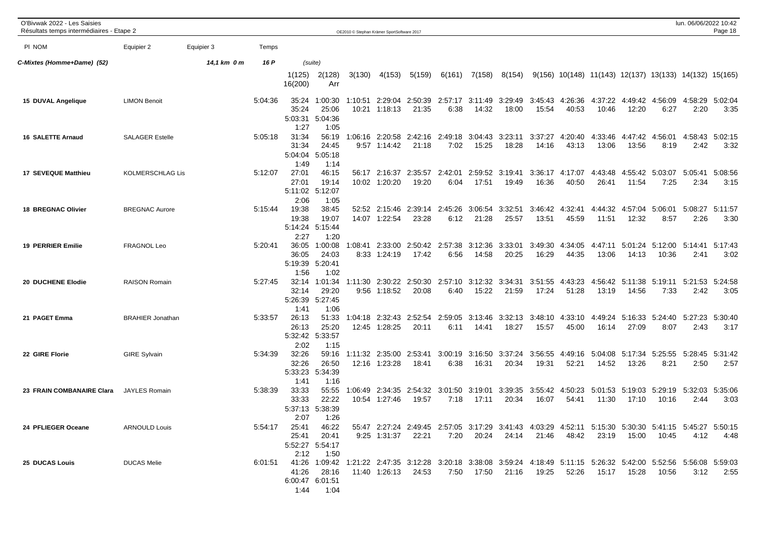O'Bivwak 2022 - Les Saisies
Résultats temps intermédiaires - Etape 2

OE2010 © Stephan Krämer SportSoftware 2017

lun. 06/06/2022 10:42

**C-Mixtes (Homme+Dame) (52)** — 14,1 km 0 m — 16 P (suite)

| Pl | NOM | Equipier 2 | Equipier 3 | Temps | 1(125) | 2(128) | 3(130) | 4(153) | 5(159) | 6(161) | 7(158) | 8(154) | 9(156) | 10(148) | 11(143) | 12(137) | 13(133) | 14(132) | 15(165) | 16(200) | Arr |
|---|---|---|---|---|---|---|---|---|---|---|---|---|---|---|---|---|---|---|---|---|---|
| 15 | DUVAL Angelique | LIMON Benoit | | 5:04:36 | 35:24 | 1:00:30 | 1:10:51 | 2:29:04 | 2:50:39 | 2:57:17 | 3:11:49 | 3:29:49 | 3:45:43 | 4:26:36 | 4:37:22 | 4:49:42 | 4:56:09 | 4:58:29 | 5:02:04 | 5:03:31 | 5:04:36 |
| | | | | | 35:24 | 25:06 | 10:21 | 1:18:13 | 21:35 | 6:38 | 14:32 | 18:00 | 15:54 | 40:53 | 10:46 | 12:20 | 6:27 | 2:20 | 3:35 | 1:27 | 1:05 |
| 16 | SALETTE Arnaud | SALAGER Estelle | | 5:05:18 | 31:34 | 56:19 | 1:06:16 | 2:20:58 | 2:42:16 | 2:49:18 | 3:04:43 | 3:23:11 | 3:37:27 | 4:20:40 | 4:33:46 | 4:47:42 | 4:56:01 | 4:58:43 | 5:02:15 | 5:04:04 | 5:05:18 |
| | | | | | 31:34 | 24:45 | 9:57 | 1:14:42 | 21:18 | 7:02 | 15:25 | 18:28 | 14:16 | 43:13 | 13:06 | 13:56 | 8:19 | 2:42 | 3:32 | 1:49 | 1:14 |
| 17 | SEVEQUE Matthieu | KOLMERSCHLAG Lis | | 5:12:07 | 27:01 | 46:15 | 56:17 | 2:16:37 | 2:35:57 | 2:42:01 | 2:59:52 | 3:19:41 | 3:36:17 | 4:17:07 | 4:43:48 | 4:55:42 | 5:03:07 | 5:05:41 | 5:08:56 | 5:11:02 | 5:12:07 |
| | | | | | 27:01 | 19:14 | 10:02 | 1:20:20 | 19:20 | 6:04 | 17:51 | 19:49 | 16:36 | 40:50 | 26:41 | 11:54 | 7:25 | 2:34 | 3:15 | 2:06 | 1:05 |
| 18 | BREGNAC Olivier | BREGNAC Aurore | | 5:15:44 | 19:38 | 38:45 | 52:52 | 2:15:46 | 2:39:14 | 2:45:26 | 3:06:54 | 3:32:51 | 3:46:42 | 4:32:41 | 4:44:32 | 4:57:04 | 5:06:01 | 5:08:27 | 5:11:57 | 5:14:24 | 5:15:44 |
| | | | | | 19:38 | 19:07 | 14:07 | 1:22:54 | 23:28 | 6:12 | 21:28 | 25:57 | 13:51 | 45:59 | 11:51 | 12:32 | 8:57 | 2:26 | 3:30 | 2:27 | 1:20 |
| 19 | PERRIER Emilie | FRAGNOL Leo | | 5:20:41 | 36:05 | 1:00:08 | 1:08:41 | 2:33:00 | 2:50:42 | 2:57:38 | 3:12:36 | 3:33:01 | 3:49:30 | 4:34:05 | 4:47:11 | 5:01:24 | 5:12:00 | 5:14:41 | 5:17:43 | 5:19:39 | 5:20:41 |
| | | | | | 36:05 | 24:03 | 8:33 | 1:24:19 | 17:42 | 6:56 | 14:58 | 20:25 | 16:29 | 44:35 | 13:06 | 14:13 | 10:36 | 2:41 | 3:02 | 1:56 | 1:02 |
| 20 | DUCHENE Elodie | RAISON Romain | | 5:27:45 | 32:14 | 1:01:34 | 1:11:30 | 2:30:22 | 2:50:30 | 2:57:10 | 3:12:32 | 3:34:31 | 3:51:55 | 4:43:23 | 4:56:42 | 5:11:38 | 5:19:11 | 5:21:53 | 5:24:58 | 5:26:39 | 5:27:45 |
| | | | | | 32:14 | 29:20 | 9:56 | 1:18:52 | 20:08 | 6:40 | 15:22 | 21:59 | 17:24 | 51:28 | 13:19 | 14:56 | 7:33 | 2:42 | 3:05 | 1:41 | 1:06 |
| 21 | PAGET Emma | BRAHIER Jonathan | | 5:33:57 | 26:13 | 51:33 | 1:04:18 | 2:32:43 | 2:52:54 | 2:59:05 | 3:13:46 | 3:32:13 | 3:48:10 | 4:33:10 | 4:49:24 | 5:16:33 | 5:24:40 | 5:27:23 | 5:30:40 | 5:32:42 | 5:33:57 |
| | | | | | 26:13 | 25:20 | 12:45 | 1:28:25 | 20:11 | 6:11 | 14:41 | 18:27 | 15:57 | 45:00 | 16:14 | 27:09 | 8:07 | 2:43 | 3:17 | 2:02 | 1:15 |
| 22 | GIRE Florie | GIRE Sylvain | | 5:34:39 | 32:26 | 59:16 | 1:11:32 | 2:35:00 | 2:53:41 | 3:00:19 | 3:16:50 | 3:37:24 | 3:56:55 | 4:49:16 | 5:04:08 | 5:17:34 | 5:25:55 | 5:28:45 | 5:31:42 | 5:33:23 | 5:34:39 |
| | | | | | 32:26 | 26:50 | 12:16 | 1:23:28 | 18:41 | 6:38 | 16:31 | 20:34 | 19:31 | 52:21 | 14:52 | 13:26 | 8:21 | 2:50 | 2:57 | 1:41 | 1:16 |
| 23 | FRAIN COMBANAIRE Clara | JAYLES Romain | | 5:38:39 | 33:33 | 55:55 | 1:06:49 | 2:34:35 | 2:54:32 | 3:01:50 | 3:19:01 | 3:39:35 | 3:55:42 | 4:50:23 | 5:01:53 | 5:19:03 | 5:29:19 | 5:32:03 | 5:35:06 | 5:37:13 | 5:38:39 |
| | | | | | 33:33 | 22:22 | 10:54 | 1:27:46 | 19:57 | 7:18 | 17:11 | 20:34 | 16:07 | 54:41 | 11:30 | 17:10 | 10:16 | 2:44 | 3:03 | 2:07 | 1:26 |
| 24 | PFLIEGER Oceane | ARNOULD Louis | | 5:54:17 | 25:41 | 46:22 | 55:47 | 2:27:24 | 2:49:45 | 2:57:05 | 3:17:29 | 3:41:43 | 4:03:29 | 4:52:11 | 5:15:30 | 5:30:30 | 5:41:15 | 5:45:27 | 5:50:15 | 5:52:27 | 5:54:17 |
| | | | | | 25:41 | 20:41 | 9:25 | 1:31:37 | 22:21 | 7:20 | 20:24 | 24:14 | 21:46 | 48:42 | 23:19 | 15:00 | 10:45 | 4:12 | 4:48 | 2:12 | 1:50 |
| 25 | DUCAS Louis | DUCAS Melie | | 6:01:51 | 41:26 | 1:09:42 | 1:21:22 | 2:47:35 | 3:12:28 | 3:20:18 | 3:38:08 | 3:59:24 | 4:18:49 | 5:11:15 | 5:26:32 | 5:42:00 | 5:52:56 | 5:56:08 | 5:59:03 | 6:00:47 | 6:01:51 |
| | | | | | 41:26 | 28:16 | 11:40 | 1:26:13 | 24:53 | 7:50 | 17:50 | 21:16 | 19:25 | 52:26 | 15:17 | 15:28 | 10:56 | 3:12 | 2:55 | 1:44 | 1:04 |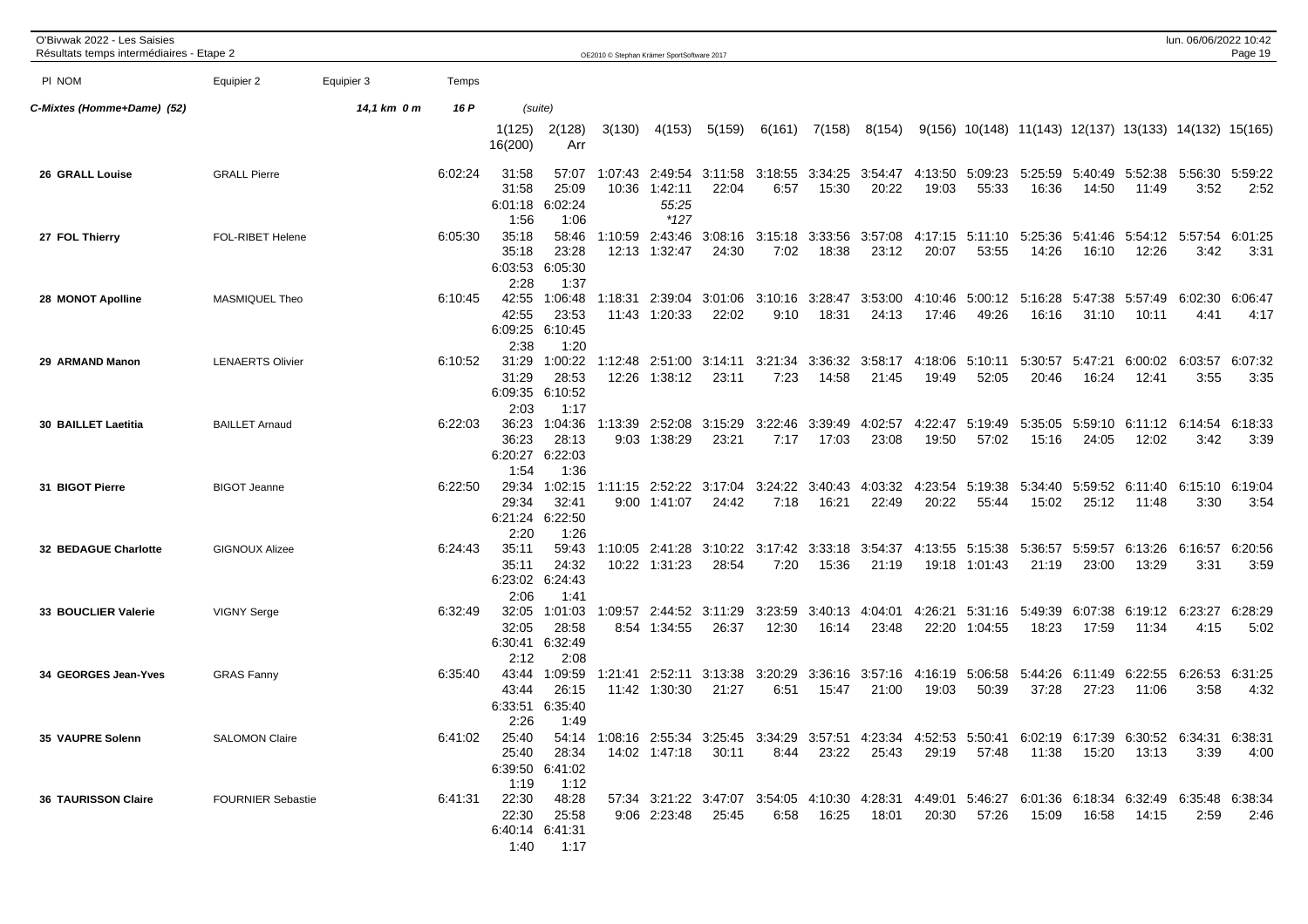**C-Mixtes (Homme+Dame) (52)** — 14,1 km 0 m — 16 P — (suite)

| Pl | NOM | Equipier 2 | Equipier 3 | Temps | 1(125) | 2(128) | 3(130) | 4(153) | 5(159) | 6(161) | 7(158) | 8(154) | 9(156) | 10(148) | 11(143) | 12(137) | 13(133) | 14(132) | 15(165) | 16(200) | Arr |
|---|---|---|---|---|---|---|---|---|---|---|---|---|---|---|---|---|---|---|---|---|---|
| 26 | GRALL Louise | GRALL Pierre | | 6:02:24 | 31:58 | 57:07 | 1:07:43 | 2:49:54 | 3:11:58 | 3:18:55 | 3:34:25 | 3:54:47 | 4:13:50 | 5:09:23 | 5:25:59 | 5:40:49 | 5:52:38 | 5:56:30 | 5:59:22 | 6:01:18 | 6:02:24 |
| | | | | | 31:58 | 25:09 | 10:36 | 1:42:11 | 22:04 | 6:57 | 15:30 | 20:22 | 19:03 | 55:33 | 16:36 | 14:50 | 11:49 | 3:52 | 2:52 | 1:56 | 1:06 |
| | | | | | | | | 55:25 *127 | | | | | | | | | | | | | |
| 27 | FOL Thierry | FOL-RIBET Helene | | 6:05:30 | 35:18 | 58:46 | 1:10:59 | 2:43:46 | 3:08:16 | 3:15:18 | 3:33:56 | 3:57:08 | 4:17:15 | 5:11:10 | 5:25:36 | 5:41:46 | 5:54:12 | 5:57:54 | 6:01:25 | 6:03:53 | 6:05:30 |
| | | | | | 35:18 | 23:28 | 12:13 | 1:32:47 | 24:30 | 7:02 | 18:38 | 23:12 | 20:07 | 53:55 | 14:26 | 16:10 | 12:26 | 3:42 | 3:31 | 2:28 | 1:37 |
| 28 | MONOT Apolline | MASMIQUEL Theo | | 6:10:45 | 42:55 | 1:06:48 | 1:18:31 | 2:39:04 | 3:01:06 | 3:10:16 | 3:28:47 | 3:53:00 | 4:10:46 | 5:00:12 | 5:16:28 | 5:47:38 | 5:57:49 | 6:02:30 | 6:06:47 | 6:09:25 | 6:10:45 |
| | | | | | 42:55 | 23:53 | 11:43 | 1:20:33 | 22:02 | 9:10 | 18:31 | 24:13 | 17:46 | 49:26 | 16:16 | 31:10 | 10:11 | 4:41 | 4:17 | 2:38 | 1:20 |
| 29 | ARMAND Manon | LENAERTS Olivier | | 6:10:52 | 31:29 | 1:00:22 | 1:12:48 | 2:51:00 | 3:14:11 | 3:21:34 | 3:36:32 | 3:58:17 | 4:18:06 | 5:10:11 | 5:30:57 | 5:47:21 | 6:00:02 | 6:03:57 | 6:07:32 | 6:09:35 | 6:10:52 |
| | | | | | 31:29 | 28:53 | 12:26 | 1:38:12 | 23:11 | 7:23 | 14:58 | 21:45 | 19:49 | 52:05 | 20:46 | 16:24 | 12:41 | 3:55 | 3:35 | 2:03 | 1:17 |
| 30 | BAILLET Laetitia | BAILLET Arnaud | | 6:22:03 | 36:23 | 1:04:36 | 1:13:39 | 2:52:08 | 3:15:29 | 3:22:46 | 3:39:49 | 4:02:57 | 4:22:47 | 5:19:49 | 5:35:05 | 5:59:10 | 6:11:12 | 6:14:54 | 6:18:33 | 6:20:27 | 6:22:03 |
| | | | | | 36:23 | 28:13 | 9:03 | 1:38:29 | 23:21 | 7:17 | 17:03 | 23:08 | 19:50 | 57:02 | 15:16 | 24:05 | 12:02 | 3:42 | 3:39 | 1:54 | 1:36 |
| 31 | BIGOT Pierre | BIGOT Jeanne | | 6:22:50 | 29:34 | 1:02:15 | 1:11:15 | 2:52:22 | 3:17:04 | 3:24:22 | 3:40:43 | 4:03:32 | 4:23:54 | 5:19:38 | 5:34:40 | 5:59:52 | 6:11:40 | 6:15:10 | 6:19:04 | 6:21:24 | 6:22:50 |
| | | | | | 29:34 | 32:41 | 9:00 | 1:41:07 | 24:42 | 7:18 | 16:21 | 22:49 | 20:22 | 55:44 | 15:02 | 25:12 | 11:48 | 3:30 | 3:54 | 2:20 | 1:26 |
| 32 | BEDAGUE Charlotte | GIGNOUX Alizee | | 6:24:43 | 35:11 | 59:43 | 1:10:05 | 2:41:28 | 3:10:22 | 3:17:42 | 3:33:18 | 3:54:37 | 4:13:55 | 5:15:38 | 5:36:57 | 5:59:57 | 6:13:26 | 6:16:57 | 6:20:56 | 6:23:02 | 6:24:43 |
| | | | | | 35:11 | 24:32 | 10:22 | 1:31:23 | 28:54 | 7:20 | 15:36 | 21:19 | 19:18 | 1:01:43 | 21:19 | 23:00 | 13:29 | 3:31 | 3:59 | 2:06 | 1:41 |
| 33 | BOUCLIER Valerie | VIGNY Serge | | 6:32:49 | 32:05 | 1:01:03 | 1:09:57 | 2:44:52 | 3:11:29 | 3:23:59 | 3:40:13 | 4:04:01 | 4:26:21 | 5:31:16 | 5:49:39 | 6:07:38 | 6:19:12 | 6:23:27 | 6:28:29 | 6:30:41 | 6:32:49 |
| | | | | | 32:05 | 28:58 | 8:54 | 1:34:55 | 26:37 | 12:30 | 16:14 | 23:48 | 22:20 | 1:04:55 | 18:23 | 17:59 | 11:34 | 4:15 | 5:02 | 2:12 | 2:08 |
| 34 | GEORGES Jean-Yves | GRAS Fanny | | 6:35:40 | 43:44 | 1:09:59 | 1:21:41 | 2:52:11 | 3:13:38 | 3:20:29 | 3:36:16 | 3:57:16 | 4:16:19 | 5:06:58 | 5:44:26 | 6:11:49 | 6:22:55 | 6:26:53 | 6:31:25 | 6:33:51 | 6:35:40 |
| | | | | | 43:44 | 26:15 | 11:42 | 1:30:30 | 21:27 | 6:51 | 15:47 | 21:00 | 19:03 | 50:39 | 37:28 | 27:23 | 11:06 | 3:58 | 4:32 | 2:26 | 1:49 |
| 35 | VAUPRE Solenn | SALOMON Claire | | 6:41:02 | 25:40 | 54:14 | 1:08:16 | 2:55:34 | 3:25:45 | 3:34:29 | 3:57:51 | 4:23:34 | 4:52:53 | 5:50:41 | 6:02:19 | 6:17:39 | 6:30:52 | 6:34:31 | 6:38:31 | 6:39:50 | 6:41:02 |
| | | | | | 25:40 | 28:34 | 14:02 | 1:47:18 | 30:11 | 8:44 | 23:22 | 25:43 | 29:19 | 57:48 | 11:38 | 15:20 | 13:13 | 3:39 | 4:00 | 1:19 | 1:12 |
| 36 | TAURISSON Claire | FOURNIER Sebastie | | 6:41:31 | 22:30 | 48:28 | 57:34 | 3:21:22 | 3:47:07 | 3:54:05 | 4:10:30 | 4:28:31 | 4:49:01 | 5:46:27 | 6:01:36 | 6:18:34 | 6:32:49 | 6:35:48 | 6:38:34 | 6:40:14 | 6:41:31 |
| | | | | | 22:30 | 25:58 | 9:06 | 2:23:48 | 25:45 | 6:58 | 16:25 | 18:01 | 20:30 | 57:26 | 15:09 | 16:58 | 14:15 | 2:59 | 2:46 | 1:40 | 1:17 |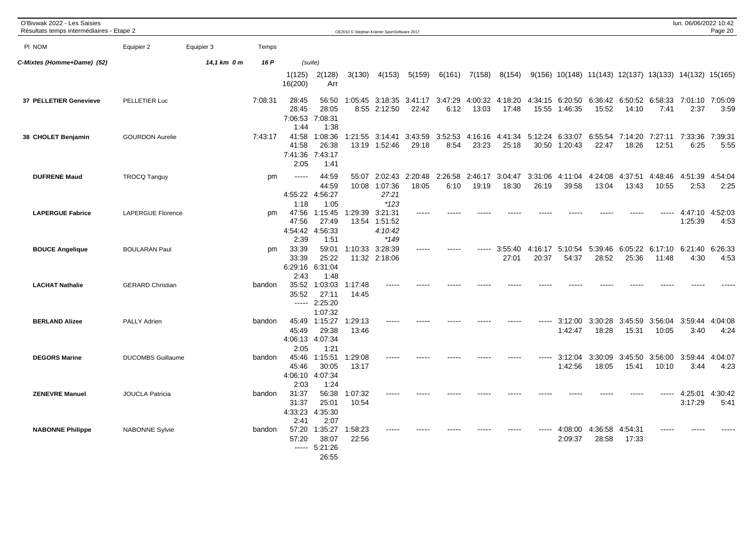| Pl NOM | Equipier 2 | Equipier 3 | Temps | 1(125) | 2(128) | 3(130) | 4(153) | 5(159) | 6(161) | 7(158) | 8(154) | 9(156) | 10(148) | 11(143) | 12(137) | 13(133) | 14(132) | 15(165) | 16(200) | Arr |
|---|---|---|---|---|---|---|---|---|---|---|---|---|---|---|---|---|---|---|---|---|
| ***C-Mixtes (Homme+Dame) (52)*** | | ***14,1 km 0 m*** | ***16 P*** | *(suite)* | | | | | | | | | | | | | | | | |
| **37 PELLETIER Genevieve** | PELLETIER Luc | | 7:08:31 | 28:45 | 56:50 | 1:05:45 | 3:18:35 | 3:41:17 | 3:47:29 | 4:00:32 | 4:18:20 | 4:34:15 | 6:20:50 | 6:36:42 | 6:50:52 | 6:58:33 | 7:01:10 | 7:05:09 | 7:06:53 | 7:08:31 |
| | | | | 28:45 | 28:05 | 8:55 | 2:12:50 | 22:42 | 6:12 | 13:03 | 17:48 | 15:55 | 1:46:35 | 15:52 | 14:10 | 7:41 | 2:37 | 3:59 | 1:44 | 1:38 |
| **38 CHOLET Benjamin** | GOURDON Aurelie | | 7:43:17 | 41:58 | 1:08:36 | 1:21:55 | 3:14:41 | 3:43:59 | 3:52:53 | 4:16:16 | 4:41:34 | 5:12:24 | 6:33:07 | 6:55:54 | 7:14:20 | 7:27:11 | 7:33:36 | 7:39:31 | 7:41:36 | 7:43:17 |
| | | | | 41:58 | 26:38 | 13:19 | 1:52:46 | 29:18 | 8:54 | 23:23 | 25:18 | 30:50 | 1:20:43 | 22:47 | 18:26 | 12:51 | 6:25 | 5:55 | 2:05 | 1:41 |
| **DUFRENE Maud** | TROCQ Tanguy | | pm | ----- | 44:59 | 55:07 | 2:02:43 | 2:20:48 | 2:26:58 | 2:46:17 | 3:04:47 | 3:31:06 | 4:11:04 | 4:24:08 | 4:37:51 | 4:48:46 | 4:51:39 | 4:54:04 | 4:55:22 | 4:56:27 |
| | | | | | 44:59 | 10:08 | 1:07:36 | 18:05 | 6:10 | 19:19 | 18:30 | 26:19 | 39:58 | 13:04 | 13:43 | 10:55 | 2:53 | 2:25 | 1:18 | 1:05 |
| | | | | | | | *27:21* | | | | | | | | | | | | | |
| | | | | | | | *\*123* | | | | | | | | | | | | | |
| **LAPERGUE Fabrice** | LAPERGUE Florence | | pm | 47:56 | 1:15:45 | 1:29:39 | 3:21:31 | ----- | ----- | ----- | ----- | ----- | ----- | ----- | ----- | ----- | 4:47:10 | 4:52:03 | 4:54:42 | 4:56:33 |
| | | | | 47:56 | 27:49 | 13:54 | 1:51:52 | | | | | | | | | | 1:25:39 | 4:53 | 2:39 | 1:51 |
| | | | | | | | *4:10:42* | | | | | | | | | | | | | |
| | | | | | | | *\*149* | | | | | | | | | | | | | |
| **BOUCE Angelique** | BOULARAN Paul | | pm | 33:39 | 59:01 | 1:10:33 | 3:28:39 | ----- | ----- | ----- | 3:55:40 | 4:16:17 | 5:10:54 | 5:39:46 | 6:05:22 | 6:17:10 | 6:21:40 | 6:26:33 | 6:29:16 | 6:31:04 |
| | | | | 33:39 | 25:22 | 11:32 | 2:18:06 | | | | 27:01 | 20:37 | 54:37 | 28:52 | 25:36 | 11:48 | 4:30 | 4:53 | 2:43 | 1:48 |
| **LACHAT Nathalie** | GERARD Christian | | bandon | 35:52 | 1:03:03 | 1:17:48 | ----- | ----- | ----- | ----- | ----- | ----- | ----- | ----- | ----- | ----- | ----- | ----- | ----- | 2:25:20 |
| | | | | 35:52 | 27:11 | 14:45 | | | | | | | | | | | | | | 1:07:32 |
| **BERLAND Alizee** | PALLY Adrien | | bandon | 45:49 | 1:15:27 | 1:29:13 | ----- | ----- | ----- | ----- | ----- | ----- | 3:12:00 | 3:30:28 | 3:45:59 | 3:56:04 | 3:59:44 | 4:04:08 | 4:06:13 | 4:07:34 |
| | | | | 45:49 | 29:38 | 13:46 | | | | | | | 1:42:47 | 18:28 | 15:31 | 10:05 | 3:40 | 4:24 | 2:05 | 1:21 |
| **DEGORS Marine** | DUCOMBS Guillaume | | bandon | 45:46 | 1:15:51 | 1:29:08 | ----- | ----- | ----- | ----- | ----- | ----- | 3:12:04 | 3:30:09 | 3:45:50 | 3:56:00 | 3:59:44 | 4:04:07 | 4:06:10 | 4:07:34 |
| | | | | 45:46 | 30:05 | 13:17 | | | | | | | 1:42:56 | 18:05 | 15:41 | 10:10 | 3:44 | 4:23 | 2:03 | 1:24 |
| **ZENEVRE Manuel** | JOUCLA Patricia | | bandon | 31:37 | 56:38 | 1:07:32 | ----- | ----- | ----- | ----- | ----- | ----- | ----- | ----- | ----- | ----- | 4:25:01 | 4:30:42 | 4:33:23 | 4:35:30 |
| | | | | 31:37 | 25:01 | 10:54 | | | | | | | | | | | 3:17:29 | 5:41 | 2:41 | 2:07 |
| **NABONNE Philippe** | NABONNE Sylvie | | bandon | 57:20 | 1:35:27 | 1:58:23 | ----- | ----- | ----- | ----- | ----- | ----- | 4:08:00 | 4:36:58 | 4:54:31 | ----- | ----- | ----- | ----- | 5:21:26 |
| | | | | 57:20 | 38:07 | 22:56 | | | | | | | 2:09:37 | 28:58 | 17:33 | | | | | 26:55 |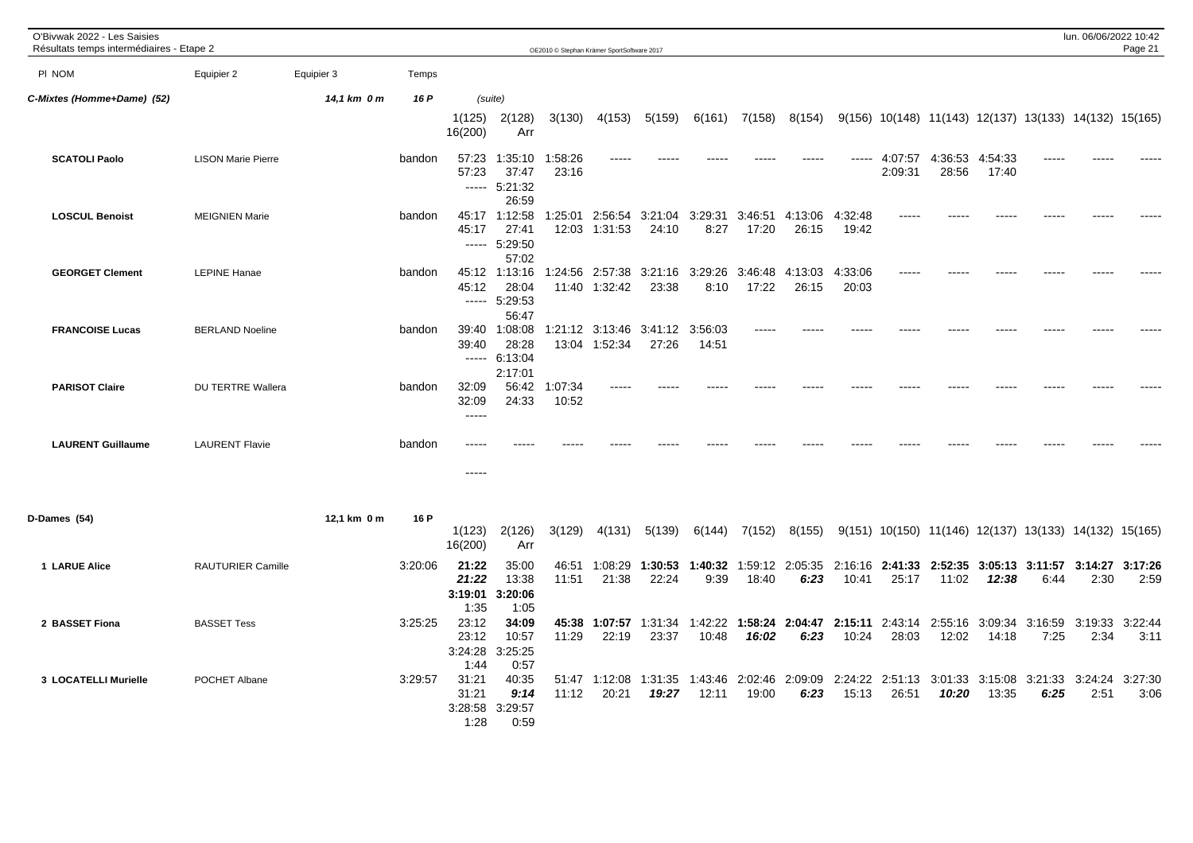O'Bivwak 2022 - Les Saisies
Résultats temps intermédiaires - Etape 2

| Pl NOM | Equipier 2 | Equipier 3 | Temps | | | | | | | | | | | | | | | |
|---|---|---|---|---|---|---|---|---|---|---|---|---|---|---|---|---|---|---|
| **C-Mixtes (Homme+Dame) (52)** | | 14,1 km 0 m | 16 P | (suite) | | | | | | | | | | | | | | |
| | | | | 1(125) 16(200) | 2(128) Arr | 3(130) | 4(153) | 5(159) | 6(161) | 7(158) | 8(154) | 9(156) | 10(148) | 11(143) | 12(137) | 13(133) | 14(132) | 15(165) |
| **SCATOLI Paolo** | LISON Marie Pierre | | bandon | 57:23 57:23 ----- | 1:35:10 37:47 5:21:32 26:59 | 1:58:26 23:16 | ----- | ----- | ----- | ----- | ----- | ----- | 4:07:57 2:09:31 | 4:36:53 28:56 | 4:54:33 17:40 | ----- | ----- | ----- |
| **LOSCUL Benoist** | MEIGNIEN Marie | | bandon | 45:17 45:17 ----- | 1:12:58 27:41 5:29:50 57:02 | 1:25:01 12:03 | 2:56:54 1:31:53 | 3:21:04 24:10 | 3:29:31 8:27 | 3:46:51 17:20 | 4:13:06 26:15 | 4:32:48 19:42 | ----- | ----- | ----- | ----- | ----- | ----- |
| **GEORGET Clement** | LEPINE Hanae | | bandon | 45:12 45:12 ----- | 1:13:16 28:04 5:29:53 56:47 | 1:24:56 11:40 | 2:57:38 1:32:42 | 3:21:16 23:38 | 3:29:26 8:10 | 3:46:48 17:22 | 4:13:03 26:15 | 4:33:06 20:03 | ----- | ----- | ----- | ----- | ----- | ----- |
| **FRANCOISE Lucas** | BERLAND Noeline | | bandon | 39:40 39:40 ----- | 1:08:08 28:28 6:13:04 2:17:01 | 1:21:12 13:04 | 3:13:46 1:52:34 | 3:41:12 27:26 | 3:56:03 14:51 | ----- | ----- | ----- | ----- | ----- | ----- | ----- | ----- | ----- |
| **PARISOT Claire** | DU TERTRE Wallera | | bandon | 32:09 32:09 ----- | 56:42 24:33 | 1:07:34 10:52 | ----- | ----- | ----- | ----- | ----- | ----- | ----- | ----- | ----- | ----- | ----- | ----- |
| **LAURENT Guillaume** | LAURENT Flavie | | bandon | ----- ----- | ----- | ----- | ----- | ----- | ----- | ----- | ----- | ----- | ----- | ----- | ----- | ----- | ----- | ----- |

| Pl NOM | Equipier 2 | Equipier 3 | Temps | | | | | | | | | | | | | | | |
|---|---|---|---|---|---|---|---|---|---|---|---|---|---|---|---|---|---|---|
| **D-Dames (54)** | | 12,1 km 0 m | 16 P | 1(123) 16(200) | 2(126) Arr | 3(129) | 4(131) | 5(139) | 6(144) | 7(152) | 8(155) | 9(151) | 10(150) | 11(146) | 12(137) | 13(133) | 14(132) | 15(165) |
| **1 LARUE Alice** | RAUTURIER Camille | | 3:20:06 | **21:22** ***21:22*** **3:19:01** 1:35 | 35:00 13:38 **3:20:06** 1:05 | 46:51 11:51 | 1:08:29 21:38 | **1:30:53** 22:24 | **1:40:32** 9:39 | 1:59:12 18:40 | 2:05:35 ***6:23*** | 2:16:16 10:41 | **2:41:33** 25:17 | **2:52:35** 11:02 | **3:05:13** ***12:38*** | **3:11:57** 6:44 | **3:14:27** 2:30 | **3:17:26** 2:59 |
| **2 BASSET Fiona** | BASSET Tess | | 3:25:25 | 23:12 23:12 3:24:28 1:44 | **34:09** 10:57 3:25:25 0:57 | **45:38** 11:29 | **1:07:57** 22:19 | 1:31:34 23:37 | 1:42:22 10:48 | **1:58:24** ***16:02*** | **2:04:47** ***6:23*** | **2:15:11** 10:24 | 2:43:14 28:03 | 2:55:16 12:02 | 3:09:34 14:18 | 3:16:59 7:25 | 3:19:33 2:34 | 3:22:44 3:11 |
| **3 LOCATELLI Murielle** | POCHET Albane | | 3:29:57 | 31:21 31:21 3:28:58 1:28 | 40:35 ***9:14*** 3:29:57 0:59 | 51:47 11:12 | 1:12:08 20:21 | 1:31:35 ***19:27*** | 1:43:46 12:11 | 2:02:46 19:00 | 2:09:09 ***6:23*** | 2:24:22 15:13 | 2:51:13 26:51 | 3:01:33 ***10:20*** | 3:15:08 13:35 | 3:21:33 ***6:25*** | 3:24:24 2:51 | 3:27:30 3:06 |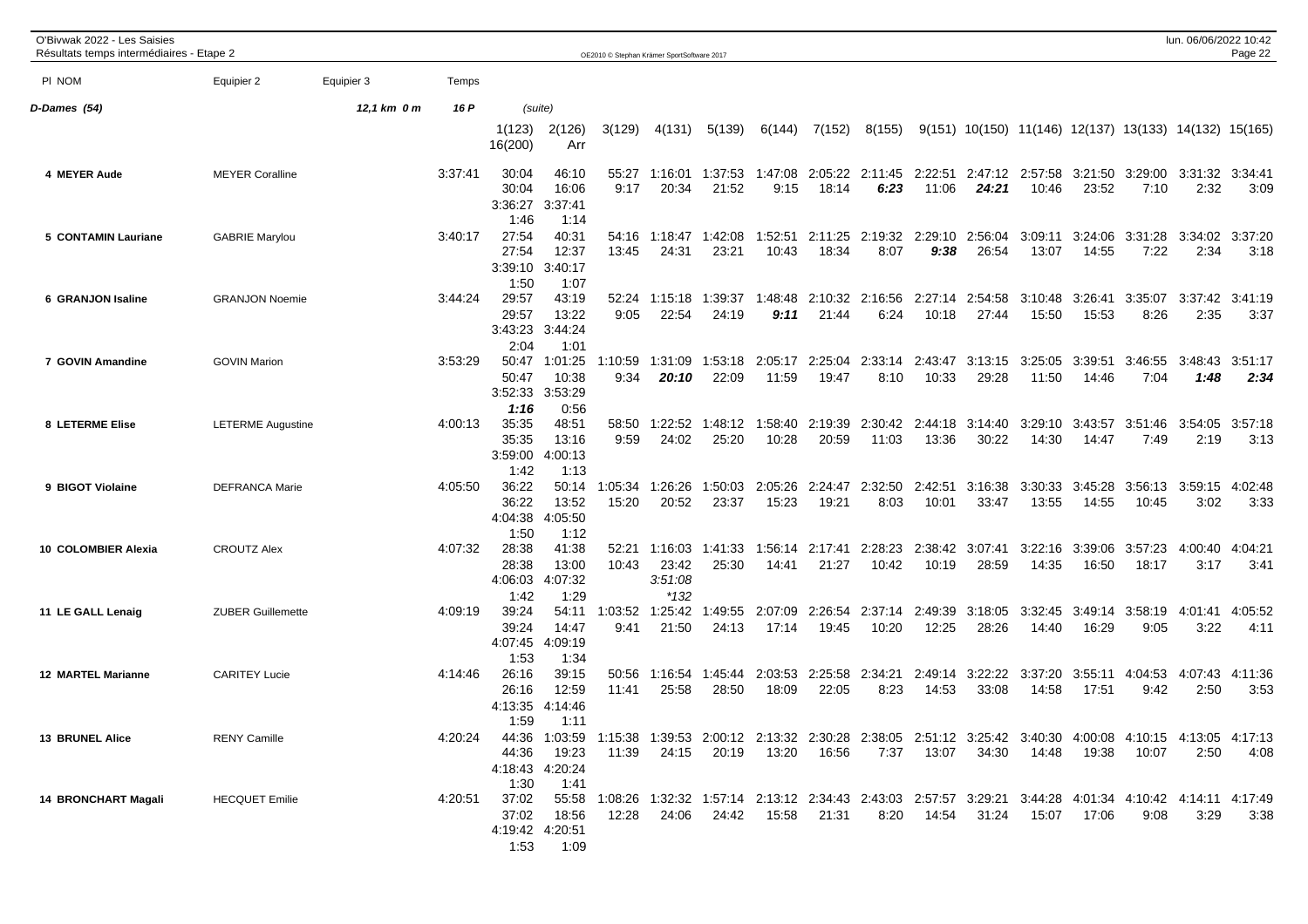O'Bivwak 2022 - Les Saisies
Résultats temps intermédiaires - Etape 2

OE2010 © Stephan Krämer SportSoftware 2017

lun. 06/06/2022 10:42

| Pl NOM | Equipier 2 | Equipier 3 | Temps | | | | | | | | | | | | | | | |
|---|---|---|---|---|---|---|---|---|---|---|---|---|---|---|---|---|---|---|
| **D-Dames (54)** | | **12,1 km 0 m** | **16 P** | (suite) | | | | | | | | | | | | | | |
| | | | | 1(123) 16(200) | 2(126) Arr | 3(129) | 4(131) | 5(139) | 6(144) | 7(152) | 8(155) | 9(151) | 10(150) | 11(146) | 12(137) | 13(133) | 14(132) | 15(165) |
| **4 MEYER Aude** | MEYER Coralline | | 3:37:41 | 30:04 | 46:10 | 55:27 | 1:16:01 | 1:37:53 | 1:47:08 | 2:05:22 | 2:11:45 | 2:22:51 | 2:47:12 | 2:57:58 | 3:21:50 | 3:29:00 | 3:31:32 | 3:34:41 |
| | | | | 30:04 | 16:06 | 9:17 | 20:34 | 21:52 | 9:15 | 18:14 | *6:23* | 11:06 | *24:21* | 10:46 | 23:52 | 7:10 | 2:32 | 3:09 |
| | | | | 3:36:27 | 3:37:41 | | | | | | | | | | | | | |
| | | | | 1:46 | 1:14 | | | | | | | | | | | | | |
| **5 CONTAMIN Lauriane** | GABRIE Marylou | | 3:40:17 | 27:54 | 40:31 | 54:16 | 1:18:47 | 1:42:08 | 1:52:51 | 2:11:25 | 2:19:32 | 2:29:10 | 2:56:04 | 3:09:11 | 3:24:06 | 3:31:28 | 3:34:02 | 3:37:20 |
| | | | | 27:54 | 12:37 | 13:45 | 24:31 | 23:21 | 10:43 | 18:34 | 8:07 | *9:38* | 26:54 | 13:07 | 14:55 | 7:22 | 2:34 | 3:18 |
| | | | | 3:39:10 | 3:40:17 | | | | | | | | | | | | | |
| | | | | 1:50 | 1:07 | | | | | | | | | | | | | |
| **6 GRANJON Isaline** | GRANJON Noemie | | 3:44:24 | 29:57 | 43:19 | 52:24 | 1:15:18 | 1:39:37 | 1:48:48 | 2:10:32 | 2:16:56 | 2:27:14 | 2:54:58 | 3:10:48 | 3:26:41 | 3:35:07 | 3:37:42 | 3:41:19 |
| | | | | 29:57 | 13:22 | 9:05 | 22:54 | 24:19 | *9:11* | 21:44 | 6:24 | 10:18 | 27:44 | 15:50 | 15:53 | 8:26 | 2:35 | 3:37 |
| | | | | 3:43:23 | 3:44:24 | | | | | | | | | | | | | |
| | | | | 2:04 | 1:01 | | | | | | | | | | | | | |
| **7 GOVIN Amandine** | GOVIN Marion | | 3:53:29 | 50:47 | 1:01:25 | 1:10:59 | 1:31:09 | 1:53:18 | 2:05:17 | 2:25:04 | 2:33:14 | 2:43:47 | 3:13:15 | 3:25:05 | 3:39:51 | 3:46:55 | 3:48:43 | 3:51:17 |
| | | | | 50:47 | 10:38 | 9:34 | *20:10* | 22:09 | 11:59 | 19:47 | 8:10 | 10:33 | 29:28 | 11:50 | 14:46 | 7:04 | *1:48* | *2:34* |
| | | | | 3:52:33 | 3:53:29 | | | | | | | | | | | | | |
| | | | | *1:16* | 0:56 | | | | | | | | | | | | | |
| **8 LETERME Elise** | LETERME Augustine | | 4:00:13 | 35:35 | 48:51 | 58:50 | 1:22:52 | 1:48:12 | 1:58:40 | 2:19:39 | 2:30:42 | 2:44:18 | 3:14:40 | 3:29:10 | 3:43:57 | 3:51:46 | 3:54:05 | 3:57:18 |
| | | | | 35:35 | 13:16 | 9:59 | 24:02 | 25:20 | 10:28 | 20:59 | 11:03 | 13:36 | 30:22 | 14:30 | 14:47 | 7:49 | 2:19 | 3:13 |
| | | | | 3:59:00 | 4:00:13 | | | | | | | | | | | | | |
| | | | | 1:42 | 1:13 | | | | | | | | | | | | | |
| **9 BIGOT Violaine** | DEFRANCA Marie | | 4:05:50 | 36:22 | 50:14 | 1:05:34 | 1:26:26 | 1:50:03 | 2:05:26 | 2:24:47 | 2:32:50 | 2:42:51 | 3:16:38 | 3:30:33 | 3:45:28 | 3:56:13 | 3:59:15 | 4:02:48 |
| | | | | 36:22 | 13:52 | 15:20 | 20:52 | 23:37 | 15:23 | 19:21 | 8:03 | 10:01 | 33:47 | 13:55 | 14:55 | 10:45 | 3:02 | 3:33 |
| | | | | 4:04:38 | 4:05:50 | | | | | | | | | | | | | |
| | | | | 1:50 | 1:12 | | | | | | | | | | | | | |
| **10 COLOMBIER Alexia** | CROUTZ Alex | | 4:07:32 | 28:38 | 41:38 | 52:21 | 1:16:03 | 1:41:33 | 1:56:14 | 2:17:41 | 2:28:23 | 2:38:42 | 3:07:41 | 3:22:16 | 3:39:06 | 3:57:23 | 4:00:40 | 4:04:21 |
| | | | | 28:38 | 13:00 | 10:43 | 23:42 | 25:30 | 14:41 | 21:27 | 10:42 | 10:19 | 28:59 | 14:35 | 16:50 | 18:17 | 3:17 | 3:41 |
| | | | | 4:06:03 | 4:07:32 | | *3:51:08* | | | | | | | | | | | |
| | | | | 1:42 | 1:29 | | *\*132* | | | | | | | | | | | |
| **11 LE GALL Lenaig** | ZUBER Guillemette | | 4:09:19 | 39:24 | 54:11 | 1:03:52 | 1:25:42 | 1:49:55 | 2:07:09 | 2:26:54 | 2:37:14 | 2:49:39 | 3:18:05 | 3:32:45 | 3:49:14 | 3:58:19 | 4:01:41 | 4:05:52 |
| | | | | 39:24 | 14:47 | 9:41 | 21:50 | 24:13 | 17:14 | 19:45 | 10:20 | 12:25 | 28:26 | 14:40 | 16:29 | 9:05 | 3:22 | 4:11 |
| | | | | 4:07:45 | 4:09:19 | | | | | | | | | | | | | |
| | | | | 1:53 | 1:34 | | | | | | | | | | | | | |
| **12 MARTEL Marianne** | CARITEY Lucie | | 4:14:46 | 26:16 | 39:15 | 50:56 | 1:16:54 | 1:45:44 | 2:03:53 | 2:25:58 | 2:34:21 | 2:49:14 | 3:22:22 | 3:37:20 | 3:55:11 | 4:04:53 | 4:07:43 | 4:11:36 |
| | | | | 26:16 | 12:59 | 11:41 | 25:58 | 28:50 | 18:09 | 22:05 | 8:23 | 14:53 | 33:08 | 14:58 | 17:51 | 9:42 | 2:50 | 3:53 |
| | | | | 4:13:35 | 4:14:46 | | | | | | | | | | | | | |
| | | | | 1:59 | 1:11 | | | | | | | | | | | | | |
| **13 BRUNEL Alice** | RENY Camille | | 4:20:24 | 44:36 | 1:03:59 | 1:15:38 | 1:39:53 | 2:00:12 | 2:13:32 | 2:30:28 | 2:38:05 | 2:51:12 | 3:25:42 | 3:40:30 | 4:00:08 | 4:10:15 | 4:13:05 | 4:17:13 |
| | | | | 44:36 | 19:23 | 11:39 | 24:15 | 20:19 | 13:20 | 16:56 | 7:37 | 13:07 | 34:30 | 14:48 | 19:38 | 10:07 | 2:50 | 4:08 |
| | | | | 4:18:43 | 4:20:24 | | | | | | | | | | | | | |
| | | | | 1:30 | 1:41 | | | | | | | | | | | | | |
| **14 BRONCHART Magali** | HECQUET Emilie | | 4:20:51 | 37:02 | 55:58 | 1:08:26 | 1:32:32 | 1:57:14 | 2:13:12 | 2:34:43 | 2:43:03 | 2:57:57 | 3:29:21 | 3:44:28 | 4:01:34 | 4:10:42 | 4:14:11 | 4:17:49 |
| | | | | 37:02 | 18:56 | 12:28 | 24:06 | 24:42 | 15:58 | 21:31 | 8:20 | 14:54 | 31:24 | 15:07 | 17:06 | 9:08 | 3:29 | 3:38 |
| | | | | 4:19:42 | 4:20:51 | | | | | | | | | | | | | |
| | | | | 1:53 | 1:09 | | | | | | | | | | | | | |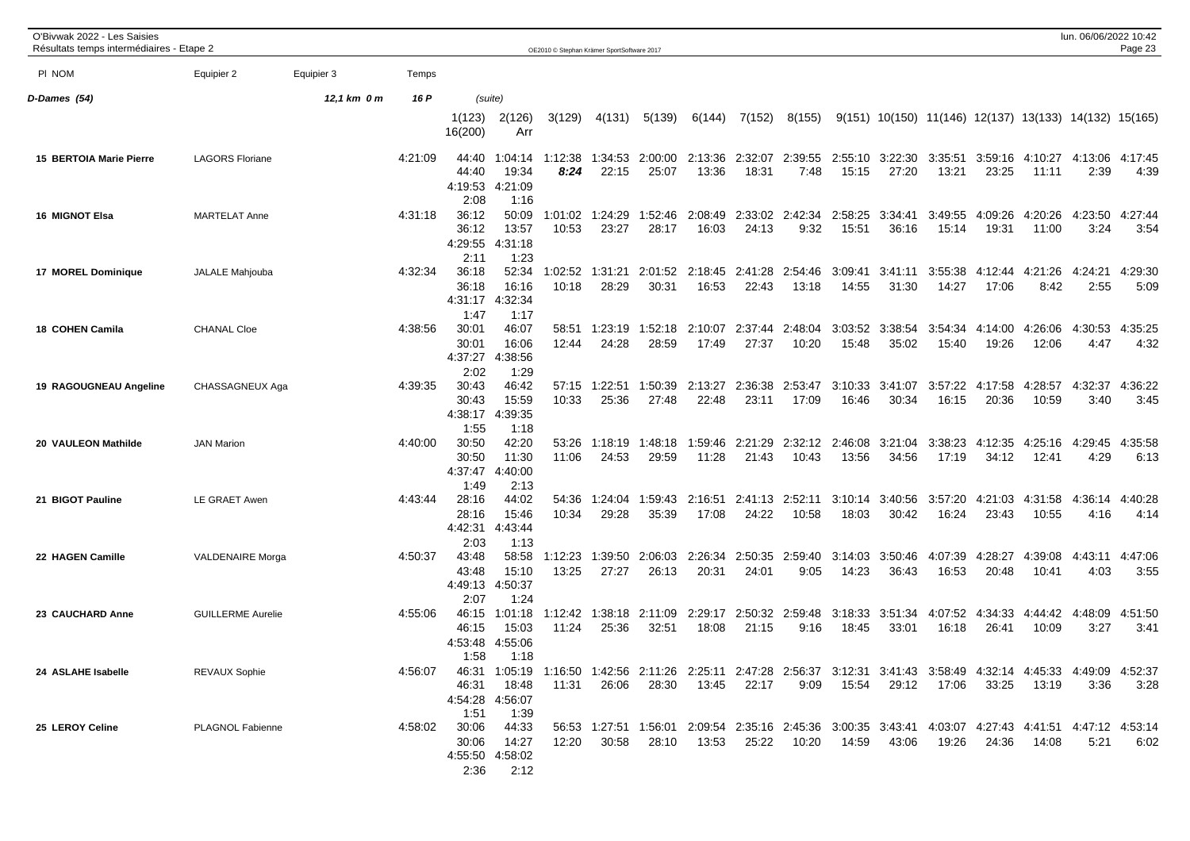O'Bivwak 2022 - Les Saisies
Résultats temps intermédiaires - Etape 2

OE2010 © Stephan Krämer SportSoftware 2017

lun. 06/06/2022 10:42

| Pl NOM | Equipier 2 | Equipier 3 | Temps | | | | | | | | | | | | | | | |
|---|---|---|---|---|---|---|---|---|---|---|---|---|---|---|---|---|---|---|
| **D-Dames (54)** | | **12,1 km 0 m** | **16 P** | (suite) | | | | | | | | | | | | | | |
| | | | | 1(123) 16(200) | 2(126) Arr | 3(129) | 4(131) | 5(139) | 6(144) | 7(152) | 8(155) | 9(151) | 10(150) | 11(146) | 12(137) | 13(133) | 14(132) | 15(165) |
| **15 BERTOIA Marie Pierre** | LAGORS Floriane | | 4:21:09 | 44:40 | 1:04:14 | 1:12:38 | 1:34:53 | 2:00:00 | 2:13:36 | 2:32:07 | 2:39:55 | 2:55:10 | 3:22:30 | 3:35:51 | 3:59:16 | 4:10:27 | 4:13:06 | 4:17:45 |
| | | | | 44:40 | 19:34 | ***8:24*** | 22:15 | 25:07 | 13:36 | 18:31 | 7:48 | 15:15 | 27:20 | 13:21 | 23:25 | 11:11 | 2:39 | 4:39 |
| | | | | 4:19:53 | 4:21:09 | | | | | | | | | | | | | |
| | | | | 2:08 | 1:16 | | | | | | | | | | | | | |
| **16 MIGNOT Elsa** | MARTELAT Anne | | 4:31:18 | 36:12 | 50:09 | 1:01:02 | 1:24:29 | 1:52:46 | 2:08:49 | 2:33:02 | 2:42:34 | 2:58:25 | 3:34:41 | 3:49:55 | 4:09:26 | 4:20:26 | 4:23:50 | 4:27:44 |
| | | | | 36:12 | 13:57 | 10:53 | 23:27 | 28:17 | 16:03 | 24:13 | 9:32 | 15:51 | 36:16 | 15:14 | 19:31 | 11:00 | 3:24 | 3:54 |
| | | | | 4:29:55 | 4:31:18 | | | | | | | | | | | | | |
| | | | | 2:11 | 1:23 | | | | | | | | | | | | | |
| **17 MOREL Dominique** | JALALE Mahjouba | | 4:32:34 | 36:18 | 52:34 | 1:02:52 | 1:31:21 | 2:01:52 | 2:18:45 | 2:41:28 | 2:54:46 | 3:09:41 | 3:41:11 | 3:55:38 | 4:12:44 | 4:21:26 | 4:24:21 | 4:29:30 |
| | | | | 36:18 | 16:16 | 10:18 | 28:29 | 30:31 | 16:53 | 22:43 | 13:18 | 14:55 | 31:30 | 14:27 | 17:06 | 8:42 | 2:55 | 5:09 |
| | | | | 4:31:17 | 4:32:34 | | | | | | | | | | | | | |
| | | | | 1:47 | 1:17 | | | | | | | | | | | | | |
| **18 COHEN Camila** | CHANAL Cloe | | 4:38:56 | 30:01 | 46:07 | 58:51 | 1:23:19 | 1:52:18 | 2:10:07 | 2:37:44 | 2:48:04 | 3:03:52 | 3:38:54 | 3:54:34 | 4:14:00 | 4:26:06 | 4:30:53 | 4:35:25 |
| | | | | 30:01 | 16:06 | 12:44 | 24:28 | 28:59 | 17:49 | 27:37 | 10:20 | 15:48 | 35:02 | 15:40 | 19:26 | 12:06 | 4:47 | 4:32 |
| | | | | 4:37:27 | 4:38:56 | | | | | | | | | | | | | |
| | | | | 2:02 | 1:29 | | | | | | | | | | | | | |
| **19 RAGOUGNEAU Angeline** | CHASSAGNEUX Aga | | 4:39:35 | 30:43 | 46:42 | 57:15 | 1:22:51 | 1:50:39 | 2:13:27 | 2:36:38 | 2:53:47 | 3:10:33 | 3:41:07 | 3:57:22 | 4:17:58 | 4:28:57 | 4:32:37 | 4:36:22 |
| | | | | 30:43 | 15:59 | 10:33 | 25:36 | 27:48 | 22:48 | 23:11 | 17:09 | 16:46 | 30:34 | 16:15 | 20:36 | 10:59 | 3:40 | 3:45 |
| | | | | 4:38:17 | 4:39:35 | | | | | | | | | | | | | |
| | | | | 1:55 | 1:18 | | | | | | | | | | | | | |
| **20 VAULEON Mathilde** | JAN Marion | | 4:40:00 | 30:50 | 42:20 | 53:26 | 1:18:19 | 1:48:18 | 1:59:46 | 2:21:29 | 2:32:12 | 2:46:08 | 3:21:04 | 3:38:23 | 4:12:35 | 4:25:16 | 4:29:45 | 4:35:58 |
| | | | | 30:50 | 11:30 | 11:06 | 24:53 | 29:59 | 11:28 | 21:43 | 10:43 | 13:56 | 34:56 | 17:19 | 34:12 | 12:41 | 4:29 | 6:13 |
| | | | | 4:37:47 | 4:40:00 | | | | | | | | | | | | | |
| | | | | 1:49 | 2:13 | | | | | | | | | | | | | |
| **21 BIGOT Pauline** | LE GRAET Awen | | 4:43:44 | 28:16 | 44:02 | 54:36 | 1:24:04 | 1:59:43 | 2:16:51 | 2:41:13 | 2:52:11 | 3:10:14 | 3:40:56 | 3:57:20 | 4:21:03 | 4:31:58 | 4:36:14 | 4:40:28 |
| | | | | 28:16 | 15:46 | 10:34 | 29:28 | 35:39 | 17:08 | 24:22 | 10:58 | 18:03 | 30:42 | 16:24 | 23:43 | 10:55 | 4:16 | 4:14 |
| | | | | 4:42:31 | 4:43:44 | | | | | | | | | | | | | |
| | | | | 2:03 | 1:13 | | | | | | | | | | | | | |
| **22 HAGEN Camille** | VALDENAIRE Morga | | 4:50:37 | 43:48 | 58:58 | 1:12:23 | 1:39:50 | 2:06:03 | 2:26:34 | 2:50:35 | 2:59:40 | 3:14:03 | 3:50:46 | 4:07:39 | 4:28:27 | 4:39:08 | 4:43:11 | 4:47:06 |
| | | | | 43:48 | 15:10 | 13:25 | 27:27 | 26:13 | 20:31 | 24:01 | 9:05 | 14:23 | 36:43 | 16:53 | 20:48 | 10:41 | 4:03 | 3:55 |
| | | | | 4:49:13 | 4:50:37 | | | | | | | | | | | | | |
| | | | | 2:07 | 1:24 | | | | | | | | | | | | | |
| **23 CAUCHARD Anne** | GUILLERME Aurelie | | 4:55:06 | 46:15 | 1:01:18 | 1:12:42 | 1:38:18 | 2:11:09 | 2:29:17 | 2:50:32 | 2:59:48 | 3:18:33 | 3:51:34 | 4:07:52 | 4:34:33 | 4:44:42 | 4:48:09 | 4:51:50 |
| | | | | 46:15 | 15:03 | 11:24 | 25:36 | 32:51 | 18:08 | 21:15 | 9:16 | 18:45 | 33:01 | 16:18 | 26:41 | 10:09 | 3:27 | 3:41 |
| | | | | 4:53:48 | 4:55:06 | | | | | | | | | | | | | |
| | | | | 1:58 | 1:18 | | | | | | | | | | | | | |
| **24 ASLAHE Isabelle** | REVAUX Sophie | | 4:56:07 | 46:31 | 1:05:19 | 1:16:50 | 1:42:56 | 2:11:26 | 2:25:11 | 2:47:28 | 2:56:37 | 3:12:31 | 3:41:43 | 3:58:49 | 4:32:14 | 4:45:33 | 4:49:09 | 4:52:37 |
| | | | | 46:31 | 18:48 | 11:31 | 26:06 | 28:30 | 13:45 | 22:17 | 9:09 | 15:54 | 29:12 | 17:06 | 33:25 | 13:19 | 3:36 | 3:28 |
| | | | | 4:54:28 | 4:56:07 | | | | | | | | | | | | | |
| | | | | 1:51 | 1:39 | | | | | | | | | | | | | |
| **25 LEROY Celine** | PLAGNOL Fabienne | | 4:58:02 | 30:06 | 44:33 | 56:53 | 1:27:51 | 1:56:01 | 2:09:54 | 2:35:16 | 2:45:36 | 3:00:35 | 3:43:41 | 4:03:07 | 4:27:43 | 4:41:51 | 4:47:12 | 4:53:14 |
| | | | | 30:06 | 14:27 | 12:20 | 30:58 | 28:10 | 13:53 | 25:22 | 10:20 | 14:59 | 43:06 | 19:26 | 24:36 | 14:08 | 5:21 | 6:02 |
| | | | | 4:55:50 | 4:58:02 | | | | | | | | | | | | | |
| | | | | 2:36 | 2:12 | | | | | | | | | | | | | |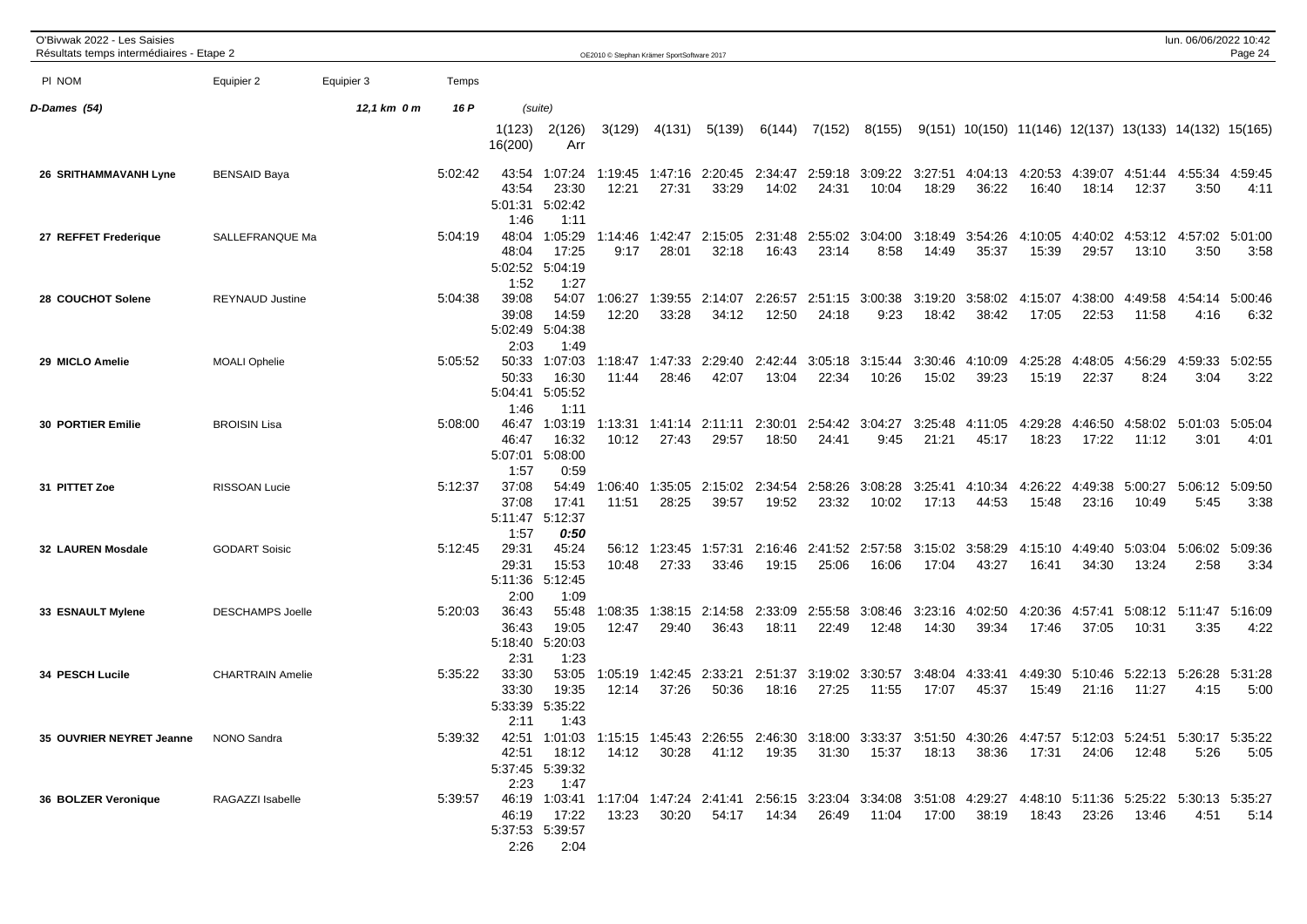O'Bivwak 2022 - Les Saisies
Résultats temps intermédiaires - Etape 2

| Pl | NOM | Equipier 2 | Equipier 3 | Temps | 1(123) | 2(126) | 3(129) | 4(131) | 5(139) | 6(144) | 7(152) | 8(155) | 9(151) | 10(150) | 11(146) | 12(137) | 13(133) | 14(132) | 15(165) | 16(200) | Arr |
|---|---|---|---|---|---|---|---|---|---|---|---|---|---|---|---|---|---|---|---|---|---|
| **D-Dames (54)** | | | 12,1 km 0 m | 16 P | (suite) | | | | | | | | | | | | | | | | |
| 26 | SRITHAMMAVANH Lyne | BENSAID Baya | | 5:02:42 | 43:54 | 1:07:24 | 1:19:45 | 1:47:16 | 2:20:45 | 2:34:47 | 2:59:18 | 3:09:22 | 3:27:51 | 4:04:13 | 4:20:53 | 4:39:07 | 4:51:44 | 4:55:34 | 4:59:45 | 5:01:31 | 5:02:42 |
| | | | | | 43:54 | 23:30 | 12:21 | 27:31 | 33:29 | 14:02 | 24:31 | 10:04 | 18:29 | 36:22 | 16:40 | 18:14 | 12:37 | 3:50 | 4:11 | 1:46 | 1:11 |
| 27 | REFFET Frederique | SALLEFRANQUE Ma | | 5:04:19 | 48:04 | 1:05:29 | 1:14:46 | 1:42:47 | 2:15:05 | 2:31:48 | 2:55:02 | 3:04:00 | 3:18:49 | 3:54:26 | 4:10:05 | 4:40:02 | 4:53:12 | 4:57:02 | 5:01:00 | 5:02:52 | 5:04:19 |
| | | | | | 48:04 | 17:25 | 9:17 | 28:01 | 32:18 | 16:43 | 23:14 | 8:58 | 14:49 | 35:37 | 15:39 | 29:57 | 13:10 | 3:50 | 3:58 | 1:52 | 1:27 |
| 28 | COUCHOT Solene | REYNAUD Justine | | 5:04:38 | 39:08 | 54:07 | 1:06:27 | 1:39:55 | 2:14:07 | 2:26:57 | 2:51:15 | 3:00:38 | 3:19:20 | 3:58:02 | 4:15:07 | 4:38:00 | 4:49:58 | 4:54:14 | 5:00:46 | 5:02:49 | 5:04:38 |
| | | | | | 39:08 | 14:59 | 12:20 | 33:28 | 34:12 | 12:50 | 24:18 | 9:23 | 18:42 | 38:42 | 17:05 | 22:53 | 11:58 | 4:16 | 6:32 | 2:03 | 1:49 |
| 29 | MICLO Amelie | MOALI Ophelie | | 5:05:52 | 50:33 | 1:07:03 | 1:18:47 | 1:47:33 | 2:29:40 | 2:42:44 | 3:05:18 | 3:15:44 | 3:30:46 | 4:10:09 | 4:25:28 | 4:48:05 | 4:56:29 | 4:59:33 | 5:02:55 | 5:04:41 | 5:05:52 |
| | | | | | 50:33 | 16:30 | 11:44 | 28:46 | 42:07 | 13:04 | 22:34 | 10:26 | 15:02 | 39:23 | 15:19 | 22:37 | 8:24 | 3:04 | 3:22 | 1:46 | 1:11 |
| 30 | PORTIER Emilie | BROISIN Lisa | | 5:08:00 | 46:47 | 1:03:19 | 1:13:31 | 1:41:14 | 2:11:11 | 2:30:01 | 2:54:42 | 3:04:27 | 3:25:48 | 4:11:05 | 4:29:28 | 4:46:50 | 4:58:02 | 5:01:03 | 5:05:04 | 5:07:01 | 5:08:00 |
| | | | | | 46:47 | 16:32 | 10:12 | 27:43 | 29:57 | 18:50 | 24:41 | 9:45 | 21:21 | 45:17 | 18:23 | 17:22 | 11:12 | 3:01 | 4:01 | 1:57 | 0:59 |
| 31 | PITTET Zoe | RISSOAN Lucie | | 5:12:37 | 37:08 | 54:49 | 1:06:40 | 1:35:05 | 2:15:02 | 2:34:54 | 2:58:26 | 3:08:28 | 3:25:41 | 4:10:34 | 4:26:22 | 4:49:38 | 5:00:27 | 5:06:12 | 5:09:50 | 5:11:47 | 5:12:37 |
| | | | | | 37:08 | 17:41 | 11:51 | 28:25 | 39:57 | 19:52 | 23:32 | 10:02 | 17:13 | 44:53 | 15:48 | 23:16 | 10:49 | 5:45 | 3:38 | 1:57 | ***0:50*** |
| 32 | LAUREN Mosdale | GODART Soisic | | 5:12:45 | 29:31 | 45:24 | 56:12 | 1:23:45 | 1:57:31 | 2:16:46 | 2:41:52 | 2:57:58 | 3:15:02 | 3:58:29 | 4:15:10 | 4:49:40 | 5:03:04 | 5:06:02 | 5:09:36 | 5:11:36 | 5:12:45 |
| | | | | | 29:31 | 15:53 | 10:48 | 27:33 | 33:46 | 19:15 | 25:06 | 16:06 | 17:04 | 43:27 | 16:41 | 34:30 | 13:24 | 2:58 | 3:34 | 2:00 | 1:09 |
| 33 | ESNAULT Mylene | DESCHAMPS Joelle | | 5:20:03 | 36:43 | 55:48 | 1:08:35 | 1:38:15 | 2:14:58 | 2:33:09 | 2:55:58 | 3:08:46 | 3:23:16 | 4:02:50 | 4:20:36 | 4:57:41 | 5:08:12 | 5:11:47 | 5:16:09 | 5:18:40 | 5:20:03 |
| | | | | | 36:43 | 19:05 | 12:47 | 29:40 | 36:43 | 18:11 | 22:49 | 12:48 | 14:30 | 39:34 | 17:46 | 37:05 | 10:31 | 3:35 | 4:22 | 2:31 | 1:23 |
| 34 | PESCH Lucile | CHARTRAIN Amelie | | 5:35:22 | 33:30 | 53:05 | 1:05:19 | 1:42:45 | 2:33:21 | 2:51:37 | 3:19:02 | 3:30:57 | 3:48:04 | 4:33:41 | 4:49:30 | 5:10:46 | 5:22:13 | 5:26:28 | 5:31:28 | 5:33:39 | 5:35:22 |
| | | | | | 33:30 | 19:35 | 12:14 | 37:26 | 50:36 | 18:16 | 27:25 | 11:55 | 17:07 | 45:37 | 15:49 | 21:16 | 11:27 | 4:15 | 5:00 | 2:11 | 1:43 |
| 35 | OUVRIER NEYRET Jeanne | NONO Sandra | | 5:39:32 | 42:51 | 1:01:03 | 1:15:15 | 1:45:43 | 2:26:55 | 2:46:30 | 3:18:00 | 3:33:37 | 3:51:50 | 4:30:26 | 4:47:57 | 5:12:03 | 5:24:51 | 5:30:17 | 5:35:22 | 5:37:45 | 5:39:32 |
| | | | | | 42:51 | 18:12 | 14:12 | 30:28 | 41:12 | 19:35 | 31:30 | 15:37 | 18:13 | 38:36 | 17:31 | 24:06 | 12:48 | 5:26 | 5:05 | 2:23 | 1:47 |
| 36 | BOLZER Veronique | RAGAZZI Isabelle | | 5:39:57 | 46:19 | 1:03:41 | 1:17:04 | 1:47:24 | 2:41:41 | 2:56:15 | 3:23:04 | 3:34:08 | 3:51:08 | 4:29:27 | 4:48:10 | 5:11:36 | 5:25:22 | 5:30:13 | 5:35:27 | 5:37:53 | 5:39:57 |
| | | | | | 46:19 | 17:22 | 13:23 | 30:20 | 54:17 | 14:34 | 26:49 | 11:04 | 17:00 | 38:19 | 18:43 | 23:26 | 13:46 | 4:51 | 5:14 | 2:26 | 2:04 |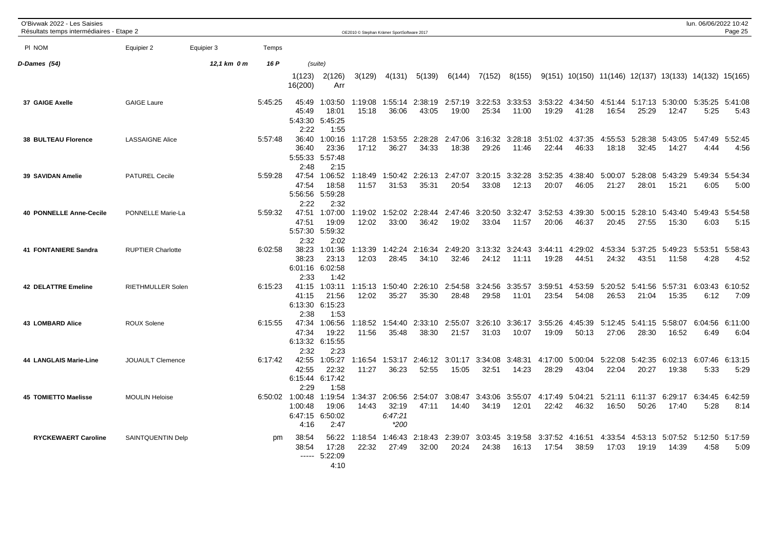O'Bivwak 2022 - Les Saisies
Résultats temps intermédiaires - Etape 2

## D-Dames (54) — 12,1 km 0 m — 16 P (suite)

| Pl NOM | Equipier 2 | Equipier 3 | Temps | 1(123) / 16(200) | 2(126) / Arr | 3(129) | 4(131) | 5(139) | 6(144) | 7(152) | 8(155) | 9(151) | 10(150) | 11(146) | 12(137) | 13(133) | 14(132) | 15(165) |
|---|---|---|---|---|---|---|---|---|---|---|---|---|---|---|---|---|---|---|
| 37 GAIGE Axelle | GAIGE Laure | | 5:45:25 | 45:49 | 1:03:50 | 1:19:08 | 1:55:14 | 2:38:19 | 2:57:19 | 3:22:53 | 3:33:53 | 3:53:22 | 4:34:50 | 4:51:44 | 5:17:13 | 5:30:00 | 5:35:25 | 5:41:08 |
| | | | | 45:49 | 18:01 | 15:18 | 36:06 | 43:05 | 19:00 | 25:34 | 11:00 | 19:29 | 41:28 | 16:54 | 25:29 | 12:47 | 5:25 | 5:43 |
| | | | | 5:43:30 | 5:45:25 | | | | | | | | | | | | | |
| | | | | 2:22 | 1:55 | | | | | | | | | | | | | |
| 38 BULTEAU Florence | LASSAIGNE Alice | | 5:57:48 | 36:40 | 1:00:16 | 1:17:28 | 1:53:55 | 2:28:28 | 2:47:06 | 3:16:32 | 3:28:18 | 3:51:02 | 4:37:35 | 4:55:53 | 5:28:38 | 5:43:05 | 5:47:49 | 5:52:45 |
| | | | | 36:40 | 23:36 | 17:12 | 36:27 | 34:33 | 18:38 | 29:26 | 11:46 | 22:44 | 46:33 | 18:18 | 32:45 | 14:27 | 4:44 | 4:56 |
| | | | | 5:55:33 | 5:57:48 | | | | | | | | | | | | | |
| | | | | 2:48 | 2:15 | | | | | | | | | | | | | |
| 39 SAVIDAN Amelie | PATUREL Cecile | | 5:59:28 | 47:54 | 1:06:52 | 1:18:49 | 1:50:42 | 2:26:13 | 2:47:07 | 3:20:15 | 3:32:28 | 3:52:35 | 4:38:40 | 5:00:07 | 5:28:08 | 5:43:29 | 5:49:34 | 5:54:34 |
| | | | | 47:54 | 18:58 | 11:57 | 31:53 | 35:31 | 20:54 | 33:08 | 12:13 | 20:07 | 46:05 | 21:27 | 28:01 | 15:21 | 6:05 | 5:00 |
| | | | | 5:56:56 | 5:59:28 | | | | | | | | | | | | | |
| | | | | 2:22 | 2:32 | | | | | | | | | | | | | |
| 40 PONNELLE Anne-Cecile | PONNELLE Marie-La | | 5:59:32 | 47:51 | 1:07:00 | 1:19:02 | 1:52:02 | 2:28:44 | 2:47:46 | 3:20:50 | 3:32:47 | 3:52:53 | 4:39:30 | 5:00:15 | 5:28:10 | 5:43:40 | 5:49:43 | 5:54:58 |
| | | | | 47:51 | 19:09 | 12:02 | 33:00 | 36:42 | 19:02 | 33:04 | 11:57 | 20:06 | 46:37 | 20:45 | 27:55 | 15:30 | 6:03 | 5:15 |
| | | | | 5:57:30 | 5:59:32 | | | | | | | | | | | | | |
| | | | | 2:32 | 2:02 | | | | | | | | | | | | | |
| 41 FONTANIERE Sandra | RUPTIER Charlotte | | 6:02:58 | 38:23 | 1:01:36 | 1:13:39 | 1:42:24 | 2:16:34 | 2:49:20 | 3:13:32 | 3:24:43 | 3:44:11 | 4:29:02 | 4:53:34 | 5:37:25 | 5:49:23 | 5:53:51 | 5:58:43 |
| | | | | 38:23 | 23:13 | 12:03 | 28:45 | 34:10 | 32:46 | 24:12 | 11:11 | 19:28 | 44:51 | 24:32 | 43:51 | 11:58 | 4:28 | 4:52 |
| | | | | 6:01:16 | 6:02:58 | | | | | | | | | | | | | |
| | | | | 2:33 | 1:42 | | | | | | | | | | | | | |
| 42 DELATTRE Emeline | RIETHMULLER Solen | | 6:15:23 | 41:15 | 1:03:11 | 1:15:13 | 1:50:40 | 2:26:10 | 2:54:58 | 3:24:56 | 3:35:57 | 3:59:51 | 4:53:59 | 5:20:52 | 5:41:56 | 5:57:31 | 6:03:43 | 6:10:52 |
| | | | | 41:15 | 21:56 | 12:02 | 35:27 | 35:30 | 28:48 | 29:58 | 11:01 | 23:54 | 54:08 | 26:53 | 21:04 | 15:35 | 6:12 | 7:09 |
| | | | | 6:13:30 | 6:15:23 | | | | | | | | | | | | | |
| | | | | 2:38 | 1:53 | | | | | | | | | | | | | |
| 43 LOMBARD Alice | ROUX Solene | | 6:15:55 | 47:34 | 1:06:56 | 1:18:52 | 1:54:40 | 2:33:10 | 2:55:07 | 3:26:10 | 3:36:17 | 3:55:26 | 4:45:39 | 5:12:45 | 5:41:15 | 5:58:07 | 6:04:56 | 6:11:00 |
| | | | | 47:34 | 19:22 | 11:56 | 35:48 | 38:30 | 21:57 | 31:03 | 10:07 | 19:09 | 50:13 | 27:06 | 28:30 | 16:52 | 6:49 | 6:04 |
| | | | | 6:13:32 | 6:15:55 | | | | | | | | | | | | | |
| | | | | 2:32 | 2:23 | | | | | | | | | | | | | |
| 44 LANGLAIS Marie-Line | JOUAULT Clemence | | 6:17:42 | 42:55 | 1:05:27 | 1:16:54 | 1:53:17 | 2:46:12 | 3:01:17 | 3:34:08 | 3:48:31 | 4:17:00 | 5:00:04 | 5:22:08 | 5:42:35 | 6:02:13 | 6:07:46 | 6:13:15 |
| | | | | 42:55 | 22:32 | 11:27 | 36:23 | 52:55 | 15:05 | 32:51 | 14:23 | 28:29 | 43:04 | 22:04 | 20:27 | 19:38 | 5:33 | 5:29 |
| | | | | 6:15:44 | 6:17:42 | | | | | | | | | | | | | |
| | | | | 2:29 | 1:58 | | | | | | | | | | | | | |
| 45 TOMIETTO Maelisse | MOULIN Heloise | | 6:50:02 | 1:00:48 | 1:19:54 | 1:34:37 | 2:06:56 | 2:54:07 | 3:08:47 | 3:43:06 | 3:55:07 | 4:17:49 | 5:04:21 | 5:21:11 | 6:11:37 | 6:29:17 | 6:34:45 | 6:42:59 |
| | | | | 1:00:48 | 19:06 | 14:43 | 32:19 | 47:11 | 14:40 | 34:19 | 12:01 | 22:42 | 46:32 | 16:50 | 50:26 | 17:40 | 5:28 | 8:14 |
| | | | | 6:47:15 | 6:50:02 | | *6:47:21* | | | | | | | | | | | |
| | | | | 4:16 | 2:47 | | *\*200* | | | | | | | | | | | |
| RYCKEWAERT Caroline | SAINTQUENTIN Delp | | pm | 38:54 | 56:22 | 1:18:54 | 1:46:43 | 2:18:43 | 2:39:07 | 3:03:45 | 3:19:58 | 3:37:52 | 4:16:51 | 4:33:54 | 4:53:13 | 5:07:52 | 5:12:50 | 5:17:59 |
| | | | | 38:54 | 17:28 | 22:32 | 27:49 | 32:00 | 20:24 | 24:38 | 16:13 | 17:54 | 38:59 | 17:03 | 19:19 | 14:39 | 4:58 | 5:09 |
| | | | | ----- | 5:22:09 | | | | | | | | | | | | | |
| | | | | | 4:10 | | | | | | | | | | | | | |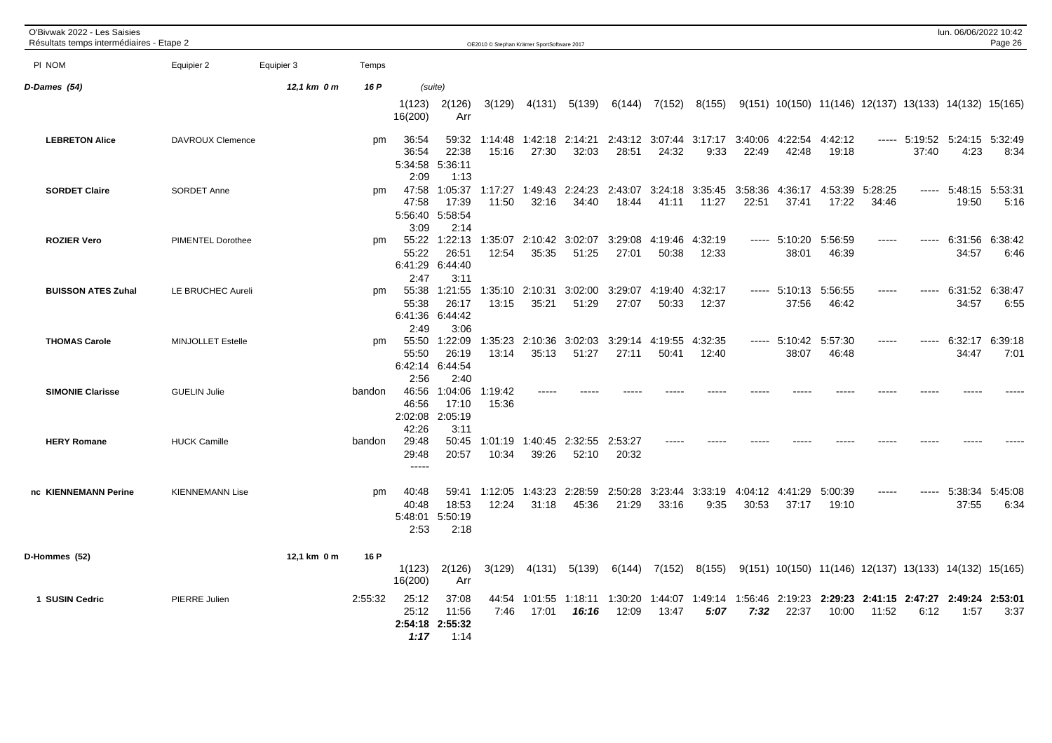O'Bivwak 2022 - Les Saisies
Résultats temps intermédiaires - Etape 2

| Pl NOM | Equipier 2 | Equipier 3 | Temps | | | | | | | | | | | | | | | |
|---|---|---|---|---|---|---|---|---|---|---|---|---|---|---|---|---|---|---|
| **D-Dames (54)** | | *12,1 km 0 m* | *16 P* | (suite) | | | | | | | | | | | | | | |
| | | | | 1(123) 16(200) | 2(126) Arr | 3(129) | 4(131) | 5(139) | 6(144) | 7(152) | 8(155) | 9(151) | 10(150) | 11(146) | 12(137) | 13(133) | 14(132) | 15(165) |
| **LEBRETON Alice** | DAVROUX Clemence | | pm | 36:54 36:54 5:34:58 2:09 | 59:32 22:38 5:36:11 1:13 | 1:14:48 15:16 | 1:42:18 27:30 | 2:14:21 32:03 | 2:43:12 28:51 | 3:07:44 24:32 | 3:17:17 9:33 | 3:40:06 22:49 | 4:22:54 42:48 | 4:42:12 19:18 | ----- | 5:19:52 37:40 | 5:24:15 4:23 | 5:32:49 8:34 |
| **SORDET Claire** | SORDET Anne | | pm | 47:58 47:58 5:56:40 3:09 | 1:05:37 17:39 5:58:54 2:14 | 1:17:27 11:50 | 1:49:43 32:16 | 2:24:23 34:40 | 2:43:07 18:44 | 3:24:18 41:11 | 3:35:45 11:27 | 3:58:36 22:51 | 4:36:17 37:41 | 4:53:39 17:22 | 5:28:25 34:46 | ----- | 5:48:15 19:50 | 5:53:31 5:16 |
| **ROZIER Vero** | PIMENTEL Dorothee | | pm | 55:22 55:22 6:41:29 2:47 | 1:22:13 26:51 6:44:40 3:11 | 1:35:07 12:54 | 2:10:42 35:35 | 3:02:07 51:25 | 3:29:08 27:01 | 4:19:46 50:38 | 4:32:19 12:33 | ----- | 5:10:20 38:01 | 5:56:59 46:39 | ----- | ----- | 6:31:56 34:57 | 6:38:42 6:46 |
| **BUISSON ATES Zuhal** | LE BRUCHEC Aureli | | pm | 55:38 55:38 6:41:36 2:49 | 1:21:55 26:17 6:44:42 3:06 | 1:35:10 13:15 | 2:10:31 35:21 | 3:02:00 51:29 | 3:29:07 27:07 | 4:19:40 50:33 | 4:32:17 12:37 | ----- | 5:10:13 37:56 | 5:56:55 46:42 | ----- | ----- | 6:31:52 34:57 | 6:38:47 6:55 |
| **THOMAS Carole** | MINJOLLET Estelle | | pm | 55:50 55:50 6:42:14 2:56 | 1:22:09 26:19 6:44:54 2:40 | 1:35:23 13:14 | 2:10:36 35:13 | 3:02:03 51:27 | 3:29:14 27:11 | 4:19:55 50:41 | 4:32:35 12:40 | ----- | 5:10:42 38:07 | 5:57:30 46:48 | ----- | ----- | 6:32:17 34:47 | 6:39:18 7:01 |
| **SIMONIE Clarisse** | GUELIN Julie | | bandon | 46:56 46:56 2:02:08 42:26 | 1:04:06 17:10 2:05:19 3:11 | 1:19:42 15:36 | ----- | ----- | ----- | ----- | ----- | ----- | ----- | ----- | ----- | ----- | ----- | ----- |
| **HERY Romane** | HUCK Camille | | bandon | 29:48 29:48 ----- | 50:45 20:57 | 1:01:19 10:34 | 1:40:45 39:26 | 2:32:55 52:10 | 2:53:27 20:32 | ----- | ----- | ----- | ----- | ----- | ----- | ----- | ----- | ----- |
| **nc KIENNEMANN Perine** | KIENNEMANN Lise | | pm | 40:48 40:48 5:48:01 2:53 | 59:41 18:53 5:50:19 2:18 | 1:12:05 12:24 | 1:43:23 31:18 | 2:28:59 45:36 | 2:50:28 21:29 | 3:23:44 33:16 | 3:33:19 9:35 | 4:04:12 30:53 | 4:41:29 37:17 | 5:00:39 19:10 | ----- | ----- | 5:38:34 37:55 | 5:45:08 6:34 |
| **D-Hommes (52)** | | 12,1 km 0 m | 16 P | | | | | | | | | | | | | | | |
| | | | | 1(123) 16(200) | 2(126) Arr | 3(129) | 4(131) | 5(139) | 6(144) | 7(152) | 8(155) | 9(151) | 10(150) | 11(146) | 12(137) | 13(133) | 14(132) | 15(165) |
| **1 SUSIN Cedric** | PIERRE Julien | | 2:55:32 | 25:12 25:12 **2:54:18** ***1:17*** | 37:08 11:56 **2:55:32** 1:14 | 44:54 7:46 | 1:01:55 17:01 | 1:18:11 ***16:16*** | 1:30:20 12:09 | 1:44:07 13:47 | 1:49:14 ***5:07*** | 1:56:46 ***7:32*** | 2:19:23 22:37 | **2:29:23** 10:00 | **2:41:15** 11:52 | **2:47:27** 6:12 | **2:49:24** 1:57 | **2:53:01** 3:37 |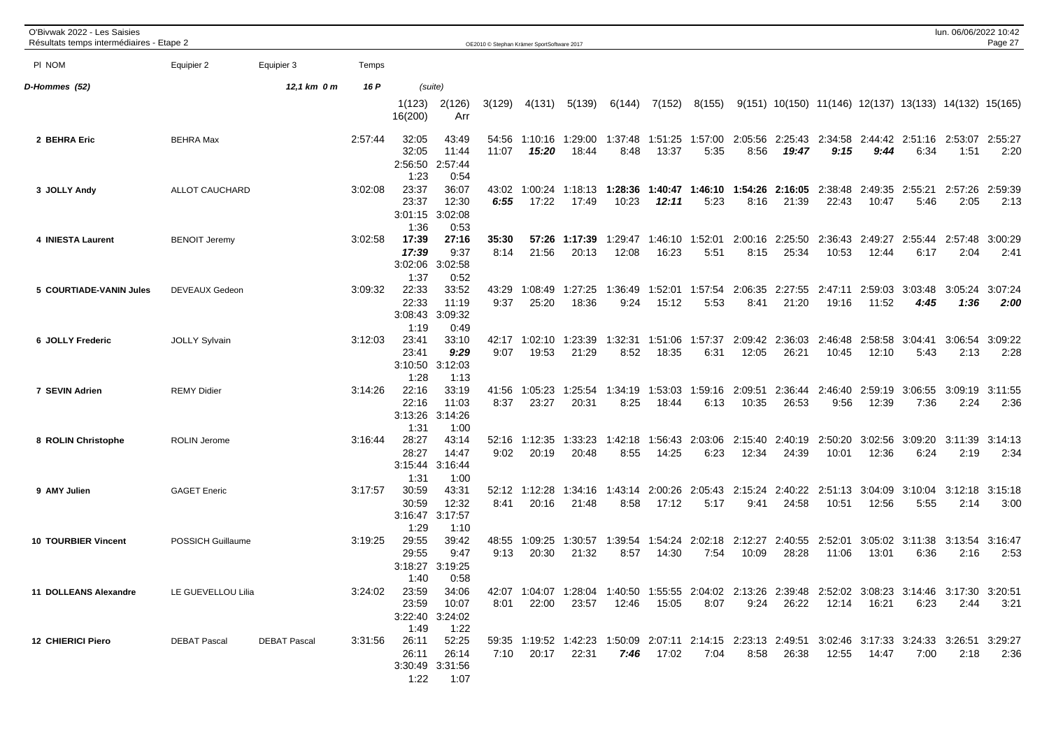O'Bivwak 2022 - Les Saisies
Résultats temps intermédiaires - Etape 2

**D-Hommes (52)** — 12,1 km 0 m — 16 P (suite)

| Pl | NOM | Equipier 2 | Equipier 3 | Temps | 1(123) | 2(126) | 3(129) | 4(131) | 5(139) | 6(144) | 7(152) | 8(155) | 9(151) | 10(150) | 11(146) | 12(137) | 13(133) | 14(132) | 15(165) | 16(200) | Arr |
|---|---|---|---|---|---|---|---|---|---|---|---|---|---|---|---|---|---|---|---|---|---|
| 2 | BEHRA Eric | BEHRA Max | | 2:57:44 | 32:05 | 43:49 | 54:56 | 1:10:16 | 1:29:00 | 1:37:48 | 1:51:25 | 1:57:00 | 2:05:56 | 2:25:43 | 2:34:58 | 2:44:42 | 2:51:16 | 2:53:07 | 2:55:27 | 2:56:50 | 2:57:44 |
| | | | | | 32:05 | 11:44 | 11:07 | **15:20** | 18:44 | 8:48 | 13:37 | 5:35 | 8:56 | **19:47** | **9:15** | **9:44** | 6:34 | 1:51 | 2:20 | 1:23 | 0:54 |
| 3 | JOLLY Andy | ALLOT CAUCHARD | | 3:02:08 | 23:37 | 36:07 | 43:02 | 1:00:24 | 1:18:13 | **1:28:36** | **1:40:47** | **1:46:10** | **1:54:26** | **2:16:05** | 2:38:48 | 2:49:35 | 2:55:21 | 2:57:26 | 2:59:39 | 3:01:15 | 3:02:08 |
| | | | | | 23:37 | 12:30 | **6:55** | 17:22 | 17:49 | 10:23 | **12:11** | 5:23 | 8:16 | 21:39 | 22:43 | 10:47 | 5:46 | 2:05 | 2:13 | 1:36 | 0:53 |
| 4 | INIESTA Laurent | BENOIT Jeremy | | 3:02:58 | **17:39** | **27:16** | **35:30** | **57:26** | **1:17:39** | 1:29:47 | 1:46:10 | 1:52:01 | 2:00:16 | 2:25:50 | 2:36:43 | 2:49:27 | 2:55:44 | 2:57:48 | 3:00:29 | 3:02:06 | 3:02:58 |
| | | | | | **17:39** | 9:37 | 8:14 | 21:56 | 20:13 | 12:08 | 16:23 | 5:51 | 8:15 | 25:34 | 10:53 | 12:44 | 6:17 | 2:04 | 2:41 | 1:37 | 0:52 |
| 5 | COURTIADE-VANIN Jules | DEVEAUX Gedeon | | 3:09:32 | 22:33 | 33:52 | 43:29 | 1:08:49 | 1:27:25 | 1:36:49 | 1:52:01 | 1:57:54 | 2:06:35 | 2:27:55 | 2:47:11 | 2:59:03 | 3:03:48 | 3:05:24 | 3:07:24 | 3:08:43 | 3:09:32 |
| | | | | | 22:33 | 11:19 | 9:37 | 25:20 | 18:36 | 9:24 | 15:12 | 5:53 | 8:41 | 21:20 | 19:16 | 11:52 | **4:45** | **1:36** | **2:00** | 1:19 | 0:49 |
| 6 | JOLLY Frederic | JOLLY Sylvain | | 3:12:03 | 23:41 | 33:10 | 42:17 | 1:02:10 | 1:23:39 | 1:32:31 | 1:51:06 | 1:57:37 | 2:09:42 | 2:36:03 | 2:46:48 | 2:58:58 | 3:04:41 | 3:06:54 | 3:09:22 | 3:10:50 | 3:12:03 |
| | | | | | 23:41 | **9:29** | 9:07 | 19:53 | 21:29 | 8:52 | 18:35 | 6:31 | 12:05 | 26:21 | 10:45 | 12:10 | 5:43 | 2:13 | 2:28 | 1:28 | 1:13 |
| 7 | SEVIN Adrien | REMY Didier | | 3:14:26 | 22:16 | 33:19 | 41:56 | 1:05:23 | 1:25:54 | 1:34:19 | 1:53:03 | 1:59:16 | 2:09:51 | 2:36:44 | 2:46:40 | 2:59:19 | 3:06:55 | 3:09:19 | 3:11:55 | 3:13:26 | 3:14:26 |
| | | | | | 22:16 | 11:03 | 8:37 | 23:27 | 20:31 | 8:25 | 18:44 | 6:13 | 10:35 | 26:53 | 9:56 | 12:39 | 7:36 | 2:24 | 2:36 | 1:31 | 1:00 |
| 8 | ROLIN Christophe | ROLIN Jerome | | 3:16:44 | 28:27 | 43:14 | 52:16 | 1:12:35 | 1:33:23 | 1:42:18 | 1:56:43 | 2:03:06 | 2:15:40 | 2:40:19 | 2:50:20 | 3:02:56 | 3:09:20 | 3:11:39 | 3:14:13 | 3:15:44 | 3:16:44 |
| | | | | | 28:27 | 14:47 | 9:02 | 20:19 | 20:48 | 8:55 | 14:25 | 6:23 | 12:34 | 24:39 | 10:01 | 12:36 | 6:24 | 2:19 | 2:34 | 1:31 | 1:00 |
| 9 | AMY Julien | GAGET Eneric | | 3:17:57 | 30:59 | 43:31 | 52:12 | 1:12:28 | 1:34:16 | 1:43:14 | 2:00:26 | 2:05:43 | 2:15:24 | 2:40:22 | 2:51:13 | 3:04:09 | 3:10:04 | 3:12:18 | 3:15:18 | 3:16:47 | 3:17:57 |
| | | | | | 30:59 | 12:32 | 8:41 | 20:16 | 21:48 | 8:58 | 17:12 | 5:17 | 9:41 | 24:58 | 10:51 | 12:56 | 5:55 | 2:14 | 3:00 | 1:29 | 1:10 |
| 10 | TOURBIER Vincent | POSSICH Guillaume | | 3:19:25 | 29:55 | 39:42 | 48:55 | 1:09:25 | 1:30:57 | 1:39:54 | 1:54:24 | 2:02:18 | 2:12:27 | 2:40:55 | 2:52:01 | 3:05:02 | 3:11:38 | 3:13:54 | 3:16:47 | 3:18:27 | 3:19:25 |
| | | | | | 29:55 | 9:47 | 9:13 | 20:30 | 21:32 | 8:57 | 14:30 | 7:54 | 10:09 | 28:28 | 11:06 | 13:01 | 6:36 | 2:16 | 2:53 | 1:40 | 0:58 |
| 11 | DOLLEANS Alexandre | LE GUEVELLOU Lilia | | 3:24:02 | 23:59 | 34:06 | 42:07 | 1:04:07 | 1:28:04 | 1:40:50 | 1:55:55 | 2:04:02 | 2:13:26 | 2:39:48 | 2:52:02 | 3:08:23 | 3:14:46 | 3:17:30 | 3:20:51 | 3:22:40 | 3:24:02 |
| | | | | | 23:59 | 10:07 | 8:01 | 22:00 | 23:57 | 12:46 | 15:05 | 8:07 | 9:24 | 26:22 | 12:14 | 16:21 | 6:23 | 2:44 | 3:21 | 1:49 | 1:22 |
| 12 | CHIERICI Piero | DEBAT Pascal | DEBAT Pascal | 3:31:56 | 26:11 | 52:25 | 59:35 | 1:19:52 | 1:42:23 | 1:50:09 | 2:07:11 | 2:14:15 | 2:23:13 | 2:49:51 | 3:02:46 | 3:17:33 | 3:24:33 | 3:26:51 | 3:29:27 | 3:30:49 | 3:31:56 |
| | | | | | 26:11 | 26:14 | 7:10 | 20:17 | 22:31 | **7:46** | 17:02 | 7:04 | 8:58 | 26:38 | 12:55 | 14:47 | 7:00 | 2:18 | 2:36 | 1:22 | 1:07 |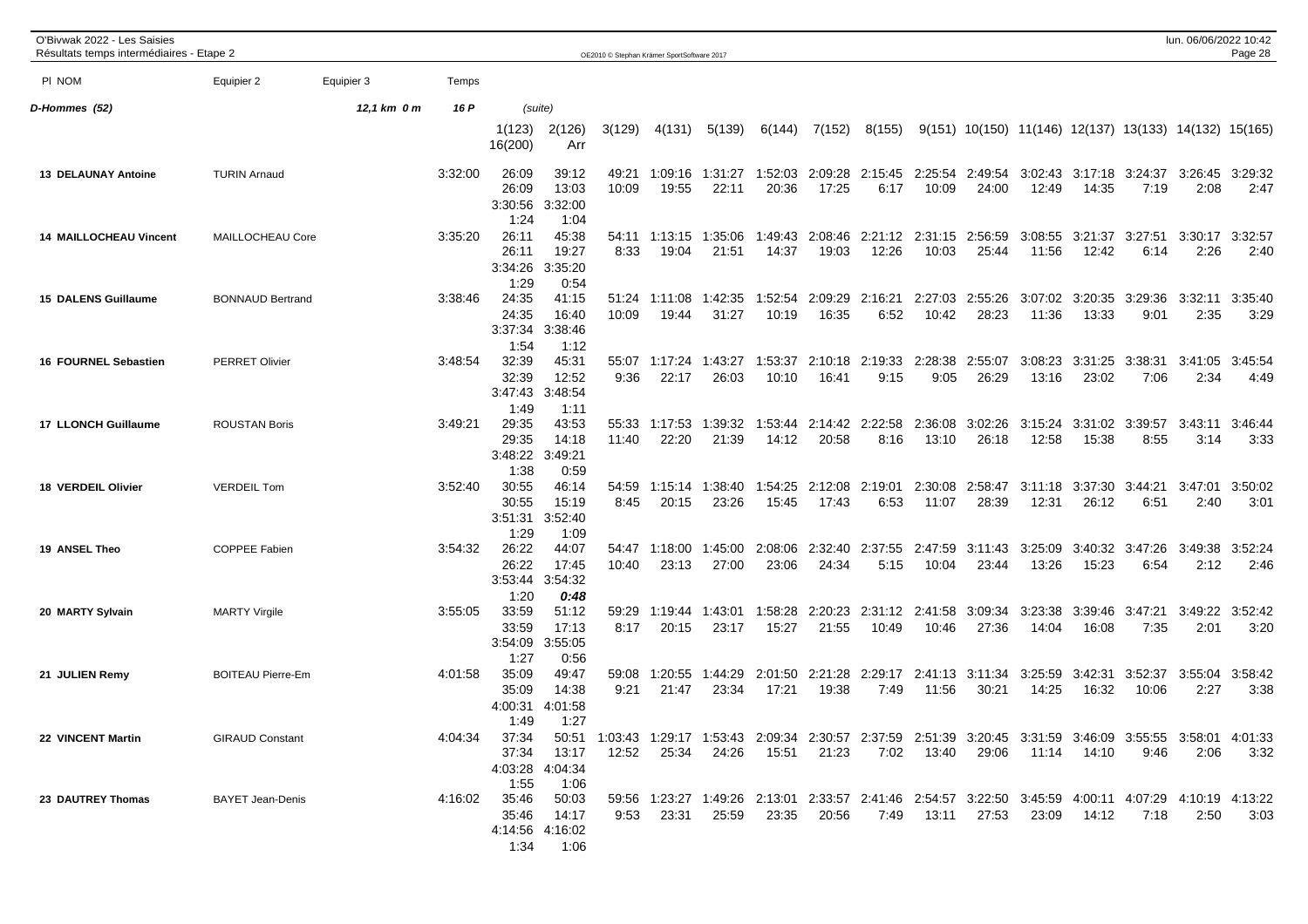O'Bivwak 2022 - Les Saisies
Résultats temps intermédiaires - Etape 2

| Pl NOM | Equipier 2 | Equipier 3 | Temps | | | | | | | | | | | | | | | | |
|---|---|---|---|---|---|---|---|---|---|---|---|---|---|---|---|---|---|---|---|
| **D-Hommes (52)** | | 12,1 km 0 m | 16 P | (suite) | | | | | | | | | | | | | | | |
| | | | | 1(123) | 2(126) | 3(129) | 4(131) | 5(139) | 6(144) | 7(152) | 8(155) | 9(151) | 10(150) | 11(146) | 12(137) | 13(133) | 14(132) | 15(165) | |
| | | | | 16(200) | Arr | | | | | | | | | | | | | | |
| 13 DELAUNAY Antoine | TURIN Arnaud | | 3:32:00 | 26:09 | 39:12 | 49:21 | 1:09:16 | 1:31:27 | 1:52:03 | 2:09:28 | 2:15:45 | 2:25:54 | 2:49:54 | 3:02:43 | 3:17:18 | 3:24:37 | 3:26:45 | 3:29:32 | |
| | | | | 26:09 | 13:03 | 10:09 | 19:55 | 22:11 | 20:36 | 17:25 | 6:17 | 10:09 | 24:00 | 12:49 | 14:35 | 7:19 | 2:08 | 2:47 | |
| | | | | 3:30:56 | 3:32:00 | | | | | | | | | | | | | | |
| | | | | 1:24 | 1:04 | | | | | | | | | | | | | | |
| 14 MAILLOCHEAU Vincent | MAILLOCHEAU Core | | 3:35:20 | 26:11 | 45:38 | 54:11 | 1:13:15 | 1:35:06 | 1:49:43 | 2:08:46 | 2:21:12 | 2:31:15 | 2:56:59 | 3:08:55 | 3:21:37 | 3:27:51 | 3:30:17 | 3:32:57 | |
| | | | | 26:11 | 19:27 | 8:33 | 19:04 | 21:51 | 14:37 | 19:03 | 12:26 | 10:03 | 25:44 | 11:56 | 12:42 | 6:14 | 2:26 | 2:40 | |
| | | | | 3:34:26 | 3:35:20 | | | | | | | | | | | | | | |
| | | | | 1:29 | 0:54 | | | | | | | | | | | | | | |
| 15 DALENS Guillaume | BONNAUD Bertrand | | 3:38:46 | 24:35 | 41:15 | 51:24 | 1:11:08 | 1:42:35 | 1:52:54 | 2:09:29 | 2:16:21 | 2:27:03 | 2:55:26 | 3:07:02 | 3:20:35 | 3:29:36 | 3:32:11 | 3:35:40 | |
| | | | | 24:35 | 16:40 | 10:09 | 19:44 | 31:27 | 10:19 | 16:35 | 6:52 | 10:42 | 28:23 | 11:36 | 13:33 | 9:01 | 2:35 | 3:29 | |
| | | | | 3:37:34 | 3:38:46 | | | | | | | | | | | | | | |
| | | | | 1:54 | 1:12 | | | | | | | | | | | | | | |
| 16 FOURNEL Sebastien | PERRET Olivier | | 3:48:54 | 32:39 | 45:31 | 55:07 | 1:17:24 | 1:43:27 | 1:53:37 | 2:10:18 | 2:19:33 | 2:28:38 | 2:55:07 | 3:08:23 | 3:31:25 | 3:38:31 | 3:41:05 | 3:45:54 | |
| | | | | 32:39 | 12:52 | 9:36 | 22:17 | 26:03 | 10:10 | 16:41 | 9:15 | 9:05 | 26:29 | 13:16 | 23:02 | 7:06 | 2:34 | 4:49 | |
| | | | | 3:47:43 | 3:48:54 | | | | | | | | | | | | | | |
| | | | | 1:49 | 1:11 | | | | | | | | | | | | | | |
| 17 LLONCH Guillaume | ROUSTAN Boris | | 3:49:21 | 29:35 | 43:53 | 55:33 | 1:17:53 | 1:39:32 | 1:53:44 | 2:14:42 | 2:22:58 | 2:36:08 | 3:02:26 | 3:15:24 | 3:31:02 | 3:39:57 | 3:43:11 | 3:46:44 | |
| | | | | 29:35 | 14:18 | 11:40 | 22:20 | 21:39 | 14:12 | 20:58 | 8:16 | 13:10 | 26:18 | 12:58 | 15:38 | 8:55 | 3:14 | 3:33 | |
| | | | | 3:48:22 | 3:49:21 | | | | | | | | | | | | | | |
| | | | | 1:38 | 0:59 | | | | | | | | | | | | | | |
| 18 VERDEIL Olivier | VERDEIL Tom | | 3:52:40 | 30:55 | 46:14 | 54:59 | 1:15:14 | 1:38:40 | 1:54:25 | 2:12:08 | 2:19:01 | 2:30:08 | 2:58:47 | 3:11:18 | 3:37:30 | 3:44:21 | 3:47:01 | 3:50:02 | |
| | | | | 30:55 | 15:19 | 8:45 | 20:15 | 23:26 | 15:45 | 17:43 | 6:53 | 11:07 | 28:39 | 12:31 | 26:12 | 6:51 | 2:40 | 3:01 | |
| | | | | 3:51:31 | 3:52:40 | | | | | | | | | | | | | | |
| | | | | 1:29 | 1:09 | | | | | | | | | | | | | | |
| 19 ANSEL Theo | COPPEE Fabien | | 3:54:32 | 26:22 | 44:07 | 54:47 | 1:18:00 | 1:45:00 | 2:08:06 | 2:32:40 | 2:37:55 | 2:47:59 | 3:11:43 | 3:25:09 | 3:40:32 | 3:47:26 | 3:49:38 | 3:52:24 | |
| | | | | 26:22 | 17:45 | 10:40 | 23:13 | 27:00 | 23:06 | 24:34 | 5:15 | 10:04 | 23:44 | 13:26 | 15:23 | 6:54 | 2:12 | 2:46 | |
| | | | | 3:53:44 | 3:54:32 | | | | | | | | | | | | | | |
| | | | | 1:20 | *0:48* | | | | | | | | | | | | | | |
| 20 MARTY Sylvain | MARTY Virgile | | 3:55:05 | 33:59 | 51:12 | 59:29 | 1:19:44 | 1:43:01 | 1:58:28 | 2:20:23 | 2:31:12 | 2:41:58 | 3:09:34 | 3:23:38 | 3:39:46 | 3:47:21 | 3:49:22 | 3:52:42 | |
| | | | | 33:59 | 17:13 | 8:17 | 20:15 | 23:17 | 15:27 | 21:55 | 10:49 | 10:46 | 27:36 | 14:04 | 16:08 | 7:35 | 2:01 | 3:20 | |
| | | | | 3:54:09 | 3:55:05 | | | | | | | | | | | | | | |
| | | | | 1:27 | 0:56 | | | | | | | | | | | | | | |
| 21 JULIEN Remy | BOITEAU Pierre-Em | | 4:01:58 | 35:09 | 49:47 | 59:08 | 1:20:55 | 1:44:29 | 2:01:50 | 2:21:28 | 2:29:17 | 2:41:13 | 3:11:34 | 3:25:59 | 3:42:31 | 3:52:37 | 3:55:04 | 3:58:42 | |
| | | | | 35:09 | 14:38 | 9:21 | 21:47 | 23:34 | 17:21 | 19:38 | 7:49 | 11:56 | 30:21 | 14:25 | 16:32 | 10:06 | 2:27 | 3:38 | |
| | | | | 4:00:31 | 4:01:58 | | | | | | | | | | | | | | |
| | | | | 1:49 | 1:27 | | | | | | | | | | | | | | |
| 22 VINCENT Martin | GIRAUD Constant | | 4:04:34 | 37:34 | 50:51 | 1:03:43 | 1:29:17 | 1:53:43 | 2:09:34 | 2:30:57 | 2:37:59 | 2:51:39 | 3:20:45 | 3:31:59 | 3:46:09 | 3:55:55 | 3:58:01 | 4:01:33 | |
| | | | | 37:34 | 13:17 | 12:52 | 25:34 | 24:26 | 15:51 | 21:23 | 7:02 | 13:40 | 29:06 | 11:14 | 14:10 | 9:46 | 2:06 | 3:32 | |
| | | | | 4:03:28 | 4:04:34 | | | | | | | | | | | | | | |
| | | | | 1:55 | 1:06 | | | | | | | | | | | | | | |
| 23 DAUTREY Thomas | BAYET Jean-Denis | | 4:16:02 | 35:46 | 50:03 | 59:56 | 1:23:27 | 1:49:26 | 2:13:01 | 2:33:57 | 2:41:46 | 2:54:57 | 3:22:50 | 3:45:59 | 4:00:11 | 4:07:29 | 4:10:19 | 4:13:22 | |
| | | | | 35:46 | 14:17 | 9:53 | 23:31 | 25:59 | 23:35 | 20:56 | 7:49 | 13:11 | 27:53 | 23:09 | 14:12 | 7:18 | 2:50 | 3:03 | |
| | | | | 4:14:56 | 4:16:02 | | | | | | | | | | | | | | |
| | | | | 1:34 | 1:06 | | | | | | | | | | | | | | |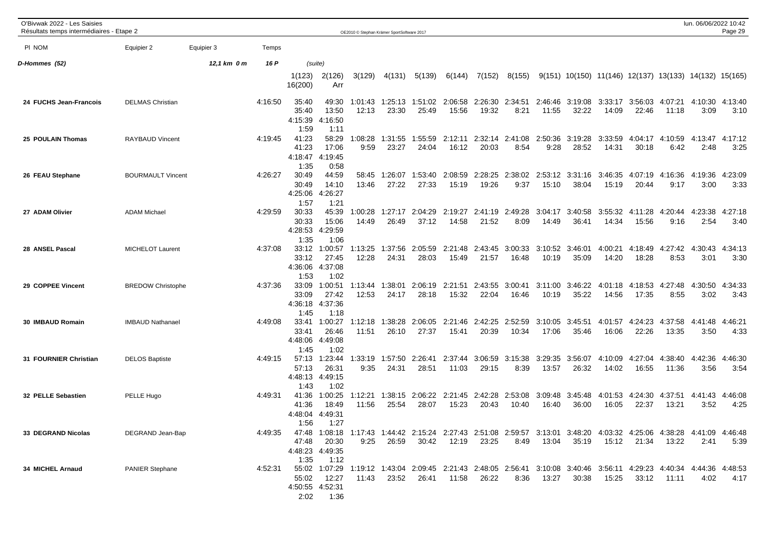O'Bivwak 2022 - Les Saisies
Résultats temps intermédiaires - Etape 2

| Pl NOM | Equipier 2 | Equipier 3 | Temps | 1(123) | 2(126) | 3(129) | 4(131) | 5(139) | 6(144) | 7(152) | 8(155) | 9(151) | 10(150) | 11(146) | 12(137) | 13(133) | 14(132) | 15(165) |
|---|---|---|---|---|---|---|---|---|---|---|---|---|---|---|---|---|---|---|
| | | | | 16(200) | Arr | | | | | | | | | | | | | |
| **D-Hommes (52)** | | 12,1 km 0 m | 16 P | (suite) | | | | | | | | | | | | | | |
| **24 FUCHS Jean-Francois** | DELMAS Christian | | 4:16:50 | 35:40 | 49:30 | 1:01:43 | 1:25:13 | 1:51:02 | 2:06:58 | 2:26:30 | 2:34:51 | 2:46:46 | 3:19:08 | 3:33:17 | 3:56:03 | 4:07:21 | 4:10:30 | 4:13:40 |
| | | | | 35:40 | 13:50 | 12:13 | 23:30 | 25:49 | 15:56 | 19:32 | 8:21 | 11:55 | 32:22 | 14:09 | 22:46 | 11:18 | 3:09 | 3:10 |
| | | | | 4:15:39 | 4:16:50 | | | | | | | | | | | | | |
| | | | | 1:59 | 1:11 | | | | | | | | | | | | | |
| **25 POULAIN Thomas** | RAYBAUD Vincent | | 4:19:45 | 41:23 | 58:29 | 1:08:28 | 1:31:55 | 1:55:59 | 2:12:11 | 2:32:14 | 2:41:08 | 2:50:36 | 3:19:28 | 3:33:59 | 4:04:17 | 4:10:59 | 4:13:47 | 4:17:12 |
| | | | | 41:23 | 17:06 | 9:59 | 23:27 | 24:04 | 16:12 | 20:03 | 8:54 | 9:28 | 28:52 | 14:31 | 30:18 | 6:42 | 2:48 | 3:25 |
| | | | | 4:18:47 | 4:19:45 | | | | | | | | | | | | | |
| | | | | 1:35 | 0:58 | | | | | | | | | | | | | |
| **26 FEAU Stephane** | BOURMAULT Vincent | | 4:26:27 | 30:49 | 44:59 | 58:45 | 1:26:07 | 1:53:40 | 2:08:59 | 2:28:25 | 2:38:02 | 2:53:12 | 3:31:16 | 3:46:35 | 4:07:19 | 4:16:36 | 4:19:36 | 4:23:09 |
| | | | | 30:49 | 14:10 | 13:46 | 27:22 | 27:33 | 15:19 | 19:26 | 9:37 | 15:10 | 38:04 | 15:19 | 20:44 | 9:17 | 3:00 | 3:33 |
| | | | | 4:25:06 | 4:26:27 | | | | | | | | | | | | | |
| | | | | 1:57 | 1:21 | | | | | | | | | | | | | |
| **27 ADAM Olivier** | ADAM Michael | | 4:29:59 | 30:33 | 45:39 | 1:00:28 | 1:27:17 | 2:04:29 | 2:19:27 | 2:41:19 | 2:49:28 | 3:04:17 | 3:40:58 | 3:55:32 | 4:11:28 | 4:20:44 | 4:23:38 | 4:27:18 |
| | | | | 30:33 | 15:06 | 14:49 | 26:49 | 37:12 | 14:58 | 21:52 | 8:09 | 14:49 | 36:41 | 14:34 | 15:56 | 9:16 | 2:54 | 3:40 |
| | | | | 4:28:53 | 4:29:59 | | | | | | | | | | | | | |
| | | | | 1:35 | 1:06 | | | | | | | | | | | | | |
| **28 ANSEL Pascal** | MICHELOT Laurent | | 4:37:08 | 33:12 | 1:00:57 | 1:13:25 | 1:37:56 | 2:05:59 | 2:21:48 | 2:43:45 | 3:00:33 | 3:10:52 | 3:46:01 | 4:00:21 | 4:18:49 | 4:27:42 | 4:30:43 | 4:34:13 |
| | | | | 33:12 | 27:45 | 12:28 | 24:31 | 28:03 | 15:49 | 21:57 | 16:48 | 10:19 | 35:09 | 14:20 | 18:28 | 8:53 | 3:01 | 3:30 |
| | | | | 4:36:06 | 4:37:08 | | | | | | | | | | | | | |
| | | | | 1:53 | 1:02 | | | | | | | | | | | | | |
| **29 COPPEE Vincent** | BREDOW Christophe | | 4:37:36 | 33:09 | 1:00:51 | 1:13:44 | 1:38:01 | 2:06:19 | 2:21:51 | 2:43:55 | 3:00:41 | 3:11:00 | 3:46:22 | 4:01:18 | 4:18:53 | 4:27:48 | 4:30:50 | 4:34:33 |
| | | | | 33:09 | 27:42 | 12:53 | 24:17 | 28:18 | 15:32 | 22:04 | 16:46 | 10:19 | 35:22 | 14:56 | 17:35 | 8:55 | 3:02 | 3:43 |
| | | | | 4:36:18 | 4:37:36 | | | | | | | | | | | | | |
| | | | | 1:45 | 1:18 | | | | | | | | | | | | | |
| **30 IMBAUD Romain** | IMBAUD Nathanael | | 4:49:08 | 33:41 | 1:00:27 | 1:12:18 | 1:38:28 | 2:06:05 | 2:21:46 | 2:42:25 | 2:52:59 | 3:10:05 | 3:45:51 | 4:01:57 | 4:24:23 | 4:37:58 | 4:41:48 | 4:46:21 |
| | | | | 33:41 | 26:46 | 11:51 | 26:10 | 27:37 | 15:41 | 20:39 | 10:34 | 17:06 | 35:46 | 16:06 | 22:26 | 13:35 | 3:50 | 4:33 |
| | | | | 4:48:06 | 4:49:08 | | | | | | | | | | | | | |
| | | | | 1:45 | 1:02 | | | | | | | | | | | | | |
| **31 FOURNIER Christian** | DELOS Baptiste | | 4:49:15 | 57:13 | 1:23:44 | 1:33:19 | 1:57:50 | 2:26:41 | 2:37:44 | 3:06:59 | 3:15:38 | 3:29:35 | 3:56:07 | 4:10:09 | 4:27:04 | 4:38:40 | 4:42:36 | 4:46:30 |
| | | | | 57:13 | 26:31 | 9:35 | 24:31 | 28:51 | 11:03 | 29:15 | 8:39 | 13:57 | 26:32 | 14:02 | 16:55 | 11:36 | 3:56 | 3:54 |
| | | | | 4:48:13 | 4:49:15 | | | | | | | | | | | | | |
| | | | | 1:43 | 1:02 | | | | | | | | | | | | | |
| **32 PELLE Sebastien** | PELLE Hugo | | 4:49:31 | 41:36 | 1:00:25 | 1:12:21 | 1:38:15 | 2:06:22 | 2:21:45 | 2:42:28 | 2:53:08 | 3:09:48 | 3:45:48 | 4:01:53 | 4:24:30 | 4:37:51 | 4:41:43 | 4:46:08 |
| | | | | 41:36 | 18:49 | 11:56 | 25:54 | 28:07 | 15:23 | 20:43 | 10:40 | 16:40 | 36:00 | 16:05 | 22:37 | 13:21 | 3:52 | 4:25 |
| | | | | 4:48:04 | 4:49:31 | | | | | | | | | | | | | |
| | | | | 1:56 | 1:27 | | | | | | | | | | | | | |
| **33 DEGRAND Nicolas** | DEGRAND Jean-Bap | | 4:49:35 | 47:48 | 1:08:18 | 1:17:43 | 1:44:42 | 2:15:24 | 2:27:43 | 2:51:08 | 2:59:57 | 3:13:01 | 3:48:20 | 4:03:32 | 4:25:06 | 4:38:28 | 4:41:09 | 4:46:48 |
| | | | | 47:48 | 20:30 | 9:25 | 26:59 | 30:42 | 12:19 | 23:25 | 8:49 | 13:04 | 35:19 | 15:12 | 21:34 | 13:22 | 2:41 | 5:39 |
| | | | | 4:48:23 | 4:49:35 | | | | | | | | | | | | | |
| | | | | 1:35 | 1:12 | | | | | | | | | | | | | |
| **34 MICHEL Arnaud** | PANIER Stephane | | 4:52:31 | 55:02 | 1:07:29 | 1:19:12 | 1:43:04 | 2:09:45 | 2:21:43 | 2:48:05 | 2:56:41 | 3:10:08 | 3:40:46 | 3:56:11 | 4:29:23 | 4:40:34 | 4:44:36 | 4:48:53 |
| | | | | 55:02 | 12:27 | 11:43 | 23:52 | 26:41 | 11:58 | 26:22 | 8:36 | 13:27 | 30:38 | 15:25 | 33:12 | 11:11 | 4:02 | 4:17 |
| | | | | 4:50:55 | 4:52:31 | | | | | | | | | | | | | |
| | | | | 2:02 | 1:36 | | | | | | | | | | | | | |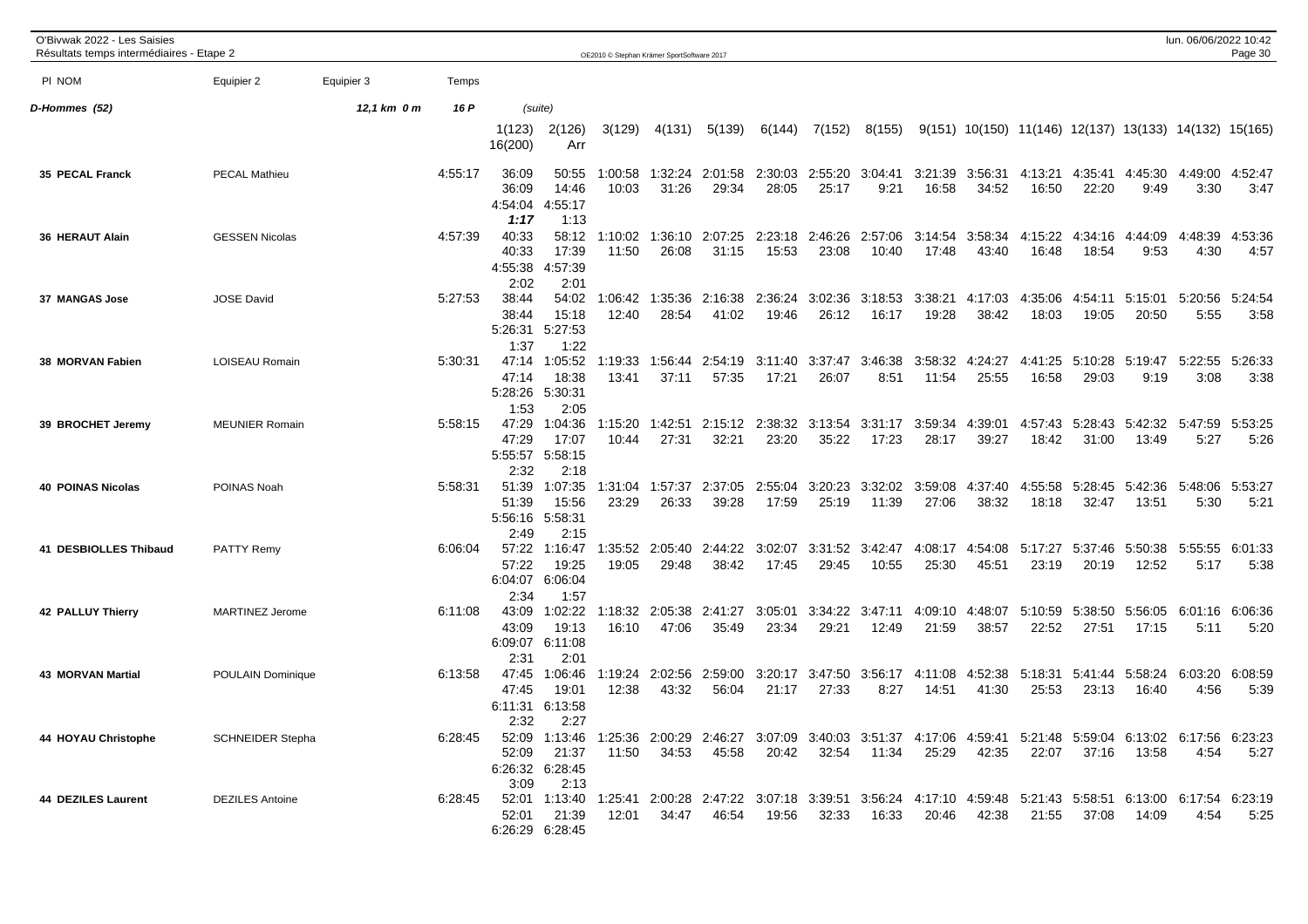O'Bivwak 2022 - Les Saisies
Résultats temps intermédiaires - Etape 2

| Pl NOM | Equipier 2 | Equipier 3 | Temps | 1(123) 16(200) | 2(126) Arr | 3(129) | 4(131) | 5(139) | 6(144) | 7(152) | 8(155) | 9(151) | 10(150) | 11(146) | 12(137) | 13(133) | 14(132) | 15(165) |
|---|---|---|---|---|---|---|---|---|---|---|---|---|---|---|---|---|---|---|
| **D-Hommes (52)** | | 12,1 km 0 m | 16 P | (suite) | | | | | | | | | | | | | | |
| **35 PECAL Franck** | PECAL Mathieu | | 4:55:17 | 36:09 | 50:55 | 1:00:58 | 1:32:24 | 2:01:58 | 2:30:03 | 2:55:20 | 3:04:41 | 3:21:39 | 3:56:31 | 4:13:21 | 4:35:41 | 4:45:30 | 4:49:00 | 4:52:47 |
| | | | | 36:09 | 14:46 | 10:03 | 31:26 | 29:34 | 28:05 | 25:17 | 9:21 | 16:58 | 34:52 | 16:50 | 22:20 | 9:49 | 3:30 | 3:47 |
| | | | | 4:54:04 | 4:55:17 | | | | | | | | | | | | | |
| | | | | ***1:17*** | 1:13 | | | | | | | | | | | | | |
| **36 HERAUT Alain** | GESSEN Nicolas | | 4:57:39 | 40:33 | 58:12 | 1:10:02 | 1:36:10 | 2:07:25 | 2:23:18 | 2:46:26 | 2:57:06 | 3:14:54 | 3:58:34 | 4:15:22 | 4:34:16 | 4:44:09 | 4:48:39 | 4:53:36 |
| | | | | 40:33 | 17:39 | 11:50 | 26:08 | 31:15 | 15:53 | 23:08 | 10:40 | 17:48 | 43:40 | 16:48 | 18:54 | 9:53 | 4:30 | 4:57 |
| | | | | 4:55:38 | 4:57:39 | | | | | | | | | | | | | |
| | | | | 2:02 | 2:01 | | | | | | | | | | | | | |
| **37 MANGAS Jose** | JOSE David | | 5:27:53 | 38:44 | 54:02 | 1:06:42 | 1:35:36 | 2:16:38 | 2:36:24 | 3:02:36 | 3:18:53 | 3:38:21 | 4:17:03 | 4:35:06 | 4:54:11 | 5:15:01 | 5:20:56 | 5:24:54 |
| | | | | 38:44 | 15:18 | 12:40 | 28:54 | 41:02 | 19:46 | 26:12 | 16:17 | 19:28 | 38:42 | 18:03 | 19:05 | 20:50 | 5:55 | 3:58 |
| | | | | 5:26:31 | 5:27:53 | | | | | | | | | | | | | |
| | | | | 1:37 | 1:22 | | | | | | | | | | | | | |
| **38 MORVAN Fabien** | LOISEAU Romain | | 5:30:31 | 47:14 | 1:05:52 | 1:19:33 | 1:56:44 | 2:54:19 | 3:11:40 | 3:37:47 | 3:46:38 | 3:58:32 | 4:24:27 | 4:41:25 | 5:10:28 | 5:19:47 | 5:22:55 | 5:26:33 |
| | | | | 47:14 | 18:38 | 13:41 | 37:11 | 57:35 | 17:21 | 26:07 | 8:51 | 11:54 | 25:55 | 16:58 | 29:03 | 9:19 | 3:08 | 3:38 |
| | | | | 5:28:26 | 5:30:31 | | | | | | | | | | | | | |
| | | | | 1:53 | 2:05 | | | | | | | | | | | | | |
| **39 BROCHET Jeremy** | MEUNIER Romain | | 5:58:15 | 47:29 | 1:04:36 | 1:15:20 | 1:42:51 | 2:15:12 | 2:38:32 | 3:13:54 | 3:31:17 | 3:59:34 | 4:39:01 | 4:57:43 | 5:28:43 | 5:42:32 | 5:47:59 | 5:53:25 |
| | | | | 47:29 | 17:07 | 10:44 | 27:31 | 32:21 | 23:20 | 35:22 | 17:23 | 28:17 | 39:27 | 18:42 | 31:00 | 13:49 | 5:27 | 5:26 |
| | | | | 5:55:57 | 5:58:15 | | | | | | | | | | | | | |
| | | | | 2:32 | 2:18 | | | | | | | | | | | | | |
| **40 POINAS Nicolas** | POINAS Noah | | 5:58:31 | 51:39 | 1:07:35 | 1:31:04 | 1:57:37 | 2:37:05 | 2:55:04 | 3:20:23 | 3:32:02 | 3:59:08 | 4:37:40 | 4:55:58 | 5:28:45 | 5:42:36 | 5:48:06 | 5:53:27 |
| | | | | 51:39 | 15:56 | 23:29 | 26:33 | 39:28 | 17:59 | 25:19 | 11:39 | 27:06 | 38:32 | 18:18 | 32:47 | 13:51 | 5:30 | 5:21 |
| | | | | 5:56:16 | 5:58:31 | | | | | | | | | | | | | |
| | | | | 2:49 | 2:15 | | | | | | | | | | | | | |
| **41 DESBIOLLES Thibaud** | PATTY Remy | | 6:06:04 | 57:22 | 1:16:47 | 1:35:52 | 2:05:40 | 2:44:22 | 3:02:07 | 3:31:52 | 3:42:47 | 4:08:17 | 4:54:08 | 5:17:27 | 5:37:46 | 5:50:38 | 5:55:55 | 6:01:33 |
| | | | | 57:22 | 19:25 | 19:05 | 29:48 | 38:42 | 17:45 | 29:45 | 10:55 | 25:30 | 45:51 | 23:19 | 20:19 | 12:52 | 5:17 | 5:38 |
| | | | | 6:04:07 | 6:06:04 | | | | | | | | | | | | | |
| | | | | 2:34 | 1:57 | | | | | | | | | | | | | |
| **42 PALLUY Thierry** | MARTINEZ Jerome | | 6:11:08 | 43:09 | 1:02:22 | 1:18:32 | 2:05:38 | 2:41:27 | 3:05:01 | 3:34:22 | 3:47:11 | 4:09:10 | 4:48:07 | 5:10:59 | 5:38:50 | 5:56:05 | 6:01:16 | 6:06:36 |
| | | | | 43:09 | 19:13 | 16:10 | 47:06 | 35:49 | 23:34 | 29:21 | 12:49 | 21:59 | 38:57 | 22:52 | 27:51 | 17:15 | 5:11 | 5:20 |
| | | | | 6:09:07 | 6:11:08 | | | | | | | | | | | | | |
| | | | | 2:31 | 2:01 | | | | | | | | | | | | | |
| **43 MORVAN Martial** | POULAIN Dominique | | 6:13:58 | 47:45 | 1:06:46 | 1:19:24 | 2:02:56 | 2:59:00 | 3:20:17 | 3:47:50 | 3:56:17 | 4:11:08 | 4:52:38 | 5:18:31 | 5:41:44 | 5:58:24 | 6:03:20 | 6:08:59 |
| | | | | 47:45 | 19:01 | 12:38 | 43:32 | 56:04 | 21:17 | 27:33 | 8:27 | 14:51 | 41:30 | 25:53 | 23:13 | 16:40 | 4:56 | 5:39 |
| | | | | 6:11:31 | 6:13:58 | | | | | | | | | | | | | |
| | | | | 2:32 | 2:27 | | | | | | | | | | | | | |
| **44 HOYAU Christophe** | SCHNEIDER Stepha | | 6:28:45 | 52:09 | 1:13:46 | 1:25:36 | 2:00:29 | 2:46:27 | 3:07:09 | 3:40:03 | 3:51:37 | 4:17:06 | 4:59:41 | 5:21:48 | 5:59:04 | 6:13:02 | 6:17:56 | 6:23:23 |
| | | | | 52:09 | 21:37 | 11:50 | 34:53 | 45:58 | 20:42 | 32:54 | 11:34 | 25:29 | 42:35 | 22:07 | 37:16 | 13:58 | 4:54 | 5:27 |
| | | | | 6:26:32 | 6:28:45 | | | | | | | | | | | | | |
| | | | | 3:09 | 2:13 | | | | | | | | | | | | | |
| **44 DEZILES Laurent** | DEZILES Antoine | | 6:28:45 | 52:01 | 1:13:40 | 1:25:41 | 2:00:28 | 2:47:22 | 3:07:18 | 3:39:51 | 3:56:24 | 4:17:10 | 4:59:48 | 5:21:43 | 5:58:51 | 6:13:00 | 6:17:54 | 6:23:19 |
| | | | | 52:01 | 21:39 | 12:01 | 34:47 | 46:54 | 19:56 | 32:33 | 16:33 | 20:46 | 42:38 | 21:55 | 37:08 | 14:09 | 4:54 | 5:25 |
| | | | | 6:26:29 | 6:28:45 | | | | | | | | | | | | | |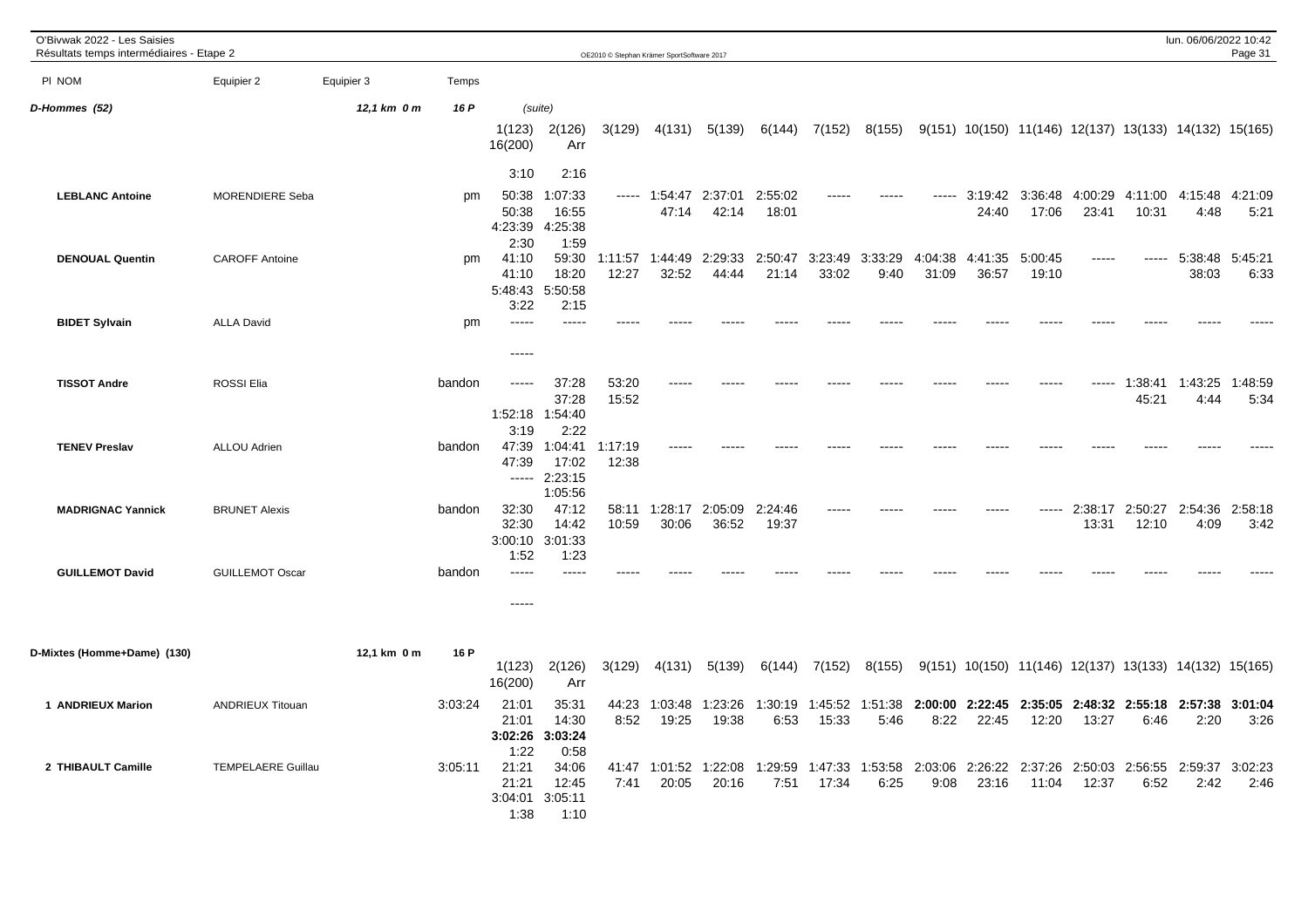O'Bivwak 2022 - Les Saisies
Résultats temps intermédiaires - Etape 2

**D-Hommes (52)** — 12,1 km 0 m — 16 P (suite)

| Pl NOM | Equipier 2 | Equipier 3 | Temps | 1(123) | 2(126) | 3(129) | 4(131) | 5(139) | 6(144) | 7(152) | 8(155) | 9(151) | 10(150) | 11(146) | 12(137) | 13(133) | 14(132) | 15(165) |
|---|---|---|---|---|---|---|---|---|---|---|---|---|---|---|---|---|---|---|
| | | | | 16(200) | Arr | | | | | | | | | | | | | |
| | | | | 3:10 | 2:16 | | | | | | | | | | | | | |
| **LEBLANC Antoine** | MORENDIERE Seba | | pm | 50:38 | 1:07:33 | ----- | 1:54:47 | 2:37:01 | 2:55:02 | ----- | ----- | ----- | 3:19:42 | 3:36:48 | 4:00:29 | 4:11:00 | 4:15:48 | 4:21:09 |
| | | | | 50:38 | 16:55 | | 47:14 | 42:14 | 18:01 | | | | 24:40 | 17:06 | 23:41 | 10:31 | 4:48 | 5:21 |
| | | | | 4:23:39 | 4:25:38 | | | | | | | | | | | | | |
| | | | | 2:30 | 1:59 | | | | | | | | | | | | | |
| **DENOUAL Quentin** | CAROFF Antoine | | pm | 41:10 | 59:30 | 1:11:57 | 1:44:49 | 2:29:33 | 2:50:47 | 3:23:49 | 3:33:29 | 4:04:38 | 4:41:35 | 5:00:45 | ----- | ----- | 5:38:48 | 5:45:21 |
| | | | | 41:10 | 18:20 | 12:27 | 32:52 | 44:44 | 21:14 | 33:02 | 9:40 | 31:09 | 36:57 | 19:10 | | | 38:03 | 6:33 |
| | | | | 5:48:43 | 5:50:58 | | | | | | | | | | | | | |
| | | | | 3:22 | 2:15 | | | | | | | | | | | | | |
| **BIDET Sylvain** | ALLA David | | pm | ----- | ----- | ----- | ----- | ----- | ----- | ----- | ----- | ----- | ----- | ----- | ----- | ----- | ----- | ----- |
| | | | | ----- | | | | | | | | | | | | | | |
| **TISSOT Andre** | ROSSI Elia | | bandon | ----- | 37:28 | 53:20 | ----- | ----- | ----- | ----- | ----- | ----- | ----- | ----- | ----- | 1:38:41 | 1:43:25 | 1:48:59 |
| | | | | | 37:28 | 15:52 | | | | | | | | | | 45:21 | 4:44 | 5:34 |
| | | | | 1:52:18 | 1:54:40 | | | | | | | | | | | | | |
| | | | | 3:19 | 2:22 | | | | | | | | | | | | | |
| **TENEV Preslav** | ALLOU Adrien | | bandon | 47:39 | 1:04:41 | 1:17:19 | ----- | ----- | ----- | ----- | ----- | ----- | ----- | ----- | ----- | ----- | ----- | ----- |
| | | | | 47:39 | 17:02 | 12:38 | | | | | | | | | | | | |
| | | | | ----- | 2:23:15 | | | | | | | | | | | | | |
| | | | | | 1:05:56 | | | | | | | | | | | | | |
| **MADRIGNAC Yannick** | BRUNET Alexis | | bandon | 32:30 | 47:12 | 58:11 | 1:28:17 | 2:05:09 | 2:24:46 | ----- | ----- | ----- | ----- | ----- | 2:38:17 | 2:50:27 | 2:54:36 | 2:58:18 |
| | | | | 32:30 | 14:42 | 10:59 | 30:06 | 36:52 | 19:37 | | | | | | 13:31 | 12:10 | 4:09 | 3:42 |
| | | | | 3:00:10 | 3:01:33 | | | | | | | | | | | | | |
| | | | | 1:52 | 1:23 | | | | | | | | | | | | | |
| **GUILLEMOT David** | GUILLEMOT Oscar | | bandon | ----- | ----- | ----- | ----- | ----- | ----- | ----- | ----- | ----- | ----- | ----- | ----- | ----- | ----- | ----- |
| | | | | ----- | | | | | | | | | | | | | | |

**D-Mixtes (Homme+Dame) (130)** — 12,1 km 0 m — 16 P

| Pl NOM | Equipier 2 | Equipier 3 | Temps | 1(123) | 2(126) | 3(129) | 4(131) | 5(139) | 6(144) | 7(152) | 8(155) | 9(151) | 10(150) | 11(146) | 12(137) | 13(133) | 14(132) | 15(165) |
|---|---|---|---|---|---|---|---|---|---|---|---|---|---|---|---|---|---|---|
| | | | | 16(200) | Arr | | | | | | | | | | | | | |
| **1 ANDRIEUX Marion** | ANDRIEUX Titouan | | 3:03:24 | 21:01 | 35:31 | 44:23 | 1:03:48 | 1:23:26 | 1:30:19 | 1:45:52 | 1:51:38 | **2:00:00** | **2:22:45** | **2:35:05** | **2:48:32** | **2:55:18** | **2:57:38** | **3:01:04** |
| | | | | 21:01 | 14:30 | 8:52 | 19:25 | 19:38 | 6:53 | 15:33 | 5:46 | 8:22 | 22:45 | 12:20 | 13:27 | 6:46 | 2:20 | 3:26 |
| | | | | **3:02:26** | **3:03:24** | | | | | | | | | | | | | |
| | | | | 1:22 | 0:58 | | | | | | | | | | | | | |
| **2 THIBAULT Camille** | TEMPELAERE Guillau | | 3:05:11 | 21:21 | 34:06 | 41:47 | 1:01:52 | 1:22:08 | 1:29:59 | 1:47:33 | 1:53:58 | 2:03:06 | 2:26:22 | 2:37:26 | 2:50:03 | 2:56:55 | 2:59:37 | 3:02:23 |
| | | | | 21:21 | 12:45 | 7:41 | 20:05 | 20:16 | 7:51 | 17:34 | 6:25 | 9:08 | 23:16 | 11:04 | 12:37 | 6:52 | 2:42 | 2:46 |
| | | | | 3:04:01 | 3:05:11 | | | | | | | | | | | | | |
| | | | | 1:38 | 1:10 | | | | | | | | | | | | | |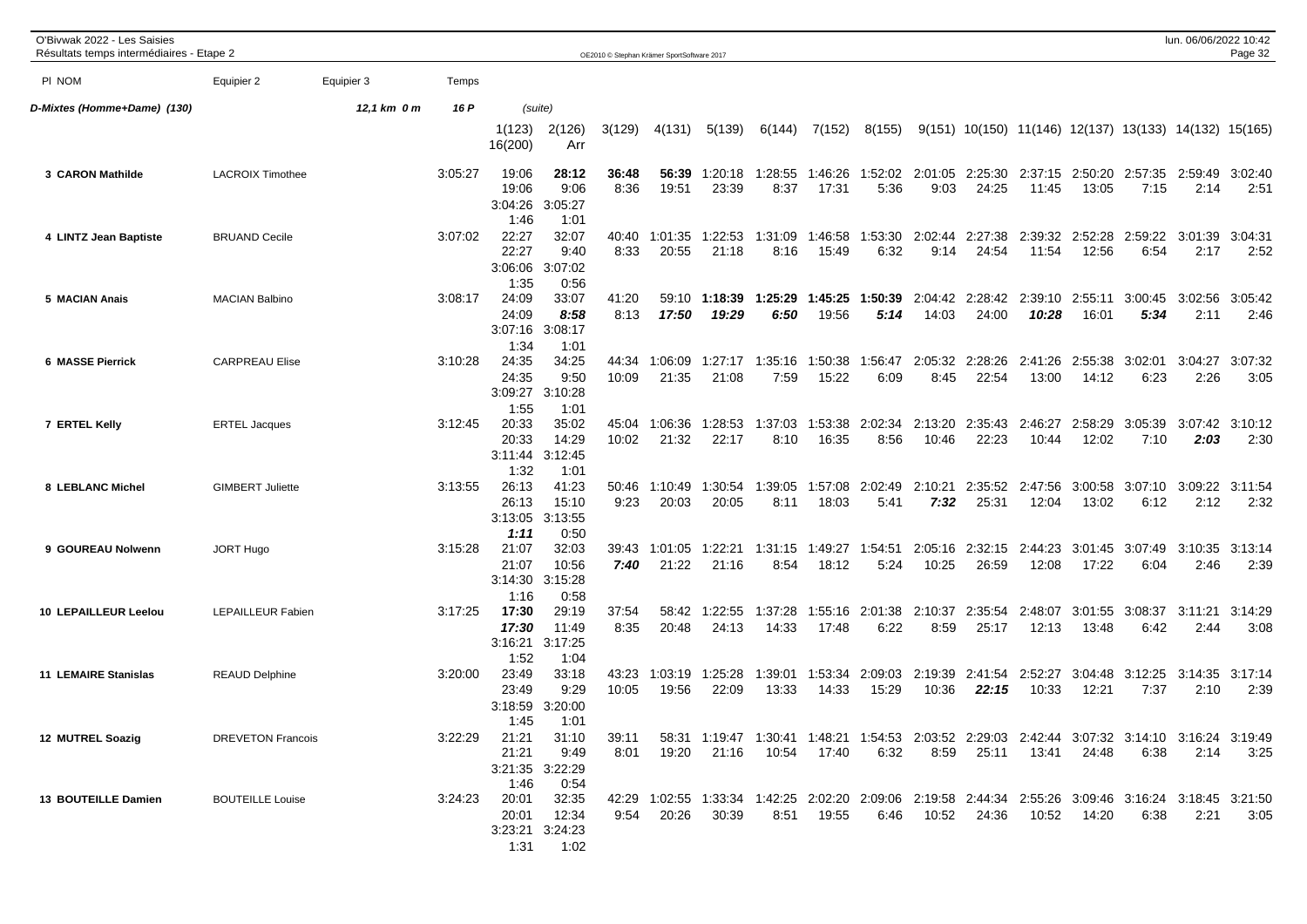O'Bivwak 2022 - Les Saisies
Résultats temps intermédiaires - Etape 2

| Pl NOM | Equipier 2 | Equipier 3 | Temps | 1(123) / 16(200) | 2(126) / Arr | 3(129) | 4(131) | 5(139) | 6(144) | 7(152) | 8(155) | 9(151) | 10(150) | 11(146) | 12(137) | 13(133) | 14(132) | 15(165) |
|---|---|---|---|---|---|---|---|---|---|---|---|---|---|---|---|---|---|---|
| **D-Mixtes (Homme+Dame) (130)** | | 12,1 km 0 m | 16 P | (suite) | | | | | | | | | | | | | | |
| **3 CARON Mathilde** | LACROIX Timothee | | 3:05:27 | 19:06 | **28:12** | **36:48** | **56:39** | 1:20:18 | 1:28:55 | 1:46:26 | 1:52:02 | 2:01:05 | 2:25:30 | 2:37:15 | 2:50:20 | 2:57:35 | 2:59:49 | 3:02:40 |
| | | | | 19:06 | 9:06 | 8:36 | 19:51 | 23:39 | 8:37 | 17:31 | 5:36 | 9:03 | 24:25 | 11:45 | 13:05 | 7:15 | 2:14 | 2:51 |
| | | | | 3:04:26 | 3:05:27 | | | | | | | | | | | | | |
| | | | | 1:46 | 1:01 | | | | | | | | | | | | | |
| **4 LINTZ Jean Baptiste** | BRUAND Cecile | | 3:07:02 | 22:27 | 32:07 | 40:40 | 1:01:35 | 1:22:53 | 1:31:09 | 1:46:58 | 1:53:30 | 2:02:44 | 2:27:38 | 2:39:32 | 2:52:28 | 2:59:22 | 3:01:39 | 3:04:31 |
| | | | | 22:27 | 9:40 | 8:33 | 20:55 | 21:18 | 8:16 | 15:49 | 6:32 | 9:14 | 24:54 | 11:54 | 12:56 | 6:54 | 2:17 | 2:52 |
| | | | | 3:06:06 | 3:07:02 | | | | | | | | | | | | | |
| | | | | 1:35 | 0:56 | | | | | | | | | | | | | |
| **5 MACIAN Anais** | MACIAN Balbino | | 3:08:17 | 24:09 | 33:07 | 41:20 | 59:10 | **1:18:39** | **1:25:29** | **1:45:25** | **1:50:39** | 2:04:42 | 2:28:42 | 2:39:10 | 2:55:11 | 3:00:45 | 3:02:56 | 3:05:42 |
| | | | | 24:09 | ***8:58*** | 8:13 | ***17:50*** | ***19:29*** | ***6:50*** | 19:56 | ***5:14*** | 14:03 | 24:00 | ***10:28*** | 16:01 | ***5:34*** | 2:11 | 2:46 |
| | | | | 3:07:16 | 3:08:17 | | | | | | | | | | | | | |
| | | | | 1:34 | 1:01 | | | | | | | | | | | | | |
| **6 MASSE Pierrick** | CARPREAU Elise | | 3:10:28 | 24:35 | 34:25 | 44:34 | 1:06:09 | 1:27:17 | 1:35:16 | 1:50:38 | 1:56:47 | 2:05:32 | 2:28:26 | 2:41:26 | 2:55:38 | 3:02:01 | 3:04:27 | 3:07:32 |
| | | | | 24:35 | 9:50 | 10:09 | 21:35 | 21:08 | 7:59 | 15:22 | 6:09 | 8:45 | 22:54 | 13:00 | 14:12 | 6:23 | 2:26 | 3:05 |
| | | | | 3:09:27 | 3:10:28 | | | | | | | | | | | | | |
| | | | | 1:55 | 1:01 | | | | | | | | | | | | | |
| **7 ERTEL Kelly** | ERTEL Jacques | | 3:12:45 | 20:33 | 35:02 | 45:04 | 1:06:36 | 1:28:53 | 1:37:03 | 1:53:38 | 2:02:34 | 2:13:20 | 2:35:43 | 2:46:27 | 2:58:29 | 3:05:39 | 3:07:42 | 3:10:12 |
| | | | | 20:33 | 14:29 | 10:02 | 21:32 | 22:17 | 8:10 | 16:35 | 8:56 | 10:46 | 22:23 | 10:44 | 12:02 | 7:10 | ***2:03*** | 2:30 |
| | | | | 3:11:44 | 3:12:45 | | | | | | | | | | | | | |
| | | | | 1:32 | 1:01 | | | | | | | | | | | | | |
| **8 LEBLANC Michel** | GIMBERT Juliette | | 3:13:55 | 26:13 | 41:23 | 50:46 | 1:10:49 | 1:30:54 | 1:39:05 | 1:57:08 | 2:02:49 | 2:10:21 | 2:35:52 | 2:47:56 | 3:00:58 | 3:07:10 | 3:09:22 | 3:11:54 |
| | | | | 26:13 | 15:10 | 9:23 | 20:03 | 20:05 | 8:11 | 18:03 | 5:41 | ***7:32*** | 25:31 | 12:04 | 13:02 | 6:12 | 2:12 | 2:32 |
| | | | | 3:13:05 | 3:13:55 | | | | | | | | | | | | | |
| | | | | ***1:11*** | 0:50 | | | | | | | | | | | | | |
| **9 GOUREAU Nolwenn** | JORT Hugo | | 3:15:28 | 21:07 | 32:03 | 39:43 | 1:01:05 | 1:22:21 | 1:31:15 | 1:49:27 | 1:54:51 | 2:05:16 | 2:32:15 | 2:44:23 | 3:01:45 | 3:07:49 | 3:10:35 | 3:13:14 |
| | | | | 21:07 | 10:56 | ***7:40*** | 21:22 | 21:16 | 8:54 | 18:12 | 5:24 | 10:25 | 26:59 | 12:08 | 17:22 | 6:04 | 2:46 | 2:39 |
| | | | | 3:14:30 | 3:15:28 | | | | | | | | | | | | | |
| | | | | 1:16 | 0:58 | | | | | | | | | | | | | |
| **10 LEPAILLEUR Leelou** | LEPAILLEUR Fabien | | 3:17:25 | **17:30** | 29:19 | 37:54 | 58:42 | 1:22:55 | 1:37:28 | 1:55:16 | 2:01:38 | 2:10:37 | 2:35:54 | 2:48:07 | 3:01:55 | 3:08:37 | 3:11:21 | 3:14:29 |
| | | | | ***17:30*** | 11:49 | 8:35 | 20:48 | 24:13 | 14:33 | 17:48 | 6:22 | 8:59 | 25:17 | 12:13 | 13:48 | 6:42 | 2:44 | 3:08 |
| | | | | 3:16:21 | 3:17:25 | | | | | | | | | | | | | |
| | | | | 1:52 | 1:04 | | | | | | | | | | | | | |
| **11 LEMAIRE Stanislas** | REAUD Delphine | | 3:20:00 | 23:49 | 33:18 | 43:23 | 1:03:19 | 1:25:28 | 1:39:01 | 1:53:34 | 2:09:03 | 2:19:39 | 2:41:54 | 2:52:27 | 3:04:48 | 3:12:25 | 3:14:35 | 3:17:14 |
| | | | | 23:49 | 9:29 | 10:05 | 19:56 | 22:09 | 13:33 | 14:33 | 15:29 | 10:36 | ***22:15*** | 10:33 | 12:21 | 7:37 | 2:10 | 2:39 |
| | | | | 3:18:59 | 3:20:00 | | | | | | | | | | | | | |
| | | | | 1:45 | 1:01 | | | | | | | | | | | | | |
| **12 MUTREL Soazig** | DREVETON Francois | | 3:22:29 | 21:21 | 31:10 | 39:11 | 58:31 | 1:19:47 | 1:30:41 | 1:48:21 | 1:54:53 | 2:03:52 | 2:29:03 | 2:42:44 | 3:07:32 | 3:14:10 | 3:16:24 | 3:19:49 |
| | | | | 21:21 | 9:49 | 8:01 | 19:20 | 21:16 | 10:54 | 17:40 | 6:32 | 8:59 | 25:11 | 13:41 | 24:48 | 6:38 | 2:14 | 3:25 |
| | | | | 3:21:35 | 3:22:29 | | | | | | | | | | | | | |
| | | | | 1:46 | 0:54 | | | | | | | | | | | | | |
| **13 BOUTEILLE Damien** | BOUTEILLE Louise | | 3:24:23 | 20:01 | 32:35 | 42:29 | 1:02:55 | 1:33:34 | 1:42:25 | 2:02:20 | 2:09:06 | 2:19:58 | 2:44:34 | 2:55:26 | 3:09:46 | 3:16:24 | 3:18:45 | 3:21:50 |
| | | | | 20:01 | 12:34 | 9:54 | 20:26 | 30:39 | 8:51 | 19:55 | 6:46 | 10:52 | 24:36 | 10:52 | 14:20 | 6:38 | 2:21 | 3:05 |
| | | | | 3:23:21 | 3:24:23 | | | | | | | | | | | | | |
| | | | | 1:31 | 1:02 | | | | | | | | | | | | | |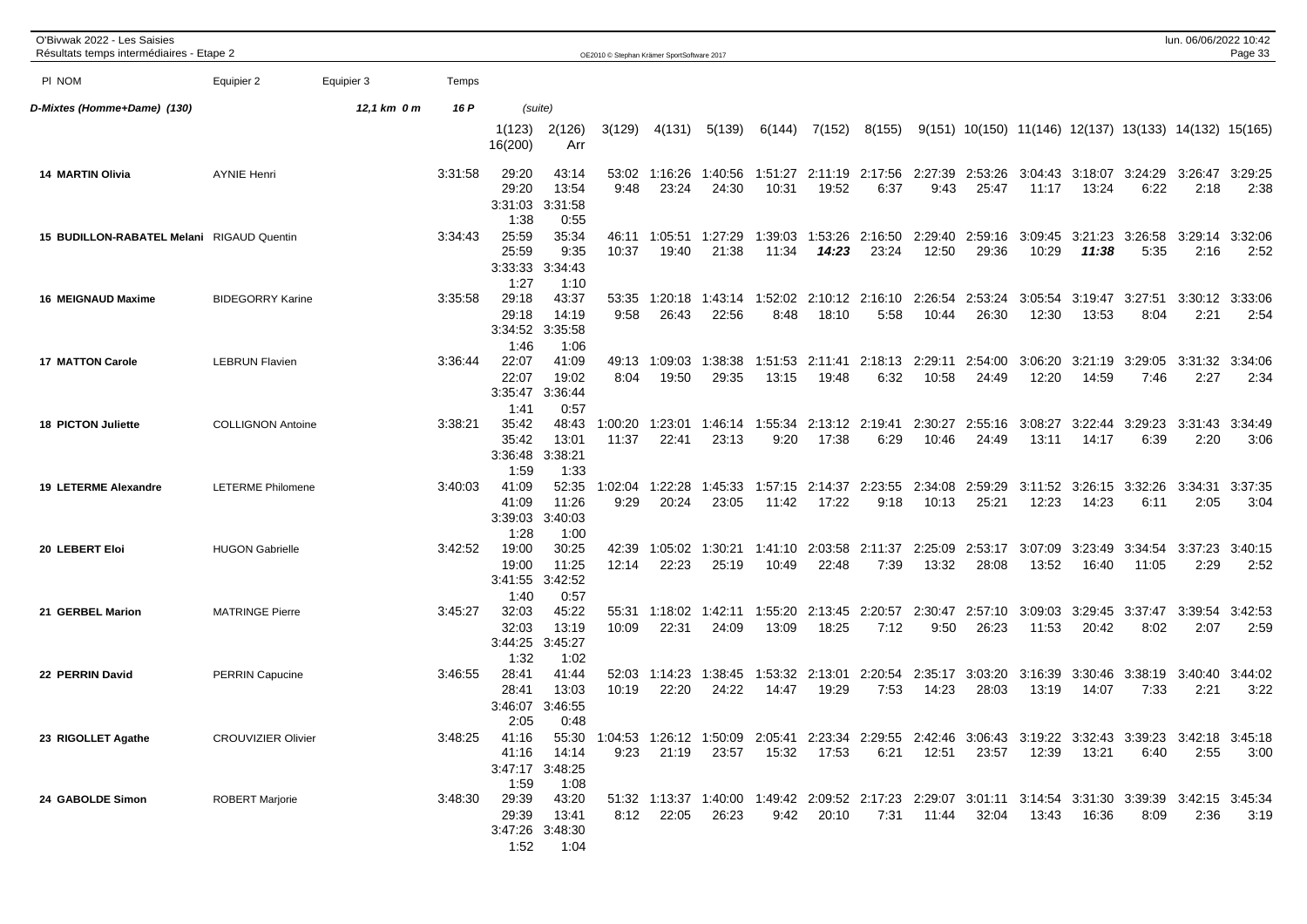O'Bivwak 2022 - Les Saisies
Résultats temps intermédiaires - Etape 2

**D-Mixtes (Homme+Dame) (130)** — 12,1 km 0 m — 16 P (suite)

| Pl | NOM | Equipier 2 | Equipier 3 | Temps | 1(123) | 2(126) | 3(129) | 4(131) | 5(139) | 6(144) | 7(152) | 8(155) | 9(151) | 10(150) | 11(146) | 12(137) | 13(133) | 14(132) | 15(165) | 16(200) | Arr |
|---|---|---|---|---|---|---|---|---|---|---|---|---|---|---|---|---|---|---|---|---|---|
| 14 | MARTIN Olivia | AYNIE Henri | | 3:31:58 | 29:20 | 43:14 | 53:02 | 1:16:26 | 1:40:56 | 1:51:27 | 2:11:19 | 2:17:56 | 2:27:39 | 2:53:26 | 3:04:43 | 3:18:07 | 3:24:29 | 3:26:47 | 3:29:25 | 3:31:03 | 3:31:58 |
| | | | | | 29:20 | 13:54 | 9:48 | 23:24 | 24:30 | 10:31 | 19:52 | 6:37 | 9:43 | 25:47 | 11:17 | 13:24 | 6:22 | 2:18 | 2:38 | 1:38 | 0:55 |
| 15 | BUDILLON-RABATEL Melani | RIGAUD Quentin | | 3:34:43 | 25:59 | 35:34 | 46:11 | 1:05:51 | 1:27:29 | 1:39:03 | 1:53:26 | 2:16:50 | 2:29:40 | 2:59:16 | 3:09:45 | 3:21:23 | 3:26:58 | 3:29:14 | 3:32:06 | 3:33:33 | 3:34:43 |
| | | | | | 25:59 | 9:35 | 10:37 | 19:40 | 21:38 | 11:34 | *14:23* | 23:24 | 12:50 | 29:36 | 10:29 | *11:38* | 5:35 | 2:16 | 2:52 | 1:27 | 1:10 |
| 16 | MEIGNAUD Maxime | BIDEGORRY Karine | | 3:35:58 | 29:18 | 43:37 | 53:35 | 1:20:18 | 1:43:14 | 1:52:02 | 2:10:12 | 2:16:10 | 2:26:54 | 2:53:24 | 3:05:54 | 3:19:47 | 3:27:51 | 3:30:12 | 3:33:06 | 3:34:52 | 3:35:58 |
| | | | | | 29:18 | 14:19 | 9:58 | 26:43 | 22:56 | 8:48 | 18:10 | 5:58 | 10:44 | 26:30 | 12:30 | 13:53 | 8:04 | 2:21 | 2:54 | 1:46 | 1:06 |
| 17 | MATTON Carole | LEBRUN Flavien | | 3:36:44 | 22:07 | 41:09 | 49:13 | 1:09:03 | 1:38:38 | 1:51:53 | 2:11:41 | 2:18:13 | 2:29:11 | 2:54:00 | 3:06:20 | 3:21:19 | 3:29:05 | 3:31:32 | 3:34:06 | 3:35:47 | 3:36:44 |
| | | | | | 22:07 | 19:02 | 8:04 | 19:50 | 29:35 | 13:15 | 19:48 | 6:32 | 10:58 | 24:49 | 12:20 | 14:59 | 7:46 | 2:27 | 2:34 | 1:41 | 0:57 |
| 18 | PICTON Juliette | COLLIGNON Antoine | | 3:38:21 | 35:42 | 48:43 | 1:00:20 | 1:23:01 | 1:46:14 | 1:55:34 | 2:13:12 | 2:19:41 | 2:30:27 | 2:55:16 | 3:08:27 | 3:22:44 | 3:29:23 | 3:31:43 | 3:34:49 | 3:36:48 | 3:38:21 |
| | | | | | 35:42 | 13:01 | 11:37 | 22:41 | 23:13 | 9:20 | 17:38 | 6:29 | 10:46 | 24:49 | 13:11 | 14:17 | 6:39 | 2:20 | 3:06 | 1:59 | 1:33 |
| 19 | LETERME Alexandre | LETERME Philomene | | 3:40:03 | 41:09 | 52:35 | 1:02:04 | 1:22:28 | 1:45:33 | 1:57:15 | 2:14:37 | 2:23:55 | 2:34:08 | 2:59:29 | 3:11:52 | 3:26:15 | 3:32:26 | 3:34:31 | 3:37:35 | 3:39:03 | 3:40:03 |
| | | | | | 41:09 | 11:26 | 9:29 | 20:24 | 23:05 | 11:42 | 17:22 | 9:18 | 10:13 | 25:21 | 12:23 | 14:23 | 6:11 | 2:05 | 3:04 | 1:28 | 1:00 |
| 20 | LEBERT Eloi | HUGON Gabrielle | | 3:42:52 | 19:00 | 30:25 | 42:39 | 1:05:02 | 1:30:21 | 1:41:10 | 2:03:58 | 2:11:37 | 2:25:09 | 2:53:17 | 3:07:09 | 3:23:49 | 3:34:54 | 3:37:23 | 3:40:15 | 3:41:55 | 3:42:52 |
| | | | | | 19:00 | 11:25 | 12:14 | 22:23 | 25:19 | 10:49 | 22:48 | 7:39 | 13:32 | 28:08 | 13:52 | 16:40 | 11:05 | 2:29 | 2:52 | 1:40 | 0:57 |
| 21 | GERBEL Marion | MATRINGE Pierre | | 3:45:27 | 32:03 | 45:22 | 55:31 | 1:18:02 | 1:42:11 | 1:55:20 | 2:13:45 | 2:20:57 | 2:30:47 | 2:57:10 | 3:09:03 | 3:29:45 | 3:37:47 | 3:39:54 | 3:42:53 | 3:44:25 | 3:45:27 |
| | | | | | 32:03 | 13:19 | 10:09 | 22:31 | 24:09 | 13:09 | 18:25 | 7:12 | 9:50 | 26:23 | 11:53 | 20:42 | 8:02 | 2:07 | 2:59 | 1:32 | 1:02 |
| 22 | PERRIN David | PERRIN Capucine | | 3:46:55 | 28:41 | 41:44 | 52:03 | 1:14:23 | 1:38:45 | 1:53:32 | 2:13:01 | 2:20:54 | 2:35:17 | 3:03:20 | 3:16:39 | 3:30:46 | 3:38:19 | 3:40:40 | 3:44:02 | 3:46:07 | 3:46:55 |
| | | | | | 28:41 | 13:03 | 10:19 | 22:20 | 24:22 | 14:47 | 19:29 | 7:53 | 14:23 | 28:03 | 13:19 | 14:07 | 7:33 | 2:21 | 3:22 | 2:05 | 0:48 |
| 23 | RIGOLLET Agathe | CROUVIZIER Olivier | | 3:48:25 | 41:16 | 55:30 | 1:04:53 | 1:26:12 | 1:50:09 | 2:05:41 | 2:23:34 | 2:29:55 | 2:42:46 | 3:06:43 | 3:19:22 | 3:32:43 | 3:39:23 | 3:42:18 | 3:45:18 | 3:47:17 | 3:48:25 |
| | | | | | 41:16 | 14:14 | 9:23 | 21:19 | 23:57 | 15:32 | 17:53 | 6:21 | 12:51 | 23:57 | 12:39 | 13:21 | 6:40 | 2:55 | 3:00 | 1:59 | 1:08 |
| 24 | GABOLDE Simon | ROBERT Marjorie | | 3:48:30 | 29:39 | 43:20 | 51:32 | 1:13:37 | 1:40:00 | 1:49:42 | 2:09:52 | 2:17:23 | 2:29:07 | 3:01:11 | 3:14:54 | 3:31:30 | 3:39:39 | 3:42:15 | 3:45:34 | 3:47:26 | 3:48:30 |
| | | | | | 29:39 | 13:41 | 8:12 | 22:05 | 26:23 | 9:42 | 20:10 | 7:31 | 11:44 | 32:04 | 13:43 | 16:36 | 8:09 | 2:36 | 3:19 | 1:52 | 1:04 |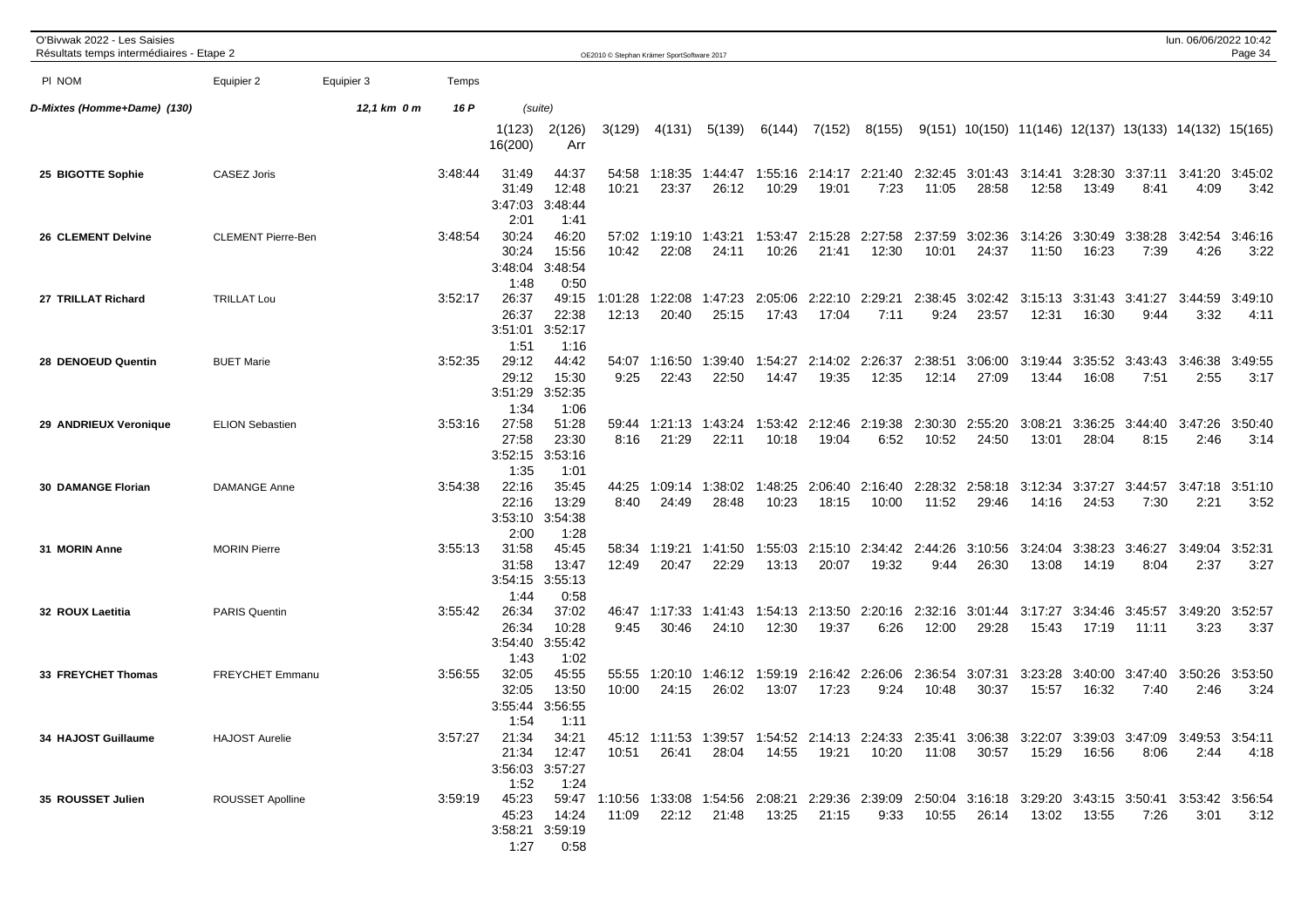O'Bivwak 2022 - Les Saisies
Résultats temps intermédiaires - Etape 2

| Pl NOM | Equipier 2 | Equipier 3 | Temps | | | | | | | | | | | | | | | | |
|---|---|---|---|---|---|---|---|---|---|---|---|---|---|---|---|---|---|---|---|
| **D-Mixtes (Homme+Dame) (130)** | | 12,1 km 0 m | 16 P | (suite) | | | | | | | | | | | | | | | |
| | | | | 1(123) / 16(200) | 2(126) / Arr | 3(129) | 4(131) | 5(139) | 6(144) | 7(152) | 8(155) | 9(151) | 10(150) | 11(146) | 12(137) | 13(133) | 14(132) | 15(165) | |
| 25 BIGOTTE Sophie | CASEZ Joris | | 3:48:44 | 31:49 | 44:37 | 54:58 | 1:18:35 | 1:44:47 | 1:55:16 | 2:14:17 | 2:21:40 | 2:32:45 | 3:01:43 | 3:14:41 | 3:28:30 | 3:37:11 | 3:41:20 | 3:45:02 | |
| | | | | 31:49 | 12:48 | 10:21 | 23:37 | 26:12 | 10:29 | 19:01 | 7:23 | 11:05 | 28:58 | 12:58 | 13:49 | 8:41 | 4:09 | 3:42 | |
| | | | | 3:47:03 | 3:48:44 | | | | | | | | | | | | | | |
| | | | | 2:01 | 1:41 | | | | | | | | | | | | | | |
| 26 CLEMENT Delvine | CLEMENT Pierre-Ben | | 3:48:54 | 30:24 | 46:20 | 57:02 | 1:19:10 | 1:43:21 | 1:53:47 | 2:15:28 | 2:27:58 | 2:37:59 | 3:02:36 | 3:14:26 | 3:30:49 | 3:38:28 | 3:42:54 | 3:46:16 | |
| | | | | 30:24 | 15:56 | 10:42 | 22:08 | 24:11 | 10:26 | 21:41 | 12:30 | 10:01 | 24:37 | 11:50 | 16:23 | 7:39 | 4:26 | 3:22 | |
| | | | | 3:48:04 | 3:48:54 | | | | | | | | | | | | | | |
| | | | | 1:48 | 0:50 | | | | | | | | | | | | | | |
| 27 TRILLAT Richard | TRILLAT Lou | | 3:52:17 | 26:37 | 49:15 | 1:01:28 | 1:22:08 | 1:47:23 | 2:05:06 | 2:22:10 | 2:29:21 | 2:38:45 | 3:02:42 | 3:15:13 | 3:31:43 | 3:41:27 | 3:44:59 | 3:49:10 | |
| | | | | 26:37 | 22:38 | 12:13 | 20:40 | 25:15 | 17:43 | 17:04 | 7:11 | 9:24 | 23:57 | 12:31 | 16:30 | 9:44 | 3:32 | 4:11 | |
| | | | | 3:51:01 | 3:52:17 | | | | | | | | | | | | | | |
| | | | | 1:51 | 1:16 | | | | | | | | | | | | | | |
| 28 DENOEUD Quentin | BUET Marie | | 3:52:35 | 29:12 | 44:42 | 54:07 | 1:16:50 | 1:39:40 | 1:54:27 | 2:14:02 | 2:26:37 | 2:38:51 | 3:06:00 | 3:19:44 | 3:35:52 | 3:43:43 | 3:46:38 | 3:49:55 | |
| | | | | 29:12 | 15:30 | 9:25 | 22:43 | 22:50 | 14:47 | 19:35 | 12:35 | 12:14 | 27:09 | 13:44 | 16:08 | 7:51 | 2:55 | 3:17 | |
| | | | | 3:51:29 | 3:52:35 | | | | | | | | | | | | | | |
| | | | | 1:34 | 1:06 | | | | | | | | | | | | | | |
| 29 ANDRIEUX Veronique | ELION Sebastien | | 3:53:16 | 27:58 | 51:28 | 59:44 | 1:21:13 | 1:43:24 | 1:53:42 | 2:12:46 | 2:19:38 | 2:30:30 | 2:55:20 | 3:08:21 | 3:36:25 | 3:44:40 | 3:47:26 | 3:50:40 | |
| | | | | 27:58 | 23:30 | 8:16 | 21:29 | 22:11 | 10:18 | 19:04 | 6:52 | 10:52 | 24:50 | 13:01 | 28:04 | 8:15 | 2:46 | 3:14 | |
| | | | | 3:52:15 | 3:53:16 | | | | | | | | | | | | | | |
| | | | | 1:35 | 1:01 | | | | | | | | | | | | | | |
| 30 DAMANGE Florian | DAMANGE Anne | | 3:54:38 | 22:16 | 35:45 | 44:25 | 1:09:14 | 1:38:02 | 1:48:25 | 2:06:40 | 2:16:40 | 2:28:32 | 2:58:18 | 3:12:34 | 3:37:27 | 3:44:57 | 3:47:18 | 3:51:10 | |
| | | | | 22:16 | 13:29 | 8:40 | 24:49 | 28:48 | 10:23 | 18:15 | 10:00 | 11:52 | 29:46 | 14:16 | 24:53 | 7:30 | 2:21 | 3:52 | |
| | | | | 3:53:10 | 3:54:38 | | | | | | | | | | | | | | |
| | | | | 2:00 | 1:28 | | | | | | | | | | | | | | |
| 31 MORIN Anne | MORIN Pierre | | 3:55:13 | 31:58 | 45:45 | 58:34 | 1:19:21 | 1:41:50 | 1:55:03 | 2:15:10 | 2:34:42 | 2:44:26 | 3:10:56 | 3:24:04 | 3:38:23 | 3:46:27 | 3:49:04 | 3:52:31 | |
| | | | | 31:58 | 13:47 | 12:49 | 20:47 | 22:29 | 13:13 | 20:07 | 19:32 | 9:44 | 26:30 | 13:08 | 14:19 | 8:04 | 2:37 | 3:27 | |
| | | | | 3:54:15 | 3:55:13 | | | | | | | | | | | | | | |
| | | | | 1:44 | 0:58 | | | | | | | | | | | | | | |
| 32 ROUX Laetitia | PARIS Quentin | | 3:55:42 | 26:34 | 37:02 | 46:47 | 1:17:33 | 1:41:43 | 1:54:13 | 2:13:50 | 2:20:16 | 2:32:16 | 3:01:44 | 3:17:27 | 3:34:46 | 3:45:57 | 3:49:20 | 3:52:57 | |
| | | | | 26:34 | 10:28 | 9:45 | 30:46 | 24:10 | 12:30 | 19:37 | 6:26 | 12:00 | 29:28 | 15:43 | 17:19 | 11:11 | 3:23 | 3:37 | |
| | | | | 3:54:40 | 3:55:42 | | | | | | | | | | | | | | |
| | | | | 1:43 | 1:02 | | | | | | | | | | | | | | |
| 33 FREYCHET Thomas | FREYCHET Emmanu | | 3:56:55 | 32:05 | 45:55 | 55:55 | 1:20:10 | 1:46:12 | 1:59:19 | 2:16:42 | 2:26:06 | 2:36:54 | 3:07:31 | 3:23:28 | 3:40:00 | 3:47:40 | 3:50:26 | 3:53:50 | |
| | | | | 32:05 | 13:50 | 10:00 | 24:15 | 26:02 | 13:07 | 17:23 | 9:24 | 10:48 | 30:37 | 15:57 | 16:32 | 7:40 | 2:46 | 3:24 | |
| | | | | 3:55:44 | 3:56:55 | | | | | | | | | | | | | | |
| | | | | 1:54 | 1:11 | | | | | | | | | | | | | | |
| 34 HAJOST Guillaume | HAJOST Aurelie | | 3:57:27 | 21:34 | 34:21 | 45:12 | 1:11:53 | 1:39:57 | 1:54:52 | 2:14:13 | 2:24:33 | 2:35:41 | 3:06:38 | 3:22:07 | 3:39:03 | 3:47:09 | 3:49:53 | 3:54:11 | |
| | | | | 21:34 | 12:47 | 10:51 | 26:41 | 28:04 | 14:55 | 19:21 | 10:20 | 11:08 | 30:57 | 15:29 | 16:56 | 8:06 | 2:44 | 4:18 | |
| | | | | 3:56:03 | 3:57:27 | | | | | | | | | | | | | | |
| | | | | 1:52 | 1:24 | | | | | | | | | | | | | | |
| 35 ROUSSET Julien | ROUSSET Apolline | | 3:59:19 | 45:23 | 59:47 | 1:10:56 | 1:33:08 | 1:54:56 | 2:08:21 | 2:29:36 | 2:39:09 | 2:50:04 | 3:16:18 | 3:29:20 | 3:43:15 | 3:50:41 | 3:53:42 | 3:56:54 | |
| | | | | 45:23 | 14:24 | 11:09 | 22:12 | 21:48 | 13:25 | 21:15 | 9:33 | 10:55 | 26:14 | 13:02 | 13:55 | 7:26 | 3:01 | 3:12 | |
| | | | | 3:58:21 | 3:59:19 | | | | | | | | | | | | | | |
| | | | | 1:27 | 0:58 | | | | | | | | | | | | | | |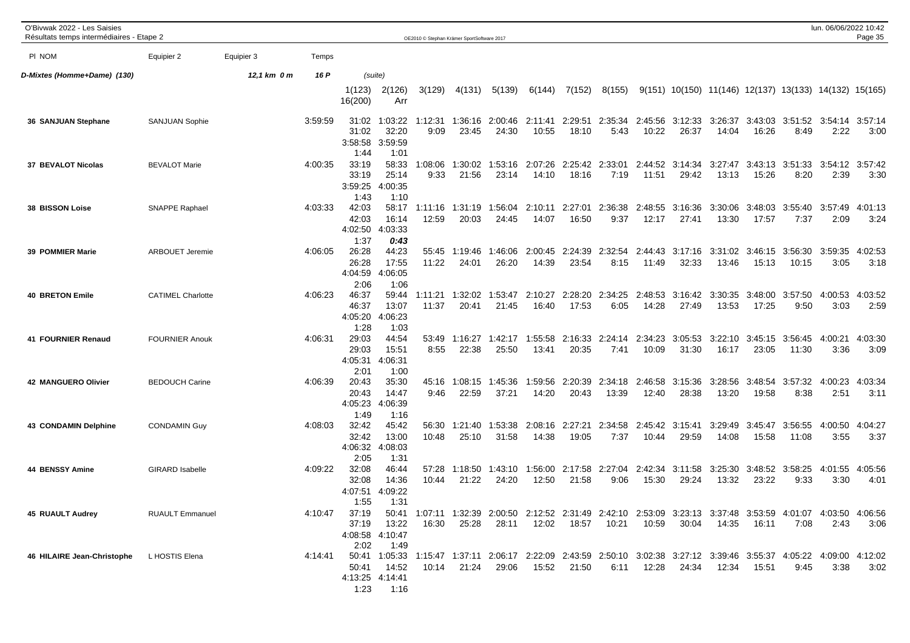O'Bivwak 2022 - Les Saisies
Résultats temps intermédiaires - Etape 2

OE2010 © Stephan Krämer SportSoftware 2017

| Pl NOM | Equipier 2 | Equipier 3 | Temps | | | | | | | | | | | | | | | | |
|---|---|---|---|---|---|---|---|---|---|---|---|---|---|---|---|---|---|---|---|
| **D-Mixtes (Homme+Dame) (130)** | | 12,1 km 0 m | 16 P | (suite) | | | | | | | | | | | | | | | |
| | | | | 1(123) | 2(126) | 3(129) | 4(131) | 5(139) | 6(144) | 7(152) | 8(155) | 9(151) | 10(150) | 11(146) | 12(137) | 13(133) | 14(132) | 15(165) | |
| | | | | 16(200) | Arr | | | | | | | | | | | | | | |
| **36 SANJUAN Stephane** | SANJUAN Sophie | | 3:59:59 | 31:02 | 1:03:22 | 1:12:31 | 1:36:16 | 2:00:46 | 2:11:41 | 2:29:51 | 2:35:34 | 2:45:56 | 3:12:33 | 3:26:37 | 3:43:03 | 3:51:52 | 3:54:14 | 3:57:14 | |
| | | | | 31:02 | 32:20 | 9:09 | 23:45 | 24:30 | 10:55 | 18:10 | 5:43 | 10:22 | 26:37 | 14:04 | 16:26 | 8:49 | 2:22 | 3:00 | |
| | | | | 3:58:58 | 3:59:59 | | | | | | | | | | | | | | |
| | | | | 1:44 | 1:01 | | | | | | | | | | | | | | |
| **37 BEVALOT Nicolas** | BEVALOT Marie | | 4:00:35 | 33:19 | 58:33 | 1:08:06 | 1:30:02 | 1:53:16 | 2:07:26 | 2:25:42 | 2:33:01 | 2:44:52 | 3:14:34 | 3:27:47 | 3:43:13 | 3:51:33 | 3:54:12 | 3:57:42 | |
| | | | | 33:19 | 25:14 | 9:33 | 21:56 | 23:14 | 14:10 | 18:16 | 7:19 | 11:51 | 29:42 | 13:13 | 15:26 | 8:20 | 2:39 | 3:30 | |
| | | | | 3:59:25 | 4:00:35 | | | | | | | | | | | | | | |
| | | | | 1:43 | 1:10 | | | | | | | | | | | | | | |
| **38 BISSON Loise** | SNAPPE Raphael | | 4:03:33 | 42:03 | 58:17 | 1:11:16 | 1:31:19 | 1:56:04 | 2:10:11 | 2:27:01 | 2:36:38 | 2:48:55 | 3:16:36 | 3:30:06 | 3:48:03 | 3:55:40 | 3:57:49 | 4:01:13 | |
| | | | | 42:03 | 16:14 | 12:59 | 20:03 | 24:45 | 14:07 | 16:50 | 9:37 | 12:17 | 27:41 | 13:30 | 17:57 | 7:37 | 2:09 | 3:24 | |
| | | | | 4:02:50 | 4:03:33 | | | | | | | | | | | | | | |
| | | | | 1:37 | ***0:43*** | | | | | | | | | | | | | | |
| **39 POMMIER Marie** | ARBOUET Jeremie | | 4:06:05 | 26:28 | 44:23 | 55:45 | 1:19:46 | 1:46:06 | 2:00:45 | 2:24:39 | 2:32:54 | 2:44:43 | 3:17:16 | 3:31:02 | 3:46:15 | 3:56:30 | 3:59:35 | 4:02:53 | |
| | | | | 26:28 | 17:55 | 11:22 | 24:01 | 26:20 | 14:39 | 23:54 | 8:15 | 11:49 | 32:33 | 13:46 | 15:13 | 10:15 | 3:05 | 3:18 | |
| | | | | 4:04:59 | 4:06:05 | | | | | | | | | | | | | | |
| | | | | 2:06 | 1:06 | | | | | | | | | | | | | | |
| **40 BRETON Emile** | CATIMEL Charlotte | | 4:06:23 | 46:37 | 59:44 | 1:11:21 | 1:32:02 | 1:53:47 | 2:10:27 | 2:28:20 | 2:34:25 | 2:48:53 | 3:16:42 | 3:30:35 | 3:48:00 | 3:57:50 | 4:00:53 | 4:03:52 | |
| | | | | 46:37 | 13:07 | 11:37 | 20:41 | 21:45 | 16:40 | 17:53 | 6:05 | 14:28 | 27:49 | 13:53 | 17:25 | 9:50 | 3:03 | 2:59 | |
| | | | | 4:05:20 | 4:06:23 | | | | | | | | | | | | | | |
| | | | | 1:28 | 1:03 | | | | | | | | | | | | | | |
| **41 FOURNIER Renaud** | FOURNIER Anouk | | 4:06:31 | 29:03 | 44:54 | 53:49 | 1:16:27 | 1:42:17 | 1:55:58 | 2:16:33 | 2:24:14 | 2:34:23 | 3:05:53 | 3:22:10 | 3:45:15 | 3:56:45 | 4:00:21 | 4:03:30 | |
| | | | | 29:03 | 15:51 | 8:55 | 22:38 | 25:50 | 13:41 | 20:35 | 7:41 | 10:09 | 31:30 | 16:17 | 23:05 | 11:30 | 3:36 | 3:09 | |
| | | | | 4:05:31 | 4:06:31 | | | | | | | | | | | | | | |
| | | | | 2:01 | 1:00 | | | | | | | | | | | | | | |
| **42 MANGUERO Olivier** | BEDOUCH Carine | | 4:06:39 | 20:43 | 35:30 | 45:16 | 1:08:15 | 1:45:36 | 1:59:56 | 2:20:39 | 2:34:18 | 2:46:58 | 3:15:36 | 3:28:56 | 3:48:54 | 3:57:32 | 4:00:23 | 4:03:34 | |
| | | | | 20:43 | 14:47 | 9:46 | 22:59 | 37:21 | 14:20 | 20:43 | 13:39 | 12:40 | 28:38 | 13:20 | 19:58 | 8:38 | 2:51 | 3:11 | |
| | | | | 4:05:23 | 4:06:39 | | | | | | | | | | | | | | |
| | | | | 1:49 | 1:16 | | | | | | | | | | | | | | |
| **43 CONDAMIN Delphine** | CONDAMIN Guy | | 4:08:03 | 32:42 | 45:42 | 56:30 | 1:21:40 | 1:53:38 | 2:08:16 | 2:27:21 | 2:34:58 | 2:45:42 | 3:15:41 | 3:29:49 | 3:45:47 | 3:56:55 | 4:00:50 | 4:04:27 | |
| | | | | 32:42 | 13:00 | 10:48 | 25:10 | 31:58 | 14:38 | 19:05 | 7:37 | 10:44 | 29:59 | 14:08 | 15:58 | 11:08 | 3:55 | 3:37 | |
| | | | | 4:06:32 | 4:08:03 | | | | | | | | | | | | | | |
| | | | | 2:05 | 1:31 | | | | | | | | | | | | | | |
| **44 BENSSY Amine** | GIRARD Isabelle | | 4:09:22 | 32:08 | 46:44 | 57:28 | 1:18:50 | 1:43:10 | 1:56:00 | 2:17:58 | 2:27:04 | 2:42:34 | 3:11:58 | 3:25:30 | 3:48:52 | 3:58:25 | 4:01:55 | 4:05:56 | |
| | | | | 32:08 | 14:36 | 10:44 | 21:22 | 24:20 | 12:50 | 21:58 | 9:06 | 15:30 | 29:24 | 13:32 | 23:22 | 9:33 | 3:30 | 4:01 | |
| | | | | 4:07:51 | 4:09:22 | | | | | | | | | | | | | | |
| | | | | 1:55 | 1:31 | | | | | | | | | | | | | | |
| **45 RUAULT Audrey** | RUAULT Emmanuel | | 4:10:47 | 37:19 | 50:41 | 1:07:11 | 1:32:39 | 2:00:50 | 2:12:52 | 2:31:49 | 2:42:10 | 2:53:09 | 3:23:13 | 3:37:48 | 3:53:59 | 4:01:07 | 4:03:50 | 4:06:56 | |
| | | | | 37:19 | 13:22 | 16:30 | 25:28 | 28:11 | 12:02 | 18:57 | 10:21 | 10:59 | 30:04 | 14:35 | 16:11 | 7:08 | 2:43 | 3:06 | |
| | | | | 4:08:58 | 4:10:47 | | | | | | | | | | | | | | |
| | | | | 2:02 | 1:49 | | | | | | | | | | | | | | |
| **46 HILAIRE Jean-Christophe** | L HOSTIS Elena | | 4:14:41 | 50:41 | 1:05:33 | 1:15:47 | 1:37:11 | 2:06:17 | 2:22:09 | 2:43:59 | 2:50:10 | 3:02:38 | 3:27:12 | 3:39:46 | 3:55:37 | 4:05:22 | 4:09:00 | 4:12:02 | |
| | | | | 50:41 | 14:52 | 10:14 | 21:24 | 29:06 | 15:52 | 21:50 | 6:11 | 12:28 | 24:34 | 12:34 | 15:51 | 9:45 | 3:38 | 3:02 | |
| | | | | 4:13:25 | 4:14:41 | | | | | | | | | | | | | | |
| | | | | 1:23 | 1:16 | | | | | | | | | | | | | | |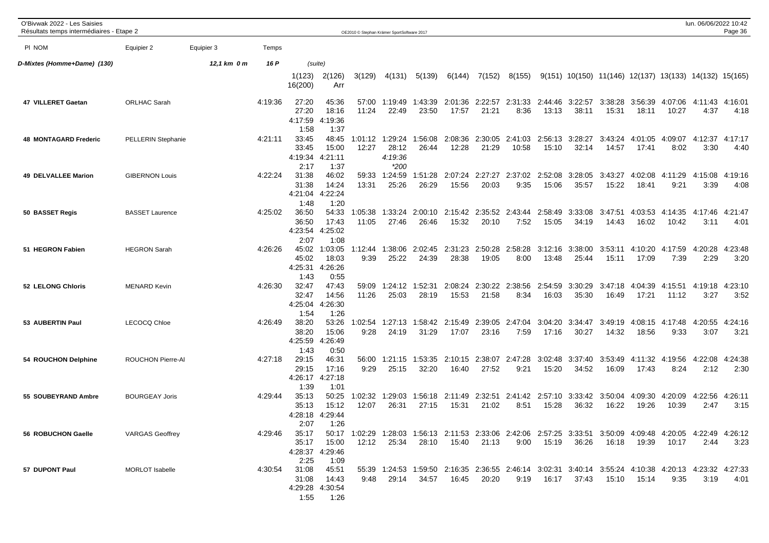O'Bivwak 2022 - Les Saisies
Résultats temps intermédiaires - Etape 2

| Pl NOM | Equipier 2 | Equipier 3 | Temps | | | | | | | | | | | | | | | | |
|---|---|---|---|---|---|---|---|---|---|---|---|---|---|---|---|---|---|---|---|
| *D-Mixtes (Homme+Dame) (130)* | | *12,1 km 0 m* | *16 P* | *(suite)* | | | | | | | | | | | | | | | |
| | | | | 1(123) 16(200) | 2(126) Arr | 3(129) | 4(131) | 5(139) | 6(144) | 7(152) | 8(155) | 9(151) | 10(150) | 11(146) | 12(137) | 13(133) | 14(132) | 15(165) | |
| **47 VILLERET Gaetan** | ORLHAC Sarah | | 4:19:36 | 27:20 | 45:36 | 57:00 | 1:19:49 | 1:43:39 | 2:01:36 | 2:22:57 | 2:31:33 | 2:44:46 | 3:22:57 | 3:38:28 | 3:56:39 | 4:07:06 | 4:11:43 | 4:16:01 | |
| | | | | 27:20 | 18:16 | 11:24 | 22:49 | 23:50 | 17:57 | 21:21 | 8:36 | 13:13 | 38:11 | 15:31 | 18:11 | 10:27 | 4:37 | 4:18 | |
| | | | | 4:17:59 | 4:19:36 | | | | | | | | | | | | | | |
| | | | | 1:58 | 1:37 | | | | | | | | | | | | | | |
| **48 MONTAGARD Frederic** | PELLERIN Stephanie | | 4:21:11 | 33:45 | 48:45 | 1:01:12 | 1:29:24 | 1:56:08 | 2:08:36 | 2:30:05 | 2:41:03 | 2:56:13 | 3:28:27 | 3:43:24 | 4:01:05 | 4:09:07 | 4:12:37 | 4:17:17 | |
| | | | | 33:45 | 15:00 | 12:27 | 28:12 | 26:44 | 12:28 | 21:29 | 10:58 | 15:10 | 32:14 | 14:57 | 17:41 | 8:02 | 3:30 | 4:40 | |
| | | | | 4:19:34 | 4:21:11 | | 4:19:36 | | | | | | | | | | | | |
| | | | | 2:17 | 1:37 | | *200 | | | | | | | | | | | | |
| **49 DELVALLEE Marion** | GIBERNON Louis | | 4:22:24 | 31:38 | 46:02 | 59:33 | 1:24:59 | 1:51:28 | 2:07:24 | 2:27:27 | 2:37:02 | 2:52:08 | 3:28:05 | 3:43:27 | 4:02:08 | 4:11:29 | 4:15:08 | 4:19:16 | |
| | | | | 31:38 | 14:24 | 13:31 | 25:26 | 26:29 | 15:56 | 20:03 | 9:35 | 15:06 | 35:57 | 15:22 | 18:41 | 9:21 | 3:39 | 4:08 | |
| | | | | 4:21:04 | 4:22:24 | | | | | | | | | | | | | | |
| | | | | 1:48 | 1:20 | | | | | | | | | | | | | | |
| **50 BASSET Regis** | BASSET Laurence | | 4:25:02 | 36:50 | 54:33 | 1:05:38 | 1:33:24 | 2:00:10 | 2:15:42 | 2:35:52 | 2:43:44 | 2:58:49 | 3:33:08 | 3:47:51 | 4:03:53 | 4:14:35 | 4:17:46 | 4:21:47 | |
| | | | | 36:50 | 17:43 | 11:05 | 27:46 | 26:46 | 15:32 | 20:10 | 7:52 | 15:05 | 34:19 | 14:43 | 16:02 | 10:42 | 3:11 | 4:01 | |
| | | | | 4:23:54 | 4:25:02 | | | | | | | | | | | | | | |
| | | | | 2:07 | 1:08 | | | | | | | | | | | | | | |
| **51 HEGRON Fabien** | HEGRON Sarah | | 4:26:26 | 45:02 | 1:03:05 | 1:12:44 | 1:38:06 | 2:02:45 | 2:31:23 | 2:50:28 | 2:58:28 | 3:12:16 | 3:38:00 | 3:53:11 | 4:10:20 | 4:17:59 | 4:20:28 | 4:23:48 | |
| | | | | 45:02 | 18:03 | 9:39 | 25:22 | 24:39 | 28:38 | 19:05 | 8:00 | 13:48 | 25:44 | 15:11 | 17:09 | 7:39 | 2:29 | 3:20 | |
| | | | | 4:25:31 | 4:26:26 | | | | | | | | | | | | | | |
| | | | | 1:43 | 0:55 | | | | | | | | | | | | | | |
| **52 LELONG Chloris** | MENARD Kevin | | 4:26:30 | 32:47 | 47:43 | 59:09 | 1:24:12 | 1:52:31 | 2:08:24 | 2:30:22 | 2:38:56 | 2:54:59 | 3:30:29 | 3:47:18 | 4:04:39 | 4:15:51 | 4:19:18 | 4:23:10 | |
| | | | | 32:47 | 14:56 | 11:26 | 25:03 | 28:19 | 15:53 | 21:58 | 8:34 | 16:03 | 35:30 | 16:49 | 17:21 | 11:12 | 3:27 | 3:52 | |
| | | | | 4:25:04 | 4:26:30 | | | | | | | | | | | | | | |
| | | | | 1:54 | 1:26 | | | | | | | | | | | | | | |
| **53 AUBERTIN Paul** | LECOCQ Chloe | | 4:26:49 | 38:20 | 53:26 | 1:02:54 | 1:27:13 | 1:58:42 | 2:15:49 | 2:39:05 | 2:47:04 | 3:04:20 | 3:34:47 | 3:49:19 | 4:08:15 | 4:17:48 | 4:20:55 | 4:24:16 | |
| | | | | 38:20 | 15:06 | 9:28 | 24:19 | 31:29 | 17:07 | 23:16 | 7:59 | 17:16 | 30:27 | 14:32 | 18:56 | 9:33 | 3:07 | 3:21 | |
| | | | | 4:25:59 | 4:26:49 | | | | | | | | | | | | | | |
| | | | | 1:43 | 0:50 | | | | | | | | | | | | | | |
| **54 ROUCHON Delphine** | ROUCHON Pierre-Al | | 4:27:18 | 29:15 | 46:31 | 56:00 | 1:21:15 | 1:53:35 | 2:10:15 | 2:38:07 | 2:47:28 | 3:02:48 | 3:37:40 | 3:53:49 | 4:11:32 | 4:19:56 | 4:22:08 | 4:24:38 | |
| | | | | 29:15 | 17:16 | 9:29 | 25:15 | 32:20 | 16:40 | 27:52 | 9:21 | 15:20 | 34:52 | 16:09 | 17:43 | 8:24 | 2:12 | 2:30 | |
| | | | | 4:26:17 | 4:27:18 | | | | | | | | | | | | | | |
| | | | | 1:39 | 1:01 | | | | | | | | | | | | | | |
| **55 SOUBEYRAND Ambre** | BOURGEAY Joris | | 4:29:44 | 35:13 | 50:25 | 1:02:32 | 1:29:03 | 1:56:18 | 2:11:49 | 2:32:51 | 2:41:42 | 2:57:10 | 3:33:42 | 3:50:04 | 4:09:30 | 4:20:09 | 4:22:56 | 4:26:11 | |
| | | | | 35:13 | 15:12 | 12:07 | 26:31 | 27:15 | 15:31 | 21:02 | 8:51 | 15:28 | 36:32 | 16:22 | 19:26 | 10:39 | 2:47 | 3:15 | |
| | | | | 4:28:18 | 4:29:44 | | | | | | | | | | | | | | |
| | | | | 2:07 | 1:26 | | | | | | | | | | | | | | |
| **56 ROBUCHON Gaelle** | VARGAS Geoffrey | | 4:29:46 | 35:17 | 50:17 | 1:02:29 | 1:28:03 | 1:56:13 | 2:11:53 | 2:33:06 | 2:42:06 | 2:57:25 | 3:33:51 | 3:50:09 | 4:09:48 | 4:20:05 | 4:22:49 | 4:26:12 | |
| | | | | 35:17 | 15:00 | 12:12 | 25:34 | 28:10 | 15:40 | 21:13 | 9:00 | 15:19 | 36:26 | 16:18 | 19:39 | 10:17 | 2:44 | 3:23 | |
| | | | | 4:28:37 | 4:29:46 | | | | | | | | | | | | | | |
| | | | | 2:25 | 1:09 | | | | | | | | | | | | | | |
| **57 DUPONT Paul** | MORLOT Isabelle | | 4:30:54 | 31:08 | 45:51 | 55:39 | 1:24:53 | 1:59:50 | 2:16:35 | 2:36:55 | 2:46:14 | 3:02:31 | 3:40:14 | 3:55:24 | 4:10:38 | 4:20:13 | 4:23:32 | 4:27:33 | |
| | | | | 31:08 | 14:43 | 9:48 | 29:14 | 34:57 | 16:45 | 20:20 | 9:19 | 16:17 | 37:43 | 15:10 | 15:14 | 9:35 | 3:19 | 4:01 | |
| | | | | 4:29:28 | 4:30:54 | | | | | | | | | | | | | | |
| | | | | 1:55 | 1:26 | | | | | | | | | | | | | | |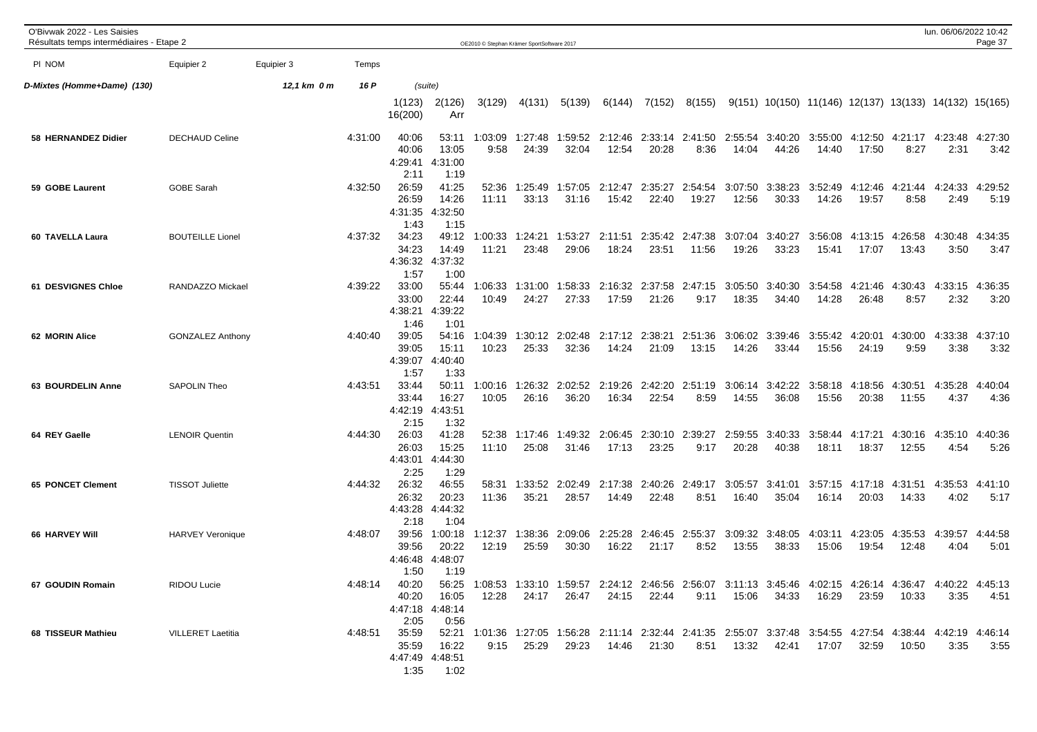O'Bivwak 2022 - Les Saisies
Résultats temps intermédiaires - Etape 2

| Pl NOM | Equipier 2 | Equipier 3 | Temps | | | | | | | | | | | | | | | | |
|---|---|---|---|---|---|---|---|---|---|---|---|---|---|---|---|---|---|---|---|
| D-Mixtes (Homme+Dame) (130) | | 12,1 km 0 m | 16 P | (suite) | | | | | | | | | | | | | | | |
| | | | | 1(123) | 2(126) | 3(129) | 4(131) | 5(139) | 6(144) | 7(152) | 8(155) | 9(151) | 10(150) | 11(146) | 12(137) | 13(133) | 14(132) | 15(165) | |
| | | | | 16(200) | Arr | | | | | | | | | | | | | | |
| 58 HERNANDEZ Didier | DECHAUD Celine | | 4:31:00 | 40:06 | 53:11 | 1:03:09 | 1:27:48 | 1:59:52 | 2:12:46 | 2:33:14 | 2:41:50 | 2:55:54 | 3:40:20 | 3:55:00 | 4:12:50 | 4:21:17 | 4:23:48 | 4:27:30 | |
| | | | | 40:06 | 13:05 | 9:58 | 24:39 | 32:04 | 12:54 | 20:28 | 8:36 | 14:04 | 44:26 | 14:40 | 17:50 | 8:27 | 2:31 | 3:42 | |
| | | | | 4:29:41 | 4:31:00 | | | | | | | | | | | | | | |
| | | | | 2:11 | 1:19 | | | | | | | | | | | | | | |
| 59 GOBE Laurent | GOBE Sarah | | 4:32:50 | 26:59 | 41:25 | 52:36 | 1:25:49 | 1:57:05 | 2:12:47 | 2:35:27 | 2:54:54 | 3:07:50 | 3:38:23 | 3:52:49 | 4:12:46 | 4:21:44 | 4:24:33 | 4:29:52 | |
| | | | | 26:59 | 14:26 | 11:11 | 33:13 | 31:16 | 15:42 | 22:40 | 19:27 | 12:56 | 30:33 | 14:26 | 19:57 | 8:58 | 2:49 | 5:19 | |
| | | | | 4:31:35 | 4:32:50 | | | | | | | | | | | | | | |
| | | | | 1:43 | 1:15 | | | | | | | | | | | | | | |
| 60 TAVELLA Laura | BOUTEILLE Lionel | | 4:37:32 | 34:23 | 49:12 | 1:00:33 | 1:24:21 | 1:53:27 | 2:11:51 | 2:35:42 | 2:47:38 | 3:07:04 | 3:40:27 | 3:56:08 | 4:13:15 | 4:26:58 | 4:30:48 | 4:34:35 | |
| | | | | 34:23 | 14:49 | 11:21 | 23:48 | 29:06 | 18:24 | 23:51 | 11:56 | 19:26 | 33:23 | 15:41 | 17:07 | 13:43 | 3:50 | 3:47 | |
| | | | | 4:36:32 | 4:37:32 | | | | | | | | | | | | | | |
| | | | | 1:57 | 1:00 | | | | | | | | | | | | | | |
| 61 DESVIGNES Chloe | RANDAZZO Mickael | | 4:39:22 | 33:00 | 55:44 | 1:06:33 | 1:31:00 | 1:58:33 | 2:16:32 | 2:37:58 | 2:47:15 | 3:05:50 | 3:40:30 | 3:54:58 | 4:21:46 | 4:30:43 | 4:33:15 | 4:36:35 | |
| | | | | 33:00 | 22:44 | 10:49 | 24:27 | 27:33 | 17:59 | 21:26 | 9:17 | 18:35 | 34:40 | 14:28 | 26:48 | 8:57 | 2:32 | 3:20 | |
| | | | | 4:38:21 | 4:39:22 | | | | | | | | | | | | | | |
| | | | | 1:46 | 1:01 | | | | | | | | | | | | | | |
| 62 MORIN Alice | GONZALEZ Anthony | | 4:40:40 | 39:05 | 54:16 | 1:04:39 | 1:30:12 | 2:02:48 | 2:17:12 | 2:38:21 | 2:51:36 | 3:06:02 | 3:39:46 | 3:55:42 | 4:20:01 | 4:30:00 | 4:33:38 | 4:37:10 | |
| | | | | 39:05 | 15:11 | 10:23 | 25:33 | 32:36 | 14:24 | 21:09 | 13:15 | 14:26 | 33:44 | 15:56 | 24:19 | 9:59 | 3:38 | 3:32 | |
| | | | | 4:39:07 | 4:40:40 | | | | | | | | | | | | | | |
| | | | | 1:57 | 1:33 | | | | | | | | | | | | | | |
| 63 BOURDELIN Anne | SAPOLIN Theo | | 4:43:51 | 33:44 | 50:11 | 1:00:16 | 1:26:32 | 2:02:52 | 2:19:26 | 2:42:20 | 2:51:19 | 3:06:14 | 3:42:22 | 3:58:18 | 4:18:56 | 4:30:51 | 4:35:28 | 4:40:04 | |
| | | | | 33:44 | 16:27 | 10:05 | 26:16 | 36:20 | 16:34 | 22:54 | 8:59 | 14:55 | 36:08 | 15:56 | 20:38 | 11:55 | 4:37 | 4:36 | |
| | | | | 4:42:19 | 4:43:51 | | | | | | | | | | | | | | |
| | | | | 2:15 | 1:32 | | | | | | | | | | | | | | |
| 64 REY Gaelle | LENOIR Quentin | | 4:44:30 | 26:03 | 41:28 | 52:38 | 1:17:46 | 1:49:32 | 2:06:45 | 2:30:10 | 2:39:27 | 2:59:55 | 3:40:33 | 3:58:44 | 4:17:21 | 4:30:16 | 4:35:10 | 4:40:36 | |
| | | | | 26:03 | 15:25 | 11:10 | 25:08 | 31:46 | 17:13 | 23:25 | 9:17 | 20:28 | 40:38 | 18:11 | 18:37 | 12:55 | 4:54 | 5:26 | |
| | | | | 4:43:01 | 4:44:30 | | | | | | | | | | | | | | |
| | | | | 2:25 | 1:29 | | | | | | | | | | | | | | |
| 65 PONCET Clement | TISSOT Juliette | | 4:44:32 | 26:32 | 46:55 | 58:31 | 1:33:52 | 2:02:49 | 2:17:38 | 2:40:26 | 2:49:17 | 3:05:57 | 3:41:01 | 3:57:15 | 4:17:18 | 4:31:51 | 4:35:53 | 4:41:10 | |
| | | | | 26:32 | 20:23 | 11:36 | 35:21 | 28:57 | 14:49 | 22:48 | 8:51 | 16:40 | 35:04 | 16:14 | 20:03 | 14:33 | 4:02 | 5:17 | |
| | | | | 4:43:28 | 4:44:32 | | | | | | | | | | | | | | |
| | | | | 2:18 | 1:04 | | | | | | | | | | | | | | |
| 66 HARVEY Will | HARVEY Veronique | | 4:48:07 | 39:56 | 1:00:18 | 1:12:37 | 1:38:36 | 2:09:06 | 2:25:28 | 2:46:45 | 2:55:37 | 3:09:32 | 3:48:05 | 4:03:11 | 4:23:05 | 4:35:53 | 4:39:57 | 4:44:58 | |
| | | | | 39:56 | 20:22 | 12:19 | 25:59 | 30:30 | 16:22 | 21:17 | 8:52 | 13:55 | 38:33 | 15:06 | 19:54 | 12:48 | 4:04 | 5:01 | |
| | | | | 4:46:48 | 4:48:07 | | | | | | | | | | | | | | |
| | | | | 1:50 | 1:19 | | | | | | | | | | | | | | |
| 67 GOUDIN Romain | RIDOU Lucie | | 4:48:14 | 40:20 | 56:25 | 1:08:53 | 1:33:10 | 1:59:57 | 2:24:12 | 2:46:56 | 2:56:07 | 3:11:13 | 3:45:46 | 4:02:15 | 4:26:14 | 4:36:47 | 4:40:22 | 4:45:13 | |
| | | | | 40:20 | 16:05 | 12:28 | 24:17 | 26:47 | 24:15 | 22:44 | 9:11 | 15:06 | 34:33 | 16:29 | 23:59 | 10:33 | 3:35 | 4:51 | |
| | | | | 4:47:18 | 4:48:14 | | | | | | | | | | | | | | |
| | | | | 2:05 | 0:56 | | | | | | | | | | | | | | |
| 68 TISSEUR Mathieu | VILLERET Laetitia | | 4:48:51 | 35:59 | 52:21 | 1:01:36 | 1:27:05 | 1:56:28 | 2:11:14 | 2:32:44 | 2:41:35 | 2:55:07 | 3:37:48 | 3:54:55 | 4:27:54 | 4:38:44 | 4:42:19 | 4:46:14 | |
| | | | | 35:59 | 16:22 | 9:15 | 25:29 | 29:23 | 14:46 | 21:30 | 8:51 | 13:32 | 42:41 | 17:07 | 32:59 | 10:50 | 3:35 | 3:55 | |
| | | | | 4:47:49 | 4:48:51 | | | | | | | | | | | | | | |
| | | | | 1:35 | 1:02 | | | | | | | | | | | | | | |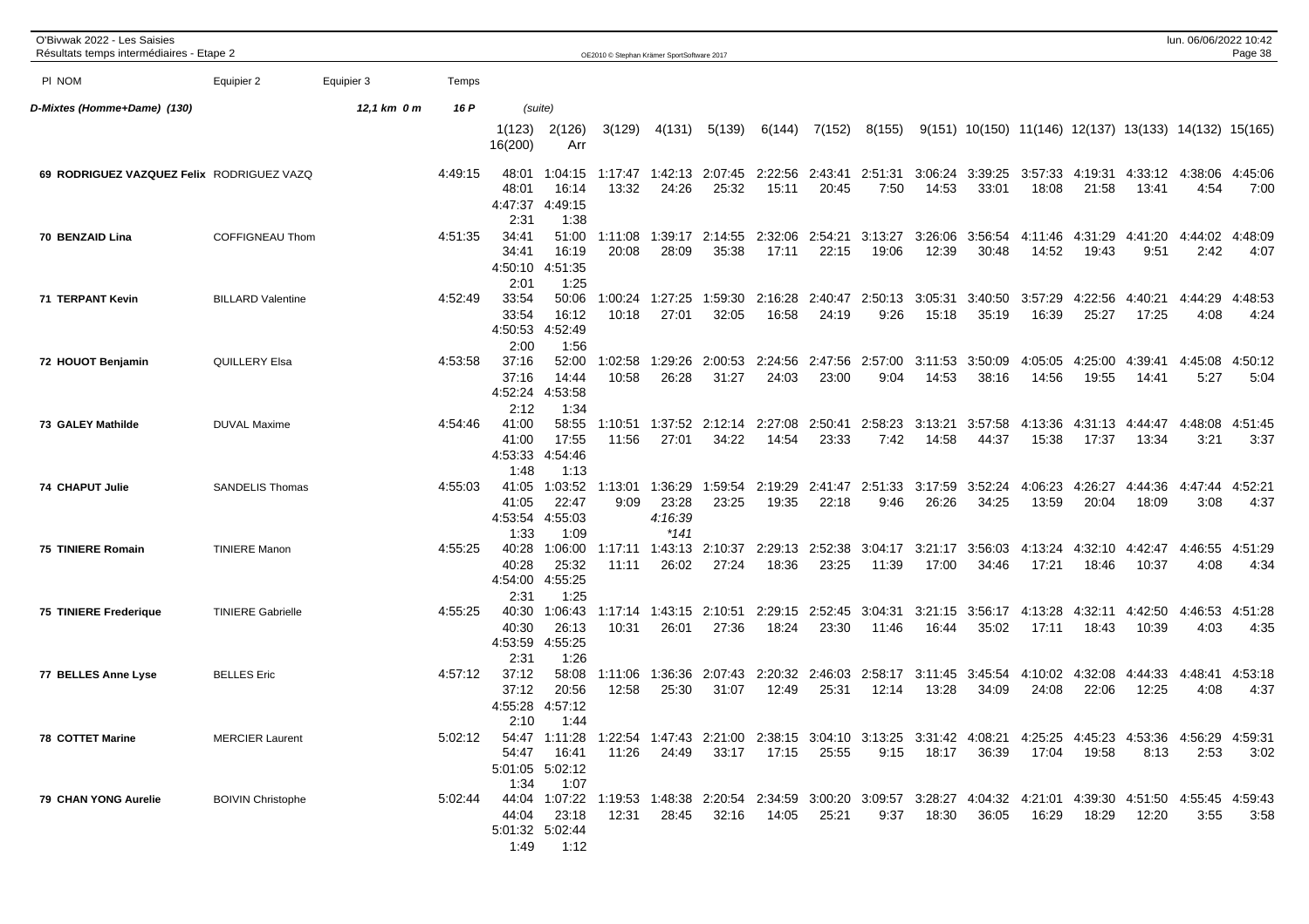O'Bivwak 2022 - Les Saisies
Résultats temps intermédiaires - Etape 2

OE2010 © Stephan Krämer SportSoftware 2017

**D-Mixtes (Homme+Dame) (130)** — 12,1 km 0 m — 16 P (suite)

| Pl | NOM | Equipier 2 | Temps | 1(123) | 2(126) | 3(129) | 4(131) | 5(139) | 6(144) | 7(152) | 8(155) | 9(151) | 10(150) | 11(146) | 12(137) | 13(133) | 14(132) | 15(165) | 16(200) | Arr |
|---|---|---|---|---|---|---|---|---|---|---|---|---|---|---|---|---|---|---|---|---|
| 69 | RODRIGUEZ VAZQUEZ Felix | RODRIGUEZ VAZQ | 4:49:15 | 48:01 | 1:04:15 | 1:17:47 | 1:42:13 | 2:07:45 | 2:22:56 | 2:43:41 | 2:51:31 | 3:06:24 | 3:39:25 | 3:57:33 | 4:19:31 | 4:33:12 | 4:38:06 | 4:45:06 | 4:47:37 | 4:49:15 |
| | | | | 48:01 | 16:14 | 13:32 | 24:26 | 25:32 | 15:11 | 20:45 | 7:50 | 14:53 | 33:01 | 18:08 | 21:58 | 13:41 | 4:54 | 7:00 | 2:31 | 1:38 |
| 70 | BENZAID Lina | COFFIGNEAU Thom | 4:51:35 | 34:41 | 51:00 | 1:11:08 | 1:39:17 | 2:14:55 | 2:32:06 | 2:54:21 | 3:13:27 | 3:26:06 | 3:56:54 | 4:11:46 | 4:31:29 | 4:41:20 | 4:44:02 | 4:48:09 | 4:50:10 | 4:51:35 |
| | | | | 34:41 | 16:19 | 20:08 | 28:09 | 35:38 | 17:11 | 22:15 | 19:06 | 12:39 | 30:48 | 14:52 | 19:43 | 9:51 | 2:42 | 4:07 | 2:01 | 1:25 |
| 71 | TERPANT Kevin | BILLARD Valentine | 4:52:49 | 33:54 | 50:06 | 1:00:24 | 1:27:25 | 1:59:30 | 2:16:28 | 2:40:47 | 2:50:13 | 3:05:31 | 3:40:50 | 3:57:29 | 4:22:56 | 4:40:21 | 4:44:29 | 4:48:53 | 4:50:53 | 4:52:49 |
| | | | | 33:54 | 16:12 | 10:18 | 27:01 | 32:05 | 16:58 | 24:19 | 9:26 | 15:18 | 35:19 | 16:39 | 25:27 | 17:25 | 4:08 | 4:24 | 2:00 | 1:56 |
| 72 | HOUOT Benjamin | QUILLERY Elsa | 4:53:58 | 37:16 | 52:00 | 1:02:58 | 1:29:26 | 2:00:53 | 2:24:56 | 2:47:56 | 2:57:00 | 3:11:53 | 3:50:09 | 4:05:05 | 4:25:00 | 4:39:41 | 4:45:08 | 4:50:12 | 4:52:24 | 4:53:58 |
| | | | | 37:16 | 14:44 | 10:58 | 26:28 | 31:27 | 24:03 | 23:00 | 9:04 | 14:53 | 38:16 | 14:56 | 19:55 | 14:41 | 5:27 | 5:04 | 2:12 | 1:34 |
| 73 | GALEY Mathilde | DUVAL Maxime | 4:54:46 | 41:00 | 58:55 | 1:10:51 | 1:37:52 | 2:12:14 | 2:27:08 | 2:50:41 | 2:58:23 | 3:13:21 | 3:57:58 | 4:13:36 | 4:31:13 | 4:44:47 | 4:48:08 | 4:51:45 | 4:53:33 | 4:54:46 |
| | | | | 41:00 | 17:55 | 11:56 | 27:01 | 34:22 | 14:54 | 23:33 | 7:42 | 14:58 | 44:37 | 15:38 | 17:37 | 13:34 | 3:21 | 3:37 | 1:48 | 1:13 |
| 74 | CHAPUT Julie | SANDELIS Thomas | 4:55:03 | 41:05 | 1:03:52 | 1:13:01 | 1:36:29 | 1:59:54 | 2:19:29 | 2:41:47 | 2:51:33 | 3:17:59 | 3:52:24 | 4:06:23 | 4:26:27 | 4:44:36 | 4:47:44 | 4:52:21 | 4:53:54 | 4:55:03 |
| | | | | 41:05 | 22:47 | 9:09 | 23:28 | 23:25 | 19:35 | 22:18 | 9:46 | 26:26 | 34:25 | 13:59 | 20:04 | 18:09 | 3:08 | 4:37 | 1:33 | 1:09 |
| | | | | | | | 4:16:39 | | | | | | | | | | | | | |
| | | | | | | | *141 | | | | | | | | | | | | | |
| 75 | TINIERE Romain | TINIERE Manon | 4:55:25 | 40:28 | 1:06:00 | 1:17:11 | 1:43:13 | 2:10:37 | 2:29:13 | 2:52:38 | 3:04:17 | 3:21:17 | 3:56:03 | 4:13:24 | 4:32:10 | 4:42:47 | 4:46:55 | 4:51:29 | 4:54:00 | 4:55:25 |
| | | | | 40:28 | 25:32 | 11:11 | 26:02 | 27:24 | 18:36 | 23:25 | 11:39 | 17:00 | 34:46 | 17:21 | 18:46 | 10:37 | 4:08 | 4:34 | 2:31 | 1:25 |
| 75 | TINIERE Frederique | TINIERE Gabrielle | 4:55:25 | 40:30 | 1:06:43 | 1:17:14 | 1:43:15 | 2:10:51 | 2:29:15 | 2:52:45 | 3:04:31 | 3:21:15 | 3:56:17 | 4:13:28 | 4:32:11 | 4:42:50 | 4:46:53 | 4:51:28 | 4:53:59 | 4:55:25 |
| | | | | 40:30 | 26:13 | 10:31 | 26:01 | 27:36 | 18:24 | 23:30 | 11:46 | 16:44 | 35:02 | 17:11 | 18:43 | 10:39 | 4:03 | 4:35 | 2:31 | 1:26 |
| 77 | BELLES Anne Lyse | BELLES Eric | 4:57:12 | 37:12 | 58:08 | 1:11:06 | 1:36:36 | 2:07:43 | 2:20:32 | 2:46:03 | 2:58:17 | 3:11:45 | 3:45:54 | 4:10:02 | 4:32:08 | 4:44:33 | 4:48:41 | 4:53:18 | 4:55:28 | 4:57:12 |
| | | | | 37:12 | 20:56 | 12:58 | 25:30 | 31:07 | 12:49 | 25:31 | 12:14 | 13:28 | 34:09 | 24:08 | 22:06 | 12:25 | 4:08 | 4:37 | 2:10 | 1:44 |
| 78 | COTTET Marine | MERCIER Laurent | 5:02:12 | 54:47 | 1:11:28 | 1:22:54 | 1:47:43 | 2:21:00 | 2:38:15 | 3:04:10 | 3:13:25 | 3:31:42 | 4:08:21 | 4:25:25 | 4:45:23 | 4:53:36 | 4:56:29 | 4:59:31 | 5:01:05 | 5:02:12 |
| | | | | 54:47 | 16:41 | 11:26 | 24:49 | 33:17 | 17:15 | 25:55 | 9:15 | 18:17 | 36:39 | 17:04 | 19:58 | 8:13 | 2:53 | 3:02 | 1:34 | 1:07 |
| 79 | CHAN YONG Aurelie | BOIVIN Christophe | 5:02:44 | 44:04 | 1:07:22 | 1:19:53 | 1:48:38 | 2:20:54 | 2:34:59 | 3:00:20 | 3:09:57 | 3:28:27 | 4:04:32 | 4:21:01 | 4:39:30 | 4:51:50 | 4:55:45 | 4:59:43 | 5:01:32 | 5:02:44 |
| | | | | 44:04 | 23:18 | 12:31 | 28:45 | 32:16 | 14:05 | 25:21 | 9:37 | 18:30 | 36:05 | 16:29 | 18:29 | 12:20 | 3:55 | 3:58 | 1:49 | 1:12 |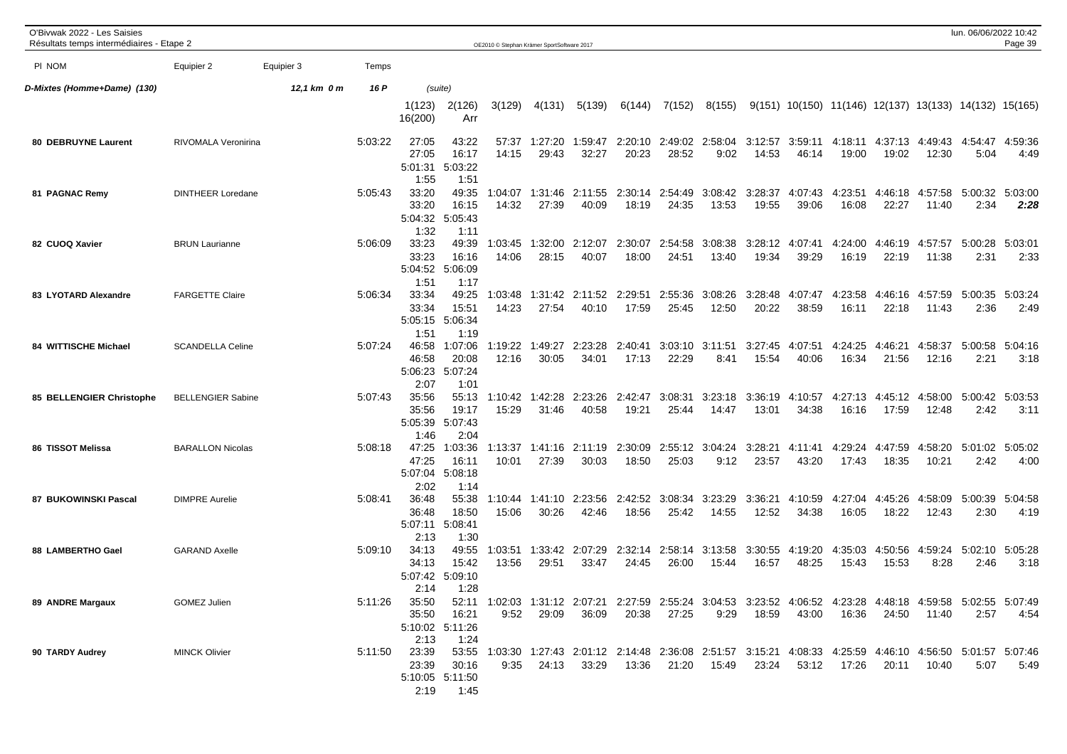O'Bivwak 2022 - Les Saisies
Résultats temps intermédiaires - Etape 2

| Pl NOM | Equipier 2 | Equipier 3 | Temps | | | | | | | | | | | | | | | | |
|---|---|---|---|---|---|---|---|---|---|---|---|---|---|---|---|---|---|---|---|
| **D-Mixtes (Homme+Dame) (130)** | | 12,1 km 0 m | 16 P | (suite) | | | | | | | | | | | | | | | |
| | | | | 1(123) / 16(200) | 2(126) / Arr | 3(129) | 4(131) | 5(139) | 6(144) | 7(152) | 8(155) | 9(151) | 10(150) | 11(146) | 12(137) | 13(133) | 14(132) | 15(165) | |
| **80 DEBRUYNE Laurent** | RIVOMALA Veronirina | | 5:03:22 | 27:05 | 43:22 | 57:37 | 1:27:20 | 1:59:47 | 2:20:10 | 2:49:02 | 2:58:04 | 3:12:57 | 3:59:11 | 4:18:11 | 4:37:13 | 4:49:43 | 4:54:47 | 4:59:36 | |
| | | | | 27:05 | 16:17 | 14:15 | 29:43 | 32:27 | 20:23 | 28:52 | 9:02 | 14:53 | 46:14 | 19:00 | 19:02 | 12:30 | 5:04 | 4:49 | |
| | | | | 5:01:31 | 5:03:22 | | | | | | | | | | | | | | |
| | | | | 1:55 | 1:51 | | | | | | | | | | | | | | |
| **81 PAGNAC Remy** | DINTHEER Loredane | | 5:05:43 | 33:20 | 49:35 | 1:04:07 | 1:31:46 | 2:11:55 | 2:30:14 | 2:54:49 | 3:08:42 | 3:28:37 | 4:07:43 | 4:23:51 | 4:46:18 | 4:57:58 | 5:00:32 | 5:03:00 | |
| | | | | 33:20 | 16:15 | 14:32 | 27:39 | 40:09 | 18:19 | 24:35 | 13:53 | 19:55 | 39:06 | 16:08 | 22:27 | 11:40 | 2:34 | *2:28* | |
| | | | | 5:04:32 | 5:05:43 | | | | | | | | | | | | | | |
| | | | | 1:32 | 1:11 | | | | | | | | | | | | | | |
| **82 CUOQ Xavier** | BRUN Laurianne | | 5:06:09 | 33:23 | 49:39 | 1:03:45 | 1:32:00 | 2:12:07 | 2:30:07 | 2:54:58 | 3:08:38 | 3:28:12 | 4:07:41 | 4:24:00 | 4:46:19 | 4:57:57 | 5:00:28 | 5:03:01 | |
| | | | | 33:23 | 16:16 | 14:06 | 28:15 | 40:07 | 18:00 | 24:51 | 13:40 | 19:34 | 39:29 | 16:19 | 22:19 | 11:38 | 2:31 | 2:33 | |
| | | | | 5:04:52 | 5:06:09 | | | | | | | | | | | | | | |
| | | | | 1:51 | 1:17 | | | | | | | | | | | | | | |
| **83 LYOTARD Alexandre** | FARGETTE Claire | | 5:06:34 | 33:34 | 49:25 | 1:03:48 | 1:31:42 | 2:11:52 | 2:29:51 | 2:55:36 | 3:08:26 | 3:28:48 | 4:07:47 | 4:23:58 | 4:46:16 | 4:57:59 | 5:00:35 | 5:03:24 | |
| | | | | 33:34 | 15:51 | 14:23 | 27:54 | 40:10 | 17:59 | 25:45 | 12:50 | 20:22 | 38:59 | 16:11 | 22:18 | 11:43 | 2:36 | 2:49 | |
| | | | | 5:05:15 | 5:06:34 | | | | | | | | | | | | | | |
| | | | | 1:51 | 1:19 | | | | | | | | | | | | | | |
| **84 WITTISCHE Michael** | SCANDELLA Celine | | 5:07:24 | 46:58 | 1:07:06 | 1:19:22 | 1:49:27 | 2:23:28 | 2:40:41 | 3:03:10 | 3:11:51 | 3:27:45 | 4:07:51 | 4:24:25 | 4:46:21 | 4:58:37 | 5:00:58 | 5:04:16 | |
| | | | | 46:58 | 20:08 | 12:16 | 30:05 | 34:01 | 17:13 | 22:29 | 8:41 | 15:54 | 40:06 | 16:34 | 21:56 | 12:16 | 2:21 | 3:18 | |
| | | | | 5:06:23 | 5:07:24 | | | | | | | | | | | | | | |
| | | | | 2:07 | 1:01 | | | | | | | | | | | | | | |
| **85 BELLENGIER Christophe** | BELLENGIER Sabine | | 5:07:43 | 35:56 | 55:13 | 1:10:42 | 1:42:28 | 2:23:26 | 2:42:47 | 3:08:31 | 3:23:18 | 3:36:19 | 4:10:57 | 4:27:13 | 4:45:12 | 4:58:00 | 5:00:42 | 5:03:53 | |
| | | | | 35:56 | 19:17 | 15:29 | 31:46 | 40:58 | 19:21 | 25:44 | 14:47 | 13:01 | 34:38 | 16:16 | 17:59 | 12:48 | 2:42 | 3:11 | |
| | | | | 5:05:39 | 5:07:43 | | | | | | | | | | | | | | |
| | | | | 1:46 | 2:04 | | | | | | | | | | | | | | |
| **86 TISSOT Melissa** | BARALLON Nicolas | | 5:08:18 | 47:25 | 1:03:36 | 1:13:37 | 1:41:16 | 2:11:19 | 2:30:09 | 2:55:12 | 3:04:24 | 3:28:21 | 4:11:41 | 4:29:24 | 4:47:59 | 4:58:20 | 5:01:02 | 5:05:02 | |
| | | | | 47:25 | 16:11 | 10:01 | 27:39 | 30:03 | 18:50 | 25:03 | 9:12 | 23:57 | 43:20 | 17:43 | 18:35 | 10:21 | 2:42 | 4:00 | |
| | | | | 5:07:04 | 5:08:18 | | | | | | | | | | | | | | |
| | | | | 2:02 | 1:14 | | | | | | | | | | | | | | |
| **87 BUKOWINSKI Pascal** | DIMPRE Aurelie | | 5:08:41 | 36:48 | 55:38 | 1:10:44 | 1:41:10 | 2:23:56 | 2:42:52 | 3:08:34 | 3:23:29 | 3:36:21 | 4:10:59 | 4:27:04 | 4:45:26 | 4:58:09 | 5:00:39 | 5:04:58 | |
| | | | | 36:48 | 18:50 | 15:06 | 30:26 | 42:46 | 18:56 | 25:42 | 14:55 | 12:52 | 34:38 | 16:05 | 18:22 | 12:43 | 2:30 | 4:19 | |
| | | | | 5:07:11 | 5:08:41 | | | | | | | | | | | | | | |
| | | | | 2:13 | 1:30 | | | | | | | | | | | | | | |
| **88 LAMBERTHO Gael** | GARAND Axelle | | 5:09:10 | 34:13 | 49:55 | 1:03:51 | 1:33:42 | 2:07:29 | 2:32:14 | 2:58:14 | 3:13:58 | 3:30:55 | 4:19:20 | 4:35:03 | 4:50:56 | 4:59:24 | 5:02:10 | 5:05:28 | |
| | | | | 34:13 | 15:42 | 13:56 | 29:51 | 33:47 | 24:45 | 26:00 | 15:44 | 16:57 | 48:25 | 15:43 | 15:53 | 8:28 | 2:46 | 3:18 | |
| | | | | 5:07:42 | 5:09:10 | | | | | | | | | | | | | | |
| | | | | 2:14 | 1:28 | | | | | | | | | | | | | | |
| **89 ANDRE Margaux** | GOMEZ Julien | | 5:11:26 | 35:50 | 52:11 | 1:02:03 | 1:31:12 | 2:07:21 | 2:27:59 | 2:55:24 | 3:04:53 | 3:23:52 | 4:06:52 | 4:23:28 | 4:48:18 | 4:59:58 | 5:02:55 | 5:07:49 | |
| | | | | 35:50 | 16:21 | 9:52 | 29:09 | 36:09 | 20:38 | 27:25 | 9:29 | 18:59 | 43:00 | 16:36 | 24:50 | 11:40 | 2:57 | 4:54 | |
| | | | | 5:10:02 | 5:11:26 | | | | | | | | | | | | | | |
| | | | | 2:13 | 1:24 | | | | | | | | | | | | | | |
| **90 TARDY Audrey** | MINCK Olivier | | 5:11:50 | 23:39 | 53:55 | 1:03:30 | 1:27:43 | 2:01:12 | 2:14:48 | 2:36:08 | 2:51:57 | 3:15:21 | 4:08:33 | 4:25:59 | 4:46:10 | 4:56:50 | 5:01:57 | 5:07:46 | |
| | | | | 23:39 | 30:16 | 9:35 | 24:13 | 33:29 | 13:36 | 21:20 | 15:49 | 23:24 | 53:12 | 17:26 | 20:11 | 10:40 | 5:07 | 5:49 | |
| | | | | 5:10:05 | 5:11:50 | | | | | | | | | | | | | | |
| | | | | 2:19 | 1:45 | | | | | | | | | | | | | | |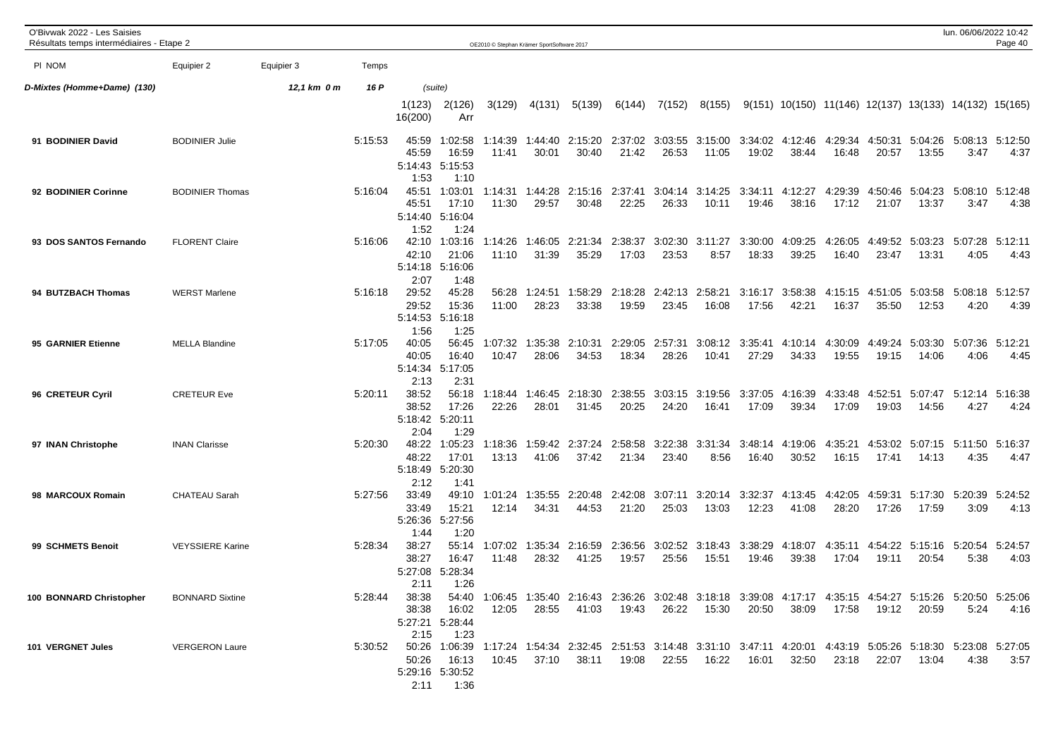O'Bivwak 2022 - Les Saisies
Résultats temps intermédiaires - Etape 2

| Pl NOM | Equipier 2 | Equipier 3 | Temps | | | | | | | | | | | | | | | | |
|---|---|---|---|---|---|---|---|---|---|---|---|---|---|---|---|---|---|---|---|
| **D-Mixtes (Homme+Dame) (130)** | | 12,1 km 0 m | 16 P | (suite) | | | | | | | | | | | | | | | |
| | | | | 1(123) 16(200) | 2(126) Arr | 3(129) | 4(131) | 5(139) | 6(144) | 7(152) | 8(155) | 9(151) | 10(150) | 11(146) | 12(137) | 13(133) | 14(132) | 15(165) | |
| **91 BODINIER David** | BODINIER Julie | | 5:15:53 | 45:59 | 1:02:58 | 1:14:39 | 1:44:40 | 2:15:20 | 2:37:02 | 3:03:55 | 3:15:00 | 3:34:02 | 4:12:46 | 4:29:34 | 4:50:31 | 5:04:26 | 5:08:13 | 5:12:50 | |
| | | | | 45:59 | 16:59 | 11:41 | 30:01 | 30:40 | 21:42 | 26:53 | 11:05 | 19:02 | 38:44 | 16:48 | 20:57 | 13:55 | 3:47 | 4:37 | |
| | | | | 5:14:43 | 5:15:53 | | | | | | | | | | | | | | |
| | | | | 1:53 | 1:10 | | | | | | | | | | | | | | |
| **92 BODINIER Corinne** | BODINIER Thomas | | 5:16:04 | 45:51 | 1:03:01 | 1:14:31 | 1:44:28 | 2:15:16 | 2:37:41 | 3:04:14 | 3:14:25 | 3:34:11 | 4:12:27 | 4:29:39 | 4:50:46 | 5:04:23 | 5:08:10 | 5:12:48 | |
| | | | | 45:51 | 17:10 | 11:30 | 29:57 | 30:48 | 22:25 | 26:33 | 10:11 | 19:46 | 38:16 | 17:12 | 21:07 | 13:37 | 3:47 | 4:38 | |
| | | | | 5:14:40 | 5:16:04 | | | | | | | | | | | | | | |
| | | | | 1:52 | 1:24 | | | | | | | | | | | | | | |
| **93 DOS SANTOS Fernando** | FLORENT Claire | | 5:16:06 | 42:10 | 1:03:16 | 1:14:26 | 1:46:05 | 2:21:34 | 2:38:37 | 3:02:30 | 3:11:27 | 3:30:00 | 4:09:25 | 4:26:05 | 4:49:52 | 5:03:23 | 5:07:28 | 5:12:11 | |
| | | | | 42:10 | 21:06 | 11:10 | 31:39 | 35:29 | 17:03 | 23:53 | 8:57 | 18:33 | 39:25 | 16:40 | 23:47 | 13:31 | 4:05 | 4:43 | |
| | | | | 5:14:18 | 5:16:06 | | | | | | | | | | | | | | |
| | | | | 2:07 | 1:48 | | | | | | | | | | | | | | |
| **94 BUTZBACH Thomas** | WERST Marlene | | 5:16:18 | 29:52 | 45:28 | 56:28 | 1:24:51 | 1:58:29 | 2:18:28 | 2:42:13 | 2:58:21 | 3:16:17 | 3:58:38 | 4:15:15 | 4:51:05 | 5:03:58 | 5:08:18 | 5:12:57 | |
| | | | | 29:52 | 15:36 | 11:00 | 28:23 | 33:38 | 19:59 | 23:45 | 16:08 | 17:56 | 42:21 | 16:37 | 35:50 | 12:53 | 4:20 | 4:39 | |
| | | | | 5:14:53 | 5:16:18 | | | | | | | | | | | | | | |
| | | | | 1:56 | 1:25 | | | | | | | | | | | | | | |
| **95 GARNIER Etienne** | MELLA Blandine | | 5:17:05 | 40:05 | 56:45 | 1:07:32 | 1:35:38 | 2:10:31 | 2:29:05 | 2:57:31 | 3:08:12 | 3:35:41 | 4:10:14 | 4:30:09 | 4:49:24 | 5:03:30 | 5:07:36 | 5:12:21 | |
| | | | | 40:05 | 16:40 | 10:47 | 28:06 | 34:53 | 18:34 | 28:26 | 10:41 | 27:29 | 34:33 | 19:55 | 19:15 | 14:06 | 4:06 | 4:45 | |
| | | | | 5:14:34 | 5:17:05 | | | | | | | | | | | | | | |
| | | | | 2:13 | 2:31 | | | | | | | | | | | | | | |
| **96 CRETEUR Cyril** | CRETEUR Eve | | 5:20:11 | 38:52 | 56:18 | 1:18:44 | 1:46:45 | 2:18:30 | 2:38:55 | 3:03:15 | 3:19:56 | 3:37:05 | 4:16:39 | 4:33:48 | 4:52:51 | 5:07:47 | 5:12:14 | 5:16:38 | |
| | | | | 38:52 | 17:26 | 22:26 | 28:01 | 31:45 | 20:25 | 24:20 | 16:41 | 17:09 | 39:34 | 17:09 | 19:03 | 14:56 | 4:27 | 4:24 | |
| | | | | 5:18:42 | 5:20:11 | | | | | | | | | | | | | | |
| | | | | 2:04 | 1:29 | | | | | | | | | | | | | | |
| **97 INAN Christophe** | INAN Clarisse | | 5:20:30 | 48:22 | 1:05:23 | 1:18:36 | 1:59:42 | 2:37:24 | 2:58:58 | 3:22:38 | 3:31:34 | 3:48:14 | 4:19:06 | 4:35:21 | 4:53:02 | 5:07:15 | 5:11:50 | 5:16:37 | |
| | | | | 48:22 | 17:01 | 13:13 | 41:06 | 37:42 | 21:34 | 23:40 | 8:56 | 16:40 | 30:52 | 16:15 | 17:41 | 14:13 | 4:35 | 4:47 | |
| | | | | 5:18:49 | 5:20:30 | | | | | | | | | | | | | | |
| | | | | 2:12 | 1:41 | | | | | | | | | | | | | | |
| **98 MARCOUX Romain** | CHATEAU Sarah | | 5:27:56 | 33:49 | 49:10 | 1:01:24 | 1:35:55 | 2:20:48 | 2:42:08 | 3:07:11 | 3:20:14 | 3:32:37 | 4:13:45 | 4:42:05 | 4:59:31 | 5:17:30 | 5:20:39 | 5:24:52 | |
| | | | | 33:49 | 15:21 | 12:14 | 34:31 | 44:53 | 21:20 | 25:03 | 13:03 | 12:23 | 41:08 | 28:20 | 17:26 | 17:59 | 3:09 | 4:13 | |
| | | | | 5:26:36 | 5:27:56 | | | | | | | | | | | | | | |
| | | | | 1:44 | 1:20 | | | | | | | | | | | | | | |
| **99 SCHMETS Benoit** | VEYSSIERE Karine | | 5:28:34 | 38:27 | 55:14 | 1:07:02 | 1:35:34 | 2:16:59 | 2:36:56 | 3:02:52 | 3:18:43 | 3:38:29 | 4:18:07 | 4:35:11 | 4:54:22 | 5:15:16 | 5:20:54 | 5:24:57 | |
| | | | | 38:27 | 16:47 | 11:48 | 28:32 | 41:25 | 19:57 | 25:56 | 15:51 | 19:46 | 39:38 | 17:04 | 19:11 | 20:54 | 5:38 | 4:03 | |
| | | | | 5:27:08 | 5:28:34 | | | | | | | | | | | | | | |
| | | | | 2:11 | 1:26 | | | | | | | | | | | | | | |
| **100 BONNARD Christopher** | BONNARD Sixtine | | 5:28:44 | 38:38 | 54:40 | 1:06:45 | 1:35:40 | 2:16:43 | 2:36:26 | 3:02:48 | 3:18:18 | 3:39:08 | 4:17:17 | 4:35:15 | 4:54:27 | 5:15:26 | 5:20:50 | 5:25:06 | |
| | | | | 38:38 | 16:02 | 12:05 | 28:55 | 41:03 | 19:43 | 26:22 | 15:30 | 20:50 | 38:09 | 17:58 | 19:12 | 20:59 | 5:24 | 4:16 | |
| | | | | 5:27:21 | 5:28:44 | | | | | | | | | | | | | | |
| | | | | 2:15 | 1:23 | | | | | | | | | | | | | | |
| **101 VERGNET Jules** | VERGERON Laure | | 5:30:52 | 50:26 | 1:06:39 | 1:17:24 | 1:54:34 | 2:32:45 | 2:51:53 | 3:14:48 | 3:31:10 | 3:47:11 | 4:20:01 | 4:43:19 | 5:05:26 | 5:18:30 | 5:23:08 | 5:27:05 | |
| | | | | 50:26 | 16:13 | 10:45 | 37:10 | 38:11 | 19:08 | 22:55 | 16:22 | 16:01 | 32:50 | 23:18 | 22:07 | 13:04 | 4:38 | 3:57 | |
| | | | | 5:29:16 | 5:30:52 | | | | | | | | | | | | | | |
| | | | | 2:11 | 1:36 | | | | | | | | | | | | | | |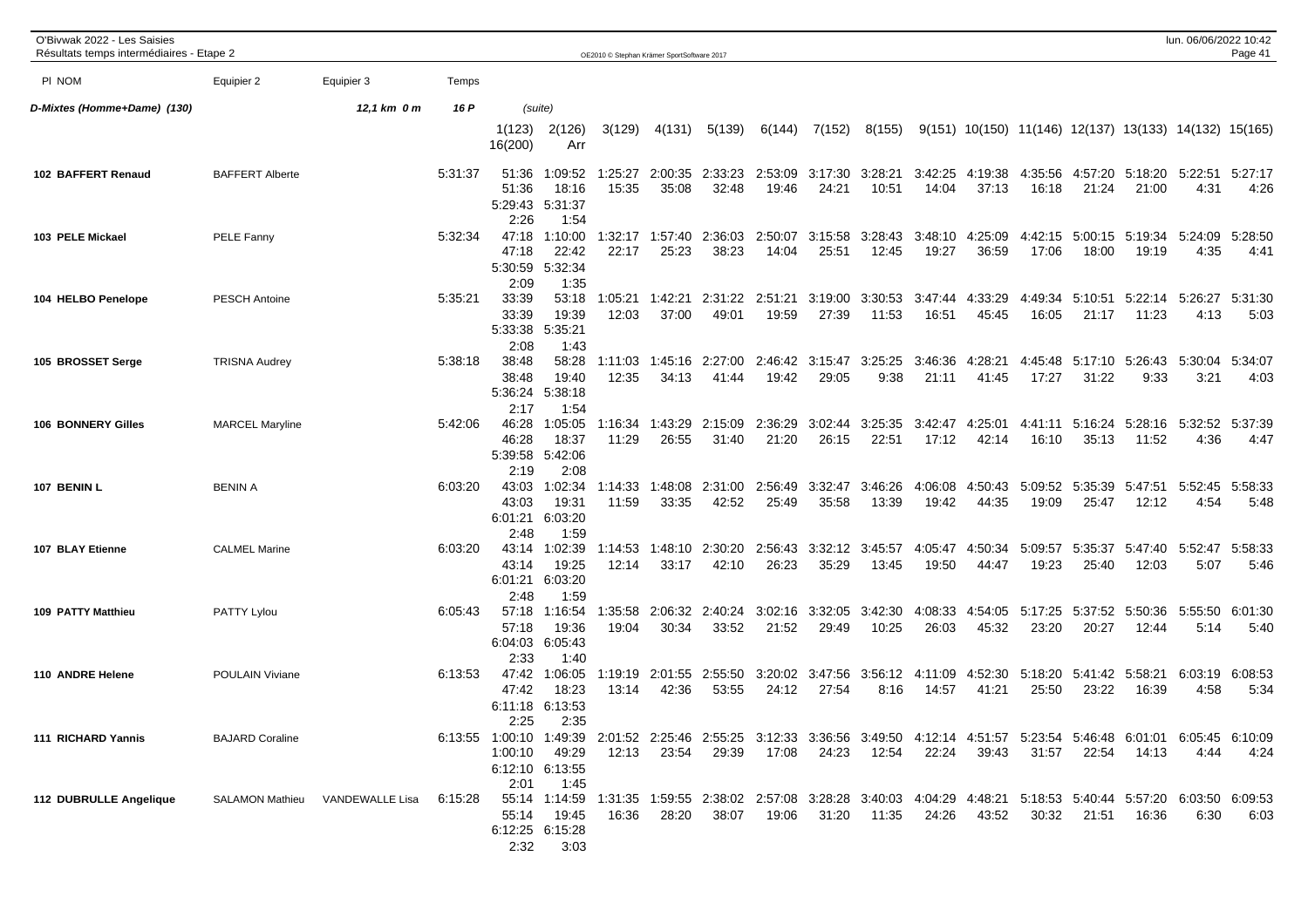# O'Bivwak 2022 - Les Saisies

Résultats temps intermédiaires - Etape 2

**D-Mixtes (Homme+Dame) (130)** — 12,1 km 0 m — 16 P (suite)

| Pl | NOM | Equipier 2 | Equipier 3 | Temps | 1(123) | 2(126) | 3(129) | 4(131) | 5(139) | 6(144) | 7(152) | 8(155) | 9(151) | 10(150) | 11(146) | 12(137) | 13(133) | 14(132) | 15(165) | 16(200) | Arr |
|---|---|---|---|---|---|---|---|---|---|---|---|---|---|---|---|---|---|---|---|---|---|
| 102 | BAFFERT Renaud | BAFFERT Alberte | | 5:31:37 | 51:36 | 1:09:52 | 1:25:27 | 2:00:35 | 2:33:23 | 2:53:09 | 3:17:30 | 3:28:21 | 3:42:25 | 4:19:38 | 4:35:56 | 4:57:20 | 5:18:20 | 5:22:51 | 5:27:17 | 5:29:43 | 5:31:37 |
| | | | | | 51:36 | 18:16 | 15:35 | 35:08 | 32:48 | 19:46 | 24:21 | 10:51 | 14:04 | 37:13 | 16:18 | 21:24 | 21:00 | 4:31 | 4:26 | 2:26 | 1:54 |
| 103 | PELE Mickael | PELE Fanny | | 5:32:34 | 47:18 | 1:10:00 | 1:32:17 | 1:57:40 | 2:36:03 | 2:50:07 | 3:15:58 | 3:28:43 | 3:48:10 | 4:25:09 | 4:42:15 | 5:00:15 | 5:19:34 | 5:24:09 | 5:28:50 | 5:30:59 | 5:32:34 |
| | | | | | 47:18 | 22:42 | 22:17 | 25:23 | 38:23 | 14:04 | 25:51 | 12:45 | 19:27 | 36:59 | 17:06 | 18:00 | 19:19 | 4:35 | 4:41 | 2:09 | 1:35 |
| 104 | HELBO Penelope | PESCH Antoine | | 5:35:21 | 33:39 | 53:18 | 1:05:21 | 1:42:21 | 2:31:22 | 2:51:21 | 3:19:00 | 3:30:53 | 3:47:44 | 4:33:29 | 4:49:34 | 5:10:51 | 5:22:14 | 5:26:27 | 5:31:30 | 5:33:38 | 5:35:21 |
| | | | | | 33:39 | 19:39 | 12:03 | 37:00 | 49:01 | 19:59 | 27:39 | 11:53 | 16:51 | 45:45 | 16:05 | 21:17 | 11:23 | 4:13 | 5:03 | 2:08 | 1:43 |
| 105 | BROSSET Serge | TRISNA Audrey | | 5:38:18 | 38:48 | 58:28 | 1:11:03 | 1:45:16 | 2:27:00 | 2:46:42 | 3:15:47 | 3:25:25 | 3:46:36 | 4:28:21 | 4:45:48 | 5:17:10 | 5:26:43 | 5:30:04 | 5:34:07 | 5:36:24 | 5:38:18 |
| | | | | | 38:48 | 19:40 | 12:35 | 34:13 | 41:44 | 19:42 | 29:05 | 9:38 | 21:11 | 41:45 | 17:27 | 31:22 | 9:33 | 3:21 | 4:03 | 2:17 | 1:54 |
| 106 | BONNERY Gilles | MARCEL Maryline | | 5:42:06 | 46:28 | 1:05:05 | 1:16:34 | 1:43:29 | 2:15:09 | 2:36:29 | 3:02:44 | 3:25:35 | 3:42:47 | 4:25:01 | 4:41:11 | 5:16:24 | 5:28:16 | 5:32:52 | 5:37:39 | 5:39:58 | 5:42:06 |
| | | | | | 46:28 | 18:37 | 11:29 | 26:55 | 31:40 | 21:20 | 26:15 | 22:51 | 17:12 | 42:14 | 16:10 | 35:13 | 11:52 | 4:36 | 4:47 | 2:19 | 2:08 |
| 107 | BENIN L | BENIN A | | 6:03:20 | 43:03 | 1:02:34 | 1:14:33 | 1:48:08 | 2:31:00 | 2:56:49 | 3:32:47 | 3:46:26 | 4:06:08 | 4:50:43 | 5:09:52 | 5:35:39 | 5:47:51 | 5:52:45 | 5:58:33 | 6:01:21 | 6:03:20 |
| | | | | | 43:03 | 19:31 | 11:59 | 33:35 | 42:52 | 25:49 | 35:58 | 13:39 | 19:42 | 44:35 | 19:09 | 25:47 | 12:12 | 4:54 | 5:48 | 2:48 | 1:59 |
| 107 | BLAY Etienne | CALMEL Marine | | 6:03:20 | 43:14 | 1:02:39 | 1:14:53 | 1:48:10 | 2:30:20 | 2:56:43 | 3:32:12 | 3:45:57 | 4:05:47 | 4:50:34 | 5:09:57 | 5:35:37 | 5:47:40 | 5:52:47 | 5:58:33 | 6:01:21 | 6:03:20 |
| | | | | | 43:14 | 19:25 | 12:14 | 33:17 | 42:10 | 26:23 | 35:29 | 13:45 | 19:50 | 44:47 | 19:23 | 25:40 | 12:03 | 5:07 | 5:46 | 2:48 | 1:59 |
| 109 | PATTY Matthieu | PATTY Lylou | | 6:05:43 | 57:18 | 1:16:54 | 1:35:58 | 2:06:32 | 2:40:24 | 3:02:16 | 3:32:05 | 3:42:30 | 4:08:33 | 4:54:05 | 5:17:25 | 5:37:52 | 5:50:36 | 5:55:50 | 6:01:30 | 6:04:03 | 6:05:43 |
| | | | | | 57:18 | 19:36 | 19:04 | 30:34 | 33:52 | 21:52 | 29:49 | 10:25 | 26:03 | 45:32 | 23:20 | 20:27 | 12:44 | 5:14 | 5:40 | 2:33 | 1:40 |
| 110 | ANDRE Helene | POULAIN Viviane | | 6:13:53 | 47:42 | 1:06:05 | 1:19:19 | 2:01:55 | 2:55:50 | 3:20:02 | 3:47:56 | 3:56:12 | 4:11:09 | 4:52:30 | 5:18:20 | 5:41:42 | 5:58:21 | 6:03:19 | 6:08:53 | 6:11:18 | 6:13:53 |
| | | | | | 47:42 | 18:23 | 13:14 | 42:36 | 53:55 | 24:12 | 27:54 | 8:16 | 14:57 | 41:21 | 25:50 | 23:22 | 16:39 | 4:58 | 5:34 | 2:25 | 2:35 |
| 111 | RICHARD Yannis | BAJARD Coraline | | 6:13:55 | 1:00:10 | 1:49:39 | 2:01:52 | 2:25:46 | 2:55:25 | 3:12:33 | 3:36:56 | 3:49:50 | 4:12:14 | 4:51:57 | 5:23:54 | 5:46:48 | 6:01:01 | 6:05:45 | 6:10:09 | 6:12:10 | 6:13:55 |
| | | | | | 1:00:10 | 49:29 | 12:13 | 23:54 | 29:39 | 17:08 | 24:23 | 12:54 | 22:24 | 39:43 | 31:57 | 22:54 | 14:13 | 4:44 | 4:24 | 2:01 | 1:45 |
| 112 | DUBRULLE Angelique | SALAMON Mathieu | VANDEWALLE Lisa | 6:15:28 | 55:14 | 1:14:59 | 1:31:35 | 1:59:55 | 2:38:02 | 2:57:08 | 3:28:28 | 3:40:03 | 4:04:29 | 4:48:21 | 5:18:53 | 5:40:44 | 5:57:20 | 6:03:50 | 6:09:53 | 6:12:25 | 6:15:28 |
| | | | | | 55:14 | 19:45 | 16:36 | 28:20 | 38:07 | 19:06 | 31:20 | 11:35 | 24:26 | 43:52 | 30:32 | 21:51 | 16:36 | 6:30 | 6:03 | 2:32 | 3:03 |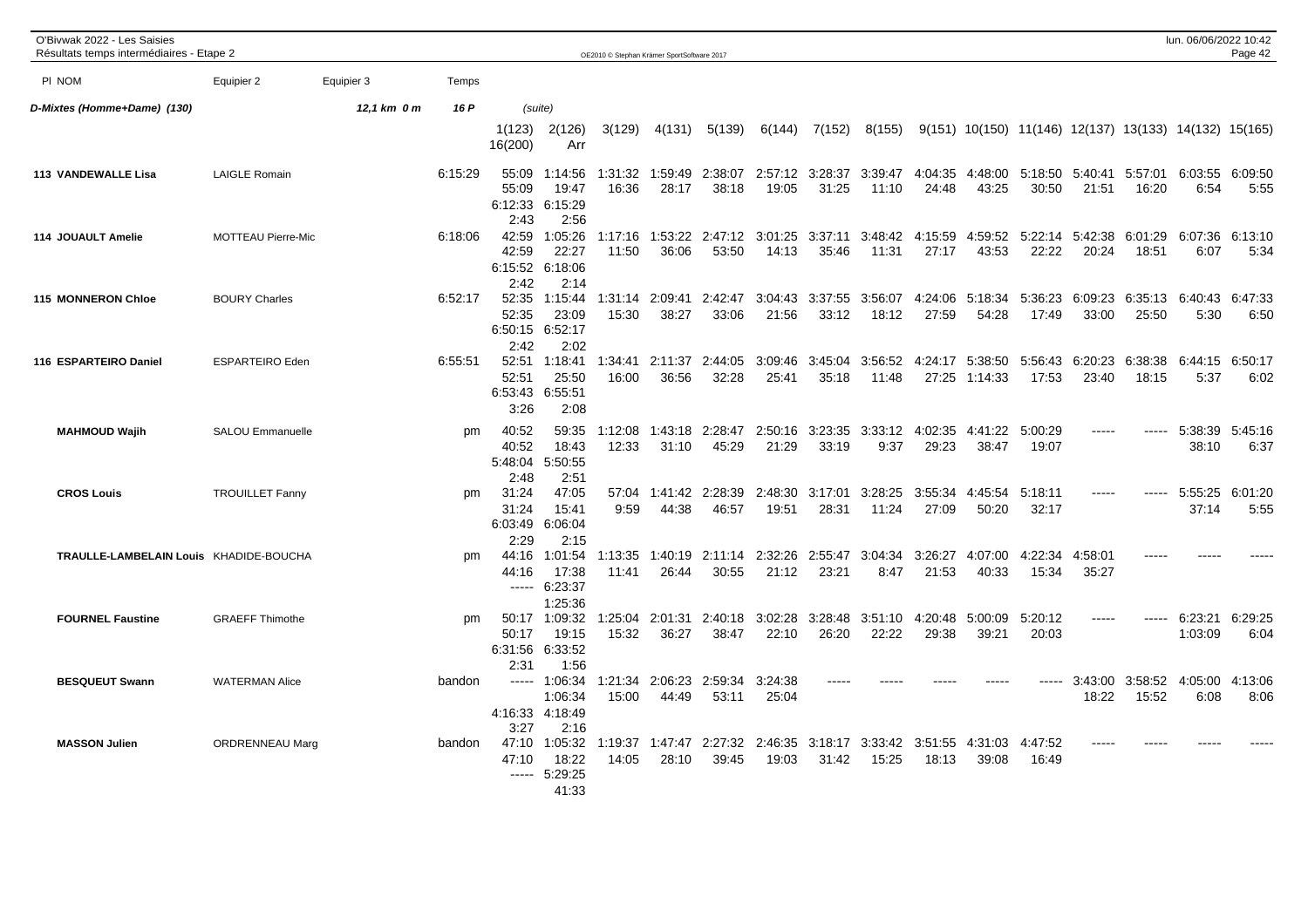O'Bivwak 2022 - Les Saisies
Résultats temps intermédiaires - Etape 2

| Pl NOM | Equipier 2 | Equipier 3 | Temps | 1(123) | 2(126) | 3(129) | 4(131) | 5(139) | 6(144) | 7(152) | 8(155) | 9(151) | 10(150) | 11(146) | 12(137) | 13(133) | 14(132) | 15(165) | 16(200) | Arr |
|---|---|---|---|---|---|---|---|---|---|---|---|---|---|---|---|---|---|---|---|---|
| **D-Mixtes (Homme+Dame) (130)** | | 12,1 km 0 m | 16 P | (suite) | | | | | | | | | | | | | | | | |
| 113 VANDEWALLE Lisa | LAIGLE Romain | | 6:15:29 | 55:09 / 55:09 | 1:14:56 / 19:47 | 1:31:32 / 16:36 | 1:59:49 / 28:17 | 2:38:07 / 38:18 | 2:57:12 / 19:05 | 3:28:37 / 31:25 | 3:39:47 / 11:10 | 4:04:35 / 24:48 | 4:48:00 / 43:25 | 5:18:50 / 30:50 | 5:40:41 / 21:51 | 5:57:01 / 16:20 | 6:03:55 / 6:54 | 6:09:50 / 5:55 | 6:12:33 / 2:43 | 6:15:29 / 2:56 |
| 114 JOUAULT Amelie | MOTTEAU Pierre-Mic | | 6:18:06 | 42:59 / 42:59 | 1:05:26 / 22:27 | 1:17:16 / 11:50 | 1:53:22 / 36:06 | 2:47:12 / 53:50 | 3:01:25 / 14:13 | 3:37:11 / 35:46 | 3:48:42 / 11:31 | 4:15:59 / 27:17 | 4:59:52 / 43:53 | 5:22:14 / 22:22 | 5:42:38 / 20:24 | 6:01:29 / 18:51 | 6:07:36 / 6:07 | 6:13:10 / 5:34 | 6:15:52 / 2:42 | 6:18:06 / 2:14 |
| 115 MONNERON Chloe | BOURY Charles | | 6:52:17 | 52:35 / 52:35 | 1:15:44 / 23:09 | 1:31:14 / 15:30 | 2:09:41 / 38:27 | 2:42:47 / 33:06 | 3:04:43 / 21:56 | 3:37:55 / 33:12 | 3:56:07 / 18:12 | 4:24:06 / 27:59 | 5:18:34 / 54:28 | 5:36:23 / 17:49 | 6:09:23 / 33:00 | 6:35:13 / 25:50 | 6:40:43 / 5:30 | 6:47:33 / 6:50 | 6:50:15 / 2:42 | 6:52:17 / 2:02 |
| 116 ESPARTEIRO Daniel | ESPARTEIRO Eden | | 6:55:51 | 52:51 / 52:51 | 1:18:41 / 25:50 | 1:34:41 / 16:00 | 2:11:37 / 36:56 | 2:44:05 / 32:28 | 3:09:46 / 25:41 | 3:45:04 / 35:18 | 3:56:52 / 11:48 | 4:24:17 / 27:25 | 5:38:50 / 1:14:33 | 5:56:43 / 17:53 | 6:20:23 / 23:40 | 6:38:38 / 18:15 | 6:44:15 / 5:37 | 6:50:17 / 6:02 | 6:53:43 / 3:26 | 6:55:51 / 2:08 |
| MAHMOUD Wajih | SALOU Emmanuelle | | pm | 40:52 / 40:52 | 59:35 / 18:43 | 1:12:08 / 12:33 | 1:43:18 / 31:10 | 2:28:47 / 45:29 | 2:50:16 / 21:29 | 3:23:35 / 33:19 | 3:33:12 / 9:37 | 4:02:35 / 29:23 | 4:41:22 / 38:47 | 5:00:29 / 19:07 | ----- | ----- | 5:38:39 / 38:10 | 5:45:16 / 6:37 | 5:48:04 / 2:48 | 5:50:55 / 2:51 |
| CROS Louis | TROUILLET Fanny | | pm | 31:24 / 31:24 | 47:05 / 15:41 | 57:04 / 9:59 | 1:41:42 / 44:38 | 2:28:39 / 46:57 | 2:48:30 / 19:51 | 3:17:01 / 28:31 | 3:28:25 / 11:24 | 3:55:34 / 27:09 | 4:45:54 / 50:20 | 5:18:11 / 32:17 | ----- | ----- | 5:55:25 / 37:14 | 6:01:20 / 5:55 | 6:03:49 / 2:29 | 6:06:04 / 2:15 |
| TRAULLE-LAMBELAIN Louis | KHADIDE-BOUCHA | | pm | 44:16 / 44:16 | 1:01:54 / 17:38 | 1:13:35 / 11:41 | 1:40:19 / 26:44 | 2:11:14 / 30:55 | 2:32:26 / 21:12 | 2:55:47 / 23:21 | 3:04:34 / 8:47 | 3:26:27 / 21:53 | 4:07:00 / 40:33 | 4:22:34 / 15:34 | 4:58:01 / 35:27 | ----- | ----- | ----- | ----- | 6:23:37 / 1:25:36 |
| FOURNEL Faustine | GRAEFF Thimothe | | pm | 50:17 / 50:17 | 1:09:32 / 19:15 | 1:25:04 / 15:32 | 2:01:31 / 36:27 | 2:40:18 / 38:47 | 3:02:28 / 22:10 | 3:28:48 / 26:20 | 3:51:10 / 22:22 | 4:20:48 / 29:38 | 5:00:09 / 39:21 | 5:20:12 / 20:03 | ----- | ----- | 6:23:21 / 1:03:09 | 6:29:25 / 6:04 | 6:31:56 / 2:31 | 6:33:52 / 1:56 |
| BESQUEUT Swann | WATERMAN Alice | | bandon | ----- | 1:06:34 / 1:06:34 | 1:21:34 / 15:00 | 2:06:23 / 44:49 | 2:59:34 / 53:11 | 3:24:38 / 25:04 | ----- | ----- | ----- | ----- | ----- | 3:43:00 / 18:22 | 3:58:52 / 15:52 | 4:05:00 / 6:08 | 4:13:06 / 8:06 | 4:16:33 / 3:27 | 4:18:49 / 2:16 |
| MASSON Julien | ORDRENNEAU Marg | | bandon | 47:10 / 47:10 | 1:05:32 / 18:22 | 1:19:37 / 14:05 | 1:47:47 / 28:10 | 2:27:32 / 39:45 | 2:46:35 / 19:03 | 3:18:17 / 31:42 | 3:33:42 / 15:25 | 3:51:55 / 18:13 | 4:31:03 / 39:08 | 4:47:52 / 16:49 | ----- | ----- | ----- | ----- | ----- | 5:29:25 / 41:33 |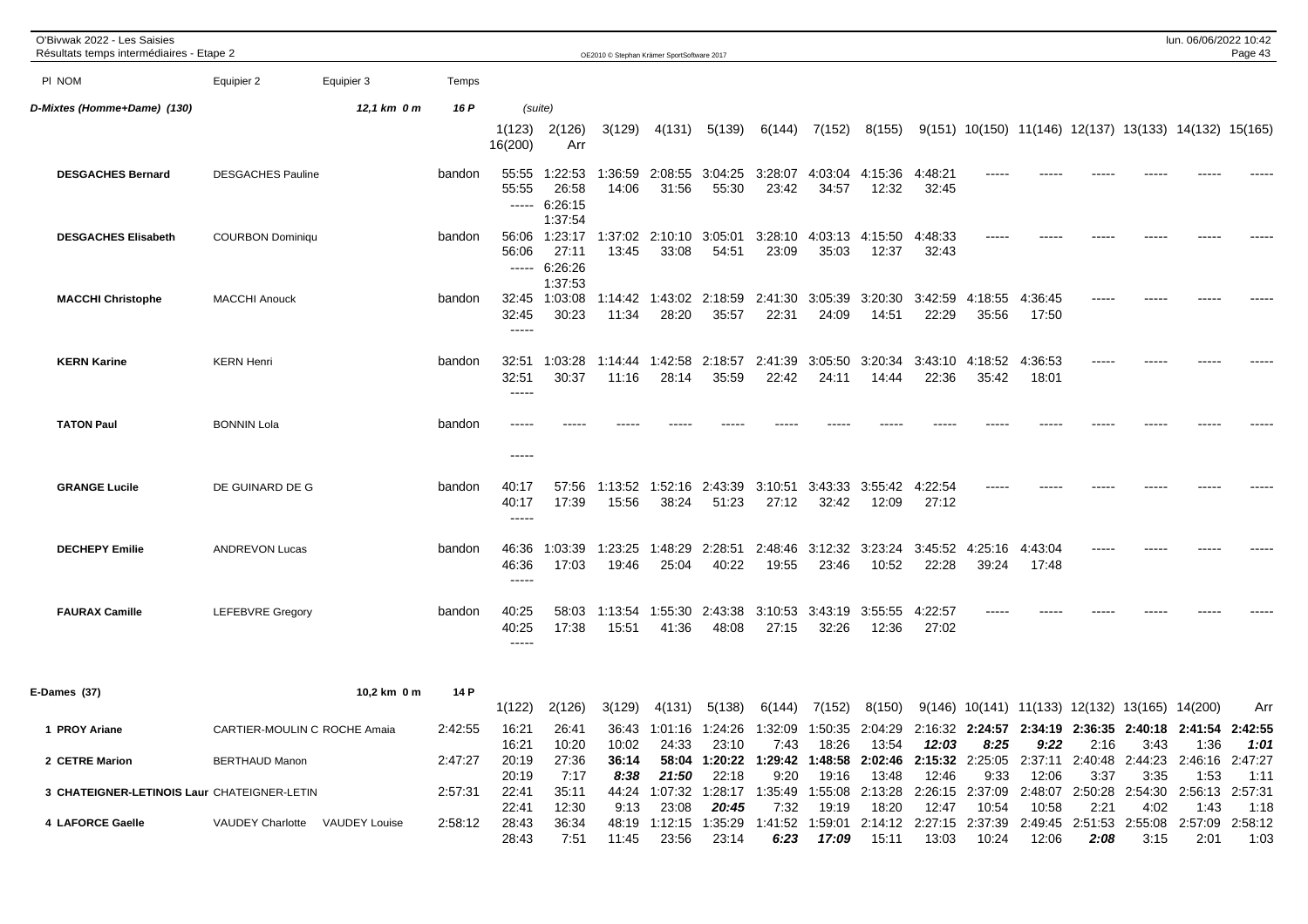O'Bivwak 2022 - Les Saisies
Résultats temps intermédiaires - Etape 2

OE2010 © Stephan Krämer SportSoftware 2017

lun. 06/06/2022 10:42

## D-Mixtes (Homme+Dame) (130) — 12,1 km 0 m — 16 P (suite)

| Pl NOM | Equipier 2 | Equipier 3 | Temps | 1(123) | 2(126) | 3(129) | 4(131) | 5(139) | 6(144) | 7(152) | 8(155) | 9(151) | 10(150) | 11(146) | 12(137) | 13(133) | 14(132) | 15(165) | 16(200) | Arr |
|---|---|---|---|---|---|---|---|---|---|---|---|---|---|---|---|---|---|---|---|---|
| DESGACHES Bernard | DESGACHES Pauline | | bandon | 55:55 | 1:22:53 | 1:36:59 | 2:08:55 | 3:04:25 | 3:28:07 | 4:03:04 | 4:15:36 | 4:48:21 | ----- | ----- | ----- | ----- | ----- | ----- | ----- | 6:26:15 |
| | | | | 55:55 | 26:58 | 14:06 | 31:56 | 55:30 | 23:42 | 34:57 | 12:32 | 32:45 | | | | | | | | 1:37:54 |
| DESGACHES Elisabeth | COURBON Dominiqu | | bandon | 56:06 | 1:23:17 | 1:37:02 | 2:10:10 | 3:05:01 | 3:28:10 | 4:03:13 | 4:15:50 | 4:48:33 | ----- | ----- | ----- | ----- | ----- | ----- | ----- | 6:26:26 |
| | | | | 56:06 | 27:11 | 13:45 | 33:08 | 54:51 | 23:09 | 35:03 | 12:37 | 32:43 | | | | | | | | 1:37:53 |
| MACCHI Christophe | MACCHI Anouck | | bandon | 32:45 | 1:03:08 | 1:14:42 | 1:43:02 | 2:18:59 | 2:41:30 | 3:05:39 | 3:20:30 | 3:42:59 | 4:18:55 | 4:36:45 | ----- | ----- | ----- | ----- | ----- | |
| | | | | 32:45 | 30:23 | 11:34 | 28:20 | 35:57 | 22:31 | 24:09 | 14:51 | 22:29 | 35:56 | 17:50 | | | | | | |
| KERN Karine | KERN Henri | | bandon | 32:51 | 1:03:28 | 1:14:44 | 1:42:58 | 2:18:57 | 2:41:39 | 3:05:50 | 3:20:34 | 3:43:10 | 4:18:52 | 4:36:53 | ----- | ----- | ----- | ----- | ----- | |
| | | | | 32:51 | 30:37 | 11:16 | 28:14 | 35:59 | 22:42 | 24:11 | 14:44 | 22:36 | 35:42 | 18:01 | | | | | | |
| TATON Paul | BONNIN Lola | | bandon | ----- | ----- | ----- | ----- | ----- | ----- | ----- | ----- | ----- | ----- | ----- | ----- | ----- | ----- | ----- | ----- | |
| GRANGE Lucile | DE GUINARD DE G | | bandon | 40:17 | 57:56 | 1:13:52 | 1:52:16 | 2:43:39 | 3:10:51 | 3:43:33 | 3:55:42 | 4:22:54 | ----- | ----- | ----- | ----- | ----- | ----- | ----- | |
| | | | | 40:17 | 17:39 | 15:56 | 38:24 | 51:23 | 27:12 | 32:42 | 12:09 | 27:12 | | | | | | | | |
| DECHEPY Emilie | ANDREVON Lucas | | bandon | 46:36 | 1:03:39 | 1:23:25 | 1:48:29 | 2:28:51 | 2:48:46 | 3:12:32 | 3:23:24 | 3:45:52 | 4:25:16 | 4:43:04 | ----- | ----- | ----- | ----- | ----- | |
| | | | | 46:36 | 17:03 | 19:46 | 25:04 | 40:22 | 19:55 | 23:46 | 10:52 | 22:28 | 39:24 | 17:48 | | | | | | |
| FAURAX Camille | LEFEBVRE Gregory | | bandon | 40:25 | 58:03 | 1:13:54 | 1:55:30 | 2:43:38 | 3:10:53 | 3:43:19 | 3:55:55 | 4:22:57 | ----- | ----- | ----- | ----- | ----- | ----- | ----- | |
| | | | | 40:25 | 17:38 | 15:51 | 41:36 | 48:08 | 27:15 | 32:26 | 12:36 | 27:02 | | | | | | | | |

## E-Dames (37) — 10,2 km 0 m — 14 P

| Pl NOM | Equipier 2 | Equipier 3 | Temps | 1(122) | 2(126) | 3(129) | 4(131) | 5(138) | 6(144) | 7(152) | 8(150) | 9(146) | 10(141) | 11(133) | 12(132) | 13(165) | 14(200) | Arr |
|---|---|---|---|---|---|---|---|---|---|---|---|---|---|---|---|---|---|---|
| 1 PROY Ariane | CARTIER-MOULIN C | ROCHE Amaia | 2:42:55 | 16:21 | 26:41 | 36:43 | 1:01:16 | 1:24:26 | 1:32:09 | 1:50:35 | 2:04:29 | 2:16:32 | **2:24:57** | **2:34:19** | **2:36:35** | **2:40:18** | **2:41:54** | **2:42:55** |
| | | | | 16:21 | 10:20 | 10:02 | 24:33 | 23:10 | 7:43 | 18:26 | 13:54 | ***12:03*** | ***8:25*** | ***9:22*** | 2:16 | 3:43 | 1:36 | ***1:01*** |
| 2 CETRE Marion | BERTHAUD Manon | | 2:47:27 | 20:19 | 27:36 | **36:14** | **58:04** | **1:20:22** | **1:29:42** | **1:48:58** | **2:02:46** | **2:15:32** | 2:25:05 | 2:37:11 | 2:40:48 | 2:44:23 | 2:46:16 | 2:47:27 |
| | | | | 20:19 | 7:17 | ***8:38*** | ***21:50*** | 22:18 | 9:20 | 19:16 | 13:48 | 12:46 | 9:33 | 12:06 | 3:37 | 3:35 | 1:53 | 1:11 |
| 3 CHATEIGNER-LETINOIS Laur | CHATEIGNER-LETIN | | 2:57:31 | 22:41 | 35:11 | 44:24 | 1:07:32 | 1:28:17 | 1:35:49 | 1:55:08 | 2:13:28 | 2:26:15 | 2:37:09 | 2:48:07 | 2:50:28 | 2:54:30 | 2:56:13 | 2:57:31 |
| | | | | 22:41 | 12:30 | 9:13 | 23:08 | ***20:45*** | 7:32 | 19:19 | 18:20 | 12:47 | 10:54 | 10:58 | 2:21 | 4:02 | 1:43 | 1:18 |
| 4 LAFORCE Gaelle | VAUDEY Charlotte | VAUDEY Louise | 2:58:12 | 28:43 | 36:34 | 48:19 | 1:12:15 | 1:35:29 | 1:41:52 | 1:59:01 | 2:14:12 | 2:27:15 | 2:37:39 | 2:49:45 | 2:51:53 | 2:55:08 | 2:57:09 | 2:58:12 |
| | | | | 28:43 | 7:51 | 11:45 | 23:56 | 23:14 | ***6:23*** | ***17:09*** | 15:11 | 13:03 | 10:24 | 12:06 | ***2:08*** | 3:15 | 2:01 | 1:03 |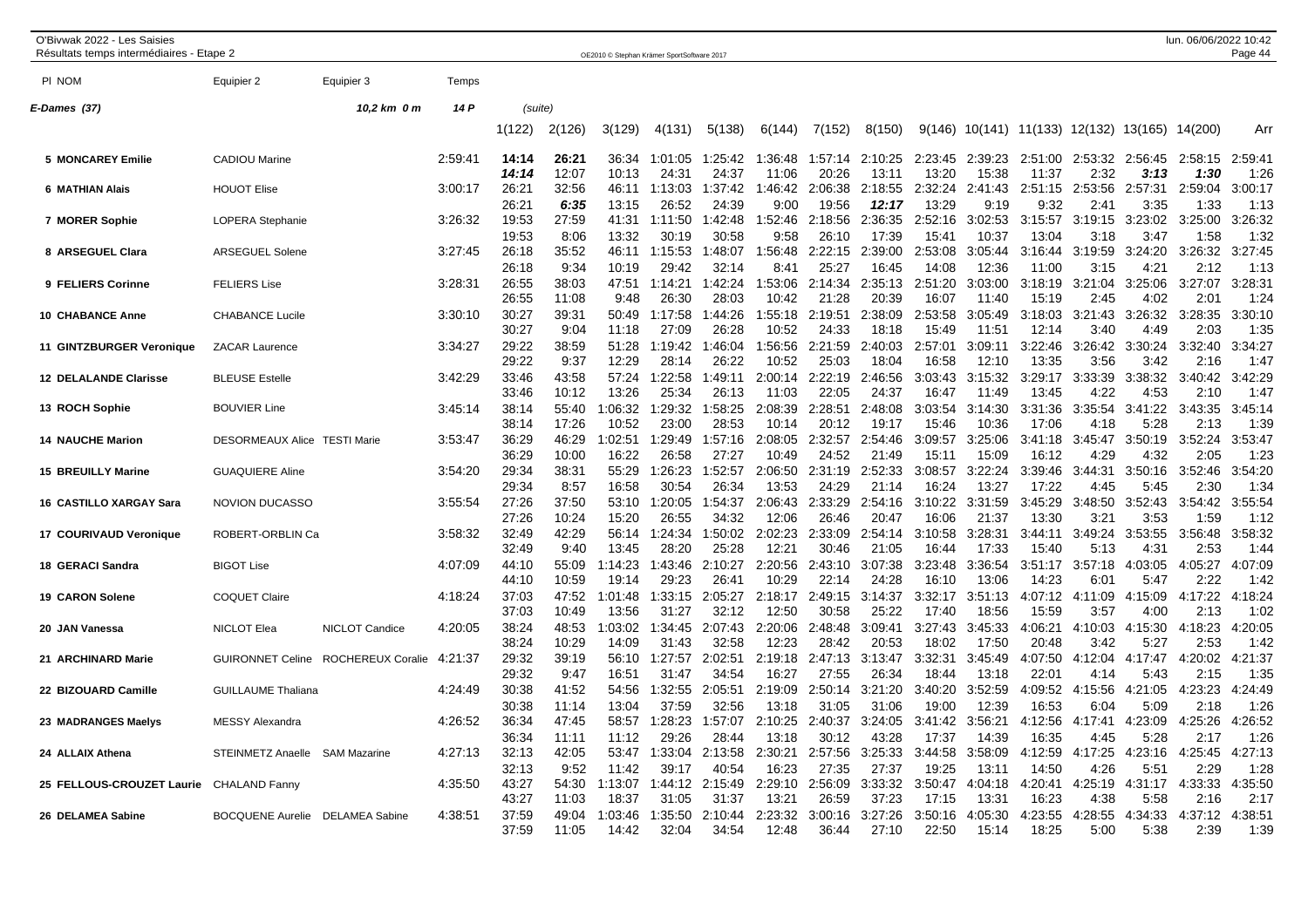O'Bivwak 2022 - Les Saisies
Résultats temps intermédiaires - Etape 2

OE2010 © Stephan Krämer SportSoftware 2017

lun. 06/06/2022 10:42

| Pl NOM | Equipier 2 | Equipier 3 | Temps | 1(122) | 2(126) | 3(129) | 4(131) | 5(138) | 6(144) | 7(152) | 8(150) | 9(146) | 10(141) | 11(133) | 12(132) | 13(165) | 14(200) | Arr |
|---|---|---|---|---|---|---|---|---|---|---|---|---|---|---|---|---|---|---|
| **E-Dames (37)** | | 10,2 km 0 m | 14 P | (suite) | | | | | | | | | | | | | | |
| **5 MONCAREY Emilie** | CADIOU Marine | | 2:59:41 | **14:14** | **26:21** | 36:34 | 1:01:05 | 1:25:42 | 1:36:48 | 1:57:14 | 2:10:25 | 2:23:45 | 2:39:23 | 2:51:00 | 2:53:32 | 2:56:45 | 2:58:15 | 2:59:41 |
| | | | | ***14:14*** | 12:07 | 10:13 | 24:31 | 24:37 | 11:06 | 20:26 | 13:11 | 13:20 | 15:38 | 11:37 | 2:32 | ***3:13*** | ***1:30*** | 1:26 |
| **6 MATHIAN Alais** | HOUOT Elise | | 3:00:17 | 26:21 | 32:56 | 46:11 | 1:13:03 | 1:37:42 | 1:46:42 | 2:06:38 | 2:18:55 | 2:32:24 | 2:41:43 | 2:51:15 | 2:53:56 | 2:57:31 | 2:59:04 | 3:00:17 |
| | | | | 26:21 | ***6:35*** | 13:15 | 26:52 | 24:39 | 9:00 | 19:56 | ***12:17*** | 13:29 | 9:19 | 9:32 | 2:41 | 3:35 | 1:33 | 1:13 |
| **7 MORER Sophie** | LOPERA Stephanie | | 3:26:32 | 19:53 | 27:59 | 41:31 | 1:11:50 | 1:42:48 | 1:52:46 | 2:18:56 | 2:36:35 | 2:52:16 | 3:02:53 | 3:15:57 | 3:19:15 | 3:23:02 | 3:25:00 | 3:26:32 |
| | | | | 19:53 | 8:06 | 13:32 | 30:19 | 30:58 | 9:58 | 26:10 | 17:39 | 15:41 | 10:37 | 13:04 | 3:18 | 3:47 | 1:58 | 1:32 |
| **8 ARSEGUEL Clara** | ARSEGUEL Solene | | 3:27:45 | 26:18 | 35:52 | 46:11 | 1:15:53 | 1:48:07 | 1:56:48 | 2:22:15 | 2:39:00 | 2:53:08 | 3:05:44 | 3:16:44 | 3:19:59 | 3:24:20 | 3:26:32 | 3:27:45 |
| | | | | 26:18 | 9:34 | 10:19 | 29:42 | 32:14 | 8:41 | 25:27 | 16:45 | 14:08 | 12:36 | 11:00 | 3:15 | 4:21 | 2:12 | 1:13 |
| **9 FELIERS Corinne** | FELIERS Lise | | 3:28:31 | 26:55 | 38:03 | 47:51 | 1:14:21 | 1:42:24 | 1:53:06 | 2:14:34 | 2:35:13 | 2:51:20 | 3:03:00 | 3:18:19 | 3:21:04 | 3:25:06 | 3:27:07 | 3:28:31 |
| | | | | 26:55 | 11:08 | 9:48 | 26:30 | 28:03 | 10:42 | 21:28 | 20:39 | 16:07 | 11:40 | 15:19 | 2:45 | 4:02 | 2:01 | 1:24 |
| **10 CHABANCE Anne** | CHABANCE Lucile | | 3:30:10 | 30:27 | 39:31 | 50:49 | 1:17:58 | 1:44:26 | 1:55:18 | 2:19:51 | 2:38:09 | 2:53:58 | 3:05:49 | 3:18:03 | 3:21:43 | 3:26:32 | 3:28:35 | 3:30:10 |
| | | | | 30:27 | 9:04 | 11:18 | 27:09 | 26:28 | 10:52 | 24:33 | 18:18 | 15:49 | 11:51 | 12:14 | 3:40 | 4:49 | 2:03 | 1:35 |
| **11 GINTZBURGER Veronique** | ZACAR Laurence | | 3:34:27 | 29:22 | 38:59 | 51:28 | 1:19:42 | 1:46:04 | 1:56:56 | 2:21:59 | 2:40:03 | 2:57:01 | 3:09:11 | 3:22:46 | 3:26:42 | 3:30:24 | 3:32:40 | 3:34:27 |
| | | | | 29:22 | 9:37 | 12:29 | 28:14 | 26:22 | 10:52 | 25:03 | 18:04 | 16:58 | 12:10 | 13:35 | 3:56 | 3:42 | 2:16 | 1:47 |
| **12 DELALANDE Clarisse** | BLEUSE Estelle | | 3:42:29 | 33:46 | 43:58 | 57:24 | 1:22:58 | 1:49:11 | 2:00:14 | 2:22:19 | 2:46:56 | 3:03:43 | 3:15:32 | 3:29:17 | 3:33:39 | 3:38:32 | 3:40:42 | 3:42:29 |
| | | | | 33:46 | 10:12 | 13:26 | 25:34 | 26:13 | 11:03 | 22:05 | 24:37 | 16:47 | 11:49 | 13:45 | 4:22 | 4:53 | 2:10 | 1:47 |
| **13 ROCH Sophie** | BOUVIER Line | | 3:45:14 | 38:14 | 55:40 | 1:06:32 | 1:29:32 | 1:58:25 | 2:08:39 | 2:28:51 | 2:48:08 | 3:03:54 | 3:14:30 | 3:31:36 | 3:35:54 | 3:41:22 | 3:43:35 | 3:45:14 |
| | | | | 38:14 | 17:26 | 10:52 | 23:00 | 28:53 | 10:14 | 20:12 | 19:17 | 15:46 | 10:36 | 17:06 | 4:18 | 5:28 | 2:13 | 1:39 |
| **14 NAUCHE Marion** | DESORMEAUX Alice | TESTI Marie | 3:53:47 | 36:29 | 46:29 | 1:02:51 | 1:29:49 | 1:57:16 | 2:08:05 | 2:32:57 | 2:54:46 | 3:09:57 | 3:25:06 | 3:41:18 | 3:45:47 | 3:50:19 | 3:52:24 | 3:53:47 |
| | | | | 36:29 | 10:00 | 16:22 | 26:58 | 27:27 | 10:49 | 24:52 | 21:49 | 15:11 | 15:09 | 16:12 | 4:29 | 4:32 | 2:05 | 1:23 |
| **15 BREUILLY Marine** | GUAQUIERE Aline | | 3:54:20 | 29:34 | 38:31 | 55:29 | 1:26:23 | 1:52:57 | 2:06:50 | 2:31:19 | 2:52:33 | 3:08:57 | 3:22:24 | 3:39:46 | 3:44:31 | 3:50:16 | 3:52:46 | 3:54:20 |
| | | | | 29:34 | 8:57 | 16:58 | 30:54 | 26:34 | 13:53 | 24:29 | 21:14 | 16:24 | 13:27 | 17:22 | 4:45 | 5:45 | 2:30 | 1:34 |
| **16 CASTILLO XARGAY Sara** | NOVION DUCASSO | | 3:55:54 | 27:26 | 37:50 | 53:10 | 1:20:05 | 1:54:37 | 2:06:43 | 2:33:29 | 2:54:16 | 3:10:22 | 3:31:59 | 3:45:29 | 3:48:50 | 3:52:43 | 3:54:42 | 3:55:54 |
| | | | | 27:26 | 10:24 | 15:20 | 26:55 | 34:32 | 12:06 | 26:46 | 20:47 | 16:06 | 21:37 | 13:30 | 3:21 | 3:53 | 1:59 | 1:12 |
| **17 COURIVAUD Veronique** | ROBERT-ORBLIN Ca | | 3:58:32 | 32:49 | 42:29 | 56:14 | 1:24:34 | 1:50:02 | 2:02:23 | 2:33:09 | 2:54:14 | 3:10:58 | 3:28:31 | 3:44:11 | 3:49:24 | 3:53:55 | 3:56:48 | 3:58:32 |
| | | | | 32:49 | 9:40 | 13:45 | 28:20 | 25:28 | 12:21 | 30:46 | 21:05 | 16:44 | 17:33 | 15:40 | 5:13 | 4:31 | 2:53 | 1:44 |
| **18 GERACI Sandra** | BIGOT Lise | | 4:07:09 | 44:10 | 55:09 | 1:14:23 | 1:43:46 | 2:10:27 | 2:20:56 | 2:43:10 | 3:07:38 | 3:23:48 | 3:36:54 | 3:51:17 | 3:57:18 | 4:03:05 | 4:05:27 | 4:07:09 |
| | | | | 44:10 | 10:59 | 19:14 | 29:23 | 26:41 | 10:29 | 22:14 | 24:28 | 16:10 | 13:06 | 14:23 | 6:01 | 5:47 | 2:22 | 1:42 |
| **19 CARON Solene** | COQUET Claire | | 4:18:24 | 37:03 | 47:52 | 1:01:48 | 1:33:15 | 2:05:27 | 2:18:17 | 2:49:15 | 3:14:37 | 3:32:17 | 3:51:13 | 4:07:12 | 4:11:09 | 4:15:09 | 4:17:22 | 4:18:24 |
| | | | | 37:03 | 10:49 | 13:56 | 31:27 | 32:12 | 12:50 | 30:58 | 25:22 | 17:40 | 18:56 | 15:59 | 3:57 | 4:00 | 2:13 | 1:02 |
| **20 JAN Vanessa** | NICLOT Elea | NICLOT Candice | 4:20:05 | 38:24 | 48:53 | 1:03:02 | 1:34:45 | 2:07:43 | 2:20:06 | 2:48:48 | 3:09:41 | 3:27:43 | 3:45:33 | 4:06:21 | 4:10:03 | 4:15:30 | 4:18:23 | 4:20:05 |
| | | | | 38:24 | 10:29 | 14:09 | 31:43 | 32:58 | 12:23 | 28:42 | 20:53 | 18:02 | 17:50 | 20:48 | 3:42 | 5:27 | 2:53 | 1:42 |
| **21 ARCHINARD Marie** | GUIRONNET Celine | ROCHEREUX Coralie | 4:21:37 | 29:32 | 39:19 | 56:10 | 1:27:57 | 2:02:51 | 2:19:18 | 2:47:13 | 3:13:47 | 3:32:31 | 3:45:49 | 4:07:50 | 4:12:04 | 4:17:47 | 4:20:02 | 4:21:37 |
| | | | | 29:32 | 9:47 | 16:51 | 31:47 | 34:54 | 16:27 | 27:55 | 26:34 | 18:44 | 13:18 | 22:01 | 4:14 | 5:43 | 2:15 | 1:35 |
| **22 BIZOUARD Camille** | GUILLAUME Thaliana | | 4:24:49 | 30:38 | 41:52 | 54:56 | 1:32:55 | 2:05:51 | 2:19:09 | 2:50:14 | 3:21:20 | 3:40:20 | 3:52:59 | 4:09:52 | 4:15:56 | 4:21:05 | 4:23:23 | 4:24:49 |
| | | | | 30:38 | 11:14 | 13:04 | 37:59 | 32:56 | 13:18 | 31:05 | 31:06 | 19:00 | 12:39 | 16:53 | 6:04 | 5:09 | 2:18 | 1:26 |
| **23 MADRANGES Maelys** | MESSY Alexandra | | 4:26:52 | 36:34 | 47:45 | 58:57 | 1:28:23 | 1:57:07 | 2:10:25 | 2:40:37 | 3:24:05 | 3:41:42 | 3:56:21 | 4:12:56 | 4:17:41 | 4:23:09 | 4:25:26 | 4:26:52 |
| | | | | 36:34 | 11:11 | 11:12 | 29:26 | 28:44 | 13:18 | 30:12 | 43:28 | 17:37 | 14:39 | 16:35 | 4:45 | 5:28 | 2:17 | 1:26 |
| **24 ALLAIX Athena** | STEINMETZ Anaelle | SAM Mazarine | 4:27:13 | 32:13 | 42:05 | 53:47 | 1:33:04 | 2:13:58 | 2:30:21 | 2:57:56 | 3:25:33 | 3:44:58 | 3:58:09 | 4:12:59 | 4:17:25 | 4:23:16 | 4:25:45 | 4:27:13 |
| | | | | 32:13 | 9:52 | 11:42 | 39:17 | 40:54 | 16:23 | 27:35 | 27:37 | 19:25 | 13:11 | 14:50 | 4:26 | 5:51 | 2:29 | 1:28 |
| **25 FELLOUS-CROUZET Laurie** | CHALAND Fanny | | 4:35:50 | 43:27 | 54:30 | 1:13:07 | 1:44:12 | 2:15:49 | 2:29:10 | 2:56:09 | 3:33:32 | 3:50:47 | 4:04:18 | 4:20:41 | 4:25:19 | 4:31:17 | 4:33:33 | 4:35:50 |
| | | | | 43:27 | 11:03 | 18:37 | 31:05 | 31:37 | 13:21 | 26:59 | 37:23 | 17:15 | 13:31 | 16:23 | 4:38 | 5:58 | 2:16 | 2:17 |
| **26 DELAMEA Sabine** | BOCQUENE Aurelie | DELAMEA Sabine | 4:38:51 | 37:59 | 49:04 | 1:03:46 | 1:35:50 | 2:10:44 | 2:23:32 | 3:00:16 | 3:27:26 | 3:50:16 | 4:05:30 | 4:23:55 | 4:28:55 | 4:34:33 | 4:37:12 | 4:38:51 |
| | | | | 37:59 | 11:05 | 14:42 | 32:04 | 34:54 | 12:48 | 36:44 | 27:10 | 22:50 | 15:14 | 18:25 | 5:00 | 5:38 | 2:39 | 1:39 |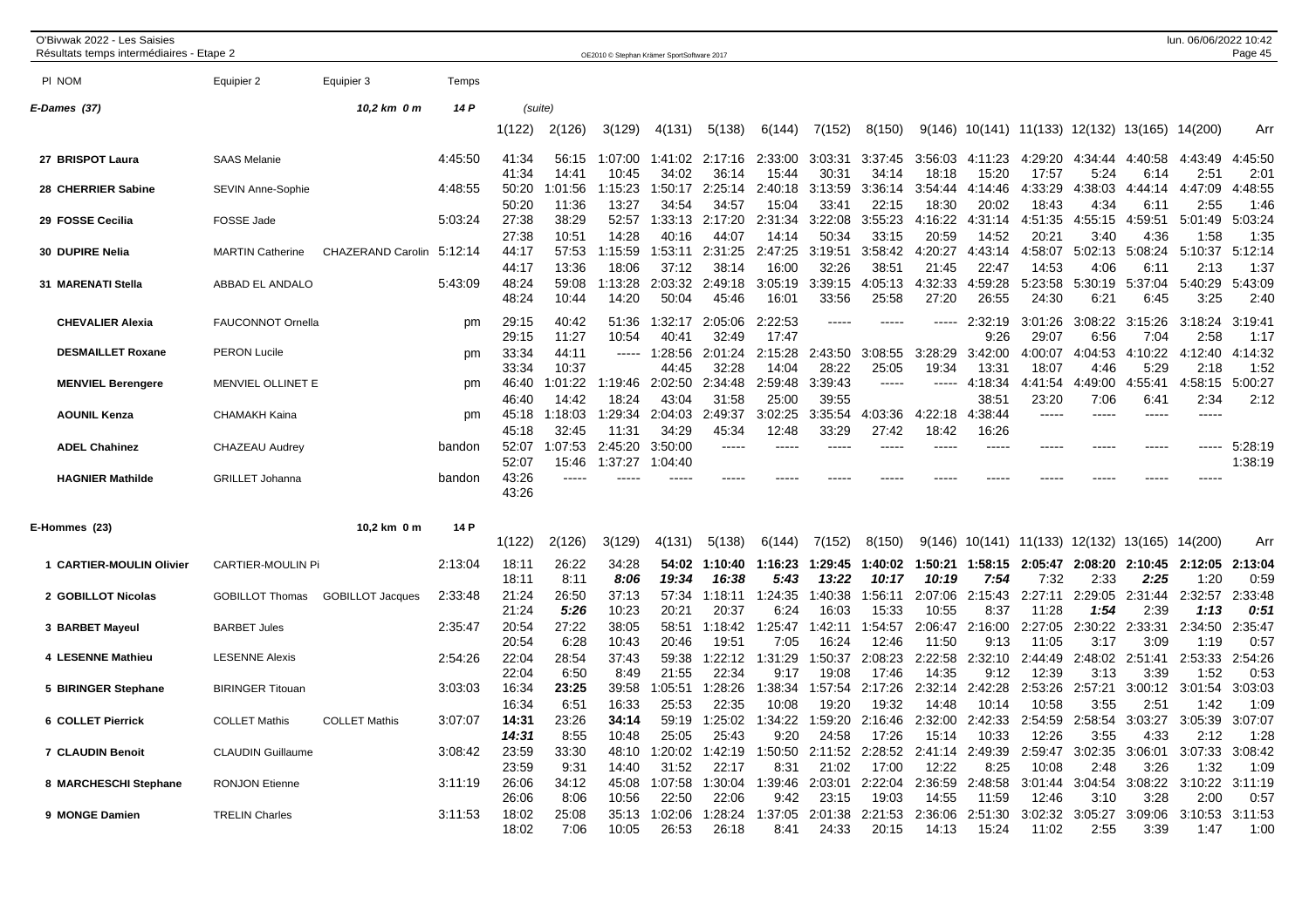## E-Dames (37) — 10,2 km 0 m — 14 P (suite)

| Pl NOM | Equipier 2 | Equipier 3 | Temps | 1(122) | 2(126) | 3(129) | 4(131) | 5(138) | 6(144) | 7(152) | 8(150) | 9(146) | 10(141) | 11(133) | 12(132) | 13(165) | 14(200) | Arr |
|---|---|---|---|---|---|---|---|---|---|---|---|---|---|---|---|---|---|---|
| 27 BRISPOT Laura | SAAS Melanie | | 4:45:50 | 41:34 | 56:15 | 1:07:00 | 1:41:02 | 2:17:16 | 2:33:00 | 3:03:31 | 3:37:45 | 3:56:03 | 4:11:23 | 4:29:20 | 4:34:44 | 4:40:58 | 4:43:49 | 4:45:50 |
| | | | | 41:34 | 14:41 | 10:45 | 34:02 | 36:14 | 15:44 | 30:31 | 34:14 | 18:18 | 15:20 | 17:57 | 5:24 | 6:14 | 2:51 | 2:01 |
| 28 CHERRIER Sabine | SEVIN Anne-Sophie | | 4:48:55 | 50:20 | 1:01:56 | 1:15:23 | 1:50:17 | 2:25:14 | 2:40:18 | 3:13:59 | 3:36:14 | 3:54:44 | 4:14:46 | 4:33:29 | 4:38:03 | 4:44:14 | 4:47:09 | 4:48:55 |
| | | | | 50:20 | 11:36 | 13:27 | 34:54 | 34:57 | 15:04 | 33:41 | 22:15 | 18:30 | 20:02 | 18:43 | 4:34 | 6:11 | 2:55 | 1:46 |
| 29 FOSSE Cecilia | FOSSE Jade | | 5:03:24 | 27:38 | 38:29 | 52:57 | 1:33:13 | 2:17:20 | 2:31:34 | 3:22:08 | 3:55:23 | 4:16:22 | 4:31:14 | 4:51:35 | 4:55:15 | 4:59:51 | 5:01:49 | 5:03:24 |
| | | | | 27:38 | 10:51 | 14:28 | 40:16 | 44:07 | 14:14 | 50:34 | 33:15 | 20:59 | 14:52 | 20:21 | 3:40 | 4:36 | 1:58 | 1:35 |
| 30 DUPIRE Nelia | MARTIN Catherine | CHAZERAND Carolin | 5:12:14 | 44:17 | 57:53 | 1:15:59 | 1:53:11 | 2:31:25 | 2:47:25 | 3:19:51 | 3:58:42 | 4:20:27 | 4:43:14 | 4:58:07 | 5:02:13 | 5:08:24 | 5:10:37 | 5:12:14 |
| | | | | 44:17 | 13:36 | 18:06 | 37:12 | 38:14 | 16:00 | 32:26 | 38:51 | 21:45 | 22:47 | 14:53 | 4:06 | 6:11 | 2:13 | 1:37 |
| 31 MARENATI Stella | ABBAD EL ANDALO | | 5:43:09 | 48:24 | 59:08 | 1:13:28 | 2:03:32 | 2:49:18 | 3:05:19 | 3:39:15 | 4:05:13 | 4:32:33 | 4:59:28 | 5:23:58 | 5:30:19 | 5:37:04 | 5:40:29 | 5:43:09 |
| | | | | 48:24 | 10:44 | 14:20 | 50:04 | 45:46 | 16:01 | 33:56 | 25:58 | 27:20 | 26:55 | 24:30 | 6:21 | 6:45 | 3:25 | 2:40 |
| CHEVALIER Alexia | FAUCONNOT Ornella | | pm | 29:15 | 40:42 | 51:36 | 1:32:17 | 2:05:06 | 2:22:53 | ----- | ----- | ----- | 2:32:19 | 3:01:26 | 3:08:22 | 3:15:26 | 3:18:24 | 3:19:41 |
| | | | | 29:15 | 11:27 | 10:54 | 40:41 | 32:49 | 17:47 | | | | 9:26 | 29:07 | 6:56 | 7:04 | 2:58 | 1:17 |
| DESMAILLET Roxane | PERON Lucile | | pm | 33:34 | 44:11 | ----- | 1:28:56 | 2:01:24 | 2:15:28 | 2:43:50 | 3:08:55 | 3:28:29 | 3:42:00 | 4:00:07 | 4:04:53 | 4:10:22 | 4:12:40 | 4:14:32 |
| | | | | 33:34 | 10:37 | | 44:45 | 32:28 | 14:04 | 28:22 | 25:05 | 19:34 | 13:31 | 18:07 | 4:46 | 5:29 | 2:18 | 1:52 |
| MENVIEL Berengere | MENVIEL OLLINET E | | pm | 46:40 | 1:01:22 | 1:19:46 | 2:02:50 | 2:34:48 | 2:59:48 | 3:39:43 | ----- | ----- | 4:18:34 | 4:41:54 | 4:49:00 | 4:55:41 | 4:58:15 | 5:00:27 |
| | | | | 46:40 | 14:42 | 18:24 | 43:04 | 31:58 | 25:00 | 39:55 | | | 38:51 | 23:20 | 7:06 | 6:41 | 2:34 | 2:12 |
| AOUNIL Kenza | CHAMAKH Kaina | | pm | 45:18 | 1:18:03 | 1:29:34 | 2:04:03 | 2:49:37 | 3:02:25 | 3:35:54 | 4:03:36 | 4:22:18 | 4:38:44 | ----- | ----- | ----- | ----- | |
| | | | | 45:18 | 32:45 | 11:31 | 34:29 | 45:34 | 12:48 | 33:29 | 27:42 | 18:42 | 16:26 | | | | | |
| ADEL Chahinez | CHAZEAU Audrey | | bandon | 52:07 | 1:07:53 | 2:45:20 | 3:50:00 | ----- | ----- | ----- | ----- | ----- | ----- | ----- | ----- | ----- | ----- | 5:28:19 |
| | | | | 52:07 | 15:46 | 1:37:27 | 1:04:40 | | | | | | | | | | | 1:38:19 |
| HAGNIER Mathilde | GRILLET Johanna | | bandon | 43:26 | ----- | ----- | ----- | ----- | ----- | ----- | ----- | ----- | ----- | ----- | ----- | ----- | ----- | |
| | | | | 43:26 | | | | | | | | | | | | | | |

## E-Hommes (23) — 10,2 km 0 m — 14 P

| Pl NOM | Equipier 2 | Equipier 3 | Temps | 1(122) | 2(126) | 3(129) | 4(131) | 5(138) | 6(144) | 7(152) | 8(150) | 9(146) | 10(141) | 11(133) | 12(132) | 13(165) | 14(200) | Arr |
|---|---|---|---|---|---|---|---|---|---|---|---|---|---|---|---|---|---|---|
| 1 CARTIER-MOULIN Olivier | CARTIER-MOULIN Pi | | 2:13:04 | 18:11 | 26:22 | 34:28 | **54:02** | **1:10:40** | **1:16:23** | **1:29:45** | **1:40:02** | **1:50:21** | **1:58:15** | **2:05:47** | **2:08:20** | **2:10:45** | **2:12:05** | **2:13:04** |
| | | | | 18:11 | 8:11 | *8:06* | *19:34* | *16:38* | *5:43* | *13:22* | *10:17* | *10:19* | *7:54* | 7:32 | 2:33 | *2:25* | 1:20 | 0:59 |
| 2 GOBILLOT Nicolas | GOBILLOT Thomas | GOBILLOT Jacques | 2:33:48 | 21:24 | 26:50 | 37:13 | 57:34 | 1:18:11 | 1:24:35 | 1:40:38 | 1:56:11 | 2:07:06 | 2:15:43 | 2:27:11 | 2:29:05 | 2:31:44 | 2:32:57 | 2:33:48 |
| | | | | 21:24 | *5:26* | 10:23 | 20:21 | 20:37 | 6:24 | 16:03 | 15:33 | 10:55 | 8:37 | 11:28 | *1:54* | 2:39 | *1:13* | *0:51* |
| 3 BARBET Mayeul | BARBET Jules | | 2:35:47 | 20:54 | 27:22 | 38:05 | 58:51 | 1:18:42 | 1:25:47 | 1:42:11 | 1:54:57 | 2:06:47 | 2:16:00 | 2:27:05 | 2:30:22 | 2:33:31 | 2:34:50 | 2:35:47 |
| | | | | 20:54 | 6:28 | 10:43 | 20:46 | 19:51 | 7:05 | 16:24 | 12:46 | 11:50 | 9:13 | 11:05 | 3:17 | 3:09 | 1:19 | 0:57 |
| 4 LESENNE Mathieu | LESENNE Alexis | | 2:54:26 | 22:04 | 28:54 | 37:43 | 59:38 | 1:22:12 | 1:31:29 | 1:50:37 | 2:08:23 | 2:22:58 | 2:32:10 | 2:44:49 | 2:48:02 | 2:51:41 | 2:53:33 | 2:54:26 |
| | | | | 22:04 | 6:50 | 8:49 | 21:55 | 22:34 | 9:17 | 19:08 | 17:46 | 14:35 | 9:12 | 12:39 | 3:13 | 3:39 | 1:52 | 0:53 |
| 5 BIRINGER Stephane | BIRINGER Titouan | | 3:03:03 | 16:34 | **23:25** | 39:58 | 1:05:51 | 1:28:26 | 1:38:34 | 1:57:54 | 2:17:26 | 2:32:14 | 2:42:28 | 2:53:26 | 2:57:21 | 3:00:12 | 3:01:54 | 3:03:03 |
| | | | | 16:34 | 6:51 | 16:33 | 25:53 | 22:35 | 10:08 | 19:20 | 19:32 | 14:48 | 10:14 | 10:58 | 3:55 | 2:51 | 1:42 | 1:09 |
| 6 COLLET Pierrick | COLLET Mathis | COLLET Mathis | 3:07:07 | **14:31** | 23:26 | **34:14** | 59:19 | 1:25:02 | 1:34:22 | 1:59:20 | 2:16:46 | 2:32:00 | 2:42:33 | 2:54:59 | 2:58:54 | 3:03:27 | 3:05:39 | 3:07:07 |
| | | | | *14:31* | 8:55 | 10:48 | 25:05 | 25:43 | 9:20 | 24:58 | 17:26 | 15:14 | 10:33 | 12:26 | 3:55 | 4:33 | 2:12 | 1:28 |
| 7 CLAUDIN Benoit | CLAUDIN Guillaume | | 3:08:42 | 23:59 | 33:30 | 48:10 | 1:20:02 | 1:42:19 | 1:50:50 | 2:11:52 | 2:28:52 | 2:41:14 | 2:49:39 | 2:59:47 | 3:02:35 | 3:06:01 | 3:07:33 | 3:08:42 |
| | | | | 23:59 | 9:31 | 14:40 | 31:52 | 22:17 | 8:31 | 21:02 | 17:00 | 12:22 | 8:25 | 10:08 | 2:48 | 3:26 | 1:32 | 1:09 |
| 8 MARCHESCHI Stephane | RONJON Etienne | | 3:11:19 | 26:06 | 34:12 | 45:08 | 1:07:58 | 1:30:04 | 1:39:46 | 2:03:01 | 2:22:04 | 2:36:59 | 2:48:58 | 3:01:44 | 3:04:54 | 3:08:22 | 3:10:22 | 3:11:19 |
| | | | | 26:06 | 8:06 | 10:56 | 22:50 | 22:06 | 9:42 | 23:15 | 19:03 | 14:55 | 11:59 | 12:46 | 3:10 | 3:28 | 2:00 | 0:57 |
| 9 MONGE Damien | TRELIN Charles | | 3:11:53 | 18:02 | 25:08 | 35:13 | 1:02:06 | 1:28:24 | 1:37:05 | 2:01:38 | 2:21:53 | 2:36:06 | 2:51:30 | 3:02:32 | 3:05:27 | 3:09:06 | 3:10:53 | 3:11:53 |
| | | | | 18:02 | 7:06 | 10:05 | 26:53 | 26:18 | 8:41 | 24:33 | 20:15 | 14:13 | 15:24 | 11:02 | 2:55 | 3:39 | 1:47 | 1:00 |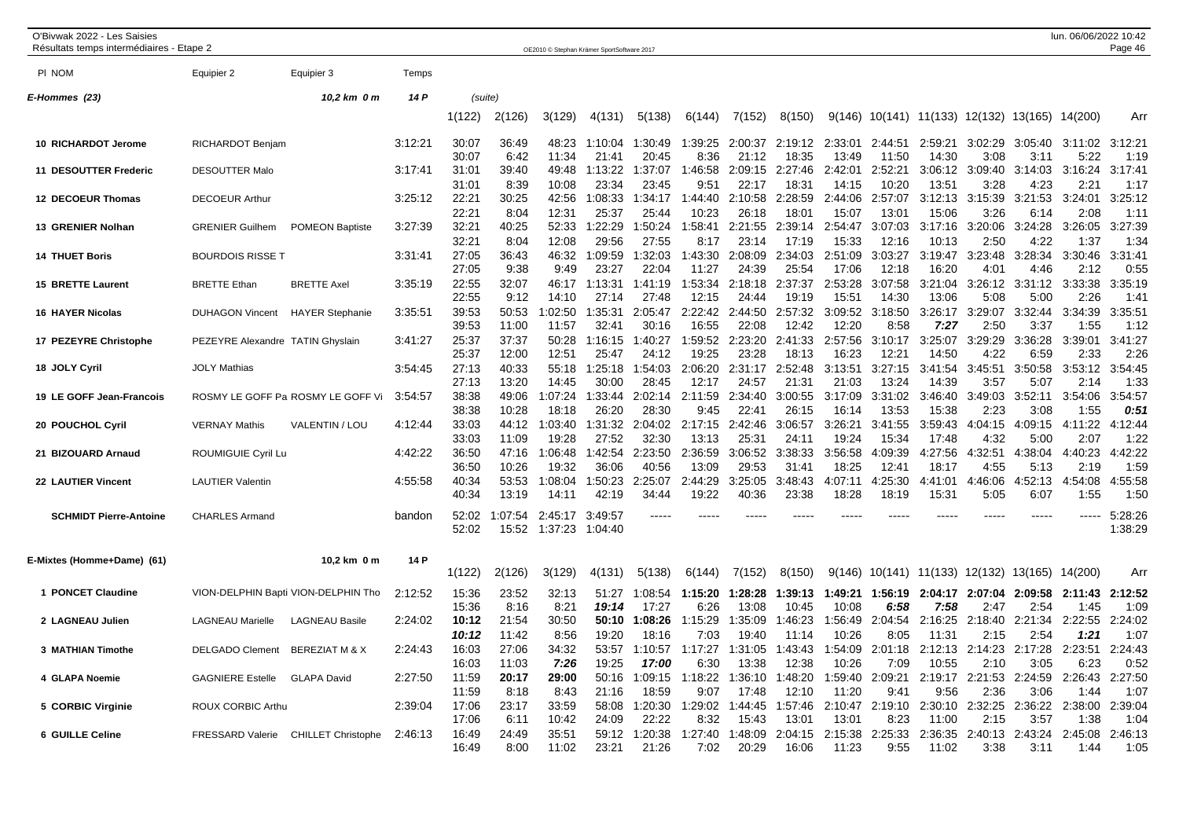O'Bivwak 2022 - Les Saisies
Résultats temps intermédiaires - Etape 2

## E-Hommes (23) — 10,2 km 0 m — 14 P (suite)

| Pl NOM | Equipier 2 | Equipier 3 | Temps | 1(122) | 2(126) | 3(129) | 4(131) | 5(138) | 6(144) | 7(152) | 8(150) | 9(146) | 10(141) | 11(133) | 12(132) | 13(165) | 14(200) | Arr |
|---|---|---|---|---|---|---|---|---|---|---|---|---|---|---|---|---|---|---|
| 10 RICHARDOT Jerome | RICHARDOT Benjam | | 3:12:21 | 30:07 | 36:49 | 48:23 | 1:10:04 | 1:30:49 | 1:39:25 | 2:00:37 | 2:19:12 | 2:33:01 | 2:44:51 | 2:59:21 | 3:02:29 | 3:05:40 | 3:11:02 | 3:12:21 |
| | | | | 30:07 | 6:42 | 11:34 | 21:41 | 20:45 | 8:36 | 21:12 | 18:35 | 13:49 | 11:50 | 14:30 | 3:08 | 3:11 | 5:22 | 1:19 |
| 11 DESOUTTER Frederic | DESOUTTER Malo | | 3:17:41 | 31:01 | 39:40 | 49:48 | 1:13:22 | 1:37:07 | 1:46:58 | 2:09:15 | 2:27:46 | 2:42:01 | 2:52:21 | 3:06:12 | 3:09:40 | 3:14:03 | 3:16:24 | 3:17:41 |
| | | | | 31:01 | 8:39 | 10:08 | 23:34 | 23:45 | 9:51 | 22:17 | 18:31 | 14:15 | 10:20 | 13:51 | 3:28 | 4:23 | 2:21 | 1:17 |
| 12 DECOEUR Thomas | DECOEUR Arthur | | 3:25:12 | 22:21 | 30:25 | 42:56 | 1:08:33 | 1:34:17 | 1:44:40 | 2:10:58 | 2:28:59 | 2:44:06 | 2:57:07 | 3:12:13 | 3:15:39 | 3:21:53 | 3:24:01 | 3:25:12 |
| | | | | 22:21 | 8:04 | 12:31 | 25:37 | 25:44 | 10:23 | 26:18 | 18:01 | 15:07 | 13:01 | 15:06 | 3:26 | 6:14 | 2:08 | 1:11 |
| 13 GRENIER Nolhan | GRENIER Guilhem | POMEON Baptiste | 3:27:39 | 32:21 | 40:25 | 52:33 | 1:22:29 | 1:50:24 | 1:58:41 | 2:21:55 | 2:39:14 | 2:54:47 | 3:07:03 | 3:17:16 | 3:20:06 | 3:24:28 | 3:26:05 | 3:27:39 |
| | | | | 32:21 | 8:04 | 12:08 | 29:56 | 27:55 | 8:17 | 23:14 | 17:19 | 15:33 | 12:16 | 10:13 | 2:50 | 4:22 | 1:37 | 1:34 |
| 14 THUET Boris | BOURDOIS RISSE T | | 3:31:41 | 27:05 | 36:43 | 46:32 | 1:09:59 | 1:32:03 | 1:43:30 | 2:08:09 | 2:34:03 | 2:51:09 | 3:03:27 | 3:19:47 | 3:23:48 | 3:28:34 | 3:30:46 | 3:31:41 |
| | | | | 27:05 | 9:38 | 9:49 | 23:27 | 22:04 | 11:27 | 24:39 | 25:54 | 17:06 | 12:18 | 16:20 | 4:01 | 4:46 | 2:12 | 0:55 |
| 15 BRETTE Laurent | BRETTE Ethan | BRETTE Axel | 3:35:19 | 22:55 | 32:07 | 46:17 | 1:13:31 | 1:41:19 | 1:53:34 | 2:18:18 | 2:37:37 | 2:53:28 | 3:07:58 | 3:21:04 | 3:26:12 | 3:31:12 | 3:33:38 | 3:35:19 |
| | | | | 22:55 | 9:12 | 14:10 | 27:14 | 27:48 | 12:15 | 24:44 | 19:19 | 15:51 | 14:30 | 13:06 | 5:08 | 5:00 | 2:26 | 1:41 |
| 16 HAYER Nicolas | DUHAGON Vincent | HAYER Stephanie | 3:35:51 | 39:53 | 50:53 | 1:02:50 | 1:35:31 | 2:05:47 | 2:22:42 | 2:44:50 | 2:57:32 | 3:09:52 | 3:18:50 | 3:26:17 | 3:29:07 | 3:32:44 | 3:34:39 | 3:35:51 |
| | | | | 39:53 | 11:00 | 11:57 | 32:41 | 30:16 | 16:55 | 22:08 | 12:42 | 12:20 | 8:58 | *7:27* | 2:50 | 3:37 | 1:55 | 1:12 |
| 17 PEZEYRE Christophe | PEZEYRE Alexandre | TATIN Ghyslain | 3:41:27 | 25:37 | 37:37 | 50:28 | 1:16:15 | 1:40:27 | 1:59:52 | 2:23:20 | 2:41:33 | 2:57:56 | 3:10:17 | 3:25:07 | 3:29:29 | 3:36:28 | 3:39:01 | 3:41:27 |
| | | | | 25:37 | 12:00 | 12:51 | 25:47 | 24:12 | 19:25 | 23:28 | 18:13 | 16:23 | 12:21 | 14:50 | 4:22 | 6:59 | 2:33 | 2:26 |
| 18 JOLY Cyril | JOLY Mathias | | 3:54:45 | 27:13 | 40:33 | 55:18 | 1:25:18 | 1:54:03 | 2:06:20 | 2:31:17 | 2:52:48 | 3:13:51 | 3:27:15 | 3:41:54 | 3:45:51 | 3:50:58 | 3:53:12 | 3:54:45 |
| | | | | 27:13 | 13:20 | 14:45 | 30:00 | 28:45 | 12:17 | 24:57 | 21:31 | 21:03 | 13:24 | 14:39 | 3:57 | 5:07 | 2:14 | 1:33 |
| 19 LE GOFF Jean-Francois | ROSMY LE GOFF Pa | ROSMY LE GOFF Vi | 3:54:57 | 38:38 | 49:06 | 1:07:24 | 1:33:44 | 2:02:14 | 2:11:59 | 2:34:40 | 3:00:55 | 3:17:09 | 3:31:02 | 3:46:40 | 3:49:03 | 3:52:11 | 3:54:06 | 3:54:57 |
| | | | | 38:38 | 10:28 | 18:18 | 26:20 | 28:30 | 9:45 | 22:41 | 26:15 | 16:14 | 13:53 | 15:38 | 2:23 | 3:08 | 1:55 | *0:51* |
| 20 POUCHOL Cyril | VERNAY Mathis | VALENTIN / LOU | 4:12:44 | 33:03 | 44:12 | 1:03:40 | 1:31:32 | 2:04:02 | 2:17:15 | 2:42:46 | 3:06:57 | 3:26:21 | 3:41:55 | 3:59:43 | 4:04:15 | 4:09:15 | 4:11:22 | 4:12:44 |
| | | | | 33:03 | 11:09 | 19:28 | 27:52 | 32:30 | 13:13 | 25:31 | 24:11 | 19:24 | 15:34 | 17:48 | 4:32 | 5:00 | 2:07 | 1:22 |
| 21 BIZOUARD Arnaud | ROUMIGUIE Cyril Lu | | 4:42:22 | 36:50 | 47:16 | 1:06:48 | 1:42:54 | 2:23:50 | 2:36:59 | 3:06:52 | 3:38:33 | 3:56:58 | 4:09:39 | 4:27:56 | 4:32:51 | 4:38:04 | 4:40:23 | 4:42:22 |
| | | | | 36:50 | 10:26 | 19:32 | 36:06 | 40:56 | 13:09 | 29:53 | 31:41 | 18:25 | 12:41 | 18:17 | 4:55 | 5:13 | 2:19 | 1:59 |
| 22 LAUTIER Vincent | LAUTIER Valentin | | 4:55:58 | 40:34 | 53:53 | 1:08:04 | 1:50:23 | 2:25:07 | 2:44:29 | 3:25:05 | 3:48:43 | 4:07:11 | 4:25:30 | 4:41:01 | 4:46:06 | 4:52:13 | 4:54:08 | 4:55:58 |
| | | | | 40:34 | 13:19 | 14:11 | 42:19 | 34:44 | 19:22 | 40:36 | 23:38 | 18:28 | 18:19 | 15:31 | 5:05 | 6:07 | 1:55 | 1:50 |
| SCHMIDT Pierre-Antoine | CHARLES Armand | | bandon | 52:02 | 1:07:54 | 2:45:17 | 3:49:57 | ----- | ----- | ----- | ----- | ----- | ----- | ----- | ----- | ----- | ----- | 5:28:26 |
| | | | | 52:02 | 15:52 | 1:37:23 | 1:04:40 | | | | | | | | | | | 1:38:29 |

## E-Mixtes (Homme+Dame) (61) — 10,2 km 0 m — 14 P

| Pl NOM | Equipier 2 | Equipier 3 | Temps | 1(122) | 2(126) | 3(129) | 4(131) | 5(138) | 6(144) | 7(152) | 8(150) | 9(146) | 10(141) | 11(133) | 12(132) | 13(165) | 14(200) | Arr |
|---|---|---|---|---|---|---|---|---|---|---|---|---|---|---|---|---|---|---|
| 1 PONCET Claudine | VION-DELPHIN Bapti | VION-DELPHIN Tho | 2:12:52 | 15:36 | 23:52 | 32:13 | 51:27 | 1:08:54 | **1:15:20** | **1:28:28** | **1:39:13** | **1:49:21** | **1:56:19** | **2:04:17** | **2:07:04** | **2:09:58** | **2:11:43** | **2:12:52** |
| | | | | 15:36 | 8:16 | 8:21 | ***19:14*** | 17:27 | 6:26 | 13:08 | 10:45 | 10:08 | ***6:58*** | ***7:58*** | 2:47 | 2:54 | 1:45 | 1:09 |
| 2 LAGNEAU Julien | LAGNEAU Marielle | LAGNEAU Basile | 2:24:02 | **10:12** | 21:54 | 30:50 | **50:10** | **1:08:26** | 1:15:29 | 1:35:09 | 1:46:23 | 1:56:49 | 2:04:54 | 2:16:25 | 2:18:40 | 2:21:34 | 2:22:55 | 2:24:02 |
| | | | | ***10:12*** | 11:42 | 8:56 | 19:20 | 18:16 | 7:03 | 19:40 | 11:14 | 10:26 | 8:05 | 11:31 | 2:15 | 2:54 | ***1:21*** | 1:07 |
| 3 MATHIAN Timothe | DELGADO Clement | BEREZIAT M & X | 2:24:43 | 16:03 | 27:06 | 34:32 | 53:57 | 1:10:57 | 1:17:27 | 1:31:05 | 1:43:43 | 1:54:09 | 2:01:18 | 2:12:13 | 2:14:23 | 2:17:28 | 2:23:51 | 2:24:43 |
| | | | | 16:03 | 11:03 | ***7:26*** | 19:25 | ***17:00*** | 6:30 | 13:38 | 12:38 | 10:26 | 7:09 | 10:55 | 2:10 | 3:05 | 6:23 | 0:52 |
| 4 GLAPA Noemie | GAGNIERE Estelle | GLAPA David | 2:27:50 | 11:59 | **20:17** | **29:00** | 50:16 | 1:09:15 | 1:18:22 | 1:36:10 | 1:48:20 | 1:59:40 | 2:09:21 | 2:19:17 | 2:21:53 | 2:24:59 | 2:26:43 | 2:27:50 |
| | | | | 11:59 | 8:18 | 8:43 | 21:16 | 18:59 | 9:07 | 17:48 | 12:10 | 11:20 | 9:41 | 9:56 | 2:36 | 3:06 | 1:44 | 1:07 |
| 5 CORBIC Virginie | ROUX CORBIC Arthu | | 2:39:04 | 17:06 | 23:17 | 33:59 | 58:08 | 1:20:30 | 1:29:02 | 1:44:45 | 1:57:46 | 2:10:47 | 2:19:10 | 2:30:10 | 2:32:25 | 2:36:22 | 2:38:00 | 2:39:04 |
| | | | | 17:06 | 6:11 | 10:42 | 24:09 | 22:22 | 8:32 | 15:43 | 13:01 | 13:01 | 8:23 | 11:00 | 2:15 | 3:57 | 1:38 | 1:04 |
| 6 GUILLE Celine | FRESSARD Valerie | CHILLET Christophe | 2:46:13 | 16:49 | 24:49 | 35:51 | 59:12 | 1:20:38 | 1:27:40 | 1:48:09 | 2:04:15 | 2:15:38 | 2:25:33 | 2:36:35 | 2:40:13 | 2:43:24 | 2:45:08 | 2:46:13 |
| | | | | 16:49 | 8:00 | 11:02 | 23:21 | 21:26 | 7:02 | 20:29 | 16:06 | 11:23 | 9:55 | 11:02 | 3:38 | 3:11 | 1:44 | 1:05 |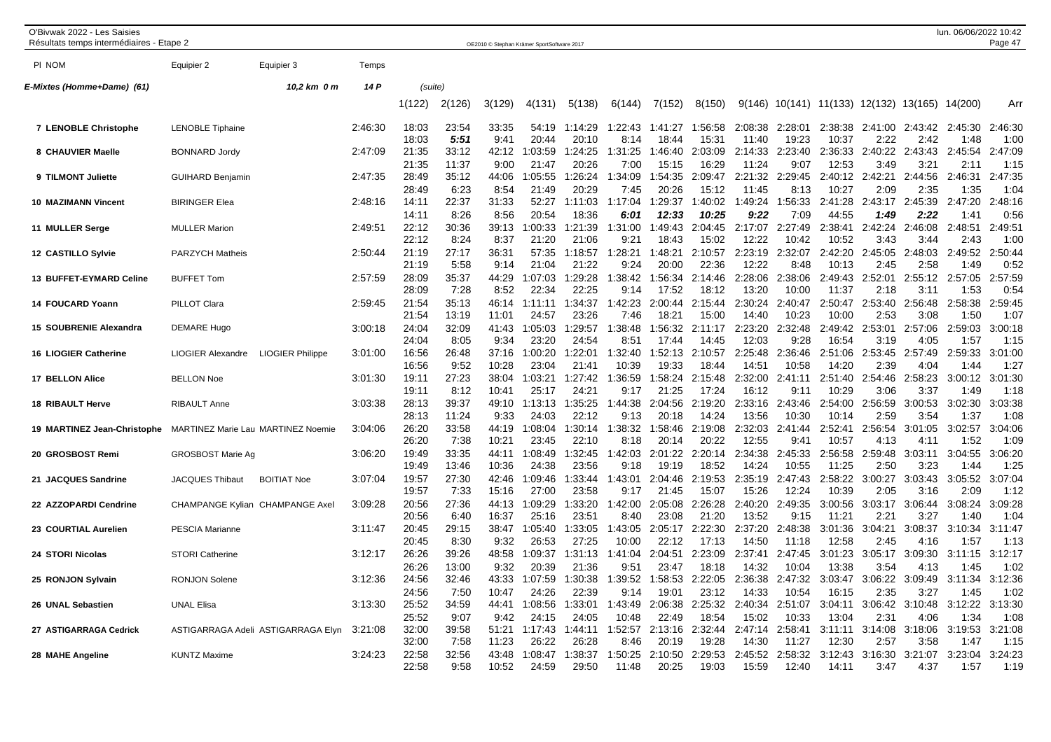O'Bivwak 2022 - Les Saisies
Résultats temps intermédiaires - Etape 2

| Pl NOM | Equipier 2 | Equipier 3 | Temps | 1(122) | 2(126) | 3(129) | 4(131) | 5(138) | 6(144) | 7(152) | 8(150) | 9(146) | 10(141) | 11(133) | 12(132) | 13(165) | 14(200) | Arr |
|---|---|---|---|---|---|---|---|---|---|---|---|---|---|---|---|---|---|---|
| **E-Mixtes (Homme+Dame) (61)** | | *10,2 km 0 m* | *14 P* | *(suite)* | | | | | | | | | | | | | | |
| **7 LENOBLE Christophe** | LENOBLE Tiphaine | | 2:46:30 | 18:03 | 23:54 | 33:35 | 54:19 | 1:14:29 | 1:22:43 | 1:41:27 | 1:56:58 | 2:08:38 | 2:28:01 | 2:38:38 | 2:41:00 | 2:43:42 | 2:45:30 | 2:46:30 |
| | | | | 18:03 | **5:51** | 9:41 | 20:44 | 20:10 | 8:14 | 18:44 | 15:31 | 11:40 | 19:23 | 10:37 | 2:22 | 2:42 | 1:48 | 1:00 |
| **8 CHAUVIER Maelle** | BONNARD Jordy | | 2:47:09 | 21:35 | 33:12 | 42:12 | 1:03:59 | 1:24:25 | 1:31:25 | 1:46:40 | 2:03:09 | 2:14:33 | 2:23:40 | 2:36:33 | 2:40:22 | 2:43:43 | 2:45:54 | 2:47:09 |
| | | | | 21:35 | 11:37 | 9:00 | 21:47 | 20:26 | 7:00 | 15:15 | 16:29 | 11:24 | 9:07 | 12:53 | 3:49 | 3:21 | 2:11 | 1:15 |
| **9 TILMONT Juliette** | GUIHARD Benjamin | | 2:47:35 | 28:49 | 35:12 | 44:06 | 1:05:55 | 1:26:24 | 1:34:09 | 1:54:35 | 2:09:47 | 2:21:32 | 2:29:45 | 2:40:12 | 2:42:21 | 2:44:56 | 2:46:31 | 2:47:35 |
| | | | | 28:49 | 6:23 | 8:54 | 21:49 | 20:29 | 7:45 | 20:26 | 15:12 | 11:45 | 8:13 | 10:27 | 2:09 | 2:35 | 1:35 | 1:04 |
| **10 MAZIMANN Vincent** | BIRINGER Elea | | 2:48:16 | 14:11 | 22:37 | 31:33 | 52:27 | 1:11:03 | 1:17:04 | 1:29:37 | 1:40:02 | 1:49:24 | 1:56:33 | 2:41:28 | 2:43:17 | 2:45:39 | 2:47:20 | 2:48:16 |
| | | | | 14:11 | 8:26 | 8:56 | 20:54 | 18:36 | **6:01** | **12:33** | **10:25** | **9:22** | 7:09 | 44:55 | **1:49** | **2:22** | 1:41 | 0:56 |
| **11 MULLER Serge** | MULLER Marion | | 2:49:51 | 22:12 | 30:36 | 39:13 | 1:00:33 | 1:21:39 | 1:31:00 | 1:49:43 | 2:04:45 | 2:17:07 | 2:27:49 | 2:38:41 | 2:42:24 | 2:46:08 | 2:48:51 | 2:49:51 |
| | | | | 22:12 | 8:24 | 8:37 | 21:20 | 21:06 | 9:21 | 18:43 | 15:02 | 12:22 | 10:42 | 10:52 | 3:43 | 3:44 | 2:43 | 1:00 |
| **12 CASTILLO Sylvie** | PARZYCH Matheis | | 2:50:44 | 21:19 | 27:17 | 36:31 | 57:35 | 1:18:57 | 1:28:21 | 1:48:21 | 2:10:57 | 2:23:19 | 2:32:07 | 2:42:20 | 2:45:05 | 2:48:03 | 2:49:52 | 2:50:44 |
| | | | | 21:19 | 5:58 | 9:14 | 21:04 | 21:22 | 9:24 | 20:00 | 22:36 | 12:22 | 8:48 | 10:13 | 2:45 | 2:58 | 1:49 | 0:52 |
| **13 BUFFET-EYMARD Celine** | BUFFET Tom | | 2:57:59 | 28:09 | 35:37 | 44:29 | 1:07:03 | 1:29:28 | 1:38:42 | 1:56:34 | 2:14:46 | 2:28:06 | 2:38:06 | 2:49:43 | 2:52:01 | 2:55:12 | 2:57:05 | 2:57:59 |
| | | | | 28:09 | 7:28 | 8:52 | 22:34 | 22:25 | 9:14 | 17:52 | 18:12 | 13:20 | 10:00 | 11:37 | 2:18 | 3:11 | 1:53 | 0:54 |
| **14 FOUCARD Yoann** | PILLOT Clara | | 2:59:45 | 21:54 | 35:13 | 46:14 | 1:11:11 | 1:34:37 | 1:42:23 | 2:00:44 | 2:15:44 | 2:30:24 | 2:40:47 | 2:50:47 | 2:53:40 | 2:56:48 | 2:58:38 | 2:59:45 |
| | | | | 21:54 | 13:19 | 11:01 | 24:57 | 23:26 | 7:46 | 18:21 | 15:00 | 14:40 | 10:23 | 10:00 | 2:53 | 3:08 | 1:50 | 1:07 |
| **15 SOUBRENIE Alexandra** | DEMARE Hugo | | 3:00:18 | 24:04 | 32:09 | 41:43 | 1:05:03 | 1:29:57 | 1:38:48 | 1:56:32 | 2:11:17 | 2:23:20 | 2:32:48 | 2:49:42 | 2:53:01 | 2:57:06 | 2:59:03 | 3:00:18 |
| | | | | 24:04 | 8:05 | 9:34 | 23:20 | 24:54 | 8:51 | 17:44 | 14:45 | 12:03 | 9:28 | 16:54 | 3:19 | 4:05 | 1:57 | 1:15 |
| **16 LIOGIER Catherine** | LIOGIER Alexandre | LIOGIER Philippe | 3:01:00 | 16:56 | 26:48 | 37:16 | 1:00:20 | 1:22:01 | 1:32:40 | 1:52:13 | 2:10:57 | 2:25:48 | 2:36:46 | 2:51:06 | 2:53:45 | 2:57:49 | 2:59:33 | 3:01:00 |
| | | | | 16:56 | 9:52 | 10:28 | 23:04 | 21:41 | 10:39 | 19:33 | 18:44 | 14:51 | 10:58 | 14:20 | 2:39 | 4:04 | 1:44 | 1:27 |
| **17 BELLON Alice** | BELLON Noe | | 3:01:30 | 19:11 | 27:23 | 38:04 | 1:03:21 | 1:27:42 | 1:36:59 | 1:58:24 | 2:15:48 | 2:32:00 | 2:41:11 | 2:51:40 | 2:54:46 | 2:58:23 | 3:00:12 | 3:01:30 |
| | | | | 19:11 | 8:12 | 10:41 | 25:17 | 24:21 | 9:17 | 21:25 | 17:24 | 16:12 | 9:11 | 10:29 | 3:06 | 3:37 | 1:49 | 1:18 |
| **18 RIBAULT Herve** | RIBAULT Anne | | 3:03:38 | 28:13 | 39:37 | 49:10 | 1:13:13 | 1:35:25 | 1:44:38 | 2:04:56 | 2:19:20 | 2:33:16 | 2:43:46 | 2:54:00 | 2:56:59 | 3:00:53 | 3:02:30 | 3:03:38 |
| | | | | 28:13 | 11:24 | 9:33 | 24:03 | 22:12 | 9:13 | 20:18 | 14:24 | 13:56 | 10:30 | 10:14 | 2:59 | 3:54 | 1:37 | 1:08 |
| **19 MARTINEZ Jean-Christophe** | MARTINEZ Marie Lau | MARTINEZ Noemie | 3:04:06 | 26:20 | 33:58 | 44:19 | 1:08:04 | 1:30:14 | 1:38:32 | 1:58:46 | 2:19:08 | 2:32:03 | 2:41:44 | 2:52:41 | 2:56:54 | 3:01:05 | 3:02:57 | 3:04:06 |
| | | | | 26:20 | 7:38 | 10:21 | 23:45 | 22:10 | 8:18 | 20:14 | 20:22 | 12:55 | 9:41 | 10:57 | 4:13 | 4:11 | 1:52 | 1:09 |
| **20 GROSBOST Remi** | GROSBOST Marie Ag | | 3:06:20 | 19:49 | 33:35 | 44:11 | 1:08:49 | 1:32:45 | 1:42:03 | 2:01:22 | 2:20:14 | 2:34:38 | 2:45:33 | 2:56:58 | 2:59:48 | 3:03:11 | 3:04:55 | 3:06:20 |
| | | | | 19:49 | 13:46 | 10:36 | 24:38 | 23:56 | 9:18 | 19:19 | 18:52 | 14:24 | 10:55 | 11:25 | 2:50 | 3:23 | 1:44 | 1:25 |
| **21 JACQUES Sandrine** | JACQUES Thibaut | BOITIAT Noe | 3:07:04 | 19:57 | 27:30 | 42:46 | 1:09:46 | 1:33:44 | 1:43:01 | 2:04:46 | 2:19:53 | 2:35:19 | 2:47:43 | 2:58:22 | 3:00:27 | 3:03:43 | 3:05:52 | 3:07:04 |
| | | | | 19:57 | 7:33 | 15:16 | 27:00 | 23:58 | 9:17 | 21:45 | 15:07 | 15:26 | 12:24 | 10:39 | 2:05 | 3:16 | 2:09 | 1:12 |
| **22 AZZOPARDI Cendrine** | CHAMPANGE Kylian | CHAMPANGE Axel | 3:09:28 | 20:56 | 27:36 | 44:13 | 1:09:29 | 1:33:20 | 1:42:00 | 2:05:08 | 2:26:28 | 2:40:20 | 2:49:35 | 3:00:56 | 3:03:17 | 3:06:44 | 3:08:24 | 3:09:28 |
| | | | | 20:56 | 6:40 | 16:37 | 25:16 | 23:51 | 8:40 | 23:08 | 21:20 | 13:52 | 9:15 | 11:21 | 2:21 | 3:27 | 1:40 | 1:04 |
| **23 COURTIAL Aurelien** | PESCIA Marianne | | 3:11:47 | 20:45 | 29:15 | 38:47 | 1:05:40 | 1:33:05 | 1:43:05 | 2:05:17 | 2:22:30 | 2:37:20 | 2:48:38 | 3:01:36 | 3:04:21 | 3:08:37 | 3:10:34 | 3:11:47 |
| | | | | 20:45 | 8:30 | 9:32 | 26:53 | 27:25 | 10:00 | 22:12 | 17:13 | 14:50 | 11:18 | 12:58 | 2:45 | 4:16 | 1:57 | 1:13 |
| **24 STORI Nicolas** | STORI Catherine | | 3:12:17 | 26:26 | 39:26 | 48:58 | 1:09:37 | 1:31:13 | 1:41:04 | 2:04:51 | 2:23:09 | 2:37:41 | 2:47:45 | 3:01:23 | 3:05:17 | 3:09:30 | 3:11:15 | 3:12:17 |
| | | | | 26:26 | 13:00 | 9:32 | 20:39 | 21:36 | 9:51 | 23:47 | 18:18 | 14:32 | 10:04 | 13:38 | 3:54 | 4:13 | 1:45 | 1:02 |
| **25 RONJON Sylvain** | RONJON Solene | | 3:12:36 | 24:56 | 32:46 | 43:33 | 1:07:59 | 1:30:38 | 1:39:52 | 1:58:53 | 2:22:05 | 2:36:38 | 2:47:32 | 3:03:47 | 3:06:22 | 3:09:49 | 3:11:34 | 3:12:36 |
| | | | | 24:56 | 7:50 | 10:47 | 24:26 | 22:39 | 9:14 | 19:01 | 23:12 | 14:33 | 10:54 | 16:15 | 2:35 | 3:27 | 1:45 | 1:02 |
| **26 UNAL Sebastien** | UNAL Elisa | | 3:13:30 | 25:52 | 34:59 | 44:41 | 1:08:56 | 1:33:01 | 1:43:49 | 2:06:38 | 2:25:32 | 2:40:34 | 2:51:07 | 3:04:11 | 3:06:42 | 3:10:48 | 3:12:22 | 3:13:30 |
| | | | | 25:52 | 9:07 | 9:42 | 24:15 | 24:05 | 10:48 | 22:49 | 18:54 | 15:02 | 10:33 | 13:04 | 2:31 | 4:06 | 1:34 | 1:08 |
| **27 ASTIGARRAGA Cedrick** | ASTIGARRAGA Adeli | ASTIGARRAGA Elyn | 3:21:08 | 32:00 | 39:58 | 51:21 | 1:17:43 | 1:44:11 | 1:52:57 | 2:13:16 | 2:32:44 | 2:47:14 | 2:58:41 | 3:11:11 | 3:14:08 | 3:18:06 | 3:19:53 | 3:21:08 |
| | | | | 32:00 | 7:58 | 11:23 | 26:22 | 26:28 | 8:46 | 20:19 | 19:28 | 14:30 | 11:27 | 12:30 | 2:57 | 3:58 | 1:47 | 1:15 |
| **28 MAHE Angeline** | KUNTZ Maxime | | 3:24:23 | 22:58 | 32:56 | 43:48 | 1:08:47 | 1:38:37 | 1:50:25 | 2:10:50 | 2:29:53 | 2:45:52 | 2:58:32 | 3:12:43 | 3:16:30 | 3:21:07 | 3:23:04 | 3:24:23 |
| | | | | 22:58 | 9:58 | 10:52 | 24:59 | 29:50 | 11:48 | 20:25 | 19:03 | 15:59 | 12:40 | 14:11 | 3:47 | 4:37 | 1:57 | 1:19 |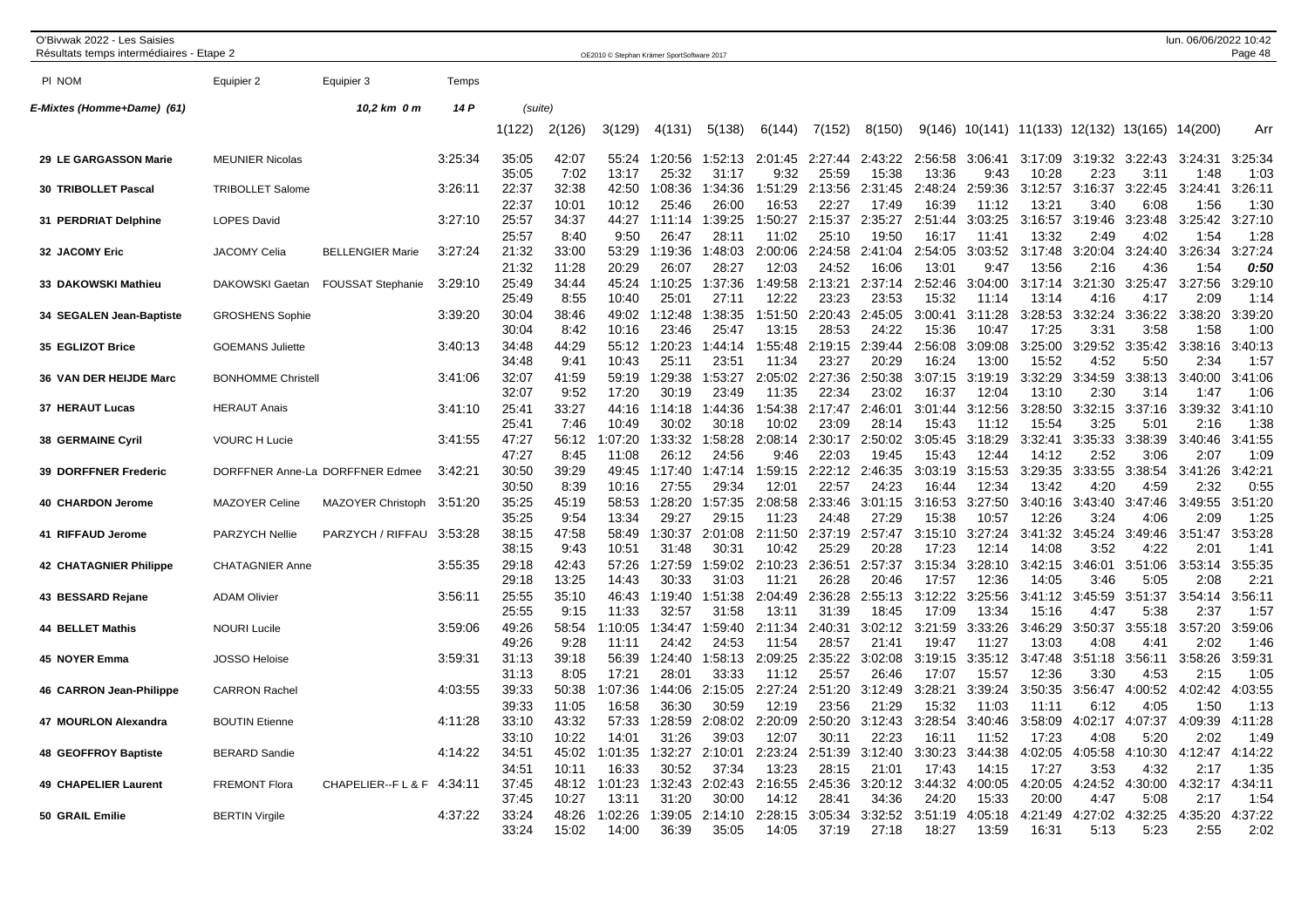**E-Mixtes (Homme+Dame) (61)** — 10,2 km 0 m — 14 P (suite)

| Pl NOM | Equipier 2 | Equipier 3 | Temps | 1(122) | 2(126) | 3(129) | 4(131) | 5(138) | 6(144) | 7(152) | 8(150) | 9(146) | 10(141) | 11(133) | 12(132) | 13(165) | 14(200) | Arr |
|---|---|---|---|---|---|---|---|---|---|---|---|---|---|---|---|---|---|---|
| 29 LE GARGASSON Marie | MEUNIER Nicolas | | 3:25:34 | 35:05 | 42:07 | 55:24 | 1:20:56 | 1:52:13 | 2:01:45 | 2:27:44 | 2:43:22 | 2:56:58 | 3:06:41 | 3:17:09 | 3:19:32 | 3:22:43 | 3:24:31 | 3:25:34 |
| | | | | 35:05 | 7:02 | 13:17 | 25:32 | 31:17 | 9:32 | 25:59 | 15:38 | 13:36 | 9:43 | 10:28 | 2:23 | 3:11 | 1:48 | 1:03 |
| 30 TRIBOLLET Pascal | TRIBOLLET Salome | | 3:26:11 | 22:37 | 32:38 | 42:50 | 1:08:36 | 1:34:36 | 1:51:29 | 2:13:56 | 2:31:45 | 2:48:24 | 2:59:36 | 3:12:57 | 3:16:37 | 3:22:45 | 3:24:41 | 3:26:11 |
| | | | | 22:37 | 10:01 | 10:12 | 25:46 | 26:00 | 16:53 | 22:27 | 17:49 | 16:39 | 11:12 | 13:21 | 3:40 | 6:08 | 1:56 | 1:30 |
| 31 PERDRIAT Delphine | LOPES David | | 3:27:10 | 25:57 | 34:37 | 44:27 | 1:11:14 | 1:39:25 | 1:50:27 | 2:15:37 | 2:35:27 | 2:51:44 | 3:03:25 | 3:16:57 | 3:19:46 | 3:23:48 | 3:25:42 | 3:27:10 |
| | | | | 25:57 | 8:40 | 9:50 | 26:47 | 28:11 | 11:02 | 25:10 | 19:50 | 16:17 | 11:41 | 13:32 | 2:49 | 4:02 | 1:54 | 1:28 |
| 32 JACOMY Eric | JACOMY Celia | BELLENGIER Marie | 3:27:24 | 21:32 | 33:00 | 53:29 | 1:19:36 | 1:48:03 | 2:00:06 | 2:24:58 | 2:41:04 | 2:54:05 | 3:03:52 | 3:17:48 | 3:20:04 | 3:24:40 | 3:26:34 | 3:27:24 |
| | | | | 21:32 | 11:28 | 20:29 | 26:07 | 28:27 | 12:03 | 24:52 | 16:06 | 13:01 | 9:47 | 13:56 | 2:16 | 4:36 | 1:54 | ***0:50*** |
| 33 DAKOWSKI Mathieu | DAKOWSKI Gaetan | FOUSSAT Stephanie | 3:29:10 | 25:49 | 34:44 | 45:24 | 1:10:25 | 1:37:36 | 1:49:58 | 2:13:21 | 2:37:14 | 2:52:46 | 3:04:00 | 3:17:14 | 3:21:30 | 3:25:47 | 3:27:56 | 3:29:10 |
| | | | | 25:49 | 8:55 | 10:40 | 25:01 | 27:11 | 12:22 | 23:23 | 23:53 | 15:32 | 11:14 | 13:14 | 4:16 | 4:17 | 2:09 | 1:14 |
| 34 SEGALEN Jean-Baptiste | GROSHENS Sophie | | 3:39:20 | 30:04 | 38:46 | 49:02 | 1:12:48 | 1:38:35 | 1:51:50 | 2:20:43 | 2:45:05 | 3:00:41 | 3:11:28 | 3:28:53 | 3:32:24 | 3:36:22 | 3:38:20 | 3:39:20 |
| | | | | 30:04 | 8:42 | 10:16 | 23:46 | 25:47 | 13:15 | 28:53 | 24:22 | 15:36 | 10:47 | 17:25 | 3:31 | 3:58 | 1:58 | 1:00 |
| 35 EGLIZOT Brice | GOEMANS Juliette | | 3:40:13 | 34:48 | 44:29 | 55:12 | 1:20:23 | 1:44:14 | 1:55:48 | 2:19:15 | 2:39:44 | 2:56:08 | 3:09:08 | 3:25:00 | 3:29:52 | 3:35:42 | 3:38:16 | 3:40:13 |
| | | | | 34:48 | 9:41 | 10:43 | 25:11 | 23:51 | 11:34 | 23:27 | 20:29 | 16:24 | 13:00 | 15:52 | 4:52 | 5:50 | 2:34 | 1:57 |
| 36 VAN DER HEIJDE Marc | BONHOMME Christell | | 3:41:06 | 32:07 | 41:59 | 59:19 | 1:29:38 | 1:53:27 | 2:05:02 | 2:27:36 | 2:50:38 | 3:07:15 | 3:19:19 | 3:32:29 | 3:34:59 | 3:38:13 | 3:40:00 | 3:41:06 |
| | | | | 32:07 | 9:52 | 17:20 | 30:19 | 23:49 | 11:35 | 22:34 | 23:02 | 16:37 | 12:04 | 13:10 | 2:30 | 3:14 | 1:47 | 1:06 |
| 37 HERAUT Lucas | HERAUT Anais | | 3:41:10 | 25:41 | 33:27 | 44:16 | 1:14:18 | 1:44:36 | 1:54:38 | 2:17:47 | 2:46:01 | 3:01:44 | 3:12:56 | 3:28:50 | 3:32:15 | 3:37:16 | 3:39:32 | 3:41:10 |
| | | | | 25:41 | 7:46 | 10:49 | 30:02 | 30:18 | 10:02 | 23:09 | 28:14 | 15:43 | 11:12 | 15:54 | 3:25 | 5:01 | 2:16 | 1:38 |
| 38 GERMAINE Cyril | VOURC H Lucie | | 3:41:55 | 47:27 | 56:12 | 1:07:20 | 1:33:32 | 1:58:28 | 2:08:14 | 2:30:17 | 2:50:02 | 3:05:45 | 3:18:29 | 3:32:41 | 3:35:33 | 3:38:39 | 3:40:46 | 3:41:55 |
| | | | | 47:27 | 8:45 | 11:08 | 26:12 | 24:56 | 9:46 | 22:03 | 19:45 | 15:43 | 12:44 | 14:12 | 2:52 | 3:06 | 2:07 | 1:09 |
| 39 DORFFNER Frederic | DORFFNER Anne-La | DORFFNER Edmee | 3:42:21 | 30:50 | 39:29 | 49:45 | 1:17:40 | 1:47:14 | 1:59:15 | 2:22:12 | 2:46:35 | 3:03:19 | 3:15:53 | 3:29:35 | 3:33:55 | 3:38:54 | 3:41:26 | 3:42:21 |
| | | | | 30:50 | 8:39 | 10:16 | 27:55 | 29:34 | 12:01 | 22:57 | 24:23 | 16:44 | 12:34 | 13:42 | 4:20 | 4:59 | 2:32 | 0:55 |
| 40 CHARDON Jerome | MAZOYER Celine | MAZOYER Christoph | 3:51:20 | 35:25 | 45:19 | 58:53 | 1:28:20 | 1:57:35 | 2:08:58 | 2:33:46 | 3:01:15 | 3:16:53 | 3:27:50 | 3:40:16 | 3:43:40 | 3:47:46 | 3:49:55 | 3:51:20 |
| | | | | 35:25 | 9:54 | 13:34 | 29:27 | 29:15 | 11:23 | 24:48 | 27:29 | 15:38 | 10:57 | 12:26 | 3:24 | 4:06 | 2:09 | 1:25 |
| 41 RIFFAUD Jerome | PARZYCH Nellie | PARZYCH / RIFFAU | 3:53:28 | 38:15 | 47:58 | 58:49 | 1:30:37 | 2:01:08 | 2:11:50 | 2:37:19 | 2:57:47 | 3:15:10 | 3:27:24 | 3:41:32 | 3:45:24 | 3:49:46 | 3:51:47 | 3:53:28 |
| | | | | 38:15 | 9:43 | 10:51 | 31:48 | 30:31 | 10:42 | 25:29 | 20:28 | 17:23 | 12:14 | 14:08 | 3:52 | 4:22 | 2:01 | 1:41 |
| 42 CHATAGNIER Philippe | CHATAGNIER Anne | | 3:55:35 | 29:18 | 42:43 | 57:26 | 1:27:59 | 1:59:02 | 2:10:23 | 2:36:51 | 2:57:37 | 3:15:34 | 3:28:10 | 3:42:15 | 3:46:01 | 3:51:06 | 3:53:14 | 3:55:35 |
| | | | | 29:18 | 13:25 | 14:43 | 30:33 | 31:03 | 11:21 | 26:28 | 20:46 | 17:57 | 12:36 | 14:05 | 3:46 | 5:05 | 2:08 | 2:21 |
| 43 BESSARD Rejane | ADAM Olivier | | 3:56:11 | 25:55 | 35:10 | 46:43 | 1:19:40 | 1:51:38 | 2:04:49 | 2:36:28 | 2:55:13 | 3:12:22 | 3:25:56 | 3:41:12 | 3:45:59 | 3:51:37 | 3:54:14 | 3:56:11 |
| | | | | 25:55 | 9:15 | 11:33 | 32:57 | 31:58 | 13:11 | 31:39 | 18:45 | 17:09 | 13:34 | 15:16 | 4:47 | 5:38 | 2:37 | 1:57 |
| 44 BELLET Mathis | NOURI Lucile | | 3:59:06 | 49:26 | 58:54 | 1:10:05 | 1:34:47 | 1:59:40 | 2:11:34 | 2:40:31 | 3:02:12 | 3:21:59 | 3:33:26 | 3:46:29 | 3:50:37 | 3:55:18 | 3:57:20 | 3:59:06 |
| | | | | 49:26 | 9:28 | 11:11 | 24:42 | 24:53 | 11:54 | 28:57 | 21:41 | 19:47 | 11:27 | 13:03 | 4:08 | 4:41 | 2:02 | 1:46 |
| 45 NOYER Emma | JOSSO Heloise | | 3:59:31 | 31:13 | 39:18 | 56:39 | 1:24:40 | 1:58:13 | 2:09:25 | 2:35:22 | 3:02:08 | 3:19:15 | 3:35:12 | 3:47:48 | 3:51:18 | 3:56:11 | 3:58:26 | 3:59:31 |
| | | | | 31:13 | 8:05 | 17:21 | 28:01 | 33:33 | 11:12 | 25:57 | 26:46 | 17:07 | 15:57 | 12:36 | 3:30 | 4:53 | 2:15 | 1:05 |
| 46 CARRON Jean-Philippe | CARRON Rachel | | 4:03:55 | 39:33 | 50:38 | 1:07:36 | 1:44:06 | 2:15:05 | 2:27:24 | 2:51:20 | 3:12:49 | 3:28:21 | 3:39:24 | 3:50:35 | 3:56:47 | 4:00:52 | 4:02:42 | 4:03:55 |
| | | | | 39:33 | 11:05 | 16:58 | 36:30 | 30:59 | 12:19 | 23:56 | 21:29 | 15:32 | 11:03 | 11:11 | 6:12 | 4:05 | 1:50 | 1:13 |
| 47 MOURLON Alexandra | BOUTIN Etienne | | 4:11:28 | 33:10 | 43:32 | 57:33 | 1:28:59 | 2:08:02 | 2:20:09 | 2:50:20 | 3:12:43 | 3:28:54 | 3:40:46 | 3:58:09 | 4:02:17 | 4:07:37 | 4:09:39 | 4:11:28 |
| | | | | 33:10 | 10:22 | 14:01 | 31:26 | 39:03 | 12:07 | 30:11 | 22:23 | 16:11 | 11:52 | 17:23 | 4:08 | 5:20 | 2:02 | 1:49 |
| 48 GEOFFROY Baptiste | BERARD Sandie | | 4:14:22 | 34:51 | 45:02 | 1:01:35 | 1:32:27 | 2:10:01 | 2:23:24 | 2:51:39 | 3:12:40 | 3:30:23 | 3:44:38 | 4:02:05 | 4:05:58 | 4:10:30 | 4:12:47 | 4:14:22 |
| | | | | 34:51 | 10:11 | 16:33 | 30:52 | 37:34 | 13:23 | 28:15 | 21:01 | 17:43 | 14:15 | 17:27 | 3:53 | 4:32 | 2:17 | 1:35 |
| 49 CHAPELIER Laurent | FREMONT Flora | CHAPELIER--F L & F | 4:34:11 | 37:45 | 48:12 | 1:01:23 | 1:32:43 | 2:02:43 | 2:16:55 | 2:45:36 | 3:20:12 | 3:44:32 | 4:00:05 | 4:20:05 | 4:24:52 | 4:30:00 | 4:32:17 | 4:34:11 |
| | | | | 37:45 | 10:27 | 13:11 | 31:20 | 30:00 | 14:12 | 28:41 | 34:36 | 24:20 | 15:33 | 20:00 | 4:47 | 5:08 | 2:17 | 1:54 |
| 50 GRAIL Emilie | BERTIN Virgile | | 4:37:22 | 33:24 | 48:26 | 1:02:26 | 1:39:05 | 2:14:10 | 2:28:15 | 3:05:34 | 3:32:52 | 3:51:19 | 4:05:18 | 4:21:49 | 4:27:02 | 4:32:25 | 4:35:20 | 4:37:22 |
| | | | | 33:24 | 15:02 | 14:00 | 36:39 | 35:05 | 14:05 | 37:19 | 27:18 | 18:27 | 13:59 | 16:31 | 5:13 | 5:23 | 2:55 | 2:02 |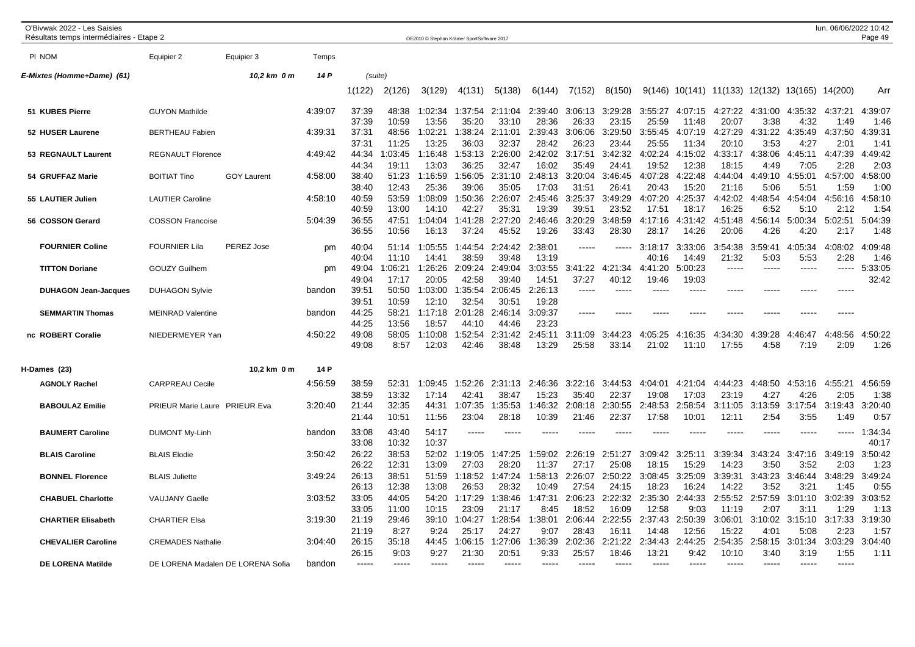O'Bivwak 2022 - Les Saisies
Résultats temps intermédiaires - Etape 2

| Pl NOM | Equipier 2 | Equipier 3 | Temps | 1(122) | 2(126) | 3(129) | 4(131) | 5(138) | 6(144) | 7(152) | 8(150) | 9(146) | 10(141) | 11(133) | 12(132) | 13(165) | 14(200) | Arr |
|---|---|---|---|---|---|---|---|---|---|---|---|---|---|---|---|---|---|---|
| **E-Mixtes (Homme+Dame) (61)** | | 10,2 km 0 m | 14 P | (suite) | | | | | | | | | | | | | | |
| 51 KUBES Pierre | GUYON Mathilde | | 4:39:07 | 37:39 | 48:38 | 1:02:34 | 1:37:54 | 2:11:04 | 2:39:40 | 3:06:13 | 3:29:28 | 3:55:27 | 4:07:15 | 4:27:22 | 4:31:00 | 4:35:32 | 4:37:21 | 4:39:07 |
| | | | | 37:39 | 10:59 | 13:56 | 35:20 | 33:10 | 28:36 | 26:33 | 23:15 | 25:59 | 11:48 | 20:07 | 3:38 | 4:32 | 1:49 | 1:46 |
| 52 HUSER Laurene | BERTHEAU Fabien | | 4:39:31 | 37:31 | 48:56 | 1:02:21 | 1:38:24 | 2:11:01 | 2:39:43 | 3:06:06 | 3:29:50 | 3:55:45 | 4:07:19 | 4:27:29 | 4:31:22 | 4:35:49 | 4:37:50 | 4:39:31 |
| | | | | 37:31 | 11:25 | 13:25 | 36:03 | 32:37 | 28:42 | 26:23 | 23:44 | 25:55 | 11:34 | 20:10 | 3:53 | 4:27 | 2:01 | 1:41 |
| 53 REGNAULT Laurent | REGNAULT Florence | | 4:49:42 | 44:34 | 1:03:45 | 1:16:48 | 1:53:13 | 2:26:00 | 2:42:02 | 3:17:51 | 3:42:32 | 4:02:24 | 4:15:02 | 4:33:17 | 4:38:06 | 4:45:11 | 4:47:39 | 4:49:42 |
| | | | | 44:34 | 19:11 | 13:03 | 36:25 | 32:47 | 16:02 | 35:49 | 24:41 | 19:52 | 12:38 | 18:15 | 4:49 | 7:05 | 2:28 | 2:03 |
| 54 GRUFFAZ Marie | BOITIAT Tino | GOY Laurent | 4:58:00 | 38:40 | 51:23 | 1:16:59 | 1:56:05 | 2:31:10 | 2:48:13 | 3:20:04 | 3:46:45 | 4:07:28 | 4:22:48 | 4:44:04 | 4:49:10 | 4:55:01 | 4:57:00 | 4:58:00 |
| | | | | 38:40 | 12:43 | 25:36 | 39:06 | 35:05 | 17:03 | 31:51 | 26:41 | 20:43 | 15:20 | 21:16 | 5:06 | 5:51 | 1:59 | 1:00 |
| 55 LAUTIER Julien | LAUTIER Caroline | | 4:58:10 | 40:59 | 53:59 | 1:08:09 | 1:50:36 | 2:26:07 | 2:45:46 | 3:25:37 | 3:49:29 | 4:07:20 | 4:25:37 | 4:42:02 | 4:48:54 | 4:54:04 | 4:56:16 | 4:58:10 |
| | | | | 40:59 | 13:00 | 14:10 | 42:27 | 35:31 | 19:39 | 39:51 | 23:52 | 17:51 | 18:17 | 16:25 | 6:52 | 5:10 | 2:12 | 1:54 |
| 56 COSSON Gerard | COSSON Francoise | | 5:04:39 | 36:55 | 47:51 | 1:04:04 | 1:41:28 | 2:27:20 | 2:46:46 | 3:20:29 | 3:48:59 | 4:17:16 | 4:31:42 | 4:51:48 | 4:56:14 | 5:00:34 | 5:02:51 | 5:04:39 |
| | | | | 36:55 | 10:56 | 16:13 | 37:24 | 45:52 | 19:26 | 33:43 | 28:30 | 28:17 | 14:26 | 20:06 | 4:26 | 4:20 | 2:17 | 1:48 |
| FOURNIER Coline | FOURNIER Lila | PEREZ Jose | pm | 40:04 | 51:14 | 1:05:55 | 1:44:54 | 2:24:42 | 2:38:01 | ----- | ----- | 3:18:17 | 3:33:06 | 3:54:38 | 3:59:41 | 4:05:34 | 4:08:02 | 4:09:48 |
| | | | | 40:04 | 11:10 | 14:41 | 38:59 | 39:48 | 13:19 | | | 40:16 | 14:49 | 21:32 | 5:03 | 5:53 | 2:28 | 1:46 |
| TITTON Doriane | GOUZY Guilhem | | pm | 49:04 | 1:06:21 | 1:26:26 | 2:09:24 | 2:49:04 | 3:03:55 | 3:41:22 | 4:21:34 | 4:41:20 | 5:00:23 | ----- | ----- | ----- | ----- | 5:33:05 |
| | | | | 49:04 | 17:17 | 20:05 | 42:58 | 39:40 | 14:51 | 37:27 | 40:12 | 19:46 | 19:03 | | | | | 32:42 |
| DUHAGON Jean-Jacques | DUHAGON Sylvie | | bandon | 39:51 | 50:50 | 1:03:00 | 1:35:54 | 2:06:45 | 2:26:13 | ----- | ----- | ----- | ----- | ----- | ----- | ----- | ----- | |
| | | | | 39:51 | 10:59 | 12:10 | 32:54 | 30:51 | 19:28 | | | | | | | | | |
| SEMMARTIN Thomas | MEINRAD Valentine | | bandon | 44:25 | 58:21 | 1:17:18 | 2:01:28 | 2:46:14 | 3:09:37 | ----- | ----- | ----- | ----- | ----- | ----- | ----- | ----- | |
| | | | | 44:25 | 13:56 | 18:57 | 44:10 | 44:46 | 23:23 | | | | | | | | | |
| nc ROBERT Coralie | NIEDERMEYER Yan | | 4:50:22 | 49:08 | 58:05 | 1:10:08 | 1:52:54 | 2:31:42 | 2:45:11 | 3:11:09 | 3:44:23 | 4:05:25 | 4:16:35 | 4:34:30 | 4:39:28 | 4:46:47 | 4:48:56 | 4:50:22 |
| | | | | 49:08 | 8:57 | 12:03 | 42:46 | 38:48 | 13:29 | 25:58 | 33:14 | 21:02 | 11:10 | 17:55 | 4:58 | 7:19 | 2:09 | 1:26 |
| **H-Dames (23)** | | 10,2 km 0 m | 14 P | | | | | | | | | | | | | | | |
| AGNOLY Rachel | CARPREAU Cecile | | 4:56:59 | 38:59 | 52:31 | 1:09:45 | 1:52:26 | 2:31:13 | 2:46:36 | 3:22:16 | 3:44:53 | 4:04:01 | 4:21:04 | 4:44:23 | 4:48:50 | 4:53:16 | 4:55:21 | 4:56:59 |
| | | | | 38:59 | 13:32 | 17:14 | 42:41 | 38:47 | 15:23 | 35:40 | 22:37 | 19:08 | 17:03 | 23:19 | 4:27 | 4:26 | 2:05 | 1:38 |
| BABOULAZ Emilie | PRIEUR Marie Laure | PRIEUR Eva | 3:20:40 | 21:44 | 32:35 | 44:31 | 1:07:35 | 1:35:53 | 1:46:32 | 2:08:18 | 2:30:55 | 2:48:53 | 2:58:54 | 3:11:05 | 3:13:59 | 3:17:54 | 3:19:43 | 3:20:40 |
| | | | | 21:44 | 10:51 | 11:56 | 23:04 | 28:18 | 10:39 | 21:46 | 22:37 | 17:58 | 10:01 | 12:11 | 2:54 | 3:55 | 1:49 | 0:57 |
| BAUMERT Caroline | DUMONT My-Linh | | bandon | 33:08 | 43:40 | 54:17 | ----- | ----- | ----- | ----- | ----- | ----- | ----- | ----- | ----- | ----- | ----- | 1:34:34 |
| | | | | 33:08 | 10:32 | 10:37 | | | | | | | | | | | | 40:17 |
| BLAIS Caroline | BLAIS Elodie | | 3:50:42 | 26:22 | 38:53 | 52:02 | 1:19:05 | 1:47:25 | 1:59:02 | 2:26:19 | 2:51:27 | 3:09:42 | 3:25:11 | 3:39:34 | 3:43:24 | 3:47:16 | 3:49:19 | 3:50:42 |
| | | | | 26:22 | 12:31 | 13:09 | 27:03 | 28:20 | 11:37 | 27:17 | 25:08 | 18:15 | 15:29 | 14:23 | 3:50 | 3:52 | 2:03 | 1:23 |
| BONNEL Florence | BLAIS Juliette | | 3:49:24 | 26:13 | 38:51 | 51:59 | 1:18:52 | 1:47:24 | 1:58:13 | 2:26:07 | 2:50:22 | 3:08:45 | 3:25:09 | 3:39:31 | 3:43:23 | 3:46:44 | 3:48:29 | 3:49:24 |
| | | | | 26:13 | 12:38 | 13:08 | 26:53 | 28:32 | 10:49 | 27:54 | 24:15 | 18:23 | 16:24 | 14:22 | 3:52 | 3:21 | 1:45 | 0:55 |
| CHABUEL Charlotte | VAUJANY Gaelle | | 3:03:52 | 33:05 | 44:05 | 54:20 | 1:17:29 | 1:38:46 | 1:47:31 | 2:06:23 | 2:22:32 | 2:35:30 | 2:44:33 | 2:55:52 | 2:57:59 | 3:01:10 | 3:02:39 | 3:03:52 |
| | | | | 33:05 | 11:00 | 10:15 | 23:09 | 21:17 | 8:45 | 18:52 | 16:09 | 12:58 | 9:03 | 11:19 | 2:07 | 3:11 | 1:29 | 1:13 |
| CHARTIER Elisabeth | CHARTIER Elsa | | 3:19:30 | 21:19 | 29:46 | 39:10 | 1:04:27 | 1:28:54 | 1:38:01 | 2:06:44 | 2:22:55 | 2:37:43 | 2:50:39 | 3:06:01 | 3:10:02 | 3:15:10 | 3:17:33 | 3:19:30 |
| | | | | 21:19 | 8:27 | 9:24 | 25:17 | 24:27 | 9:07 | 28:43 | 16:11 | 14:48 | 12:56 | 15:22 | 4:01 | 5:08 | 2:23 | 1:57 |
| CHEVALIER Caroline | CREMADES Nathalie | | 3:04:40 | 26:15 | 35:18 | 44:45 | 1:06:15 | 1:27:06 | 1:36:39 | 2:02:36 | 2:21:22 | 2:34:43 | 2:44:25 | 2:54:35 | 2:58:15 | 3:01:34 | 3:03:29 | 3:04:40 |
| | | | | 26:15 | 9:03 | 9:27 | 21:30 | 20:51 | 9:33 | 25:57 | 18:46 | 13:21 | 9:42 | 10:10 | 3:40 | 3:19 | 1:55 | 1:11 |
| DE LORENA Matilde | DE LORENA Madalen | DE LORENA Sofia | bandon | ----- | ----- | ----- | ----- | ----- | ----- | ----- | ----- | ----- | ----- | ----- | ----- | ----- | ----- | |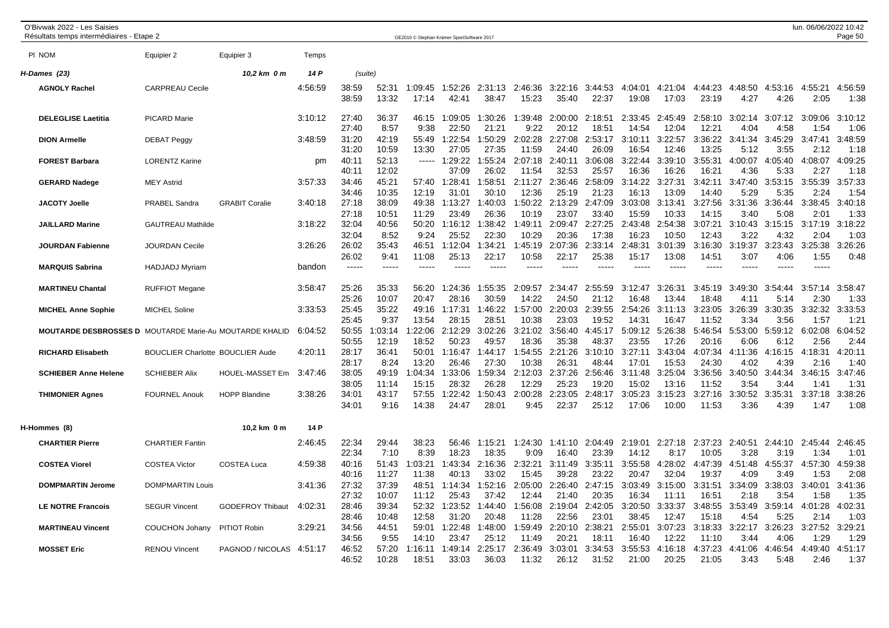O'Bivwak 2022 - Les Saisies
Résultats temps intermédiaires - Etape 2

| Pl NOM | Equipier 2 | Equipier 3 | Temps | | | | | | | | | | | | | | | |
|---|---|---|---|---|---|---|---|---|---|---|---|---|---|---|---|---|---|---|
| **H-Dames (23)** | | 10,2 km 0 m | 14 P | (suite) | | | | | | | | | | | | | | |
| **AGNOLY Rachel** | CARPREAU Cecile | | 4:56:59 | 38:59 | 52:31 | 1:09:45 | 1:52:26 | 2:31:13 | 2:46:36 | 3:22:16 | 3:44:53 | 4:04:01 | 4:21:04 | 4:44:23 | 4:48:50 | 4:53:16 | 4:55:21 | 4:56:59 |
| | | | | 38:59 | 13:32 | 17:14 | 42:41 | 38:47 | 15:23 | 35:40 | 22:37 | 19:08 | 17:03 | 23:19 | 4:27 | 4:26 | 2:05 | 1:38 |
| **DELEGLISE Laetitia** | PICARD Marie | | 3:10:12 | 27:40 | 36:37 | 46:15 | 1:09:05 | 1:30:26 | 1:39:48 | 2:00:00 | 2:18:51 | 2:33:45 | 2:45:49 | 2:58:10 | 3:02:14 | 3:07:12 | 3:09:06 | 3:10:12 |
| | | | | 27:40 | 8:57 | 9:38 | 22:50 | 21:21 | 9:22 | 20:12 | 18:51 | 14:54 | 12:04 | 12:21 | 4:04 | 4:58 | 1:54 | 1:06 |
| **DION Armelle** | DEBAT Peggy | | 3:48:59 | 31:20 | 42:19 | 55:49 | 1:22:54 | 1:50:29 | 2:02:28 | 2:27:08 | 2:53:17 | 3:10:11 | 3:22:57 | 3:36:22 | 3:41:34 | 3:45:29 | 3:47:41 | 3:48:59 |
| | | | | 31:20 | 10:59 | 13:30 | 27:05 | 27:35 | 11:59 | 24:40 | 26:09 | 16:54 | 12:46 | 13:25 | 5:12 | 3:55 | 2:12 | 1:18 |
| **FOREST Barbara** | LORENTZ Karine | | pm | 40:11 | 52:13 | ----- | 1:29:22 | 1:55:24 | 2:07:18 | 2:40:11 | 3:06:08 | 3:22:44 | 3:39:10 | 3:55:31 | 4:00:07 | 4:05:40 | 4:08:07 | 4:09:25 |
| | | | | 40:11 | 12:02 | | 37:09 | 26:02 | 11:54 | 32:53 | 25:57 | 16:36 | 16:26 | 16:21 | 4:36 | 5:33 | 2:27 | 1:18 |
| **GERARD Nadege** | MEY Astrid | | 3:57:33 | 34:46 | 45:21 | 57:40 | 1:28:41 | 1:58:51 | 2:11:27 | 2:36:46 | 2:58:09 | 3:14:22 | 3:27:31 | 3:42:11 | 3:47:40 | 3:53:15 | 3:55:39 | 3:57:33 |
| | | | | 34:46 | 10:35 | 12:19 | 31:01 | 30:10 | 12:36 | 25:19 | 21:23 | 16:13 | 13:09 | 14:40 | 5:29 | 5:35 | 2:24 | 1:54 |
| **JACOTY Joelle** | PRABEL Sandra | GRABIT Coralie | 3:40:18 | 27:18 | 38:09 | 49:38 | 1:13:27 | 1:40:03 | 1:50:22 | 2:13:29 | 2:47:09 | 3:03:08 | 3:13:41 | 3:27:56 | 3:31:36 | 3:36:44 | 3:38:45 | 3:40:18 |
| | | | | 27:18 | 10:51 | 11:29 | 23:49 | 26:36 | 10:19 | 23:07 | 33:40 | 15:59 | 10:33 | 14:15 | 3:40 | 5:08 | 2:01 | 1:33 |
| **JAILLARD Marine** | GAUTREAU Mathilde | | 3:18:22 | 32:04 | 40:56 | 50:20 | 1:16:12 | 1:38:42 | 1:49:11 | 2:09:47 | 2:27:25 | 2:43:48 | 2:54:38 | 3:07:21 | 3:10:43 | 3:15:15 | 3:17:19 | 3:18:22 |
| | | | | 32:04 | 8:52 | 9:24 | 25:52 | 22:30 | 10:29 | 20:36 | 17:38 | 16:23 | 10:50 | 12:43 | 3:22 | 4:32 | 2:04 | 1:03 |
| **JOURDAN Fabienne** | JOURDAN Cecile | | 3:26:26 | 26:02 | 35:43 | 46:51 | 1:12:04 | 1:34:21 | 1:45:19 | 2:07:36 | 2:33:14 | 2:48:31 | 3:01:39 | 3:16:30 | 3:19:37 | 3:23:43 | 3:25:38 | 3:26:26 |
| | | | | 26:02 | 9:41 | 11:08 | 25:13 | 22:17 | 10:58 | 22:17 | 25:38 | 15:17 | 13:08 | 14:51 | 3:07 | 4:06 | 1:55 | 0:48 |
| **MARQUIS Sabrina** | HADJADJ Myriam | | bandon | ----- | ----- | ----- | ----- | ----- | ----- | ----- | ----- | ----- | ----- | ----- | ----- | ----- | ----- | |
| **MARTINEU Chantal** | RUFFIOT Megane | | 3:58:47 | 25:26 | 35:33 | 56:20 | 1:24:36 | 1:55:35 | 2:09:57 | 2:34:47 | 2:55:59 | 3:12:47 | 3:26:31 | 3:45:19 | 3:49:30 | 3:54:44 | 3:57:14 | 3:58:47 |
| | | | | 25:26 | 10:07 | 20:47 | 28:16 | 30:59 | 14:22 | 24:50 | 21:12 | 16:48 | 13:44 | 18:48 | 4:11 | 5:14 | 2:30 | 1:33 |
| **MICHEL Anne Sophie** | MICHEL Soline | | 3:33:53 | 25:45 | 35:22 | 49:16 | 1:17:31 | 1:46:22 | 1:57:00 | 2:20:03 | 2:39:55 | 2:54:26 | 3:11:13 | 3:23:05 | 3:26:39 | 3:30:35 | 3:32:32 | 3:33:53 |
| | | | | 25:45 | 9:37 | 13:54 | 28:15 | 28:51 | 10:38 | 23:03 | 19:52 | 14:31 | 16:47 | 11:52 | 3:34 | 3:56 | 1:57 | 1:21 |
| **MOUTARDE DESBROSSES D** | MOUTARDE Marie-Au | MOUTARDE KHALID | 6:04:52 | 50:55 | 1:03:14 | 1:22:06 | 2:12:29 | 3:02:26 | 3:21:02 | 3:56:40 | 4:45:17 | 5:09:12 | 5:26:38 | 5:46:54 | 5:53:00 | 5:59:12 | 6:02:08 | 6:04:52 |
| | | | | 50:55 | 12:19 | 18:52 | 50:23 | 49:57 | 18:36 | 35:38 | 48:37 | 23:55 | 17:26 | 20:16 | 6:06 | 6:12 | 2:56 | 2:44 |
| **RICHARD Elisabeth** | BOUCLIER Charlotte | BOUCLIER Aude | 4:20:11 | 28:17 | 36:41 | 50:01 | 1:16:47 | 1:44:17 | 1:54:55 | 2:21:26 | 3:10:10 | 3:27:11 | 3:43:04 | 4:07:34 | 4:11:36 | 4:16:15 | 4:18:31 | 4:20:11 |
| | | | | 28:17 | 8:24 | 13:20 | 26:46 | 27:30 | 10:38 | 26:31 | 48:44 | 17:01 | 15:53 | 24:30 | 4:02 | 4:39 | 2:16 | 1:40 |
| **SCHIEBER Anne Helene** | SCHIEBER Alix | HOUEL-MASSET Em | 3:47:46 | 38:05 | 49:19 | 1:04:34 | 1:33:06 | 1:59:34 | 2:12:03 | 2:37:26 | 2:56:46 | 3:11:48 | 3:25:04 | 3:36:56 | 3:40:50 | 3:44:34 | 3:46:15 | 3:47:46 |
| | | | | 38:05 | 11:14 | 15:15 | 28:32 | 26:28 | 12:29 | 25:23 | 19:20 | 15:02 | 13:16 | 11:52 | 3:54 | 3:44 | 1:41 | 1:31 |
| **THIMONIER Agnes** | FOURNEL Anouk | HOPP Blandine | 3:38:26 | 34:01 | 43:17 | 57:55 | 1:22:42 | 1:50:43 | 2:00:28 | 2:23:05 | 2:48:17 | 3:05:23 | 3:15:23 | 3:27:16 | 3:30:52 | 3:35:31 | 3:37:18 | 3:38:26 |
| | | | | 34:01 | 9:16 | 14:38 | 24:47 | 28:01 | 9:45 | 22:37 | 25:12 | 17:06 | 10:00 | 11:53 | 3:36 | 4:39 | 1:47 | 1:08 |
| **H-Hommes (8)** | | 10,2 km 0 m | 14 P | | | | | | | | | | | | | | | |
| **CHARTIER Pierre** | CHARTIER Fantin | | 2:46:45 | 22:34 | 29:44 | 38:23 | 56:46 | 1:15:21 | 1:24:30 | 1:41:10 | 2:04:49 | 2:19:01 | 2:27:18 | 2:37:23 | 2:40:51 | 2:44:10 | 2:45:44 | 2:46:45 |
| | | | | 22:34 | 7:10 | 8:39 | 18:23 | 18:35 | 9:09 | 16:40 | 23:39 | 14:12 | 8:17 | 10:05 | 3:28 | 3:19 | 1:34 | 1:01 |
| **COSTEA Viorel** | COSTEA Victor | COSTEA Luca | 4:59:38 | 40:16 | 51:43 | 1:03:21 | 1:43:34 | 2:16:36 | 2:32:21 | 3:11:49 | 3:35:11 | 3:55:58 | 4:28:02 | 4:47:39 | 4:51:48 | 4:55:37 | 4:57:30 | 4:59:38 |
| | | | | 40:16 | 11:27 | 11:38 | 40:13 | 33:02 | 15:45 | 39:28 | 23:22 | 20:47 | 32:04 | 19:37 | 4:09 | 3:49 | 1:53 | 2:08 |
| **DOMPMARTIN Jerome** | DOMPMARTIN Louis | | 3:41:36 | 27:32 | 37:39 | 48:51 | 1:14:34 | 1:52:16 | 2:05:00 | 2:26:40 | 2:47:15 | 3:03:49 | 3:15:00 | 3:31:51 | 3:34:09 | 3:38:03 | 3:40:01 | 3:41:36 |
| | | | | 27:32 | 10:07 | 11:12 | 25:43 | 37:42 | 12:44 | 21:40 | 20:35 | 16:34 | 11:11 | 16:51 | 2:18 | 3:54 | 1:58 | 1:35 |
| **LE NOTRE Francois** | SEGUR Vincent | GODEFROY Thibaut | 4:02:31 | 28:46 | 39:34 | 52:32 | 1:23:52 | 1:44:40 | 1:56:08 | 2:19:04 | 2:42:05 | 3:20:50 | 3:33:37 | 3:48:55 | 3:53:49 | 3:59:14 | 4:01:28 | 4:02:31 |
| | | | | 28:46 | 10:48 | 12:58 | 31:20 | 20:48 | 11:28 | 22:56 | 23:01 | 38:45 | 12:47 | 15:18 | 4:54 | 5:25 | 2:14 | 1:03 |
| **MARTINEAU Vincent** | COUCHON Johany | PITIOT Robin | 3:29:21 | 34:56 | 44:51 | 59:01 | 1:22:48 | 1:48:00 | 1:59:49 | 2:20:10 | 2:38:21 | 2:55:01 | 3:07:23 | 3:18:33 | 3:22:17 | 3:26:23 | 3:27:52 | 3:29:21 |
| | | | | 34:56 | 9:55 | 14:10 | 23:47 | 25:12 | 11:49 | 20:21 | 18:11 | 16:40 | 12:22 | 11:10 | 3:44 | 4:06 | 1:29 | 1:29 |
| **MOSSET Eric** | RENOU Vincent | PAGNOD / NICOLAS | 4:51:17 | 46:52 | 57:20 | 1:16:11 | 1:49:14 | 2:25:17 | 2:36:49 | 3:03:01 | 3:34:53 | 3:55:53 | 4:16:18 | 4:37:23 | 4:41:06 | 4:46:54 | 4:49:40 | 4:51:17 |
| | | | | 46:52 | 10:28 | 18:51 | 33:03 | 36:03 | 11:32 | 26:12 | 31:52 | 21:00 | 20:25 | 21:05 | 3:43 | 5:48 | 2:46 | 1:37 |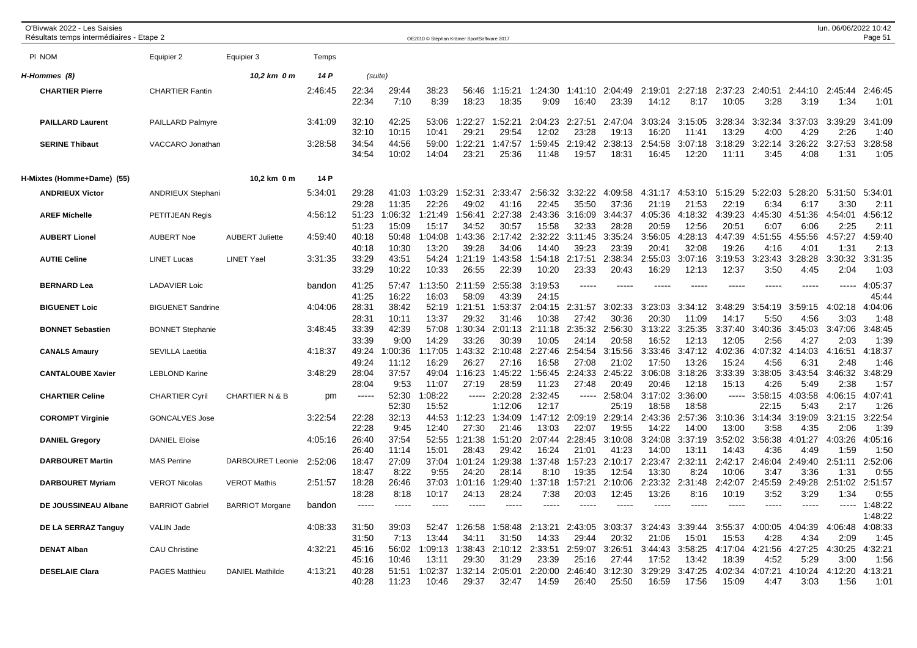O'Bivwak 2022 - Les Saisies
Résultats temps intermédiaires - Etape 2

| Pl NOM | Equipier 2 | Equipier 3 | Temps | | | | | | | | | | | | | | | |
|---|---|---|---|---|---|---|---|---|---|---|---|---|---|---|---|---|---|---|
| **H-Hommes (8)** | | 10,2 km 0 m | 14 P | (suite) | | | | | | | | | | | | | | |
| **CHARTIER Pierre** | CHARTIER Fantin | | 2:46:45 | 22:34 | 29:44 | 38:23 | 56:46 | 1:15:21 | 1:24:30 | 1:41:10 | 2:04:49 | 2:19:01 | 2:27:18 | 2:37:23 | 2:40:51 | 2:44:10 | 2:45:44 | 2:46:45 |
| | | | | 22:34 | 7:10 | 8:39 | 18:23 | 18:35 | 9:09 | 16:40 | 23:39 | 14:12 | 8:17 | 10:05 | 3:28 | 3:19 | 1:34 | 1:01 |
| **PAILLARD Laurent** | PAILLARD Palmyre | | 3:41:09 | 32:10 | 42:25 | 53:06 | 1:22:27 | 1:52:21 | 2:04:23 | 2:27:51 | 2:47:04 | 3:03:24 | 3:15:05 | 3:28:34 | 3:32:34 | 3:37:03 | 3:39:29 | 3:41:09 |
| | | | | 32:10 | 10:15 | 10:41 | 29:21 | 29:54 | 12:02 | 23:28 | 19:13 | 16:20 | 11:41 | 13:29 | 4:00 | 4:29 | 2:26 | 1:40 |
| **SERINE Thibaut** | VACCARO Jonathan | | 3:28:58 | 34:54 | 44:56 | 59:00 | 1:22:21 | 1:47:57 | 1:59:45 | 2:19:42 | 2:38:13 | 2:54:58 | 3:07:18 | 3:18:29 | 3:22:14 | 3:26:22 | 3:27:53 | 3:28:58 |
| | | | | 34:54 | 10:02 | 14:04 | 23:21 | 25:36 | 11:48 | 19:57 | 18:31 | 16:45 | 12:20 | 11:11 | 3:45 | 4:08 | 1:31 | 1:05 |
| **H-Mixtes (Homme+Dame) (55)** | | 10,2 km 0 m | 14 P | | | | | | | | | | | | | | | |
| **ANDRIEUX Victor** | ANDRIEUX Stephani | | 5:34:01 | 29:28 | 41:03 | 1:03:29 | 1:52:31 | 2:33:47 | 2:56:32 | 3:22:22 | 4:09:58 | 4:31:17 | 4:53:10 | 5:15:29 | 5:22:03 | 5:28:20 | 5:31:50 | 5:34:01 |
| | | | | 29:28 | 11:35 | 22:26 | 49:02 | 41:16 | 22:45 | 35:50 | 37:36 | 21:19 | 21:53 | 22:19 | 6:34 | 6:17 | 3:30 | 2:11 |
| **AREF Michelle** | PETITJEAN Regis | | 4:56:12 | 51:23 | 1:06:32 | 1:21:49 | 1:56:41 | 2:27:38 | 2:43:36 | 3:16:09 | 3:44:37 | 4:05:36 | 4:18:32 | 4:39:23 | 4:45:30 | 4:51:36 | 4:54:01 | 4:56:12 |
| | | | | 51:23 | 15:09 | 15:17 | 34:52 | 30:57 | 15:58 | 32:33 | 28:28 | 20:59 | 12:56 | 20:51 | 6:07 | 6:06 | 2:25 | 2:11 |
| **AUBERT Lionel** | AUBERT Noe | AUBERT Juliette | 4:59:40 | 40:18 | 50:48 | 1:04:08 | 1:43:36 | 2:17:42 | 2:32:22 | 3:11:45 | 3:35:24 | 3:56:05 | 4:28:13 | 4:47:39 | 4:51:55 | 4:55:56 | 4:57:27 | 4:59:40 |
| | | | | 40:18 | 10:30 | 13:20 | 39:28 | 34:06 | 14:40 | 39:23 | 23:39 | 20:41 | 32:08 | 19:26 | 4:16 | 4:01 | 1:31 | 2:13 |
| **AUTIE Celine** | LINET Lucas | LINET Yael | 3:31:35 | 33:29 | 43:51 | 54:24 | 1:21:19 | 1:43:58 | 1:54:18 | 2:17:51 | 2:38:34 | 2:55:03 | 3:07:16 | 3:19:53 | 3:23:43 | 3:28:28 | 3:30:32 | 3:31:35 |
| | | | | 33:29 | 10:22 | 10:33 | 26:55 | 22:39 | 10:20 | 23:33 | 20:43 | 16:29 | 12:13 | 12:37 | 3:50 | 4:45 | 2:04 | 1:03 |
| **BERNARD Lea** | LADAVIER Loic | | bandon | 41:25 | 57:47 | 1:13:50 | 2:11:59 | 2:55:38 | 3:19:53 | ----- | ----- | ----- | ----- | ----- | ----- | ----- | ----- | 4:05:37 |
| | | | | 41:25 | 16:22 | 16:03 | 58:09 | 43:39 | 24:15 | | | | | | | | | 45:44 |
| **BIGUENET Loic** | BIGUENET Sandrine | | 4:04:06 | 28:31 | 38:42 | 52:19 | 1:21:51 | 1:53:37 | 2:04:15 | 2:31:57 | 3:02:33 | 3:23:03 | 3:34:12 | 3:48:29 | 3:54:19 | 3:59:15 | 4:02:18 | 4:04:06 |
| | | | | 28:31 | 10:11 | 13:37 | 29:32 | 31:46 | 10:38 | 27:42 | 30:36 | 20:30 | 11:09 | 14:17 | 5:50 | 4:56 | 3:03 | 1:48 |
| **BONNET Sebastien** | BONNET Stephanie | | 3:48:45 | 33:39 | 42:39 | 57:08 | 1:30:34 | 2:01:13 | 2:11:18 | 2:35:32 | 2:56:30 | 3:13:22 | 3:25:35 | 3:37:40 | 3:40:36 | 3:45:03 | 3:47:06 | 3:48:45 |
| | | | | 33:39 | 9:00 | 14:29 | 33:26 | 30:39 | 10:05 | 24:14 | 20:58 | 16:52 | 12:13 | 12:05 | 2:56 | 4:27 | 2:03 | 1:39 |
| **CANALS Amaury** | SEVILLA Laetitia | | 4:18:37 | 49:24 | 1:00:36 | 1:17:05 | 1:43:32 | 2:10:48 | 2:27:46 | 2:54:54 | 3:15:56 | 3:33:46 | 3:47:12 | 4:02:36 | 4:07:32 | 4:14:03 | 4:16:51 | 4:18:37 |
| | | | | 49:24 | 11:12 | 16:29 | 26:27 | 27:16 | 16:58 | 27:08 | 21:02 | 17:50 | 13:26 | 15:24 | 4:56 | 6:31 | 2:48 | 1:46 |
| **CANTALOUBE Xavier** | LEBLOND Karine | | 3:48:29 | 28:04 | 37:57 | 49:04 | 1:16:23 | 1:45:22 | 1:56:45 | 2:24:33 | 2:45:22 | 3:06:08 | 3:18:26 | 3:33:39 | 3:38:05 | 3:43:54 | 3:46:32 | 3:48:29 |
| | | | | 28:04 | 9:53 | 11:07 | 27:19 | 28:59 | 11:23 | 27:48 | 20:49 | 20:46 | 12:18 | 15:13 | 4:26 | 5:49 | 2:38 | 1:57 |
| **CHARTIER Celine** | CHARTIER Cyril | CHARTIER N & B | pm | ----- | 52:30 | 1:08:22 | ----- | 2:20:28 | 2:32:45 | ----- | 2:58:04 | 3:17:02 | 3:36:00 | ----- | 3:58:15 | 4:03:58 | 4:06:15 | 4:07:41 |
| | | | | | 52:30 | 15:52 | | 1:12:06 | 12:17 | | 25:19 | 18:58 | 18:58 | | 22:15 | 5:43 | 2:17 | 1:26 |
| **COROMPT Virginie** | GONCALVES Jose | | 3:22:54 | 22:28 | 32:13 | 44:53 | 1:12:23 | 1:34:09 | 1:47:12 | 2:09:19 | 2:29:14 | 2:43:36 | 2:57:36 | 3:10:36 | 3:14:34 | 3:19:09 | 3:21:15 | 3:22:54 |
| | | | | 22:28 | 9:45 | 12:40 | 27:30 | 21:46 | 13:03 | 22:07 | 19:55 | 14:22 | 14:00 | 13:00 | 3:58 | 4:35 | 2:06 | 1:39 |
| **DANIEL Gregory** | DANIEL Eloise | | 4:05:16 | 26:40 | 37:54 | 52:55 | 1:21:38 | 1:51:20 | 2:07:44 | 2:28:45 | 3:10:08 | 3:24:08 | 3:37:19 | 3:52:02 | 3:56:38 | 4:01:27 | 4:03:26 | 4:05:16 |
| | | | | 26:40 | 11:14 | 15:01 | 28:43 | 29:42 | 16:24 | 21:01 | 41:23 | 14:00 | 13:11 | 14:43 | 4:36 | 4:49 | 1:59 | 1:50 |
| **DARBOURET Martin** | MAS Perrine | DARBOURET Leonie | 2:52:06 | 18:47 | 27:09 | 37:04 | 1:01:24 | 1:29:38 | 1:37:48 | 1:57:23 | 2:10:17 | 2:23:47 | 2:32:11 | 2:42:17 | 2:46:04 | 2:49:40 | 2:51:11 | 2:52:06 |
| | | | | 18:47 | 8:22 | 9:55 | 24:20 | 28:14 | 8:10 | 19:35 | 12:54 | 13:30 | 8:24 | 10:06 | 3:47 | 3:36 | 1:31 | 0:55 |
| **DARBOURET Myriam** | VEROT Nicolas | VEROT Mathis | 2:51:57 | 18:28 | 26:46 | 37:03 | 1:01:16 | 1:29:40 | 1:37:18 | 1:57:21 | 2:10:06 | 2:23:32 | 2:31:48 | 2:42:07 | 2:45:59 | 2:49:28 | 2:51:02 | 2:51:57 |
| | | | | 18:28 | 8:18 | 10:17 | 24:13 | 28:24 | 7:38 | 20:03 | 12:45 | 13:26 | 8:16 | 10:19 | 3:52 | 3:29 | 1:34 | 0:55 |
| **DE JOUSSINEAU Albane** | BARRIOT Gabriel | BARRIOT Morgane | bandon | ----- | ----- | ----- | ----- | ----- | ----- | ----- | ----- | ----- | ----- | ----- | ----- | ----- | ----- | 1:48:22 |
| | | | | | | | | | | | | | | | | | | 1:48:22 |
| **DE LA SERRAZ Tanguy** | VALIN Jade | | 4:08:33 | 31:50 | 39:03 | 52:47 | 1:26:58 | 1:58:48 | 2:13:21 | 2:43:05 | 3:03:37 | 3:24:43 | 3:39:44 | 3:55:37 | 4:00:05 | 4:04:39 | 4:06:48 | 4:08:33 |
| | | | | 31:50 | 7:13 | 13:44 | 34:11 | 31:50 | 14:33 | 29:44 | 20:32 | 21:06 | 15:01 | 15:53 | 4:28 | 4:34 | 2:09 | 1:45 |
| **DENAT Alban** | CAU Christine | | 4:32:21 | 45:16 | 56:02 | 1:09:13 | 1:38:43 | 2:10:12 | 2:33:51 | 2:59:07 | 3:26:51 | 3:44:43 | 3:58:25 | 4:17:04 | 4:21:56 | 4:27:25 | 4:30:25 | 4:32:21 |
| | | | | 45:16 | 10:46 | 13:11 | 29:30 | 31:29 | 23:39 | 25:16 | 27:44 | 17:52 | 13:42 | 18:39 | 4:52 | 5:29 | 3:00 | 1:56 |
| **DESELAIE Clara** | PAGES Matthieu | DANIEL Mathilde | 4:13:21 | 40:28 | 51:51 | 1:02:37 | 1:32:14 | 2:05:01 | 2:20:00 | 2:46:40 | 3:12:30 | 3:29:29 | 3:47:25 | 4:02:34 | 4:07:21 | 4:10:24 | 4:12:20 | 4:13:21 |
| | | | | 40:28 | 11:23 | 10:46 | 29:37 | 32:47 | 14:59 | 26:40 | 25:50 | 16:59 | 17:56 | 15:09 | 4:47 | 3:03 | 1:56 | 1:01 |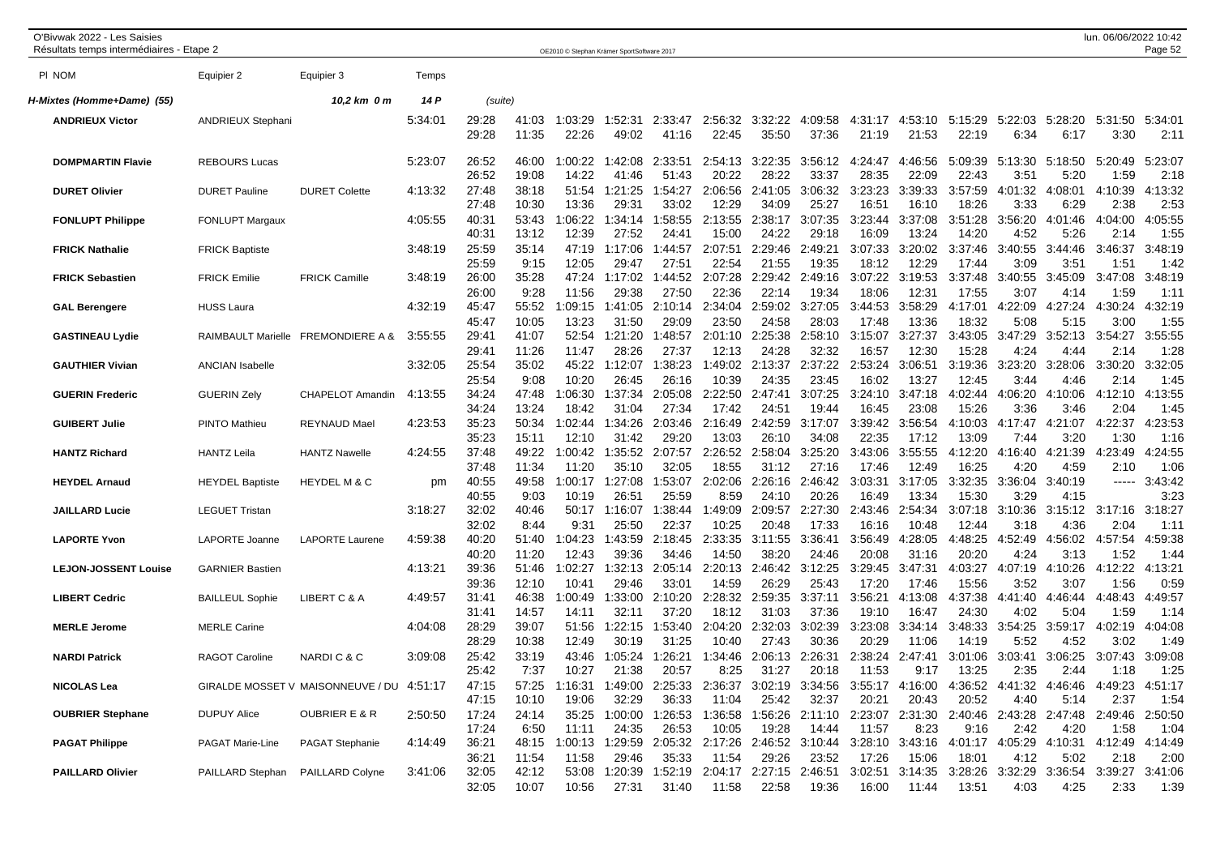O'Bivwak 2022 - Les Saisies
Résultats temps intermédiaires - Etape 2

| Pl NOM | Equipier 2 | Equipier 3 | Temps | | | | | | | | | | | | | | | |
|---|---|---|---|---|---|---|---|---|---|---|---|---|---|---|---|---|---|---|
| **H-Mixtes (Homme+Dame) (55)** | | *10,2 km 0 m* | *14 P* | *(suite)* | | | | | | | | | | | | | | |
| **ANDRIEUX Victor** | ANDRIEUX Stephani | | 5:34:01 | 29:28 | 41:03 | 1:03:29 | 1:52:31 | 2:33:47 | 2:56:32 | 3:32:22 | 4:09:58 | 4:31:17 | 4:53:10 | 5:15:29 | 5:22:03 | 5:28:20 | 5:31:50 | 5:34:01 |
| | | | | 29:28 | 11:35 | 22:26 | 49:02 | 41:16 | 22:45 | 35:50 | 37:36 | 21:19 | 21:53 | 22:19 | 6:34 | 6:17 | 3:30 | 2:11 |
| **DOMPMARTIN Flavie** | REBOURS Lucas | | 5:23:07 | 26:52 | 46:00 | 1:00:22 | 1:42:08 | 2:33:51 | 2:54:13 | 3:22:35 | 3:56:12 | 4:24:47 | 4:46:56 | 5:09:39 | 5:13:30 | 5:18:50 | 5:20:49 | 5:23:07 |
| | | | | 26:52 | 19:08 | 14:22 | 41:46 | 51:43 | 20:22 | 28:22 | 33:37 | 28:35 | 22:09 | 22:43 | 3:51 | 5:20 | 1:59 | 2:18 |
| **DURET Olivier** | DURET Pauline | DURET Colette | 4:13:32 | 27:48 | 38:18 | 51:54 | 1:21:25 | 1:54:27 | 2:06:56 | 2:41:05 | 3:06:32 | 3:23:23 | 3:39:33 | 3:57:59 | 4:01:32 | 4:08:01 | 4:10:39 | 4:13:32 |
| | | | | 27:48 | 10:30 | 13:36 | 29:31 | 33:02 | 12:29 | 34:09 | 25:27 | 16:51 | 16:10 | 18:26 | 3:33 | 6:29 | 2:38 | 2:53 |
| **FONLUPT Philippe** | FONLUPT Margaux | | 4:05:55 | 40:31 | 53:43 | 1:06:22 | 1:34:14 | 1:58:55 | 2:13:55 | 2:38:17 | 3:07:35 | 3:23:44 | 3:37:08 | 3:51:28 | 3:56:20 | 4:01:46 | 4:04:00 | 4:05:55 |
| | | | | 40:31 | 13:12 | 12:39 | 27:52 | 24:41 | 15:00 | 24:22 | 29:18 | 16:09 | 13:24 | 14:20 | 4:52 | 5:26 | 2:14 | 1:55 |
| **FRICK Nathalie** | FRICK Baptiste | | 3:48:19 | 25:59 | 35:14 | 47:19 | 1:17:06 | 1:44:57 | 2:07:51 | 2:29:46 | 2:49:21 | 3:07:33 | 3:20:02 | 3:37:46 | 3:40:55 | 3:44:46 | 3:46:37 | 3:48:19 |
| | | | | 25:59 | 9:15 | 12:05 | 29:47 | 27:51 | 22:54 | 21:55 | 19:35 | 18:12 | 12:29 | 17:44 | 3:09 | 3:51 | 1:51 | 1:42 |
| **FRICK Sebastien** | FRICK Emilie | FRICK Camille | 3:48:19 | 26:00 | 35:28 | 47:24 | 1:17:02 | 1:44:52 | 2:07:28 | 2:29:42 | 2:49:16 | 3:07:22 | 3:19:53 | 3:37:48 | 3:40:55 | 3:45:09 | 3:47:08 | 3:48:19 |
| | | | | 26:00 | 9:28 | 11:56 | 29:38 | 27:50 | 22:36 | 22:14 | 19:34 | 18:06 | 12:31 | 17:55 | 3:07 | 4:14 | 1:59 | 1:11 |
| **GAL Berengere** | HUSS Laura | | 4:32:19 | 45:47 | 55:52 | 1:09:15 | 1:41:05 | 2:10:14 | 2:34:04 | 2:59:02 | 3:27:05 | 3:44:53 | 3:58:29 | 4:17:01 | 4:22:09 | 4:27:24 | 4:30:24 | 4:32:19 |
| | | | | 45:47 | 10:05 | 13:23 | 31:50 | 29:09 | 23:50 | 24:58 | 28:03 | 17:48 | 13:36 | 18:32 | 5:08 | 5:15 | 3:00 | 1:55 |
| **GASTINEAU Lydie** | RAIMBAULT Marielle | FREMONDIERE A & | 3:55:55 | 29:41 | 41:07 | 52:54 | 1:21:20 | 1:48:57 | 2:01:10 | 2:25:38 | 2:58:10 | 3:15:07 | 3:27:37 | 3:43:05 | 3:47:29 | 3:52:13 | 3:54:27 | 3:55:55 |
| | | | | 29:41 | 11:26 | 11:47 | 28:26 | 27:37 | 12:13 | 24:28 | 32:32 | 16:57 | 12:30 | 15:28 | 4:24 | 4:44 | 2:14 | 1:28 |
| **GAUTHIER Vivian** | ANCIAN Isabelle | | 3:32:05 | 25:54 | 35:02 | 45:22 | 1:12:07 | 1:38:23 | 1:49:02 | 2:13:37 | 2:37:22 | 2:53:24 | 3:06:51 | 3:19:36 | 3:23:20 | 3:28:06 | 3:30:20 | 3:32:05 |
| | | | | 25:54 | 9:08 | 10:20 | 26:45 | 26:16 | 10:39 | 24:35 | 23:45 | 16:02 | 13:27 | 12:45 | 3:44 | 4:46 | 2:14 | 1:45 |
| **GUERIN Frederic** | GUERIN Zely | CHAPELOT Amandin | 4:13:55 | 34:24 | 47:48 | 1:06:30 | 1:37:34 | 2:05:08 | 2:22:50 | 2:47:41 | 3:07:25 | 3:24:10 | 3:47:18 | 4:02:44 | 4:06:20 | 4:10:06 | 4:12:10 | 4:13:55 |
| | | | | 34:24 | 13:24 | 18:42 | 31:04 | 27:34 | 17:42 | 24:51 | 19:44 | 16:45 | 23:08 | 15:26 | 3:36 | 3:46 | 2:04 | 1:45 |
| **GUIBERT Julie** | PINTO Mathieu | REYNAUD Mael | 4:23:53 | 35:23 | 50:34 | 1:02:44 | 1:34:26 | 2:03:46 | 2:16:49 | 2:42:59 | 3:17:07 | 3:39:42 | 3:56:54 | 4:10:03 | 4:17:47 | 4:21:07 | 4:22:37 | 4:23:53 |
| | | | | 35:23 | 15:11 | 12:10 | 31:42 | 29:20 | 13:03 | 26:10 | 34:08 | 22:35 | 17:12 | 13:09 | 7:44 | 3:20 | 1:30 | 1:16 |
| **HANTZ Richard** | HANTZ Leila | HANTZ Nawelle | 4:24:55 | 37:48 | 49:22 | 1:00:42 | 1:35:52 | 2:07:57 | 2:26:52 | 2:58:04 | 3:25:20 | 3:43:06 | 3:55:55 | 4:12:20 | 4:16:40 | 4:21:39 | 4:23:49 | 4:24:55 |
| | | | | 37:48 | 11:34 | 11:20 | 35:10 | 32:05 | 18:55 | 31:12 | 27:16 | 17:46 | 12:49 | 16:25 | 4:20 | 4:59 | 2:10 | 1:06 |
| **HEYDEL Arnaud** | HEYDEL Baptiste | HEYDEL M & C | pm | 40:55 | 49:58 | 1:00:17 | 1:27:08 | 1:53:07 | 2:02:06 | 2:26:16 | 2:46:42 | 3:03:31 | 3:17:05 | 3:32:35 | 3:36:04 | 3:40:19 | ----- | 3:43:42 |
| | | | | 40:55 | 9:03 | 10:19 | 26:51 | 25:59 | 8:59 | 24:10 | 20:26 | 16:49 | 13:34 | 15:30 | 3:29 | 4:15 | | 3:23 |
| **JAILLARD Lucie** | LEGUET Tristan | | 3:18:27 | 32:02 | 40:46 | 50:17 | 1:16:07 | 1:38:44 | 1:49:09 | 2:09:57 | 2:27:30 | 2:43:46 | 2:54:34 | 3:07:18 | 3:10:36 | 3:15:12 | 3:17:16 | 3:18:27 |
| | | | | 32:02 | 8:44 | 9:31 | 25:50 | 22:37 | 10:25 | 20:48 | 17:33 | 16:16 | 10:48 | 12:44 | 3:18 | 4:36 | 2:04 | 1:11 |
| **LAPORTE Yvon** | LAPORTE Joanne | LAPORTE Laurene | 4:59:38 | 40:20 | 51:40 | 1:04:23 | 1:43:59 | 2:18:45 | 2:33:35 | 3:11:55 | 3:36:41 | 3:56:49 | 4:28:05 | 4:48:25 | 4:52:49 | 4:56:02 | 4:57:54 | 4:59:38 |
| | | | | 40:20 | 11:20 | 12:43 | 39:36 | 34:46 | 14:50 | 38:20 | 24:46 | 20:08 | 31:16 | 20:20 | 4:24 | 3:13 | 1:52 | 1:44 |
| **LEJON-JOSSENT Louise** | GARNIER Bastien | | 4:13:21 | 39:36 | 51:46 | 1:02:27 | 1:32:13 | 2:05:14 | 2:20:13 | 2:46:42 | 3:12:25 | 3:29:45 | 3:47:31 | 4:03:27 | 4:07:19 | 4:10:26 | 4:12:22 | 4:13:21 |
| | | | | 39:36 | 12:10 | 10:41 | 29:46 | 33:01 | 14:59 | 26:29 | 25:43 | 17:20 | 17:46 | 15:56 | 3:52 | 3:07 | 1:56 | 0:59 |
| **LIBERT Cedric** | BAILLEUL Sophie | LIBERT C & A | 4:49:57 | 31:41 | 46:38 | 1:00:49 | 1:33:00 | 2:10:20 | 2:28:32 | 2:59:35 | 3:37:11 | 3:56:21 | 4:13:08 | 4:37:38 | 4:41:40 | 4:46:44 | 4:48:43 | 4:49:57 |
| | | | | 31:41 | 14:57 | 14:11 | 32:11 | 37:20 | 18:12 | 31:03 | 37:36 | 19:10 | 16:47 | 24:30 | 4:02 | 5:04 | 1:59 | 1:14 |
| **MERLE Jerome** | MERLE Carine | | 4:04:08 | 28:29 | 39:07 | 51:56 | 1:22:15 | 1:53:40 | 2:04:20 | 2:32:03 | 3:02:39 | 3:23:08 | 3:34:14 | 3:48:33 | 3:54:25 | 3:59:17 | 4:02:19 | 4:04:08 |
| | | | | 28:29 | 10:38 | 12:49 | 30:19 | 31:25 | 10:40 | 27:43 | 30:36 | 20:29 | 11:06 | 14:19 | 5:52 | 4:52 | 3:02 | 1:49 |
| **NARDI Patrick** | RAGOT Caroline | NARDI C & C | 3:09:08 | 25:42 | 33:19 | 43:46 | 1:05:24 | 1:26:21 | 1:34:46 | 2:06:13 | 2:26:31 | 2:38:24 | 2:47:41 | 3:01:06 | 3:03:41 | 3:06:25 | 3:07:43 | 3:09:08 |
| | | | | 25:42 | 7:37 | 10:27 | 21:38 | 20:57 | 8:25 | 31:27 | 20:18 | 11:53 | 9:17 | 13:25 | 2:35 | 2:44 | 1:18 | 1:25 |
| **NICOLAS Lea** | GIRALDE MOSSET V | MAISONNEUVE / DU | 4:51:17 | 47:15 | 57:25 | 1:16:31 | 1:49:00 | 2:25:33 | 2:36:37 | 3:02:19 | 3:34:56 | 3:55:17 | 4:16:00 | 4:36:52 | 4:41:32 | 4:46:46 | 4:49:23 | 4:51:17 |
| | | | | 47:15 | 10:10 | 19:06 | 32:29 | 36:33 | 11:04 | 25:42 | 32:37 | 20:21 | 20:43 | 20:52 | 4:40 | 5:14 | 2:37 | 1:54 |
| **OUBRIER Stephane** | DUPUY Alice | OUBRIER E & R | 2:50:50 | 17:24 | 24:14 | 35:25 | 1:00:00 | 1:26:53 | 1:36:58 | 1:56:26 | 2:11:10 | 2:23:07 | 2:31:30 | 2:40:46 | 2:43:28 | 2:47:48 | 2:49:46 | 2:50:50 |
| | | | | 17:24 | 6:50 | 11:11 | 24:35 | 26:53 | 10:05 | 19:28 | 14:44 | 11:57 | 8:23 | 9:16 | 2:42 | 4:20 | 1:58 | 1:04 |
| **PAGAT Philippe** | PAGAT Marie-Line | PAGAT Stephanie | 4:14:49 | 36:21 | 48:15 | 1:00:13 | 1:29:59 | 2:05:32 | 2:17:26 | 2:46:52 | 3:10:44 | 3:28:10 | 3:43:16 | 4:01:17 | 4:05:29 | 4:10:31 | 4:12:49 | 4:14:49 |
| | | | | 36:21 | 11:54 | 11:58 | 29:46 | 35:33 | 11:54 | 29:26 | 23:52 | 17:26 | 15:06 | 18:01 | 4:12 | 5:02 | 2:18 | 2:00 |
| **PAILLARD Olivier** | PAILLARD Stephan | PAILLARD Colyne | 3:41:06 | 32:05 | 42:12 | 53:08 | 1:20:39 | 1:52:19 | 2:04:17 | 2:27:15 | 2:46:51 | 3:02:51 | 3:14:35 | 3:28:26 | 3:32:29 | 3:36:54 | 3:39:27 | 3:41:06 |
| | | | | 32:05 | 10:07 | 10:56 | 27:31 | 31:40 | 11:58 | 22:58 | 19:36 | 16:00 | 11:44 | 13:51 | 4:03 | 4:25 | 2:33 | 1:39 |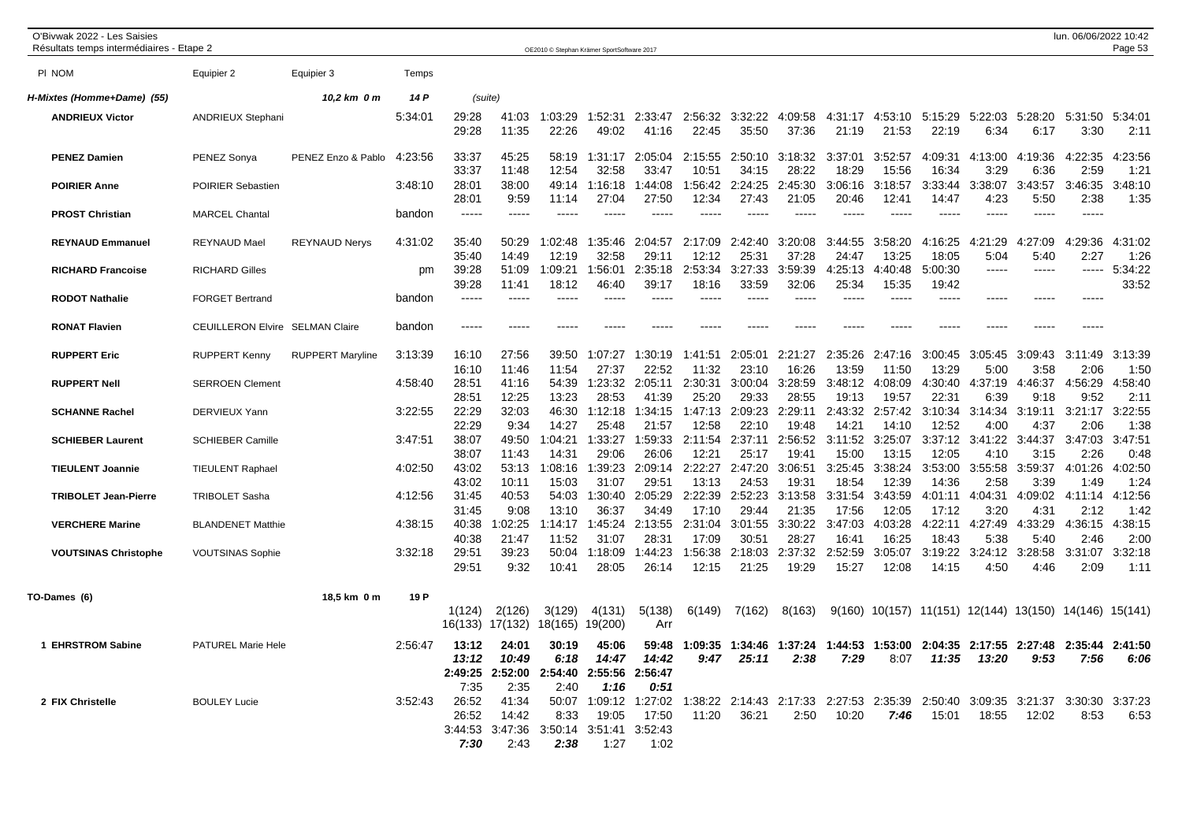O'Bivwak 2022 - Les Saisies
Résultats temps intermédiaires - Etape 2

OE2010 © Stephan Krämer SportSoftware 2017

| Pl NOM | Equipier 2 | Equipier 3 | Temps | | | | | | | | | | | | | | | |
|---|---|---|---|---|---|---|---|---|---|---|---|---|---|---|---|---|---|---|
| **H-Mixtes (Homme+Dame) (55)** | | **10,2 km 0 m** | **14 P** | (suite) | | | | | | | | | | | | | | |
| **ANDRIEUX Victor** | ANDRIEUX Stephani | | 5:34:01 | 29:28 | 41:03 | 1:03:29 | 1:52:31 | 2:33:47 | 2:56:32 | 3:32:22 | 4:09:58 | 4:31:17 | 4:53:10 | 5:15:29 | 5:22:03 | 5:28:20 | 5:31:50 | 5:34:01 |
| | | | | 29:28 | 11:35 | 22:26 | 49:02 | 41:16 | 22:45 | 35:50 | 37:36 | 21:19 | 21:53 | 22:19 | 6:34 | 6:17 | 3:30 | 2:11 |
| **PENEZ Damien** | PENEZ Sonya | PENEZ Enzo & Pablo | 4:23:56 | 33:37 | 45:25 | 58:19 | 1:31:17 | 2:05:04 | 2:15:55 | 2:50:10 | 3:18:32 | 3:37:01 | 3:52:57 | 4:09:31 | 4:13:00 | 4:19:36 | 4:22:35 | 4:23:56 |
| | | | | 33:37 | 11:48 | 12:54 | 32:58 | 33:47 | 10:51 | 34:15 | 28:22 | 18:29 | 15:56 | 16:34 | 3:29 | 6:36 | 2:59 | 1:21 |
| **POIRIER Anne** | POIRIER Sebastien | | 3:48:10 | 28:01 | 38:00 | 49:14 | 1:16:18 | 1:44:08 | 1:56:42 | 2:24:25 | 2:45:30 | 3:06:16 | 3:18:57 | 3:33:44 | 3:38:07 | 3:43:57 | 3:46:35 | 3:48:10 |
| | | | | 28:01 | 9:59 | 11:14 | 27:04 | 27:50 | 12:34 | 27:43 | 21:05 | 20:46 | 12:41 | 14:47 | 4:23 | 5:50 | 2:38 | 1:35 |
| **PROST Christian** | MARCEL Chantal | | bandon | ----- | ----- | ----- | ----- | ----- | ----- | ----- | ----- | ----- | ----- | ----- | ----- | ----- | ----- | |
| **REYNAUD Emmanuel** | REYNAUD Mael | REYNAUD Nerys | 4:31:02 | 35:40 | 50:29 | 1:02:48 | 1:35:46 | 2:04:57 | 2:17:09 | 2:42:40 | 3:20:08 | 3:44:55 | 3:58:20 | 4:16:25 | 4:21:29 | 4:27:09 | 4:29:36 | 4:31:02 |
| | | | | 35:40 | 14:49 | 12:19 | 32:58 | 29:11 | 12:12 | 25:31 | 37:28 | 24:47 | 13:25 | 18:05 | 5:04 | 5:40 | 2:27 | 1:26 |
| **RICHARD Francoise** | RICHARD Gilles | | pm | 39:28 | 51:09 | 1:09:21 | 1:56:01 | 2:35:18 | 2:53:34 | 3:27:33 | 3:59:39 | 4:25:13 | 4:40:48 | 5:00:30 | ----- | ----- | ----- | 5:34:22 |
| | | | | 39:28 | 11:41 | 18:12 | 46:40 | 39:17 | 18:16 | 33:59 | 32:06 | 25:34 | 15:35 | 19:42 | | | | 33:52 |
| **RODOT Nathalie** | FORGET Bertrand | | bandon | ----- | ----- | ----- | ----- | ----- | ----- | ----- | ----- | ----- | ----- | ----- | ----- | ----- | ----- | |
| **RONAT Flavien** | CEUILLERON Elvire | SELMAN Claire | bandon | ----- | ----- | ----- | ----- | ----- | ----- | ----- | ----- | ----- | ----- | ----- | ----- | ----- | ----- | |
| **RUPPERT Eric** | RUPPERT Kenny | RUPPERT Maryline | 3:13:39 | 16:10 | 27:56 | 39:50 | 1:07:27 | 1:30:19 | 1:41:51 | 2:05:01 | 2:21:27 | 2:35:26 | 2:47:16 | 3:00:45 | 3:05:45 | 3:09:43 | 3:11:49 | 3:13:39 |
| | | | | 16:10 | 11:46 | 11:54 | 27:37 | 22:52 | 11:32 | 23:10 | 16:26 | 13:59 | 11:50 | 13:29 | 5:00 | 3:58 | 2:06 | 1:50 |
| **RUPPERT Nell** | SERROEN Clement | | 4:58:40 | 28:51 | 41:16 | 54:39 | 1:23:32 | 2:05:11 | 2:30:31 | 3:00:04 | 3:28:59 | 3:48:12 | 4:08:09 | 4:30:40 | 4:37:19 | 4:46:37 | 4:56:29 | 4:58:40 |
| | | | | 28:51 | 12:25 | 13:23 | 28:53 | 41:39 | 25:20 | 29:33 | 28:55 | 19:13 | 19:57 | 22:31 | 6:39 | 9:18 | 9:52 | 2:11 |
| **SCHANNE Rachel** | DERVIEUX Yann | | 3:22:55 | 22:29 | 32:03 | 46:30 | 1:12:18 | 1:34:15 | 1:47:13 | 2:09:23 | 2:29:11 | 2:43:32 | 2:57:42 | 3:10:34 | 3:14:34 | 3:19:11 | 3:21:17 | 3:22:55 |
| | | | | 22:29 | 9:34 | 14:27 | 25:48 | 21:57 | 12:58 | 22:10 | 19:48 | 14:21 | 14:10 | 12:52 | 4:00 | 4:37 | 2:06 | 1:38 |
| **SCHIEBER Laurent** | SCHIEBER Camille | | 3:47:51 | 38:07 | 49:50 | 1:04:21 | 1:33:27 | 1:59:33 | 2:11:54 | 2:37:11 | 2:56:52 | 3:11:52 | 3:25:07 | 3:37:12 | 3:41:22 | 3:44:37 | 3:47:03 | 3:47:51 |
| | | | | 38:07 | 11:43 | 14:31 | 29:06 | 26:06 | 12:21 | 25:17 | 19:41 | 15:00 | 13:15 | 12:05 | 4:10 | 3:15 | 2:26 | 0:48 |
| **TIEULENT Joannie** | TIEULENT Raphael | | 4:02:50 | 43:02 | 53:13 | 1:08:16 | 1:39:23 | 2:09:14 | 2:22:27 | 2:47:20 | 3:06:51 | 3:25:45 | 3:38:24 | 3:53:00 | 3:55:58 | 3:59:37 | 4:01:26 | 4:02:50 |
| | | | | 43:02 | 10:11 | 15:03 | 31:07 | 29:51 | 13:13 | 24:53 | 19:31 | 18:54 | 12:39 | 14:36 | 2:58 | 3:39 | 1:49 | 1:24 |
| **TRIBOLET Jean-Pierre** | TRIBOLET Sasha | | 4:12:56 | 31:45 | 40:53 | 54:03 | 1:30:40 | 2:05:29 | 2:22:39 | 2:52:23 | 3:13:58 | 3:31:54 | 3:43:59 | 4:01:11 | 4:04:31 | 4:09:02 | 4:11:14 | 4:12:56 |
| | | | | 31:45 | 9:08 | 13:10 | 36:37 | 34:49 | 17:10 | 29:44 | 21:35 | 17:56 | 12:05 | 17:12 | 3:20 | 4:31 | 2:12 | 1:42 |
| **VERCHERE Marine** | BLANDENET Matthie | | 4:38:15 | 40:38 | 1:02:25 | 1:14:17 | 1:45:24 | 2:13:55 | 2:31:04 | 3:01:55 | 3:30:22 | 3:47:03 | 4:03:28 | 4:22:11 | 4:27:49 | 4:33:29 | 4:36:15 | 4:38:15 |
| | | | | 40:38 | 21:47 | 11:52 | 31:07 | 28:31 | 17:09 | 30:51 | 28:27 | 16:41 | 16:25 | 18:43 | 5:38 | 5:40 | 2:46 | 2:00 |
| **VOUTSINAS Christophe** | VOUTSINAS Sophie | | 3:32:18 | 29:51 | 39:23 | 50:04 | 1:18:09 | 1:44:23 | 1:56:38 | 2:18:03 | 2:37:32 | 2:52:59 | 3:05:07 | 3:19:22 | 3:24:12 | 3:28:58 | 3:31:07 | 3:32:18 |
| | | | | 29:51 | 9:32 | 10:41 | 28:05 | 26:14 | 12:15 | 21:25 | 19:29 | 15:27 | 12:08 | 14:15 | 4:50 | 4:46 | 2:09 | 1:11 |
| **TO-Dames (6)** | | **18,5 km 0 m** | **19 P** | 1(124) | 2(126) | 3(129) | 4(131) | 5(138) | 6(149) | 7(162) | 8(163) | 9(160) | 10(157) | 11(151) | 12(144) | 13(150) | 14(146) | 15(141) |
| | | | | 16(133) | 17(132) | 18(165) | 19(200) | Arr | | | | | | | | | | |
| **1 EHRSTROM Sabine** | PATUREL Marie Hele | | 2:56:47 | **13:12** | **24:01** | **30:19** | **45:06** | **59:48** | **1:09:35** | **1:34:46** | **1:37:24** | **1:44:53** | **1:53:00** | **2:04:35** | **2:17:55** | **2:27:48** | **2:35:44** | **2:41:50** |
| | | | | ***13:12*** | ***10:49*** | ***6:18*** | ***14:47*** | ***14:42*** | ***9:47*** | ***25:11*** | ***2:38*** | ***7:29*** | 8:07 | ***11:35*** | ***13:20*** | ***9:53*** | ***7:56*** | ***6:06*** |
| | | | | **2:49:25** | **2:52:00** | **2:54:40** | **2:55:56** | **2:56:47** | | | | | | | | | | |
| | | | | 7:35 | 2:35 | 2:40 | ***1:16*** | ***0:51*** | | | | | | | | | | |
| **2 FIX Christelle** | BOULEY Lucie | | 3:52:43 | 26:52 | 41:34 | 50:07 | 1:09:12 | 1:27:02 | 1:38:22 | 2:14:43 | 2:17:33 | 2:27:53 | 2:35:39 | 2:50:40 | 3:09:35 | 3:21:37 | 3:30:30 | 3:37:23 |
| | | | | 26:52 | 14:42 | 8:33 | 19:05 | 17:50 | 11:20 | 36:21 | 2:50 | 10:20 | ***7:46*** | 15:01 | 18:55 | 12:02 | 8:53 | 6:53 |
| | | | | 3:44:53 | 3:47:36 | 3:50:14 | 3:51:41 | 3:52:43 | | | | | | | | | | |
| | | | | ***7:30*** | 2:43 | ***2:38*** | 1:27 | 1:02 | | | | | | | | | | |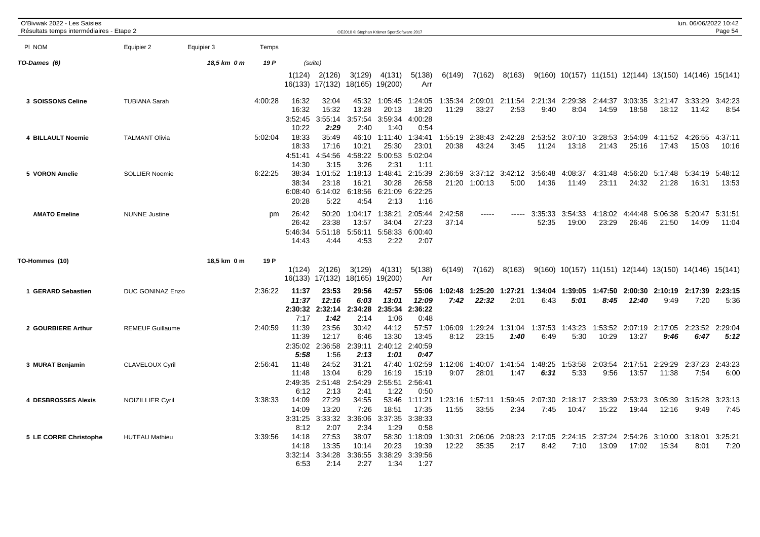O'Bivwak 2022 - Les Saisies
Résultats temps intermédiaires - Etape 2

| Pl NOM | Equipier 2 | Equipier 3 | Temps | | | | | | | | | | | | | | | |
|---|---|---|---|---|---|---|---|---|---|---|---|---|---|---|---|---|---|---|
| **TO-Dames (6)** | | 18,5 km 0 m | 19 P | (suite) | | | | | | | | | | | | | | |
| | | | | 1(124) | 2(126) | 3(129) | 4(131) | 5(138) | 6(149) | 7(162) | 8(163) | 9(160) | 10(157) | 11(151) | 12(144) | 13(150) | 14(146) | 15(141) |
| | | | | 16(133) | 17(132) | 18(165) | 19(200) | Arr | | | | | | | | | | |
| 3 SOISSONS Celine | TUBIANA Sarah | | 4:00:28 | 16:32 | 32:04 | 45:32 | 1:05:45 | 1:24:05 | 1:35:34 | 2:09:01 | 2:11:54 | 2:21:34 | 2:29:38 | 2:44:37 | 3:03:35 | 3:21:47 | 3:33:29 | 3:42:23 |
| | | | | 16:32 | 15:32 | 13:28 | 20:13 | 18:20 | 11:29 | 33:27 | 2:53 | 9:40 | 8:04 | 14:59 | 18:58 | 18:12 | 11:42 | 8:54 |
| | | | | 3:52:45 | 3:55:14 | 3:57:54 | 3:59:34 | 4:00:28 | | | | | | | | | | |
| | | | | 10:22 | *2:29* | 2:40 | 1:40 | 0:54 | | | | | | | | | | |
| 4 BILLAULT Noemie | TALMANT Olivia | | 5:02:04 | 18:33 | 35:49 | 46:10 | 1:11:40 | 1:34:41 | 1:55:19 | 2:38:43 | 2:42:28 | 2:53:52 | 3:07:10 | 3:28:53 | 3:54:09 | 4:11:52 | 4:26:55 | 4:37:11 |
| | | | | 18:33 | 17:16 | 10:21 | 25:30 | 23:01 | 20:38 | 43:24 | 3:45 | 11:24 | 13:18 | 21:43 | 25:16 | 17:43 | 15:03 | 10:16 |
| | | | | 4:51:41 | 4:54:56 | 4:58:22 | 5:00:53 | 5:02:04 | | | | | | | | | | |
| | | | | 14:30 | 3:15 | 3:26 | 2:31 | 1:11 | | | | | | | | | | |
| 5 VORON Amelie | SOLLIER Noemie | | 6:22:25 | 38:34 | 1:01:52 | 1:18:13 | 1:48:41 | 2:15:39 | 2:36:59 | 3:37:12 | 3:42:12 | 3:56:48 | 4:08:37 | 4:31:48 | 4:56:20 | 5:17:48 | 5:34:19 | 5:48:12 |
| | | | | 38:34 | 23:18 | 16:21 | 30:28 | 26:58 | 21:20 | 1:00:13 | 5:00 | 14:36 | 11:49 | 23:11 | 24:32 | 21:28 | 16:31 | 13:53 |
| | | | | 6:08:40 | 6:14:02 | 6:18:56 | 6:21:09 | 6:22:25 | | | | | | | | | | |
| | | | | 20:28 | 5:22 | 4:54 | 2:13 | 1:16 | | | | | | | | | | |
| AMATO Emeline | NUNNE Justine | | pm | 26:42 | 50:20 | 1:04:17 | 1:38:21 | 2:05:44 | 2:42:58 | ----- | ----- | 3:35:33 | 3:54:33 | 4:18:02 | 4:44:48 | 5:06:38 | 5:20:47 | 5:31:51 |
| | | | | 26:42 | 23:38 | 13:57 | 34:04 | 27:23 | 37:14 | | | 52:35 | 19:00 | 23:29 | 26:46 | 21:50 | 14:09 | 11:04 |
| | | | | 5:46:34 | 5:51:18 | 5:56:11 | 5:58:33 | 6:00:40 | | | | | | | | | | |
| | | | | 14:43 | 4:44 | 4:53 | 2:22 | 2:07 | | | | | | | | | | |
| **TO-Hommes (10)** | | 18,5 km 0 m | 19 P | | | | | | | | | | | | | | | |
| | | | | 1(124) | 2(126) | 3(129) | 4(131) | 5(138) | 6(149) | 7(162) | 8(163) | 9(160) | 10(157) | 11(151) | 12(144) | 13(150) | 14(146) | 15(141) |
| | | | | 16(133) | 17(132) | 18(165) | 19(200) | Arr | | | | | | | | | | |
| 1 GERARD Sebastien | DUC GONINAZ Enzo | | 2:36:22 | **11:37** | **23:53** | **29:56** | **42:57** | **55:06** | **1:02:48** | **1:25:20** | **1:27:21** | **1:34:04** | **1:39:05** | **1:47:50** | **2:00:30** | **2:10:19** | **2:17:39** | **2:23:15** |
| | | | | ***11:37*** | ***12:16*** | ***6:03*** | ***13:01*** | ***12:09*** | ***7:42*** | ***22:32*** | 2:01 | 6:43 | ***5:01*** | ***8:45*** | ***12:40*** | 9:49 | 7:20 | 5:36 |
| | | | | **2:30:32** | **2:32:14** | **2:34:28** | **2:35:34** | **2:36:22** | | | | | | | | | | |
| | | | | 7:17 | ***1:42*** | 2:14 | 1:06 | 0:48 | | | | | | | | | | |
| 2 GOURBIERE Arthur | REMEUF Guillaume | | 2:40:59 | 11:39 | 23:56 | 30:42 | 44:12 | 57:57 | 1:06:09 | 1:29:24 | 1:31:04 | 1:37:53 | 1:43:23 | 1:53:52 | 2:07:19 | 2:17:05 | 2:23:52 | 2:29:04 |
| | | | | 11:39 | 12:17 | 6:46 | 13:30 | 13:45 | 8:12 | 23:15 | ***1:40*** | 6:49 | 5:30 | 10:29 | 13:27 | ***9:46*** | ***6:47*** | ***5:12*** |
| | | | | 2:35:02 | 2:36:58 | 2:39:11 | 2:40:12 | 2:40:59 | | | | | | | | | | |
| | | | | ***5:58*** | 1:56 | ***2:13*** | ***1:01*** | ***0:47*** | | | | | | | | | | |
| 3 MURAT Benjamin | CLAVELOUX Cyril | | 2:56:41 | 11:48 | 24:52 | 31:21 | 47:40 | 1:02:59 | 1:12:06 | 1:40:07 | 1:41:54 | 1:48:25 | 1:53:58 | 2:03:54 | 2:17:51 | 2:29:29 | 2:37:23 | 2:43:23 |
| | | | | 11:48 | 13:04 | 6:29 | 16:19 | 15:19 | 9:07 | 28:01 | 1:47 | ***6:31*** | 5:33 | 9:56 | 13:57 | 11:38 | 7:54 | 6:00 |
| | | | | 2:49:35 | 2:51:48 | 2:54:29 | 2:55:51 | 2:56:41 | | | | | | | | | | |
| | | | | 6:12 | 2:13 | 2:41 | 1:22 | 0:50 | | | | | | | | | | |
| 4 DESBROSSES Alexis | NOIZILLIER Cyril | | 3:38:33 | 14:09 | 27:29 | 34:55 | 53:46 | 1:11:21 | 1:23:16 | 1:57:11 | 1:59:45 | 2:07:30 | 2:18:17 | 2:33:39 | 2:53:23 | 3:05:39 | 3:15:28 | 3:23:13 |
| | | | | 14:09 | 13:20 | 7:26 | 18:51 | 17:35 | 11:55 | 33:55 | 2:34 | 7:45 | 10:47 | 15:22 | 19:44 | 12:16 | 9:49 | 7:45 |
| | | | | 3:31:25 | 3:33:32 | 3:36:06 | 3:37:35 | 3:38:33 | | | | | | | | | | |
| | | | | 8:12 | 2:07 | 2:34 | 1:29 | 0:58 | | | | | | | | | | |
| 5 LE CORRE Christophe | HUTEAU Mathieu | | 3:39:56 | 14:18 | 27:53 | 38:07 | 58:30 | 1:18:09 | 1:30:31 | 2:06:06 | 2:08:23 | 2:17:05 | 2:24:15 | 2:37:24 | 2:54:26 | 3:10:00 | 3:18:01 | 3:25:21 |
| | | | | 14:18 | 13:35 | 10:14 | 20:23 | 19:39 | 12:22 | 35:35 | 2:17 | 8:42 | 7:10 | 13:09 | 17:02 | 15:34 | 8:01 | 7:20 |
| | | | | 3:32:14 | 3:34:28 | 3:36:55 | 3:38:29 | 3:39:56 | | | | | | | | | | |
| | | | | 6:53 | 2:14 | 2:27 | 1:34 | 1:27 | | | | | | | | | | |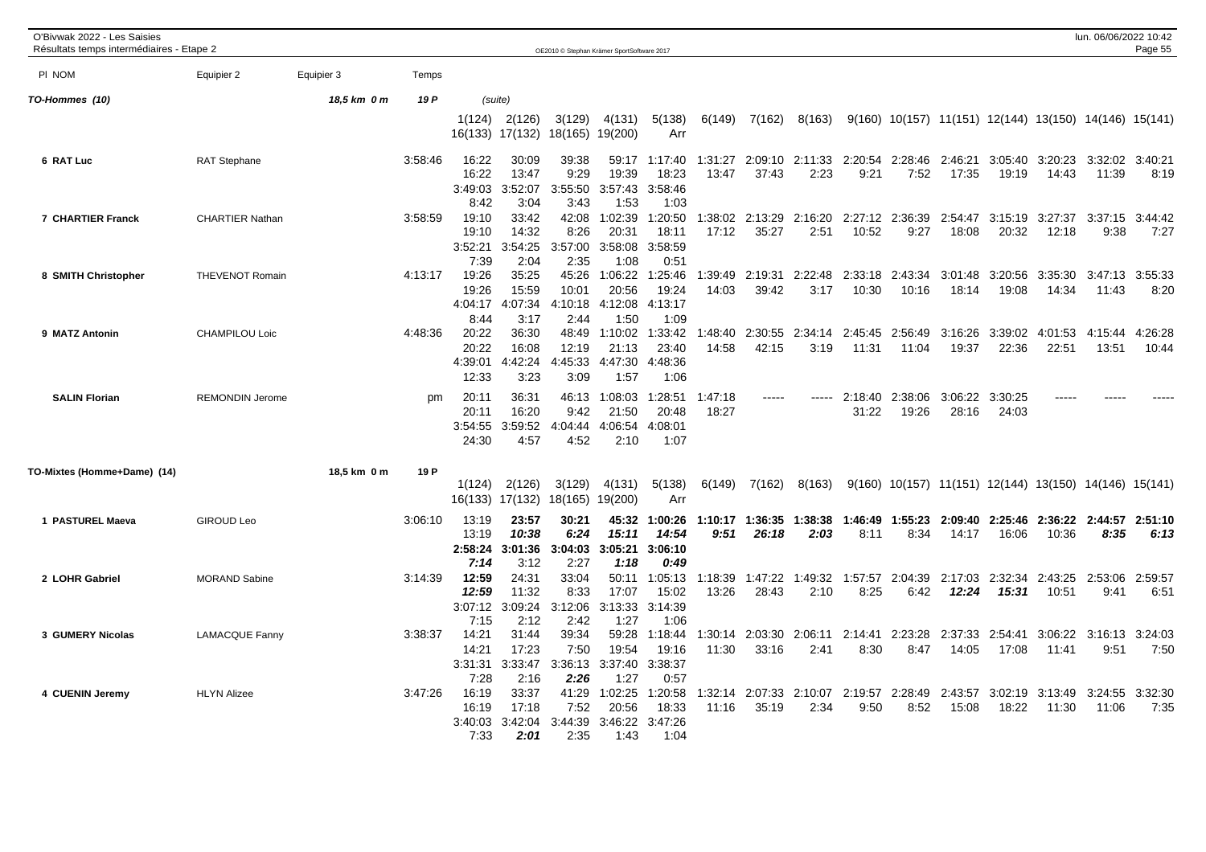O'Bivwak 2022 - Les Saisies
Résultats temps intermédiaires - Etape 2

| Pl NOM | Equipier 2 | Equipier 3 | Temps | | | | | | | | | | | | | | | |
|---|---|---|---|---|---|---|---|---|---|---|---|---|---|---|---|---|---|---|
| **TO-Hommes (10)** | | 18,5 km 0 m | 19 P | (suite) | | | | | | | | | | | | | | |
| | | | | 1(124) | 2(126) | 3(129) | 4(131) | 5(138) | 6(149) | 7(162) | 8(163) | 9(160) | 10(157) | 11(151) | 12(144) | 13(150) | 14(146) | 15(141) |
| | | | | 16(133) | 17(132) | 18(165) | 19(200) | Arr | | | | | | | | | | |
| 6 RAT Luc | RAT Stephane | | 3:58:46 | 16:22 | 30:09 | 39:38 | 59:17 | 1:17:40 | 1:31:27 | 2:09:10 | 2:11:33 | 2:20:54 | 2:28:46 | 2:46:21 | 3:05:40 | 3:20:23 | 3:32:02 | 3:40:21 |
| | | | | 16:22 | 13:47 | 9:29 | 19:39 | 18:23 | 13:47 | 37:43 | 2:23 | 9:21 | 7:52 | 17:35 | 19:19 | 14:43 | 11:39 | 8:19 |
| | | | | 3:49:03 | 3:52:07 | 3:55:50 | 3:57:43 | 3:58:46 | | | | | | | | | | |
| | | | | 8:42 | 3:04 | 3:43 | 1:53 | 1:03 | | | | | | | | | | |
| 7 CHARTIER Franck | CHARTIER Nathan | | 3:58:59 | 19:10 | 33:42 | 42:08 | 1:02:39 | 1:20:50 | 1:38:02 | 2:13:29 | 2:16:20 | 2:27:12 | 2:36:39 | 2:54:47 | 3:15:19 | 3:27:37 | 3:37:15 | 3:44:42 |
| | | | | 19:10 | 14:32 | 8:26 | 20:31 | 18:11 | 17:12 | 35:27 | 2:51 | 10:52 | 9:27 | 18:08 | 20:32 | 12:18 | 9:38 | 7:27 |
| | | | | 3:52:21 | 3:54:25 | 3:57:00 | 3:58:08 | 3:58:59 | | | | | | | | | | |
| | | | | 7:39 | 2:04 | 2:35 | 1:08 | 0:51 | | | | | | | | | | |
| 8 SMITH Christopher | THEVENOT Romain | | 4:13:17 | 19:26 | 35:25 | 45:26 | 1:06:22 | 1:25:46 | 1:39:49 | 2:19:31 | 2:22:48 | 2:33:18 | 2:43:34 | 3:01:48 | 3:20:56 | 3:35:30 | 3:47:13 | 3:55:33 |
| | | | | 19:26 | 15:59 | 10:01 | 20:56 | 19:24 | 14:03 | 39:42 | 3:17 | 10:30 | 10:16 | 18:14 | 19:08 | 14:34 | 11:43 | 8:20 |
| | | | | 4:04:17 | 4:07:34 | 4:10:18 | 4:12:08 | 4:13:17 | | | | | | | | | | |
| | | | | 8:44 | 3:17 | 2:44 | 1:50 | 1:09 | | | | | | | | | | |
| 9 MATZ Antonin | CHAMPILOU Loic | | 4:48:36 | 20:22 | 36:30 | 48:49 | 1:10:02 | 1:33:42 | 1:48:40 | 2:30:55 | 2:34:14 | 2:45:45 | 2:56:49 | 3:16:26 | 3:39:02 | 4:01:53 | 4:15:44 | 4:26:28 |
| | | | | 20:22 | 16:08 | 12:19 | 21:13 | 23:40 | 14:58 | 42:15 | 3:19 | 11:31 | 11:04 | 19:37 | 22:36 | 22:51 | 13:51 | 10:44 |
| | | | | 4:39:01 | 4:42:24 | 4:45:33 | 4:47:30 | 4:48:36 | | | | | | | | | | |
| | | | | 12:33 | 3:23 | 3:09 | 1:57 | 1:06 | | | | | | | | | | |
| SALIN Florian | REMONDIN Jerome | | pm | 20:11 | 36:31 | 46:13 | 1:08:03 | 1:28:51 | 1:47:18 | ----- | ----- | 2:18:40 | 2:38:06 | 3:06:22 | 3:30:25 | ----- | ----- | ----- |
| | | | | 20:11 | 16:20 | 9:42 | 21:50 | 20:48 | 18:27 | | | 31:22 | 19:26 | 28:16 | 24:03 | | | |
| | | | | 3:54:55 | 3:59:52 | 4:04:44 | 4:06:54 | 4:08:01 | | | | | | | | | | |
| | | | | 24:30 | 4:57 | 4:52 | 2:10 | 1:07 | | | | | | | | | | |
| **TO-Mixtes (Homme+Dame) (14)** | | 18,5 km 0 m | 19 P | | | | | | | | | | | | | | | |
| | | | | 1(124) | 2(126) | 3(129) | 4(131) | 5(138) | 6(149) | 7(162) | 8(163) | 9(160) | 10(157) | 11(151) | 12(144) | 13(150) | 14(146) | 15(141) |
| | | | | 16(133) | 17(132) | 18(165) | 19(200) | Arr | | | | | | | | | | |
| 1 PASTUREL Maeva | GIROUD Leo | | 3:06:10 | 13:19 | ***23:57*** | ***30:21*** | 45:32 | ***1:00:26*** | ***1:10:17*** | ***1:36:35*** | ***1:38:38*** | ***1:46:49*** | ***1:55:23*** | ***2:09:40*** | ***2:25:46*** | ***2:36:22*** | ***2:44:57*** | ***2:51:10*** |
| | | | | 13:19 | ***10:38*** | ***6:24*** | ***15:11*** | ***14:54*** | ***9:51*** | ***26:18*** | ***2:03*** | 8:11 | 8:34 | 14:17 | 16:06 | 10:36 | ***8:35*** | ***6:13*** |
| | | | | ***2:58:24*** | ***3:01:36*** | ***3:04:03*** | ***3:05:21*** | ***3:06:10*** | | | | | | | | | | |
| | | | | ***7:14*** | 3:12 | 2:27 | ***1:18*** | ***0:49*** | | | | | | | | | | |
| 2 LOHR Gabriel | MORAND Sabine | | 3:14:39 | ***12:59*** | 24:31 | 33:04 | 50:11 | 1:05:13 | 1:18:39 | 1:47:22 | 1:49:32 | 1:57:57 | 2:04:39 | 2:17:03 | 2:32:34 | 2:43:25 | 2:53:06 | 2:59:57 |
| | | | | ***12:59*** | 11:32 | 8:33 | 17:07 | 15:02 | 13:26 | 28:43 | 2:10 | 8:25 | 6:42 | ***12:24*** | ***15:31*** | 10:51 | 9:41 | 6:51 |
| | | | | 3:07:12 | 3:09:24 | 3:12:06 | 3:13:33 | 3:14:39 | | | | | | | | | | |
| | | | | 7:15 | 2:12 | 2:42 | 1:27 | 1:06 | | | | | | | | | | |
| 3 GUMERY Nicolas | LAMACQUE Fanny | | 3:38:37 | 14:21 | 31:44 | 39:34 | 59:28 | 1:18:44 | 1:30:14 | 2:03:30 | 2:06:11 | 2:14:41 | 2:23:28 | 2:37:33 | 2:54:41 | 3:06:22 | 3:16:13 | 3:24:03 |
| | | | | 14:21 | 17:23 | 7:50 | 19:54 | 19:16 | 11:30 | 33:16 | 2:41 | 8:30 | 8:47 | 14:05 | 17:08 | 11:41 | 9:51 | 7:50 |
| | | | | 3:31:31 | 3:33:47 | 3:36:13 | 3:37:40 | 3:38:37 | | | | | | | | | | |
| | | | | 7:28 | 2:16 | ***2:26*** | 1:27 | 0:57 | | | | | | | | | | |
| 4 CUENIN Jeremy | HLYN Alizee | | 3:47:26 | 16:19 | 33:37 | 41:29 | 1:02:25 | 1:20:58 | 1:32:14 | 2:07:33 | 2:10:07 | 2:19:57 | 2:28:49 | 2:43:57 | 3:02:19 | 3:13:49 | 3:24:55 | 3:32:30 |
| | | | | 16:19 | 17:18 | 7:52 | 20:56 | 18:33 | 11:16 | 35:19 | 2:34 | 9:50 | 8:52 | 15:08 | 18:22 | 11:30 | 11:06 | 7:35 |
| | | | | 3:40:03 | 3:42:04 | 3:44:39 | 3:46:22 | 3:47:26 | | | | | | | | | | |
| | | | | 7:33 | ***2:01*** | 2:35 | 1:43 | 1:04 | | | | | | | | | | |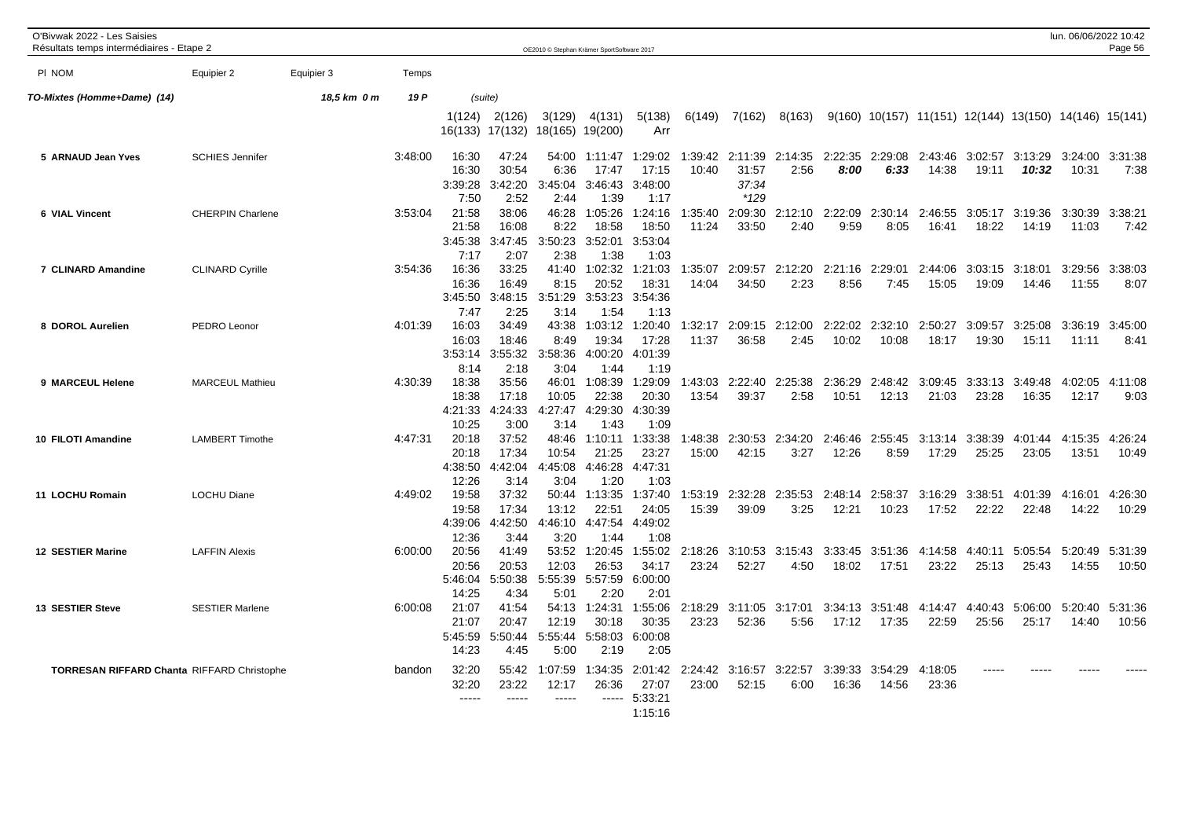| Pl NOM | Equipier 2 | Equipier 3 | Temps | | | | | | | | | | | | | | | |
|---|---|---|---|---|---|---|---|---|---|---|---|---|---|---|---|---|---|---|
| **TO-Mixtes (Homme+Dame) (14)** | | 18,5 km 0 m | 19 P | (suite) | | | | | | | | | | | | | | |
| | | | | 1(124) | 2(126) | 3(129) | 4(131) | 5(138) | 6(149) | 7(162) | 8(163) | 9(160) | 10(157) | 11(151) | 12(144) | 13(150) | 14(146) | 15(141) |
| | | | | 16(133) | 17(132) | 18(165) | 19(200) | Arr | | | | | | | | | | |
| **5 ARNAUD Jean Yves** | SCHIES Jennifer | | 3:48:00 | 16:30 | 47:24 | 54:00 | 1:11:47 | 1:29:02 | 1:39:42 | 2:11:39 | 2:14:35 | 2:22:35 | 2:29:08 | 2:43:46 | 3:02:57 | 3:13:29 | 3:24:00 | 3:31:38 |
| | | | | 16:30 | 30:54 | 6:36 | 17:47 | 17:15 | 10:40 | 31:57 | 2:56 | **8:00** | **6:33** | 14:38 | 19:11 | **10:32** | 10:31 | 7:38 |
| | | | | 3:39:28 | 3:42:20 | 3:45:04 | 3:46:43 | 3:48:00 | | *37:34* | | | | | | | | |
| | | | | 7:50 | 2:52 | 2:44 | 1:39 | 1:17 | | *\*129* | | | | | | | | |
| **6 VIAL Vincent** | CHERPIN Charlene | | 3:53:04 | 21:58 | 38:06 | 46:28 | 1:05:26 | 1:24:16 | 1:35:40 | 2:09:30 | 2:12:10 | 2:22:09 | 2:30:14 | 2:46:55 | 3:05:17 | 3:19:36 | 3:30:39 | 3:38:21 |
| | | | | 21:58 | 16:08 | 8:22 | 18:58 | 18:50 | 11:24 | 33:50 | 2:40 | 9:59 | 8:05 | 16:41 | 18:22 | 14:19 | 11:03 | 7:42 |
| | | | | 3:45:38 | 3:47:45 | 3:50:23 | 3:52:01 | 3:53:04 | | | | | | | | | | |
| | | | | 7:17 | 2:07 | 2:38 | 1:38 | 1:03 | | | | | | | | | | |
| **7 CLINARD Amandine** | CLINARD Cyrille | | 3:54:36 | 16:36 | 33:25 | 41:40 | 1:02:32 | 1:21:03 | 1:35:07 | 2:09:57 | 2:12:20 | 2:21:16 | 2:29:01 | 2:44:06 | 3:03:15 | 3:18:01 | 3:29:56 | 3:38:03 |
| | | | | 16:36 | 16:49 | 8:15 | 20:52 | 18:31 | 14:04 | 34:50 | 2:23 | 8:56 | 7:45 | 15:05 | 19:09 | 14:46 | 11:55 | 8:07 |
| | | | | 3:45:50 | 3:48:15 | 3:51:29 | 3:53:23 | 3:54:36 | | | | | | | | | | |
| | | | | 7:47 | 2:25 | 3:14 | 1:54 | 1:13 | | | | | | | | | | |
| **8 DOROL Aurelien** | PEDRO Leonor | | 4:01:39 | 16:03 | 34:49 | 43:38 | 1:03:12 | 1:20:40 | 1:32:17 | 2:09:15 | 2:12:00 | 2:22:02 | 2:32:10 | 2:50:27 | 3:09:57 | 3:25:08 | 3:36:19 | 3:45:00 |
| | | | | 16:03 | 18:46 | 8:49 | 19:34 | 17:28 | 11:37 | 36:58 | 2:45 | 10:02 | 10:08 | 18:17 | 19:30 | 15:11 | 11:11 | 8:41 |
| | | | | 3:53:14 | 3:55:32 | 3:58:36 | 4:00:20 | 4:01:39 | | | | | | | | | | |
| | | | | 8:14 | 2:18 | 3:04 | 1:44 | 1:19 | | | | | | | | | | |
| **9 MARCEUL Helene** | MARCEUL Mathieu | | 4:30:39 | 18:38 | 35:56 | 46:01 | 1:08:39 | 1:29:09 | 1:43:03 | 2:22:40 | 2:25:38 | 2:36:29 | 2:48:42 | 3:09:45 | 3:33:13 | 3:49:48 | 4:02:05 | 4:11:08 |
| | | | | 18:38 | 17:18 | 10:05 | 22:38 | 20:30 | 13:54 | 39:37 | 2:58 | 10:51 | 12:13 | 21:03 | 23:28 | 16:35 | 12:17 | 9:03 |
| | | | | 4:21:33 | 4:24:33 | 4:27:47 | 4:29:30 | 4:30:39 | | | | | | | | | | |
| | | | | 10:25 | 3:00 | 3:14 | 1:43 | 1:09 | | | | | | | | | | |
| **10 FILOTI Amandine** | LAMBERT Timothe | | 4:47:31 | 20:18 | 37:52 | 48:46 | 1:10:11 | 1:33:38 | 1:48:38 | 2:30:53 | 2:34:20 | 2:46:46 | 2:55:45 | 3:13:14 | 3:38:39 | 4:01:44 | 4:15:35 | 4:26:24 |
| | | | | 20:18 | 17:34 | 10:54 | 21:25 | 23:27 | 15:00 | 42:15 | 3:27 | 12:26 | 8:59 | 17:29 | 25:25 | 23:05 | 13:51 | 10:49 |
| | | | | 4:38:50 | 4:42:04 | 4:45:08 | 4:46:28 | 4:47:31 | | | | | | | | | | |
| | | | | 12:26 | 3:14 | 3:04 | 1:20 | 1:03 | | | | | | | | | | |
| **11 LOCHU Romain** | LOCHU Diane | | 4:49:02 | 19:58 | 37:32 | 50:44 | 1:13:35 | 1:37:40 | 1:53:19 | 2:32:28 | 2:35:53 | 2:48:14 | 2:58:37 | 3:16:29 | 3:38:51 | 4:01:39 | 4:16:01 | 4:26:30 |
| | | | | 19:58 | 17:34 | 13:12 | 22:51 | 24:05 | 15:39 | 39:09 | 3:25 | 12:21 | 10:23 | 17:52 | 22:22 | 22:48 | 14:22 | 10:29 |
| | | | | 4:39:06 | 4:42:50 | 4:46:10 | 4:47:54 | 4:49:02 | | | | | | | | | | |
| | | | | 12:36 | 3:44 | 3:20 | 1:44 | 1:08 | | | | | | | | | | |
| **12 SESTIER Marine** | LAFFIN Alexis | | 6:00:00 | 20:56 | 41:49 | 53:52 | 1:20:45 | 1:55:02 | 2:18:26 | 3:10:53 | 3:15:43 | 3:33:45 | 3:51:36 | 4:14:58 | 4:40:11 | 5:05:54 | 5:20:49 | 5:31:39 |
| | | | | 20:56 | 20:53 | 12:03 | 26:53 | 34:17 | 23:24 | 52:27 | 4:50 | 18:02 | 17:51 | 23:22 | 25:13 | 25:43 | 14:55 | 10:50 |
| | | | | 5:46:04 | 5:50:38 | 5:55:39 | 5:57:59 | 6:00:00 | | | | | | | | | | |
| | | | | 14:25 | 4:34 | 5:01 | 2:20 | 2:01 | | | | | | | | | | |
| **13 SESTIER Steve** | SESTIER Marlene | | 6:00:08 | 21:07 | 41:54 | 54:13 | 1:24:31 | 1:55:06 | 2:18:29 | 3:11:05 | 3:17:01 | 3:34:13 | 3:51:48 | 4:14:47 | 4:40:43 | 5:06:00 | 5:20:40 | 5:31:36 |
| | | | | 21:07 | 20:47 | 12:19 | 30:18 | 30:35 | 23:23 | 52:36 | 5:56 | 17:12 | 17:35 | 22:59 | 25:56 | 25:17 | 14:40 | 10:56 |
| | | | | 5:45:59 | 5:50:44 | 5:55:44 | 5:58:03 | 6:00:08 | | | | | | | | | | |
| | | | | 14:23 | 4:45 | 5:00 | 2:19 | 2:05 | | | | | | | | | | |
| **TORRESAN RIFFARD Chanta** | RIFFARD Christophe | | bandon | 32:20 | 55:42 | 1:07:59 | 1:34:35 | 2:01:42 | 2:24:42 | 3:16:57 | 3:22:57 | 3:39:33 | 3:54:29 | 4:18:05 | ----- | ----- | ----- | ----- |
| | | | | 32:20 | 23:22 | 12:17 | 26:36 | 27:07 | 23:00 | 52:15 | 6:00 | 16:36 | 14:56 | 23:36 | | | | |
| | | | | ----- | ----- | ----- | ----- | 5:33:21 | | | | | | | | | | |
| | | | | | | | | 1:15:16 | | | | | | | | | | |